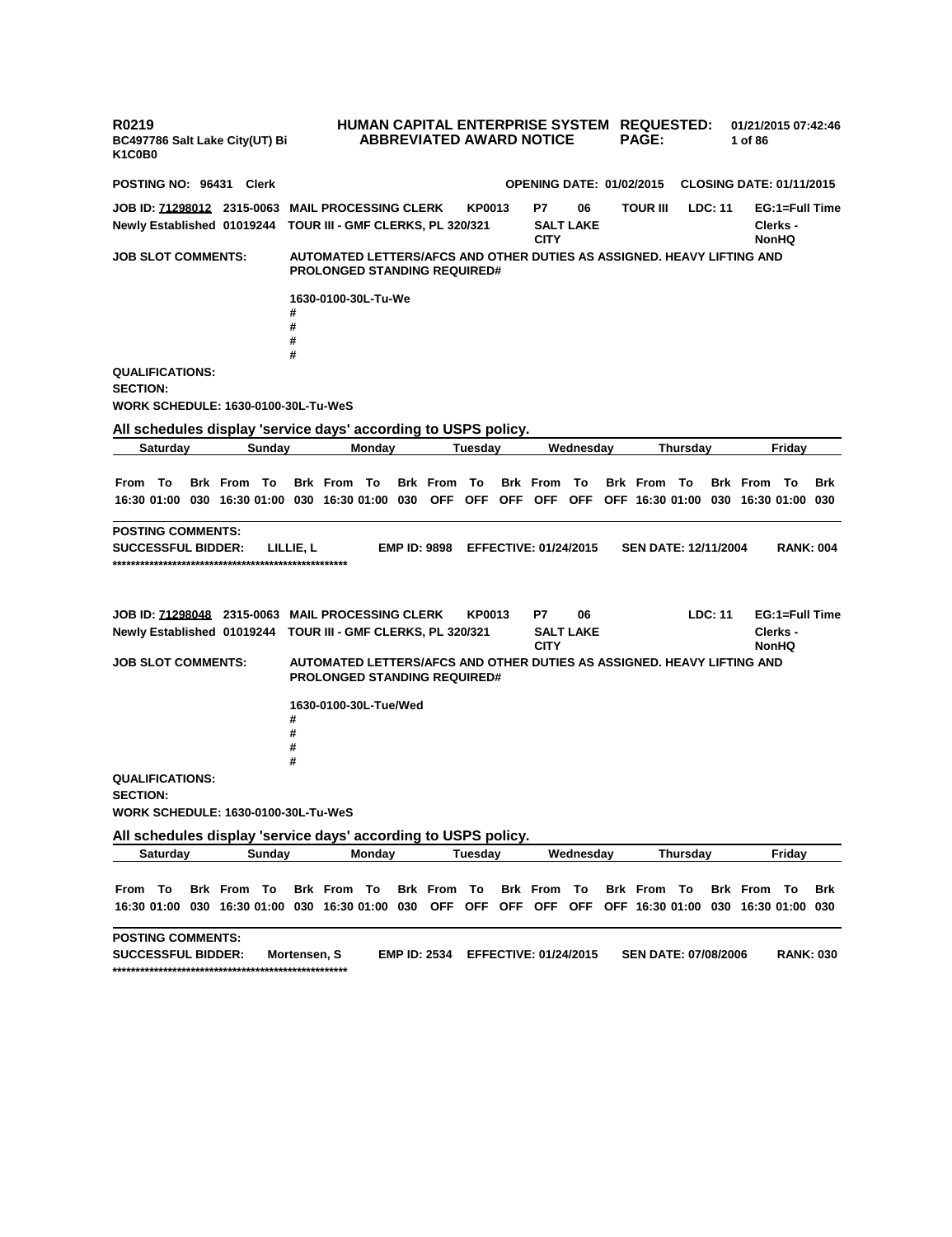**R0219** **HUMAN CAPITAL ENTERPRISE SYSTEM** **REQUESTED:** **01/21/2015 07:42:46**
**BC497786 Salt Lake City(UT) Bi** **ABBREVIATED AWARD NOTICE**
**K1C0B0**

**POSTING NO: 96431 Clerk** **OPENING DATE: 01/02/2015** **CLOSING DATE: 01/11/2015**

**JOB ID: 71298012 2315-0063 MAIL PROCESSING CLERK KP0013 P7 06 TOUR III LDC: 11 EG:1=Full Time**
**Newly Established 01019244 TOUR III - GMF CLERKS, PL 320/321 SALT LAKE CITY Clerks - NonHQ**

**JOB SLOT COMMENTS:** **AUTOMATED LETTERS/AFCS AND OTHER DUTIES AS ASSIGNED. HEAVY LIFTING AND PROLONGED STANDING REQUIRED#**

**1630-0100-30L-Tu-We**
**#**
**#**
**#**
**#**

**QUALIFICATIONS:**
**SECTION:**
**WORK SCHEDULE: 1630-0100-30L-Tu-WeS**

**All schedules display 'service days' according to USPS policy.**

| Saturday | | | Sunday | | | Monday | | | Tuesday | | | Wednesday | | | Thursday | | | Friday | | |
|---|---|---|---|---|---|---|---|---|---|---|---|---|---|---|---|---|---|---|---|---|
| From | To | Brk | From | To | Brk | From | To | Brk | From | To | Brk | From | To | Brk | From | To | Brk | From | To | Brk |
| 16:30 | 01:00 | 030 | 16:30 | 01:00 | 030 | 16:30 | 01:00 | 030 | OFF | OFF | OFF | OFF | OFF | OFF | 16:30 | 01:00 | 030 | 16:30 | 01:00 | 030 |

**POSTING COMMENTS:**
**SUCCESSFUL BIDDER: LILLIE, L EMP ID: 9898 EFFECTIVE: 01/24/2015 SEN DATE: 12/11/2004 RANK: 004**
**\*\*\*\*\*\*\*\*\*\*\*\*\*\*\*\*\*\*\*\*\*\*\*\*\*\*\*\*\*\*\*\*\*\*\*\*\*\*\*\*\*\*\*\*\*\*\*\*\*\*\*\***

**JOB ID: 71298048 2315-0063 MAIL PROCESSING CLERK KP0013 P7 06 LDC: 11 EG:1=Full Time**
**Newly Established 01019244 TOUR III - GMF CLERKS, PL 320/321 SALT LAKE CITY Clerks - NonHQ**

**JOB SLOT COMMENTS:** **AUTOMATED LETTERS/AFCS AND OTHER DUTIES AS ASSIGNED. HEAVY LIFTING AND PROLONGED STANDING REQUIRED#**

**1630-0100-30L-Tue/Wed**
**#**
**#**
**#**
**#**

**QUALIFICATIONS:**
**SECTION:**
**WORK SCHEDULE: 1630-0100-30L-Tu-WeS**

**All schedules display 'service days' according to USPS policy.**

| Saturday | | | Sunday | | | Monday | | | Tuesday | | | Wednesday | | | Thursday | | | Friday | | |
|---|---|---|---|---|---|---|---|---|---|---|---|---|---|---|---|---|---|---|---|---|
| From | To | Brk | From | To | Brk | From | To | Brk | From | To | Brk | From | To | Brk | From | To | Brk | From | To | Brk |
| 16:30 | 01:00 | 030 | 16:30 | 01:00 | 030 | 16:30 | 01:00 | 030 | OFF | OFF | OFF | OFF | OFF | OFF | 16:30 | 01:00 | 030 | 16:30 | 01:00 | 030 |

**POSTING COMMENTS:**
**SUCCESSFUL BIDDER: Mortensen, S EMP ID: 2534 EFFECTIVE: 01/24/2015 SEN DATE: 07/08/2006 RANK: 030**
**\*\*\*\*\*\*\*\*\*\*\*\*\*\*\*\*\*\*\*\*\*\*\*\*\*\*\*\*\*\*\*\*\*\*\*\*\*\*\*\*\*\*\*\*\*\*\*\*\*\*\*\***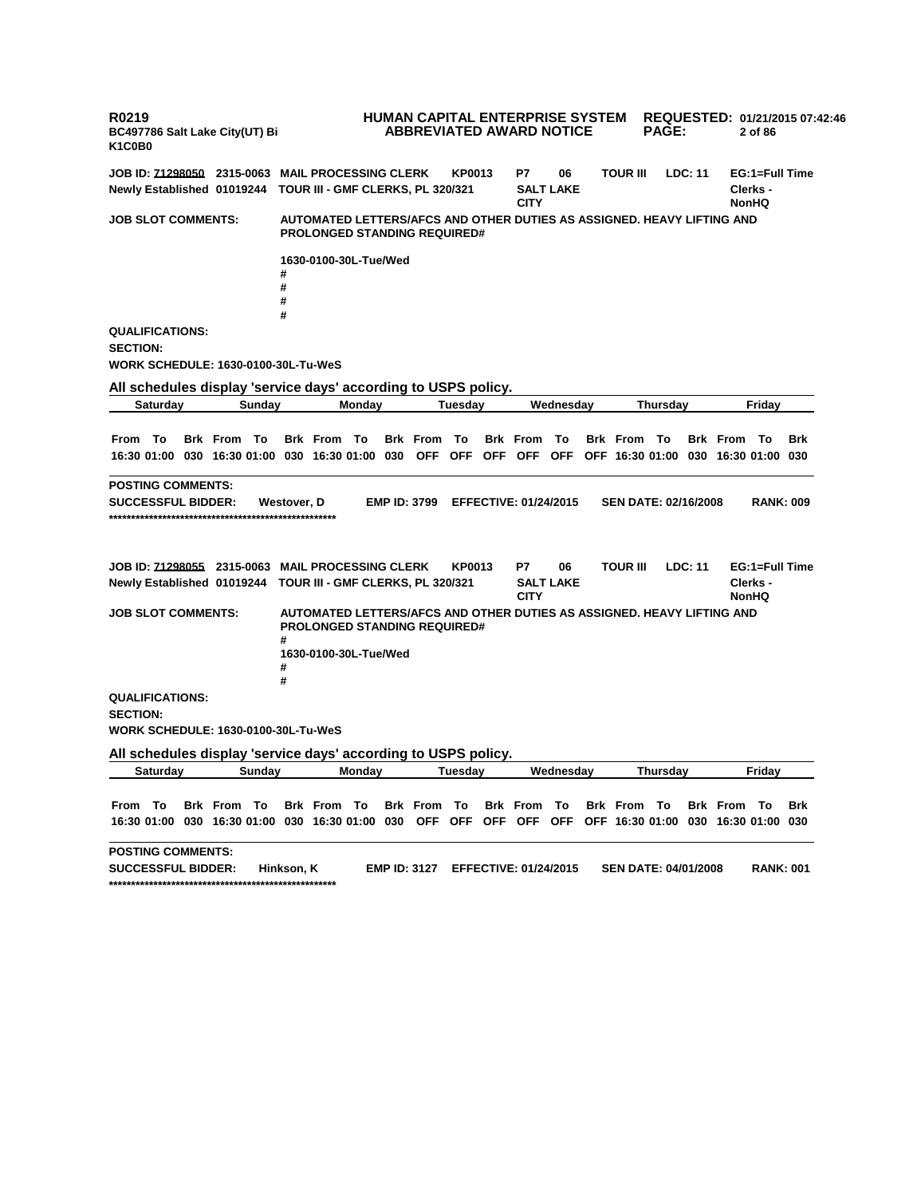R0219 **HUMAN CAPITAL ENTERPRISE SYSTEM** **ABBREVIATED AWARD NOTICE** REQUESTED: 01/21/2015 07:42:46

BC497786 Salt Lake City(UT) Bi

K1C0B0

**JOB ID: 71298050** 2315-0063 MAIL PROCESSING CLERK KP0013 P7 06 TOUR III LDC: 11 EG:1=Full Time
Newly Established 01019244 TOUR III - GMF CLERKS, PL 320/321 SALT LAKE CITY Clerks - NonHQ

**JOB SLOT COMMENTS:** AUTOMATED LETTERS/AFCS AND OTHER DUTIES AS ASSIGNED. HEAVY LIFTING AND PROLONGED STANDING REQUIRED#

1630-0100-30L-Tue/Wed
#
#
#
#

**QUALIFICATIONS:**

**SECTION:**

**WORK SCHEDULE:** 1630-0100-30L-Tu-WeS

**All schedules display 'service days' according to USPS policy.**

| Saturday | | | Sunday | | | Monday | | | Tuesday | | | Wednesday | | | Thursday | | | Friday | | |
|---|---|---|---|---|---|---|---|---|---|---|---|---|---|---|---|---|---|---|---|---|
| From | To | Brk | From | To | Brk | From | To | Brk | From | To | Brk | From | To | Brk | From | To | Brk | From | To | Brk |
| 16:30 | 01:00 | 030 | 16:30 | 01:00 | 030 | 16:30 | 01:00 | 030 | OFF | OFF | OFF | OFF | OFF | OFF | 16:30 | 01:00 | 030 | 16:30 | 01:00 | 030 |

**POSTING COMMENTS:**

**SUCCESSFUL BIDDER:** Westover, D **EMP ID:** 3799 **EFFECTIVE:** 01/24/2015 **SEN DATE:** 02/16/2008 **RANK:** 009

****************************************************

**JOB ID: 71298055** 2315-0063 MAIL PROCESSING CLERK KP0013 P7 06 TOUR III LDC: 11 EG:1=Full Time
Newly Established 01019244 TOUR III - GMF CLERKS, PL 320/321 SALT LAKE CITY Clerks - NonHQ

**JOB SLOT COMMENTS:** AUTOMATED LETTERS/AFCS AND OTHER DUTIES AS ASSIGNED. HEAVY LIFTING AND PROLONGED STANDING REQUIRED#
#
1630-0100-30L-Tue/Wed
#
#

**QUALIFICATIONS:**

**SECTION:**

**WORK SCHEDULE:** 1630-0100-30L-Tu-WeS

**All schedules display 'service days' according to USPS policy.**

| Saturday | | | Sunday | | | Monday | | | Tuesday | | | Wednesday | | | Thursday | | | Friday | | |
|---|---|---|---|---|---|---|---|---|---|---|---|---|---|---|---|---|---|---|---|---|
| From | To | Brk | From | To | Brk | From | To | Brk | From | To | Brk | From | To | Brk | From | To | Brk | From | To | Brk |
| 16:30 | 01:00 | 030 | 16:30 | 01:00 | 030 | 16:30 | 01:00 | 030 | OFF | OFF | OFF | OFF | OFF | OFF | 16:30 | 01:00 | 030 | 16:30 | 01:00 | 030 |

**POSTING COMMENTS:**

**SUCCESSFUL BIDDER:** Hinkson, K **EMP ID:** 3127 **EFFECTIVE:** 01/24/2015 **SEN DATE:** 04/01/2008 **RANK:** 001

****************************************************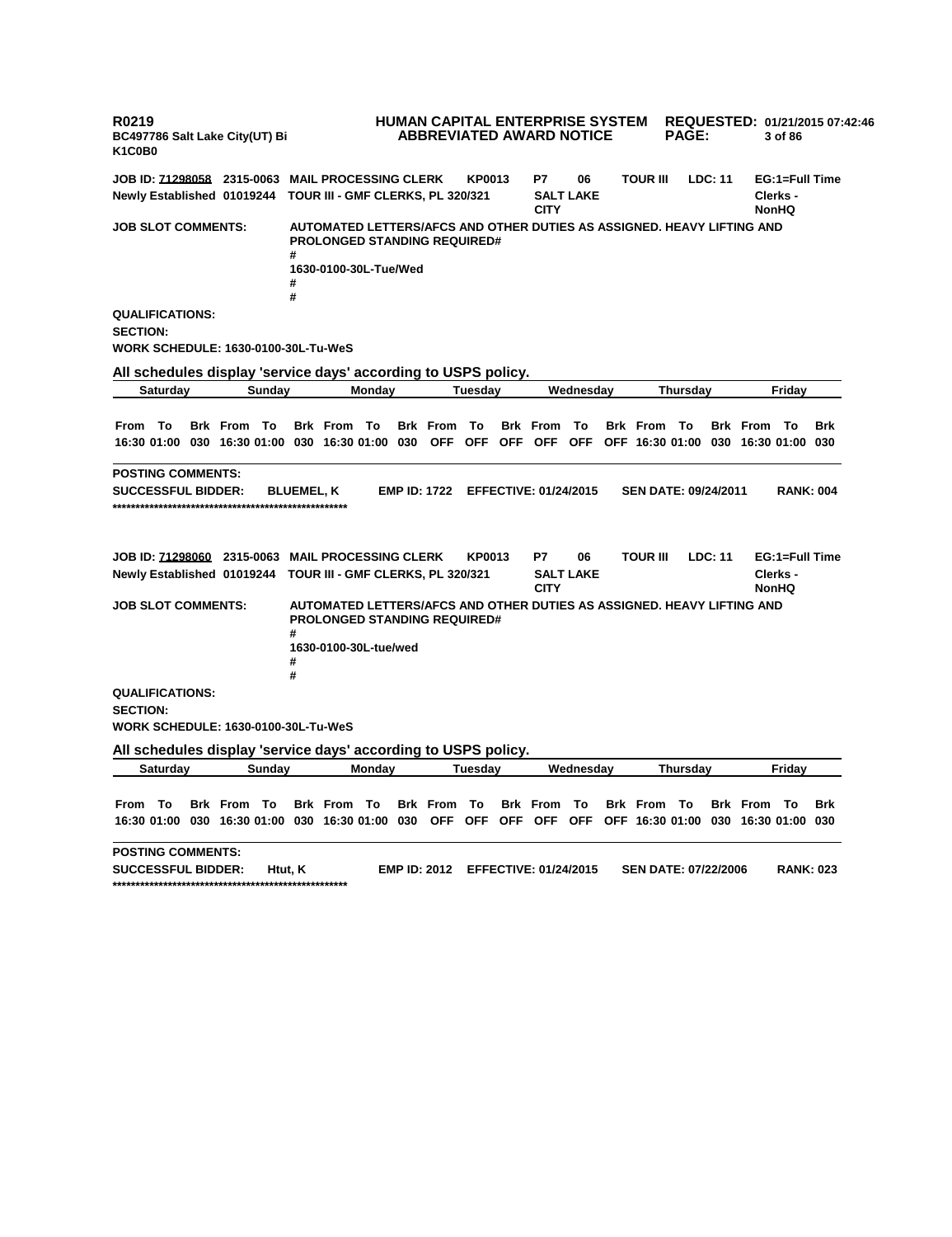R0219 **HUMAN CAPITAL ENTERPRISE SYSTEM** **REQUESTED:** 01/21/2015 07:42:46
BC497786 Salt Lake City(UT) Bi **ABBREVIATED AWARD NOTICE**
K1C0B0

**JOB ID:** 71298058 2315-0063 MAIL PROCESSING CLERK KP0013 P7 06 TOUR III LDC: 11 EG:1=Full Time
Newly Established 01019244 TOUR III - GMF CLERKS, PL 320/321 SALT LAKE CITY Clerks - NonHQ

**JOB SLOT COMMENTS:** AUTOMATED LETTERS/AFCS AND OTHER DUTIES AS ASSIGNED. HEAVY LIFTING AND PROLONGED STANDING REQUIRED#
#
1630-0100-30L-Tue/Wed
#
#

**QUALIFICATIONS:**
**SECTION:**
**WORK SCHEDULE:** 1630-0100-30L-Tu-WeS

**All schedules display 'service days' according to USPS policy.**

| Saturday | | | Sunday | | | Monday | | | Tuesday | | | Wednesday | | | Thursday | | | Friday | | |
|---|---|---|---|---|---|---|---|---|---|---|---|---|---|---|---|---|---|---|---|---|
| From | To | Brk | From | To | Brk | From | To | Brk | From | To | Brk | From | To | Brk | From | To | Brk | From | To | Brk |
| 16:30 | 01:00 | 030 | 16:30 | 01:00 | 030 | 16:30 | 01:00 | 030 | OFF | OFF | OFF | OFF | OFF | OFF | 16:30 | 01:00 | 030 | 16:30 | 01:00 | 030 |

**POSTING COMMENTS:**
**SUCCESSFUL BIDDER:** BLUEMEL, K **EMP ID:** 1722 **EFFECTIVE:** 01/24/2015 **SEN DATE:** 09/24/2011 **RANK:** 004
****************************************************

**JOB ID:** 71298060 2315-0063 MAIL PROCESSING CLERK KP0013 P7 06 TOUR III LDC: 11 EG:1=Full Time
Newly Established 01019244 TOUR III - GMF CLERKS, PL 320/321 SALT LAKE CITY Clerks - NonHQ

**JOB SLOT COMMENTS:** AUTOMATED LETTERS/AFCS AND OTHER DUTIES AS ASSIGNED. HEAVY LIFTING AND PROLONGED STANDING REQUIRED#
#
1630-0100-30L-tue/wed
#
#

**QUALIFICATIONS:**
**SECTION:**
**WORK SCHEDULE:** 1630-0100-30L-Tu-WeS

**All schedules display 'service days' according to USPS policy.**

| Saturday | | | Sunday | | | Monday | | | Tuesday | | | Wednesday | | | Thursday | | | Friday | | |
|---|---|---|---|---|---|---|---|---|---|---|---|---|---|---|---|---|---|---|---|---|
| From | To | Brk | From | To | Brk | From | To | Brk | From | To | Brk | From | To | Brk | From | To | Brk | From | To | Brk |
| 16:30 | 01:00 | 030 | 16:30 | 01:00 | 030 | 16:30 | 01:00 | 030 | OFF | OFF | OFF | OFF | OFF | OFF | 16:30 | 01:00 | 030 | 16:30 | 01:00 | 030 |

**POSTING COMMENTS:**
**SUCCESSFUL BIDDER:** Htut, K **EMP ID:** 2012 **EFFECTIVE:** 01/24/2015 **SEN DATE:** 07/22/2006 **RANK:** 023
****************************************************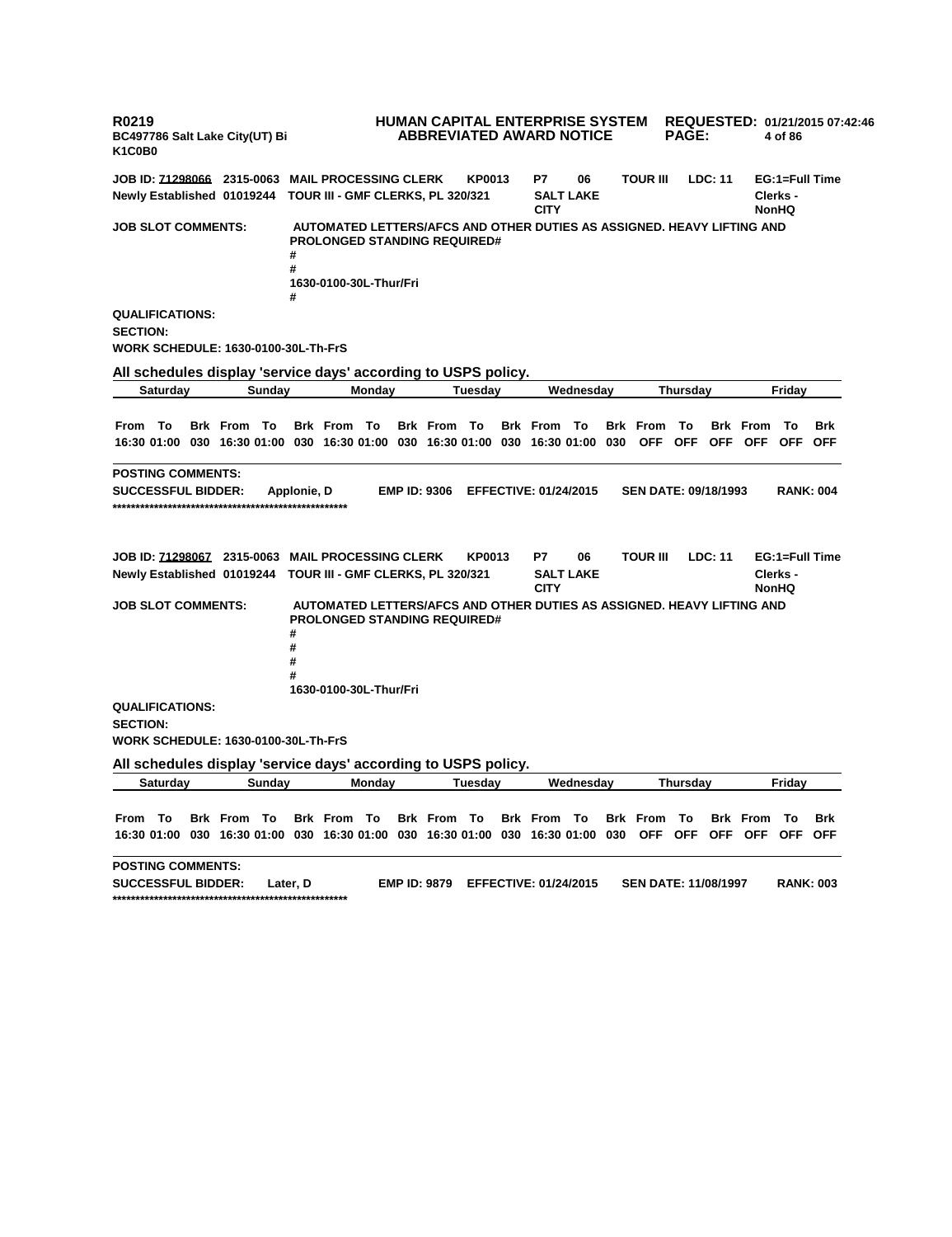**R0219** **HUMAN CAPITAL ENTERPRISE SYSTEM** **REQUESTED: 01/21/2015 07:42:46**
**BC497786 Salt Lake City(UT) Bi** **ABBREVIATED AWARD NOTICE**
**K1C0B0**

**JOB ID: 71298066** **2315-0063** **MAIL PROCESSING CLERK** **KP0013** **P7** **06** **TOUR III** **LDC: 11** **EG:1=Full Time**
**Newly Established 01019244** **TOUR III - GMF CLERKS, PL 320/321** **SALT LAKE CITY** **Clerks - NonHQ**

**JOB SLOT COMMENTS:** **AUTOMATED LETTERS/AFCS AND OTHER DUTIES AS ASSIGNED. HEAVY LIFTING AND PROLONGED STANDING REQUIRED#**
**#**
**#**
**1630-0100-30L-Thur/Fri**
**#**

**QUALIFICATIONS:**
**SECTION:**
**WORK SCHEDULE: 1630-0100-30L-Th-FrS**

**All schedules display 'service days' according to USPS policy.**

| Saturday | | | Sunday | | | Monday | | | Tuesday | | | Wednesday | | | Thursday | | | Friday | | |
|---|---|---|---|---|---|---|---|---|---|---|---|---|---|---|---|---|---|---|---|---|
| From | To | Brk | From | To | Brk | From | To | Brk | From | To | Brk | From | To | Brk | From | To | Brk | From | To | Brk |
| 16:30 | 01:00 | 030 | 16:30 | 01:00 | 030 | 16:30 | 01:00 | 030 | 16:30 | 01:00 | 030 | 16:30 | 01:00 | 030 | OFF | OFF | OFF | OFF | OFF | OFF |

**POSTING COMMENTS:**
**SUCCESSFUL BIDDER:** **Applonie, D** **EMP ID: 9306** **EFFECTIVE: 01/24/2015** **SEN DATE: 09/18/1993** **RANK: 004**
**************************************************

**JOB ID: 71298067** **2315-0063** **MAIL PROCESSING CLERK** **KP0013** **P7** **06** **TOUR III** **LDC: 11** **EG:1=Full Time**
**Newly Established 01019244** **TOUR III - GMF CLERKS, PL 320/321** **SALT LAKE CITY** **Clerks - NonHQ**

**JOB SLOT COMMENTS:** **AUTOMATED LETTERS/AFCS AND OTHER DUTIES AS ASSIGNED. HEAVY LIFTING AND PROLONGED STANDING REQUIRED#**
**#**
**#**
**#**
**#**
**1630-0100-30L-Thur/Fri**

**QUALIFICATIONS:**
**SECTION:**
**WORK SCHEDULE: 1630-0100-30L-Th-FrS**

**All schedules display 'service days' according to USPS policy.**

| Saturday | | | Sunday | | | Monday | | | Tuesday | | | Wednesday | | | Thursday | | | Friday | | |
|---|---|---|---|---|---|---|---|---|---|---|---|---|---|---|---|---|---|---|---|---|
| From | To | Brk | From | To | Brk | From | To | Brk | From | To | Brk | From | To | Brk | From | To | Brk | From | To | Brk |
| 16:30 | 01:00 | 030 | 16:30 | 01:00 | 030 | 16:30 | 01:00 | 030 | 16:30 | 01:00 | 030 | 16:30 | 01:00 | 030 | OFF | OFF | OFF | OFF | OFF | OFF |

**POSTING COMMENTS:**
**SUCCESSFUL BIDDER:** **Later, D** **EMP ID: 9879** **EFFECTIVE: 01/24/2015** **SEN DATE: 11/08/1997** **RANK: 003**
**************************************************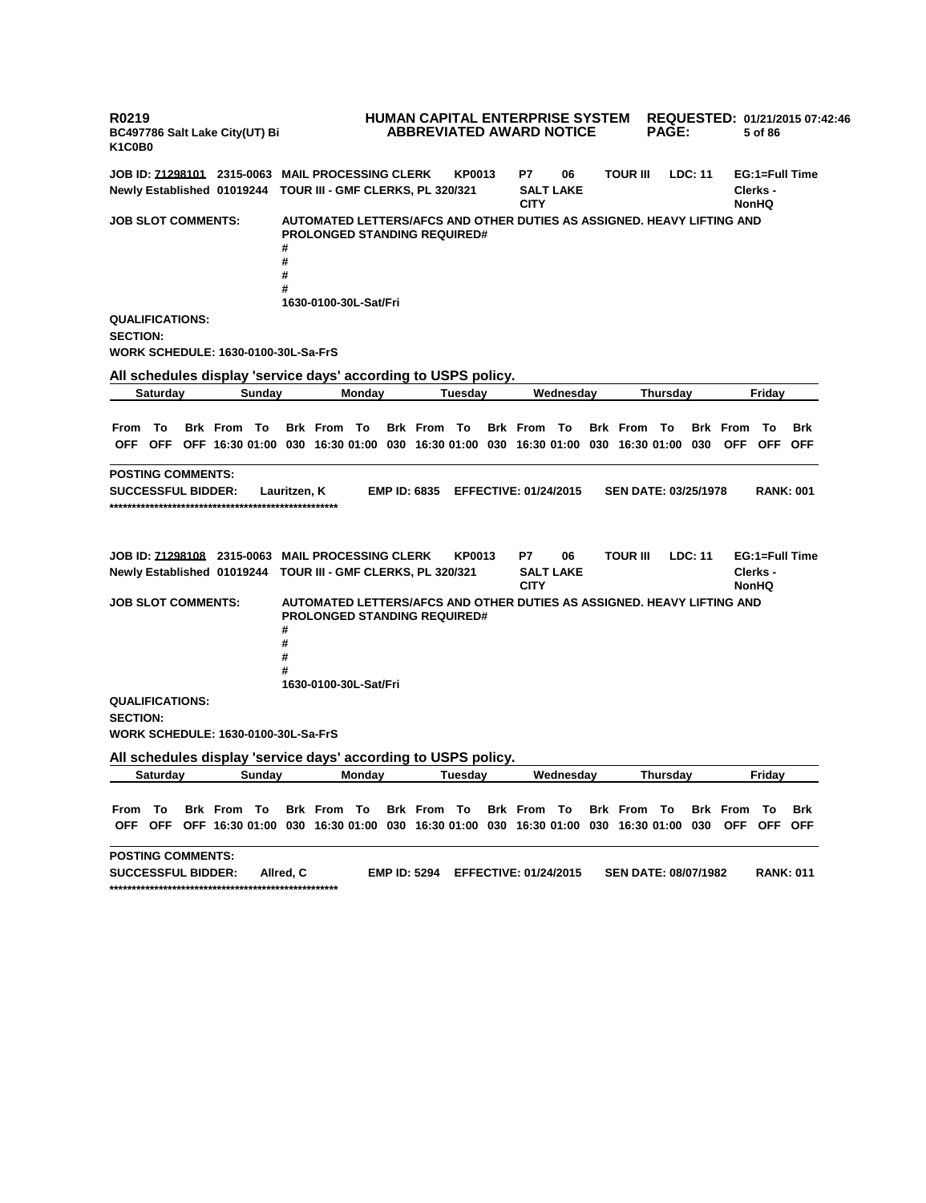**R0219**
**BC497786 Salt Lake City(UT) Bi**
**K1C0B0**

**HUMAN CAPITAL ENTERPRISE SYSTEM**
**ABBREVIATED AWARD NOTICE**

**REQUESTED: 01/21/2015 07:42:46**

**JOB ID: 71298101 2315-0063 MAIL PROCESSING CLERK KP0013 P7 06 TOUR III LDC: 11 EG:1=Full Time**
**Newly Established 01019244 TOUR III - GMF CLERKS, PL 320/321 SALT LAKE CITY Clerks - NonHQ**

**JOB SLOT COMMENTS:** AUTOMATED LETTERS/AFCS AND OTHER DUTIES AS ASSIGNED. HEAVY LIFTING AND PROLONGED STANDING REQUIRED#
#
#
#
#
1630-0100-30L-Sat/Fri

**QUALIFICATIONS:**
**SECTION:**
**WORK SCHEDULE: 1630-0100-30L-Sa-FrS**

**All schedules display 'service days' according to USPS policy.**

| Saturday | | | Sunday | | | Monday | | | Tuesday | | | Wednesday | | | Thursday | | | Friday | | |
|---|---|---|---|---|---|---|---|---|---|---|---|---|---|---|---|---|---|---|---|---|
| From | To | Brk | From | To | Brk | From | To | Brk | From | To | Brk | From | To | Brk | From | To | Brk | From | To | Brk |
| OFF | OFF | OFF | 16:30 | 01:00 | 030 | 16:30 | 01:00 | 030 | 16:30 | 01:00 | 030 | 16:30 | 01:00 | 030 | 16:30 | 01:00 | 030 | OFF | OFF | OFF |

**POSTING COMMENTS:**
**SUCCESSFUL BIDDER:** Lauritzen, K **EMP ID: 6835 EFFECTIVE: 01/24/2015 SEN DATE: 03/25/1978 RANK: 001**
****************************************************

**JOB ID: 71298108 2315-0063 MAIL PROCESSING CLERK KP0013 P7 06 TOUR III LDC: 11 EG:1=Full Time**
**Newly Established 01019244 TOUR III - GMF CLERKS, PL 320/321 SALT LAKE CITY Clerks - NonHQ**

**JOB SLOT COMMENTS:** AUTOMATED LETTERS/AFCS AND OTHER DUTIES AS ASSIGNED. HEAVY LIFTING AND PROLONGED STANDING REQUIRED#
#
#
#
#
1630-0100-30L-Sat/Fri

**QUALIFICATIONS:**
**SECTION:**
**WORK SCHEDULE: 1630-0100-30L-Sa-FrS**

**All schedules display 'service days' according to USPS policy.**

| Saturday | | | Sunday | | | Monday | | | Tuesday | | | Wednesday | | | Thursday | | | Friday | | |
|---|---|---|---|---|---|---|---|---|---|---|---|---|---|---|---|---|---|---|---|---|
| From | To | Brk | From | To | Brk | From | To | Brk | From | To | Brk | From | To | Brk | From | To | Brk | From | To | Brk |
| OFF | OFF | OFF | 16:30 | 01:00 | 030 | 16:30 | 01:00 | 030 | 16:30 | 01:00 | 030 | 16:30 | 01:00 | 030 | 16:30 | 01:00 | 030 | OFF | OFF | OFF |

**POSTING COMMENTS:**
**SUCCESSFUL BIDDER:** Allred, C **EMP ID: 5294 EFFECTIVE: 01/24/2015 SEN DATE: 08/07/1982 RANK: 011**
****************************************************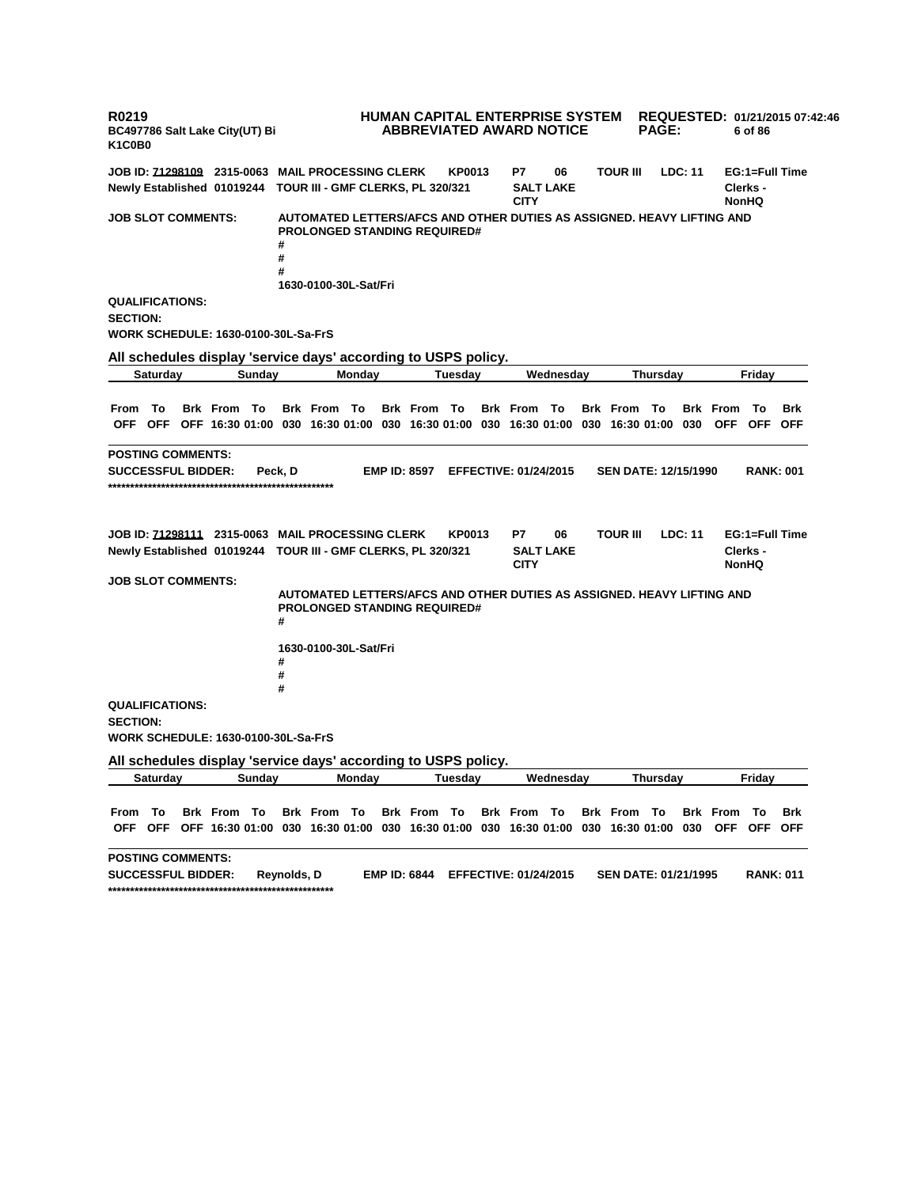R0219
BC497786 Salt Lake City(UT) Bi
K1C0B0

**HUMAN CAPITAL ENTERPRISE SYSTEM**
**ABBREVIATED AWARD NOTICE**

**REQUESTED: 01/21/2015 07:42:46**

**JOB ID: 71298109** 2315-0063 **MAIL PROCESSING CLERK** KP0013 P7 06 TOUR III LDC: 11 EG:1=Full Time
Newly Established 01019244 TOUR III - GMF CLERKS, PL 320/321 SALT LAKE CITY Clerks - NonHQ

**JOB SLOT COMMENTS:** AUTOMATED LETTERS/AFCS AND OTHER DUTIES AS ASSIGNED. HEAVY LIFTING AND PROLONGED STANDING REQUIRED#
#
#
#
1630-0100-30L-Sat/Fri

**QUALIFICATIONS:**
**SECTION:**
**WORK SCHEDULE: 1630-0100-30L-Sa-FrS**

**All schedules display 'service days' according to USPS policy.**

| Saturday | | | Sunday | | | Monday | | | Tuesday | | | Wednesday | | | Thursday | | | Friday | | |
|---|---|---|---|---|---|---|---|---|---|---|---|---|---|---|---|---|---|---|---|---|
| From | To | Brk | From | To | Brk | From | To | Brk | From | To | Brk | From | To | Brk | From | To | Brk | From | To | Brk |
| OFF | OFF | OFF | 16:30 | 01:00 | 030 | 16:30 | 01:00 | 030 | 16:30 | 01:00 | 030 | 16:30 | 01:00 | 030 | 16:30 | 01:00 | 030 | OFF | OFF | OFF |

**POSTING COMMENTS:**
**SUCCESSFUL BIDDER:** Peck, D **EMP ID: 8597** **EFFECTIVE: 01/24/2015** **SEN DATE: 12/15/1990** **RANK: 001**
***************************************************

**JOB ID: 71298111** 2315-0063 **MAIL PROCESSING CLERK** KP0013 P7 06 TOUR III LDC: 11 EG:1=Full Time
Newly Established 01019244 TOUR III - GMF CLERKS, PL 320/321 SALT LAKE CITY Clerks - NonHQ

**JOB SLOT COMMENTS:**
AUTOMATED LETTERS/AFCS AND OTHER DUTIES AS ASSIGNED. HEAVY LIFTING AND PROLONGED STANDING REQUIRED#
#

1630-0100-30L-Sat/Fri
#
#
#

**QUALIFICATIONS:**
**SECTION:**
**WORK SCHEDULE: 1630-0100-30L-Sa-FrS**

**All schedules display 'service days' according to USPS policy.**

| Saturday | | | Sunday | | | Monday | | | Tuesday | | | Wednesday | | | Thursday | | | Friday | | |
|---|---|---|---|---|---|---|---|---|---|---|---|---|---|---|---|---|---|---|---|---|
| From | To | Brk | From | To | Brk | From | To | Brk | From | To | Brk | From | To | Brk | From | To | Brk | From | To | Brk |
| OFF | OFF | OFF | 16:30 | 01:00 | 030 | 16:30 | 01:00 | 030 | 16:30 | 01:00 | 030 | 16:30 | 01:00 | 030 | 16:30 | 01:00 | 030 | OFF | OFF | OFF |

**POSTING COMMENTS:**
**SUCCESSFUL BIDDER:** Reynolds, D **EMP ID: 6844** **EFFECTIVE: 01/24/2015** **SEN DATE: 01/21/1995** **RANK: 011**
***************************************************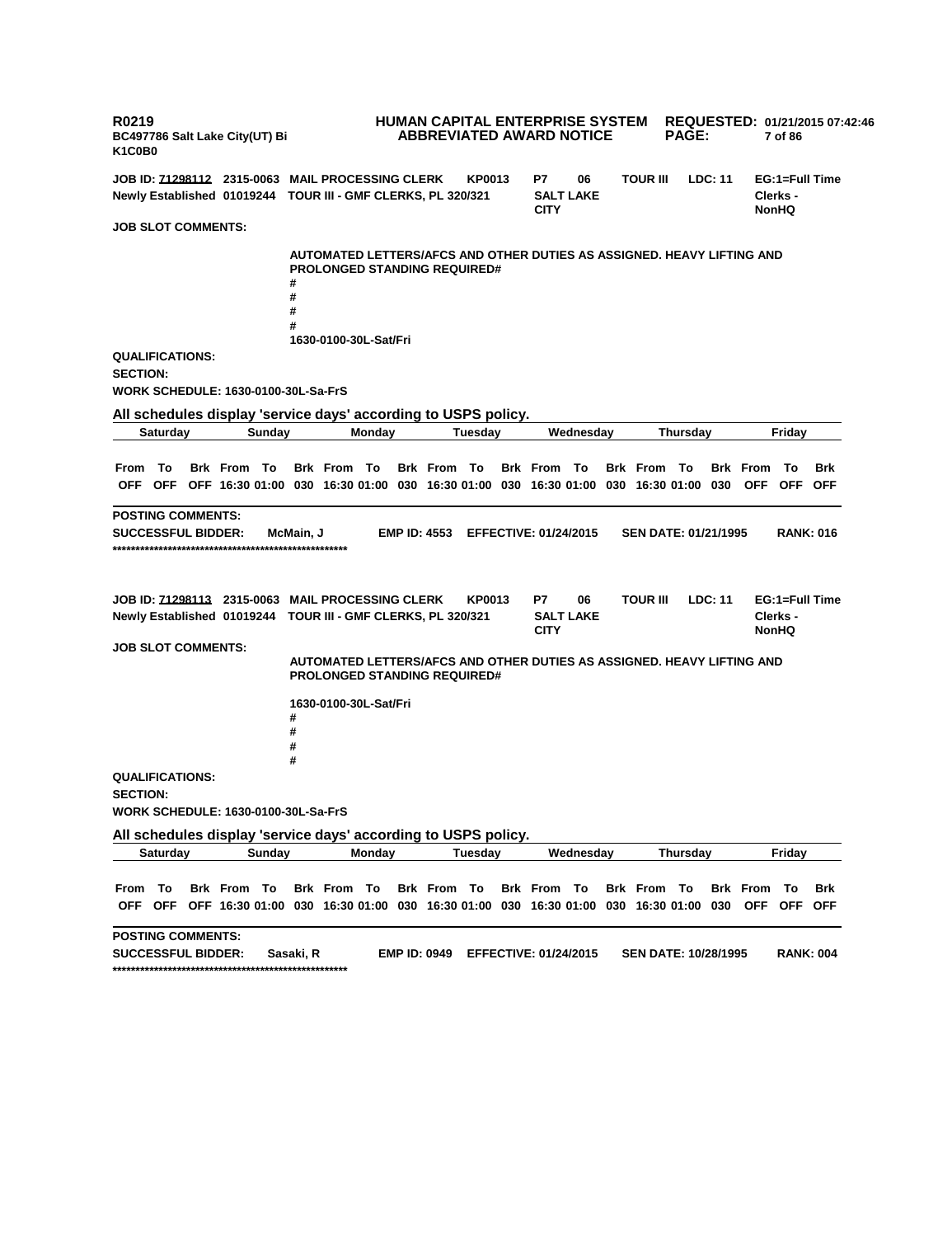R0219
BC497786 Salt Lake City(UT) Bi
K1C0B0

**HUMAN CAPITAL ENTERPRISE SYSTEM**
**ABBREVIATED AWARD NOTICE**

**REQUESTED:** 01/21/2015 07:42:46

**JOB ID: 71298112** 2315-0063 MAIL PROCESSING CLERK KP0013 P7 06 TOUR III LDC: 11 EG:1=Full Time
Newly Established 01019244 TOUR III - GMF CLERKS, PL 320/321 SALT LAKE CITY Clerks - NonHQ

**JOB SLOT COMMENTS:**

AUTOMATED LETTERS/AFCS AND OTHER DUTIES AS ASSIGNED. HEAVY LIFTING AND PROLONGED STANDING REQUIRED#
#
#
#
#
1630-0100-30L-Sat/Fri

**QUALIFICATIONS:**

**SECTION:**

**WORK SCHEDULE:** 1630-0100-30L-Sa-FrS

**All schedules display 'service days' according to USPS policy.**

| Saturday | | | Sunday | | | Monday | | | Tuesday | | | Wednesday | | | Thursday | | | Friday | | |
|---|---|---|---|---|---|---|---|---|---|---|---|---|---|---|---|---|---|---|---|---|
| From | To | Brk | From | To | Brk | From | To | Brk | From | To | Brk | From | To | Brk | From | To | Brk | From | To | Brk |
| OFF | OFF | OFF | 16:30 | 01:00 | 030 | 16:30 | 01:00 | 030 | 16:30 | 01:00 | 030 | 16:30 | 01:00 | 030 | 16:30 | 01:00 | 030 | OFF | OFF | OFF |

**POSTING COMMENTS:**

**SUCCESSFUL BIDDER:** McMain, J **EMP ID:** 4553 **EFFECTIVE:** 01/24/2015 **SEN DATE:** 01/21/1995 **RANK:** 016

*****************************************************

**JOB ID: 71298113** 2315-0063 MAIL PROCESSING CLERK KP0013 P7 06 TOUR III LDC: 11 EG:1=Full Time
Newly Established 01019244 TOUR III - GMF CLERKS, PL 320/321 SALT LAKE CITY Clerks - NonHQ

**JOB SLOT COMMENTS:**

AUTOMATED LETTERS/AFCS AND OTHER DUTIES AS ASSIGNED. HEAVY LIFTING AND PROLONGED STANDING REQUIRED#

1630-0100-30L-Sat/Fri
#
#
#
#

**QUALIFICATIONS:**

**SECTION:**

**WORK SCHEDULE:** 1630-0100-30L-Sa-FrS

**All schedules display 'service days' according to USPS policy.**

| Saturday | | | Sunday | | | Monday | | | Tuesday | | | Wednesday | | | Thursday | | | Friday | | |
|---|---|---|---|---|---|---|---|---|---|---|---|---|---|---|---|---|---|---|---|---|
| From | To | Brk | From | To | Brk | From | To | Brk | From | To | Brk | From | To | Brk | From | To | Brk | From | To | Brk |
| OFF | OFF | OFF | 16:30 | 01:00 | 030 | 16:30 | 01:00 | 030 | 16:30 | 01:00 | 030 | 16:30 | 01:00 | 030 | 16:30 | 01:00 | 030 | OFF | OFF | OFF |

**POSTING COMMENTS:**

**SUCCESSFUL BIDDER:** Sasaki, R **EMP ID:** 0949 **EFFECTIVE:** 01/24/2015 **SEN DATE:** 10/28/1995 **RANK:** 004

*****************************************************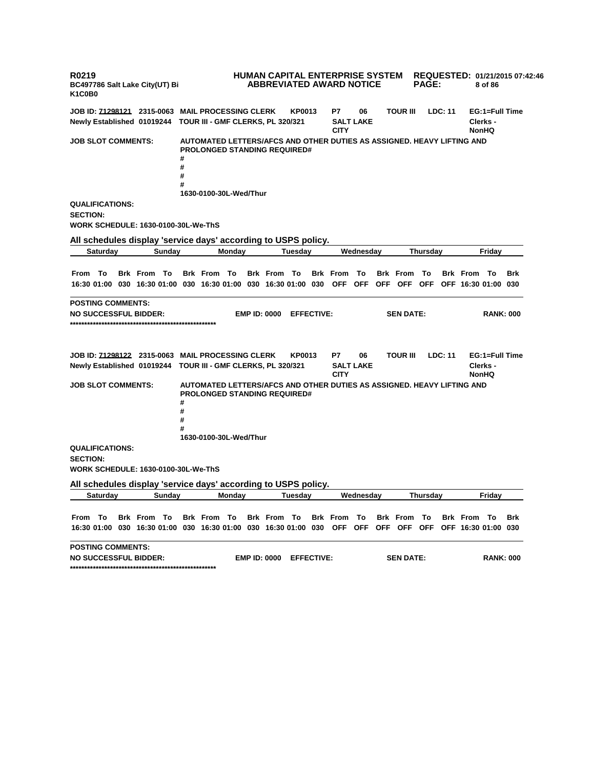**JOB ID: 71298121 2315-0063 MAIL PROCESSING CLERK KP0013 P7 06 TOUR III LDC: 11 EG:1=Full Time**
**Newly Established 01019244 TOUR III - GMF CLERKS, PL 320/321 SALT LAKE CITY Clerks - NonHQ**

**JOB SLOT COMMENTS:** AUTOMATED LETTERS/AFCS AND OTHER DUTIES AS ASSIGNED. HEAVY LIFTING AND PROLONGED STANDING REQUIRED#
#
#
#
#
1630-0100-30L-Wed/Thur

**QUALIFICATIONS:**

**SECTION:**

**WORK SCHEDULE: 1630-0100-30L-We-ThS**

**All schedules display 'service days' according to USPS policy.**

| Saturday | | | Sunday | | | Monday | | | Tuesday | | | Wednesday | | | Thursday | | | Friday | | |
|---|---|---|---|---|---|---|---|---|---|---|---|---|---|---|---|---|---|---|---|---|
| From | To | Brk | From | To | Brk | From | To | Brk | From | To | Brk | From | To | Brk | From | To | Brk | From | To | Brk |
| 16:30 | 01:00 | 030 | 16:30 | 01:00 | 030 | 16:30 | 01:00 | 030 | 16:30 | 01:00 | 030 | OFF | OFF | OFF | OFF | OFF | OFF | 16:30 | 01:00 | 030 |

**POSTING COMMENTS:**

**NO SUCCESSFUL BIDDER: EMP ID: 0000 EFFECTIVE: SEN DATE: RANK: 000**

****************************************************

**JOB ID: 71298122 2315-0063 MAIL PROCESSING CLERK KP0013 P7 06 TOUR III LDC: 11 EG:1=Full Time**
**Newly Established 01019244 TOUR III - GMF CLERKS, PL 320/321 SALT LAKE CITY Clerks - NonHQ**

**JOB SLOT COMMENTS:** AUTOMATED LETTERS/AFCS AND OTHER DUTIES AS ASSIGNED. HEAVY LIFTING AND PROLONGED STANDING REQUIRED#
#
#
#
#
1630-0100-30L-Wed/Thur

**QUALIFICATIONS:**

**SECTION:**

**WORK SCHEDULE: 1630-0100-30L-We-ThS**

**All schedules display 'service days' according to USPS policy.**

| Saturday | | | Sunday | | | Monday | | | Tuesday | | | Wednesday | | | Thursday | | | Friday | | |
|---|---|---|---|---|---|---|---|---|---|---|---|---|---|---|---|---|---|---|---|---|
| From | To | Brk | From | To | Brk | From | To | Brk | From | To | Brk | From | To | Brk | From | To | Brk | From | To | Brk |
| 16:30 | 01:00 | 030 | 16:30 | 01:00 | 030 | 16:30 | 01:00 | 030 | 16:30 | 01:00 | 030 | OFF | OFF | OFF | OFF | OFF | OFF | 16:30 | 01:00 | 030 |

**POSTING COMMENTS:**

**NO SUCCESSFUL BIDDER: EMP ID: 0000 EFFECTIVE: SEN DATE: RANK: 000**

****************************************************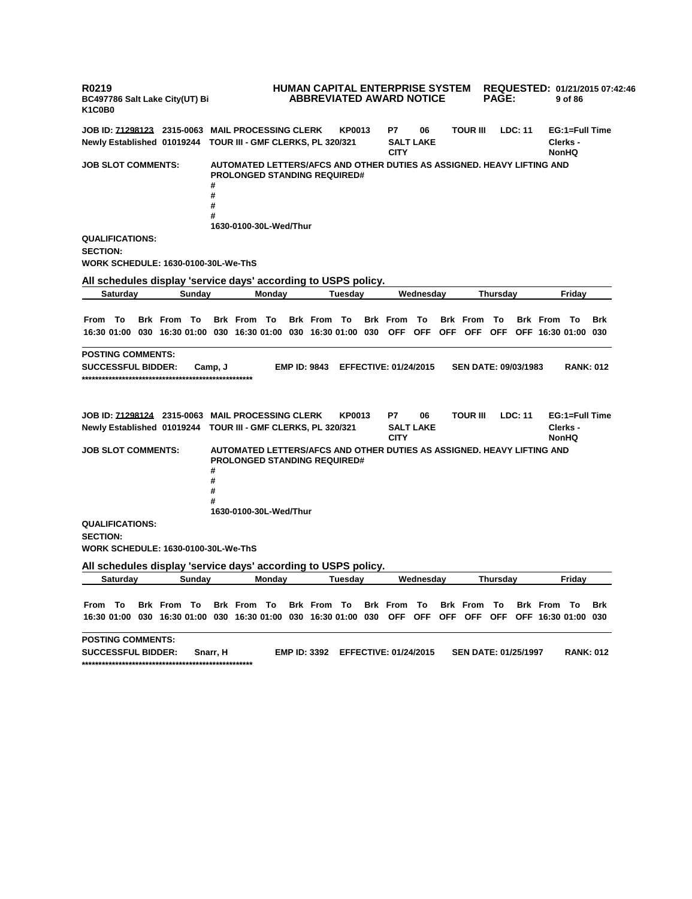**R0219** **HUMAN CAPITAL ENTERPRISE SYSTEM** **REQUESTED: 01/21/2015 07:42:46**
**BC497786 Salt Lake City(UT) Bi** **ABBREVIATED AWARD NOTICE**
**K1C0B0**

**JOB ID: 71298123 2315-0063 MAIL PROCESSING CLERK KP0013 P7 06 TOUR III LDC: 11 EG:1=Full Time**
**Newly Established 01019244 TOUR III - GMF CLERKS, PL 320/321 SALT LAKE CITY Clerks - NonHQ**

**JOB SLOT COMMENTS:** AUTOMATED LETTERS/AFCS AND OTHER DUTIES AS ASSIGNED. HEAVY LIFTING AND PROLONGED STANDING REQUIRED#
#
#
#
#
1630-0100-30L-Wed/Thur

**QUALIFICATIONS:**
**SECTION:**
**WORK SCHEDULE: 1630-0100-30L-We-ThS**

**All schedules display 'service days' according to USPS policy.**

| Saturday | | | Sunday | | | Monday | | | Tuesday | | | Wednesday | | | Thursday | | | Friday | | |
|---|---|---|---|---|---|---|---|---|---|---|---|---|---|---|---|---|---|---|---|---|
| From | To | Brk | From | To | Brk | From | To | Brk | From | To | Brk | From | To | Brk | From | To | Brk | From | To | Brk |
| 16:30 | 01:00 | 030 | 16:30 | 01:00 | 030 | 16:30 | 01:00 | 030 | 16:30 | 01:00 | 030 | OFF | OFF | OFF | OFF | OFF | OFF | 16:30 | 01:00 | 030 |

**POSTING COMMENTS:**
**SUCCESSFUL BIDDER:** Camp, J **EMP ID: 9843** **EFFECTIVE: 01/24/2015** **SEN DATE: 09/03/1983** **RANK: 012**
****************************************************

**JOB ID: 71298124 2315-0063 MAIL PROCESSING CLERK KP0013 P7 06 TOUR III LDC: 11 EG:1=Full Time**
**Newly Established 01019244 TOUR III - GMF CLERKS, PL 320/321 SALT LAKE CITY Clerks - NonHQ**

**JOB SLOT COMMENTS:** AUTOMATED LETTERS/AFCS AND OTHER DUTIES AS ASSIGNED. HEAVY LIFTING AND PROLONGED STANDING REQUIRED#
#
#
#
#
1630-0100-30L-Wed/Thur

**QUALIFICATIONS:**
**SECTION:**
**WORK SCHEDULE: 1630-0100-30L-We-ThS**

**All schedules display 'service days' according to USPS policy.**

| Saturday | | | Sunday | | | Monday | | | Tuesday | | | Wednesday | | | Thursday | | | Friday | | |
|---|---|---|---|---|---|---|---|---|---|---|---|---|---|---|---|---|---|---|---|---|
| From | To | Brk | From | To | Brk | From | To | Brk | From | To | Brk | From | To | Brk | From | To | Brk | From | To | Brk |
| 16:30 | 01:00 | 030 | 16:30 | 01:00 | 030 | 16:30 | 01:00 | 030 | 16:30 | 01:00 | 030 | OFF | OFF | OFF | OFF | OFF | OFF | 16:30 | 01:00 | 030 |

**POSTING COMMENTS:**
**SUCCESSFUL BIDDER:** Snarr, H **EMP ID: 3392** **EFFECTIVE: 01/24/2015** **SEN DATE: 01/25/1997** **RANK: 012**
****************************************************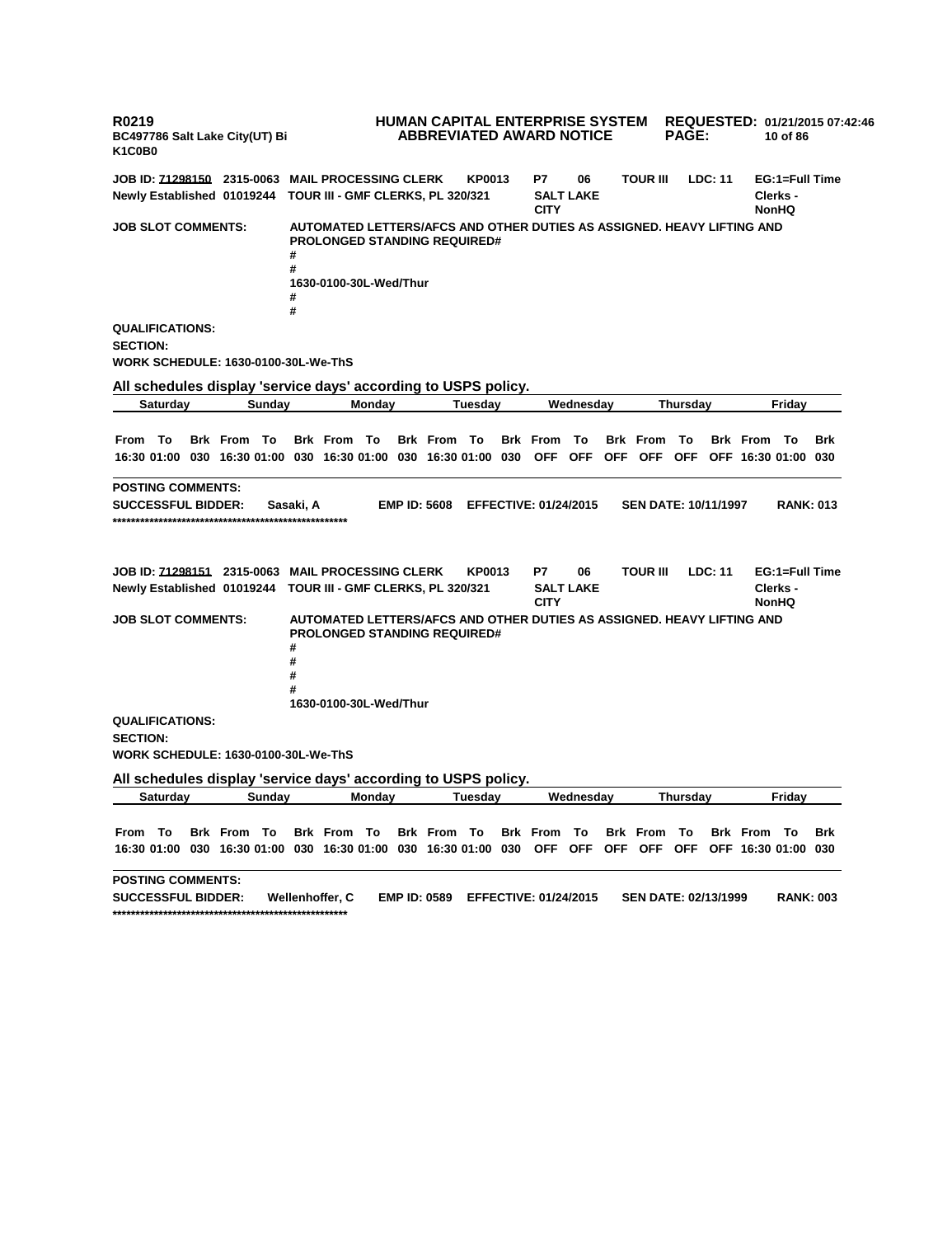R0219 HUMAN CAPITAL ENTERPRISE SYSTEM REQUESTED: 01/21/2015 07:42:46
BC497786 Salt Lake City(UT) Bi ABBREVIATED AWARD NOTICE
K1C0B0

**JOB ID: 71298150** 2315-0063 MAIL PROCESSING CLERK KP0013 P7 06 TOUR III LDC: 11 EG:1=Full Time
Newly Established 01019244 TOUR III - GMF CLERKS, PL 320/321 SALT LAKE CITY Clerks - NonHQ

**JOB SLOT COMMENTS:** AUTOMATED LETTERS/AFCS AND OTHER DUTIES AS ASSIGNED. HEAVY LIFTING AND PROLONGED STANDING REQUIRED#
#
#
1630-0100-30L-Wed/Thur
#
#

**QUALIFICATIONS:**
**SECTION:**
**WORK SCHEDULE:** 1630-0100-30L-We-ThS

All schedules display 'service days' according to USPS policy.

| Saturday | | | Sunday | | | Monday | | | Tuesday | | | Wednesday | | | Thursday | | | Friday | | |
|---|---|---|---|---|---|---|---|---|---|---|---|---|---|---|---|---|---|---|---|---|
| From | To | Brk | From | To | Brk | From | To | Brk | From | To | Brk | From | To | Brk | From | To | Brk | From | To | Brk |
| 16:30 | 01:00 | 030 | 16:30 | 01:00 | 030 | 16:30 | 01:00 | 030 | 16:30 | 01:00 | 030 | OFF | OFF | OFF | OFF | OFF | OFF | 16:30 | 01:00 | 030 |

**POSTING COMMENTS:**
**SUCCESSFUL BIDDER:** Sasaki, A **EMP ID:** 5608 **EFFECTIVE:** 01/24/2015 **SEN DATE:** 10/11/1997 **RANK:** 013
****************************************************

**JOB ID: 71298151** 2315-0063 MAIL PROCESSING CLERK KP0013 P7 06 TOUR III LDC: 11 EG:1=Full Time
Newly Established 01019244 TOUR III - GMF CLERKS, PL 320/321 SALT LAKE CITY Clerks - NonHQ

**JOB SLOT COMMENTS:** AUTOMATED LETTERS/AFCS AND OTHER DUTIES AS ASSIGNED. HEAVY LIFTING AND PROLONGED STANDING REQUIRED#
#
#
#
#
1630-0100-30L-Wed/Thur

**QUALIFICATIONS:**
**SECTION:**
**WORK SCHEDULE:** 1630-0100-30L-We-ThS

All schedules display 'service days' according to USPS policy.

| Saturday | | | Sunday | | | Monday | | | Tuesday | | | Wednesday | | | Thursday | | | Friday | | |
|---|---|---|---|---|---|---|---|---|---|---|---|---|---|---|---|---|---|---|---|---|
| From | To | Brk | From | To | Brk | From | To | Brk | From | To | Brk | From | To | Brk | From | To | Brk | From | To | Brk |
| 16:30 | 01:00 | 030 | 16:30 | 01:00 | 030 | 16:30 | 01:00 | 030 | 16:30 | 01:00 | 030 | OFF | OFF | OFF | OFF | OFF | OFF | 16:30 | 01:00 | 030 |

**POSTING COMMENTS:**
**SUCCESSFUL BIDDER:** Wellenhoffer, C **EMP ID:** 0589 **EFFECTIVE:** 01/24/2015 **SEN DATE:** 02/13/1999 **RANK:** 003
****************************************************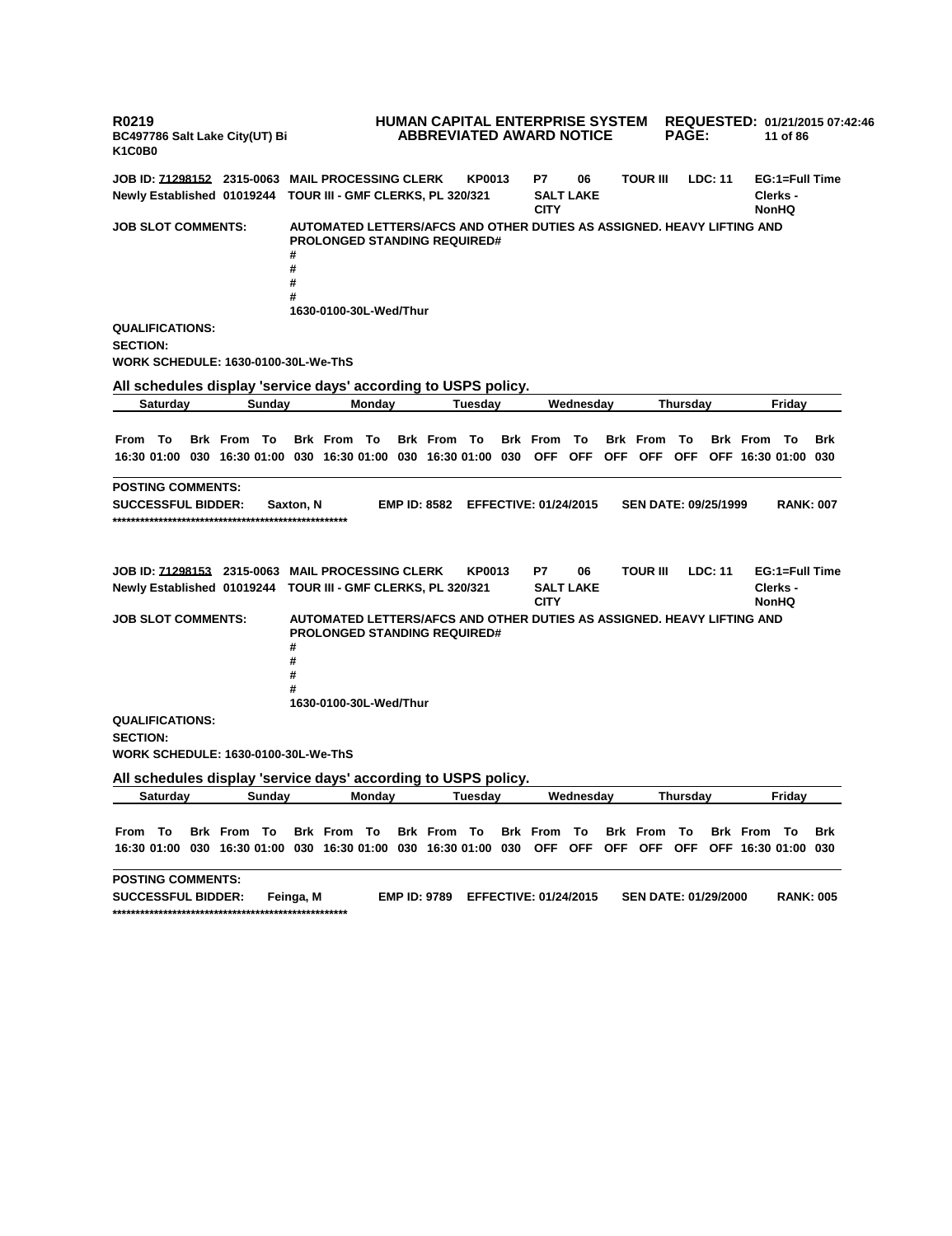JOB ID: 71298152 2315-0063 MAIL PROCESSING CLERK KP0013 P7 06 TOUR III LDC: 11 EG:1=Full Time
Newly Established 01019244 TOUR III - GMF CLERKS, PL 320/321 SALT LAKE CITY Clerks - NonHQ

JOB SLOT COMMENTS: AUTOMATED LETTERS/AFCS AND OTHER DUTIES AS ASSIGNED. HEAVY LIFTING AND PROLONGED STANDING REQUIRED#
#
#
#
#
1630-0100-30L-Wed/Thur

QUALIFICATIONS:

SECTION:

WORK SCHEDULE: 1630-0100-30L-We-ThS

All schedules display 'service days' according to USPS policy.

| Saturday | | | Sunday | | | Monday | | | Tuesday | | | Wednesday | | | Thursday | | | Friday | | |
|---|---|---|---|---|---|---|---|---|---|---|---|---|---|---|---|---|---|---|---|---|
| From | To | Brk | From | To | Brk | From | To | Brk | From | To | Brk | From | To | Brk | From | To | Brk | From | To | Brk |
| 16:30 | 01:00 | 030 | 16:30 | 01:00 | 030 | 16:30 | 01:00 | 030 | 16:30 | 01:00 | 030 | OFF | OFF | OFF | OFF | OFF | OFF | 16:30 | 01:00 | 030 |

POSTING COMMENTS:

SUCCESSFUL BIDDER: Saxton, N EMP ID: 8582 EFFECTIVE: 01/24/2015 SEN DATE: 09/25/1999 RANK: 007

****************************************************

JOB ID: 71298153 2315-0063 MAIL PROCESSING CLERK KP0013 P7 06 TOUR III LDC: 11 EG:1=Full Time
Newly Established 01019244 TOUR III - GMF CLERKS, PL 320/321 SALT LAKE CITY Clerks - NonHQ

JOB SLOT COMMENTS: AUTOMATED LETTERS/AFCS AND OTHER DUTIES AS ASSIGNED. HEAVY LIFTING AND PROLONGED STANDING REQUIRED#
#
#
#
#
1630-0100-30L-Wed/Thur

QUALIFICATIONS:

SECTION:

WORK SCHEDULE: 1630-0100-30L-We-ThS

All schedules display 'service days' according to USPS policy.

| Saturday | | | Sunday | | | Monday | | | Tuesday | | | Wednesday | | | Thursday | | | Friday | | |
|---|---|---|---|---|---|---|---|---|---|---|---|---|---|---|---|---|---|---|---|---|
| From | To | Brk | From | To | Brk | From | To | Brk | From | To | Brk | From | To | Brk | From | To | Brk | From | To | Brk |
| 16:30 | 01:00 | 030 | 16:30 | 01:00 | 030 | 16:30 | 01:00 | 030 | 16:30 | 01:00 | 030 | OFF | OFF | OFF | OFF | OFF | OFF | 16:30 | 01:00 | 030 |

POSTING COMMENTS:

SUCCESSFUL BIDDER: Feinga, M EMP ID: 9789 EFFECTIVE: 01/24/2015 SEN DATE: 01/29/2000 RANK: 005

****************************************************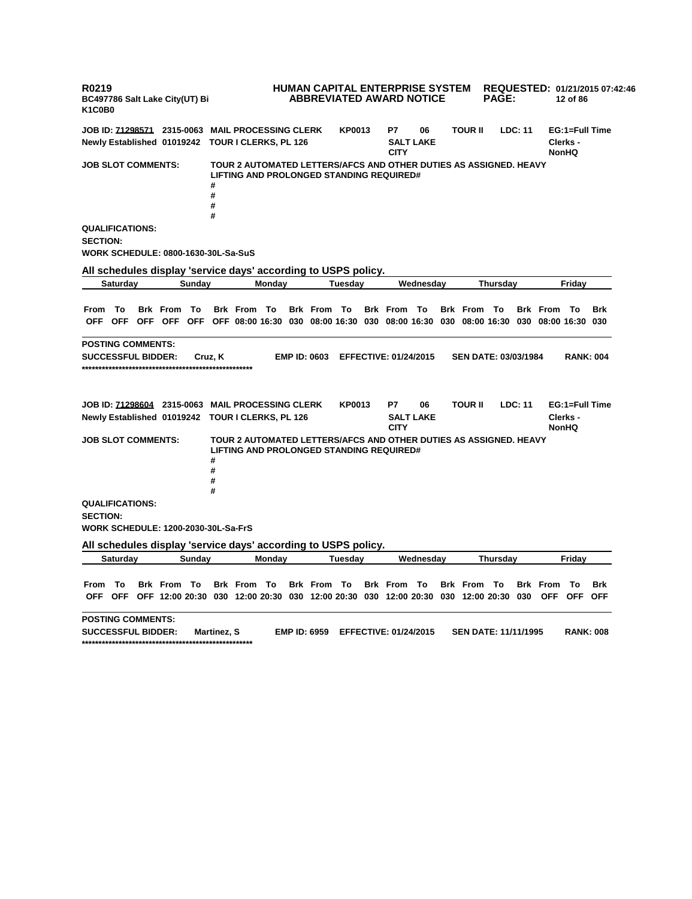R0219
BC497786 Salt Lake City(UT) Bi
K1C0B0

**HUMAN CAPITAL ENTERPRISE SYSTEM**
**ABBREVIATED AWARD NOTICE**

**REQUESTED: 01/21/2015 07:42:46**

**JOB ID: 71298571 2315-0063 MAIL PROCESSING CLERK KP0013 P7 06 TOUR II LDC: 11 EG:1=Full Time**
**Newly Established 01019242 TOUR I CLERKS, PL 126 SALT LAKE CITY Clerks - NonHQ**

**JOB SLOT COMMENTS:** TOUR 2 AUTOMATED LETTERS/AFCS AND OTHER DUTIES AS ASSIGNED. HEAVY LIFTING AND PROLONGED STANDING REQUIRED#
#
#
#
#

**QUALIFICATIONS:**
**SECTION:**
**WORK SCHEDULE: 0800-1630-30L-Sa-SuS**

**All schedules display 'service days' according to USPS policy.**

| Saturday | | | Sunday | | | Monday | | | Tuesday | | | Wednesday | | | Thursday | | | Friday | | |
|---|---|---|---|---|---|---|---|---|---|---|---|---|---|---|---|---|---|---|---|---|
| From | To | Brk | From | To | Brk | From | To | Brk | From | To | Brk | From | To | Brk | From | To | Brk | From | To | Brk |
| OFF | OFF | OFF | OFF | OFF | OFF | 08:00 | 16:30 | 030 | 08:00 | 16:30 | 030 | 08:00 | 16:30 | 030 | 08:00 | 16:30 | 030 | 08:00 | 16:30 | 030 |

**POSTING COMMENTS:**
**SUCCESSFUL BIDDER: Cruz, K EMP ID: 0603 EFFECTIVE: 01/24/2015 SEN DATE: 03/03/1984 RANK: 004**
****************************************************

**JOB ID: 71298604 2315-0063 MAIL PROCESSING CLERK KP0013 P7 06 TOUR II LDC: 11 EG:1=Full Time**
**Newly Established 01019242 TOUR I CLERKS, PL 126 SALT LAKE CITY Clerks - NonHQ**

**JOB SLOT COMMENTS:** TOUR 2 AUTOMATED LETTERS/AFCS AND OTHER DUTIES AS ASSIGNED. HEAVY LIFTING AND PROLONGED STANDING REQUIRED#
#
#
#
#

**QUALIFICATIONS:**
**SECTION:**
**WORK SCHEDULE: 1200-2030-30L-Sa-FrS**

**All schedules display 'service days' according to USPS policy.**

| Saturday | | | Sunday | | | Monday | | | Tuesday | | | Wednesday | | | Thursday | | | Friday | | |
|---|---|---|---|---|---|---|---|---|---|---|---|---|---|---|---|---|---|---|---|---|
| From | To | Brk | From | To | Brk | From | To | Brk | From | To | Brk | From | To | Brk | From | To | Brk | From | To | Brk |
| OFF | OFF | OFF | 12:00 | 20:30 | 030 | 12:00 | 20:30 | 030 | 12:00 | 20:30 | 030 | 12:00 | 20:30 | 030 | 12:00 | 20:30 | 030 | OFF | OFF | OFF |

**POSTING COMMENTS:**
**SUCCESSFUL BIDDER: Martinez, S EMP ID: 6959 EFFECTIVE: 01/24/2015 SEN DATE: 11/11/1995 RANK: 008**
****************************************************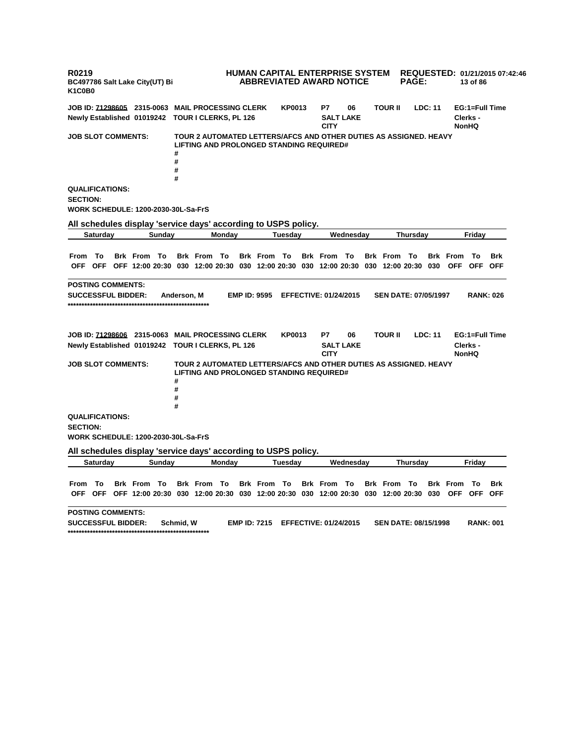R0219 **HUMAN CAPITAL ENTERPRISE SYSTEM** **REQUESTED: 01/21/2015 07:42:46**
**BC497786 Salt Lake City(UT) Bi** **ABBREVIATED AWARD NOTICE**
**K1C0B0**

**JOB ID: 71298605** **2315-0063** **MAIL PROCESSING CLERK** **KP0013** **P7** **06** **TOUR II** **LDC: 11** **EG:1=Full Time**
**Newly Established 01019242** **TOUR I CLERKS, PL 126** **SALT LAKE CITY** **Clerks - NonHQ**

**JOB SLOT COMMENTS:** TOUR 2 AUTOMATED LETTERS/AFCS AND OTHER DUTIES AS ASSIGNED. HEAVY LIFTING AND PROLONGED STANDING REQUIRED#
#
#
#
#

**QUALIFICATIONS:**

**SECTION:**

**WORK SCHEDULE: 1200-2030-30L-Sa-FrS**

**All schedules display 'service days' according to USPS policy.**

| Saturday | | | Sunday | | | Monday | | | Tuesday | | | Wednesday | | | Thursday | | | Friday | | |
|---|---|---|---|---|---|---|---|---|---|---|---|---|---|---|---|---|---|---|---|---|
| From | To | Brk | From | To | Brk | From | To | Brk | From | To | Brk | From | To | Brk | From | To | Brk | From | To | Brk |
| OFF | OFF | OFF | 12:00 | 20:30 | 030 | 12:00 | 20:30 | 030 | 12:00 | 20:30 | 030 | 12:00 | 20:30 | 030 | 12:00 | 20:30 | 030 | OFF | OFF | OFF |

**POSTING COMMENTS:**

**SUCCESSFUL BIDDER:** Anderson, M **EMP ID: 9595** **EFFECTIVE: 01/24/2015** **SEN DATE: 07/05/1997** **RANK: 026**

****************************************************

**JOB ID: 71298606** **2315-0063** **MAIL PROCESSING CLERK** **KP0013** **P7** **06** **TOUR II** **LDC: 11** **EG:1=Full Time**
**Newly Established 01019242** **TOUR I CLERKS, PL 126** **SALT LAKE CITY** **Clerks - NonHQ**

**JOB SLOT COMMENTS:** TOUR 2 AUTOMATED LETTERS/AFCS AND OTHER DUTIES AS ASSIGNED. HEAVY LIFTING AND PROLONGED STANDING REQUIRED#
#
#
#
#

**QUALIFICATIONS:**

**SECTION:**

**WORK SCHEDULE: 1200-2030-30L-Sa-FrS**

**All schedules display 'service days' according to USPS policy.**

| Saturday | | | Sunday | | | Monday | | | Tuesday | | | Wednesday | | | Thursday | | | Friday | | |
|---|---|---|---|---|---|---|---|---|---|---|---|---|---|---|---|---|---|---|---|---|
| From | To | Brk | From | To | Brk | From | To | Brk | From | To | Brk | From | To | Brk | From | To | Brk | From | To | Brk |
| OFF | OFF | OFF | 12:00 | 20:30 | 030 | 12:00 | 20:30 | 030 | 12:00 | 20:30 | 030 | 12:00 | 20:30 | 030 | 12:00 | 20:30 | 030 | OFF | OFF | OFF |

**POSTING COMMENTS:**

**SUCCESSFUL BIDDER:** Schmid, W **EMP ID: 7215** **EFFECTIVE: 01/24/2015** **SEN DATE: 08/15/1998** **RANK: 001**

****************************************************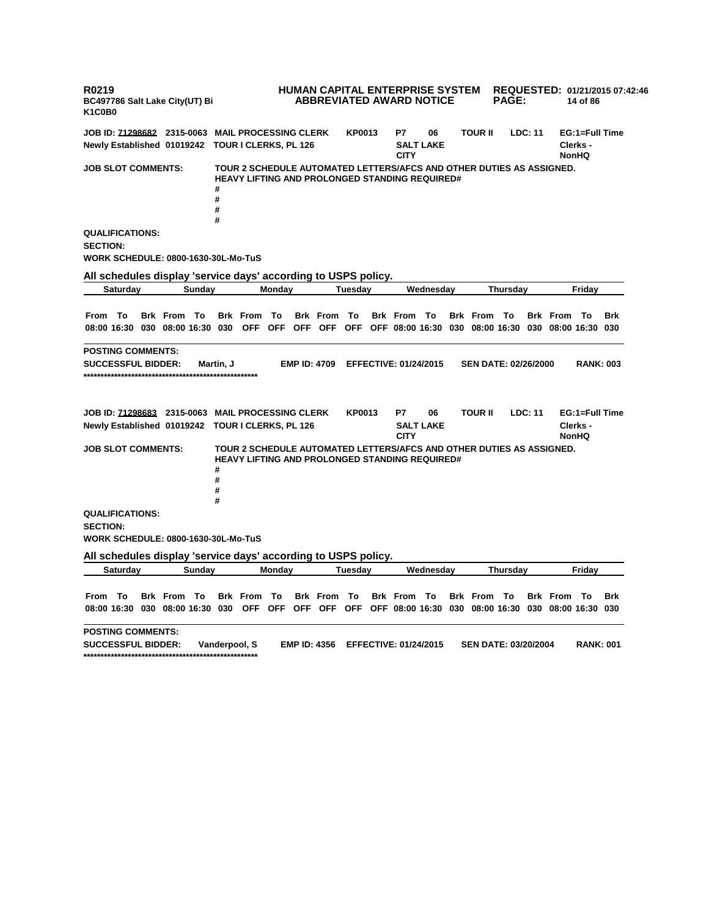**R0219** **HUMAN CAPITAL ENTERPRISE SYSTEM** **REQUESTED: 01/21/2015 07:42:46**
**BC497786 Salt Lake City(UT) Bi** **ABBREVIATED AWARD NOTICE**
**K1C0B0**

**JOB ID: 71298682 2315-0063 MAIL PROCESSING CLERK KP0013 P7 06 TOUR II LDC: 11 EG:1=Full Time**
**Newly Established 01019242 TOUR I CLERKS, PL 126 SALT LAKE CITY Clerks - NonHQ**

**JOB SLOT COMMENTS:** TOUR 2 SCHEDULE AUTOMATED LETTERS/AFCS AND OTHER DUTIES AS ASSIGNED. HEAVY LIFTING AND PROLONGED STANDING REQUIRED#
#
#
#
#

**QUALIFICATIONS:**

**SECTION:**

**WORK SCHEDULE: 0800-1630-30L-Mo-TuS**

**All schedules display 'service days' according to USPS policy.**

| Saturday | | | Sunday | | | Monday | | | Tuesday | | | Wednesday | | | Thursday | | | Friday | | |
|---|---|---|---|---|---|---|---|---|---|---|---|---|---|---|---|---|---|---|---|---|
| From | To | Brk | From | To | Brk | From | To | Brk | From | To | Brk | From | To | Brk | From | To | Brk | From | To | Brk |
| 08:00 | 16:30 | 030 | 08:00 | 16:30 | 030 | OFF | OFF | OFF | OFF | OFF | OFF | 08:00 | 16:30 | 030 | 08:00 | 16:30 | 030 | 08:00 | 16:30 | 030 |

**POSTING COMMENTS:**

**SUCCESSFUL BIDDER:** Martin, J **EMP ID: 4709** **EFFECTIVE: 01/24/2015** **SEN DATE: 02/26/2000** **RANK: 003**

****************************************************

**JOB ID: 71298683 2315-0063 MAIL PROCESSING CLERK KP0013 P7 06 TOUR II LDC: 11 EG:1=Full Time**
**Newly Established 01019242 TOUR I CLERKS, PL 126 SALT LAKE CITY Clerks - NonHQ**

**JOB SLOT COMMENTS:** TOUR 2 SCHEDULE AUTOMATED LETTERS/AFCS AND OTHER DUTIES AS ASSIGNED. HEAVY LIFTING AND PROLONGED STANDING REQUIRED#
#
#
#
#

**QUALIFICATIONS:**

**SECTION:**

**WORK SCHEDULE: 0800-1630-30L-Mo-TuS**

**All schedules display 'service days' according to USPS policy.**

| Saturday | | | Sunday | | | Monday | | | Tuesday | | | Wednesday | | | Thursday | | | Friday | | |
|---|---|---|---|---|---|---|---|---|---|---|---|---|---|---|---|---|---|---|---|---|
| From | To | Brk | From | To | Brk | From | To | Brk | From | To | Brk | From | To | Brk | From | To | Brk | From | To | Brk |
| 08:00 | 16:30 | 030 | 08:00 | 16:30 | 030 | OFF | OFF | OFF | OFF | OFF | OFF | 08:00 | 16:30 | 030 | 08:00 | 16:30 | 030 | 08:00 | 16:30 | 030 |

**POSTING COMMENTS:**

**SUCCESSFUL BIDDER:** Vanderpool, S **EMP ID: 4356** **EFFECTIVE: 01/24/2015** **SEN DATE: 03/20/2004** **RANK: 001**

****************************************************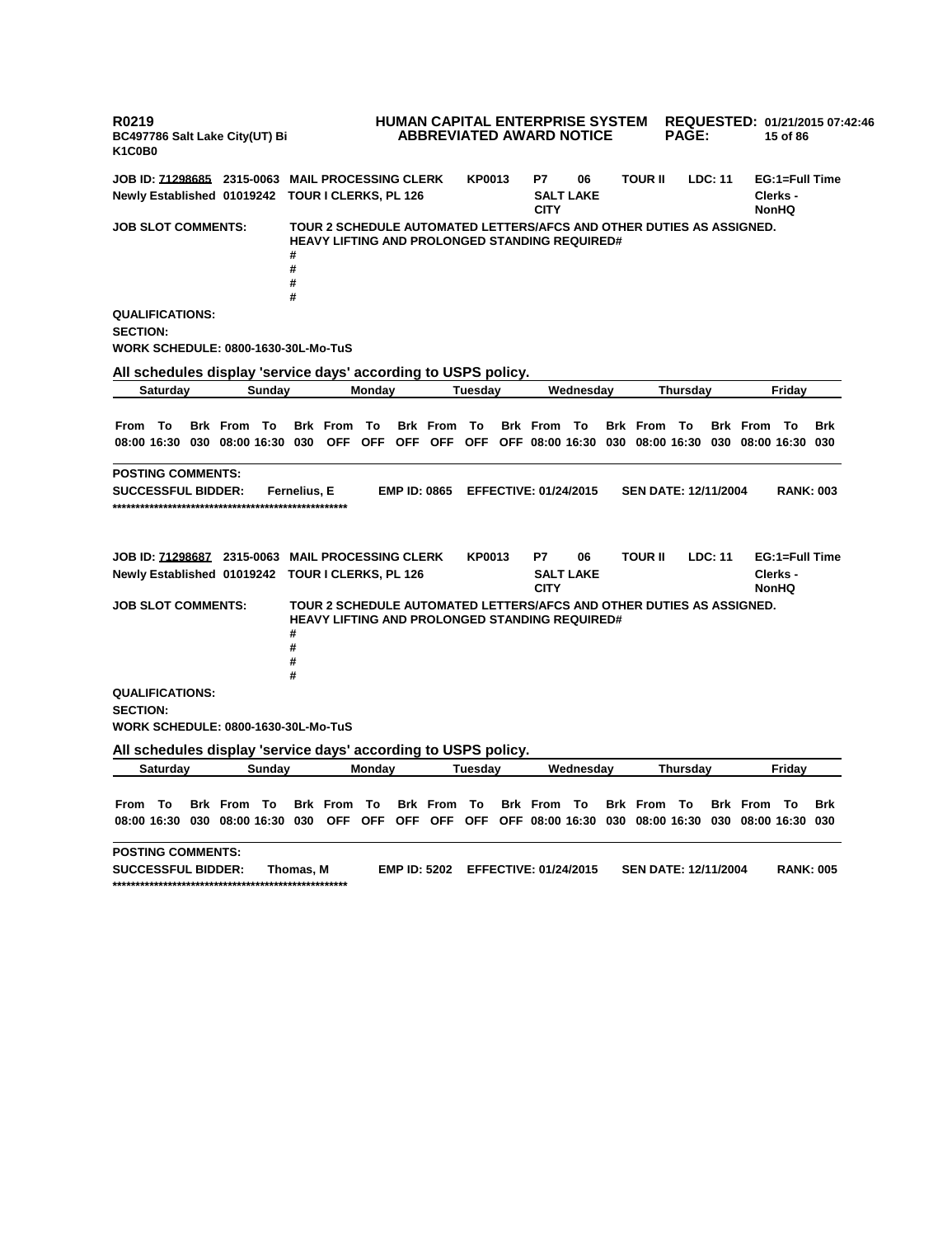R0219 HUMAN CAPITAL ENTERPRISE SYSTEM REQUESTED: 01/21/2015 07:42:46
BC497786 Salt Lake City(UT) Bi ABBREVIATED AWARD NOTICE
K1C0B0

**JOB ID: 71298685** 2315-0063 MAIL PROCESSING CLERK KP0013 P7 06 TOUR II LDC: 11 EG:1=Full Time
Newly Established 01019242 TOUR I CLERKS, PL 126 SALT LAKE CITY Clerks - NonHQ

**JOB SLOT COMMENTS:** TOUR 2 SCHEDULE AUTOMATED LETTERS/AFCS AND OTHER DUTIES AS ASSIGNED. HEAVY LIFTING AND PROLONGED STANDING REQUIRED#
#
#
#
#

**QUALIFICATIONS:**
**SECTION:**
**WORK SCHEDULE:** 0800-1630-30L-Mo-TuS

**All schedules display 'service days' according to USPS policy.**

| Saturday | | | Sunday | | | Monday | | | Tuesday | | | Wednesday | | | Thursday | | | Friday | | |
|---|---|---|---|---|---|---|---|---|---|---|---|---|---|---|---|---|---|---|---|---|
| From | To | Brk | From | To | Brk | From | To | Brk | From | To | Brk | From | To | Brk | From | To | Brk | From | To | Brk |
| 08:00 | 16:30 | 030 | 08:00 | 16:30 | 030 | OFF | OFF | OFF | OFF | OFF | OFF | 08:00 | 16:30 | 030 | 08:00 | 16:30 | 030 | 08:00 | 16:30 | 030 |

**POSTING COMMENTS:**
**SUCCESSFUL BIDDER:** Fernelius, E EMP ID: 0865 EFFECTIVE: 01/24/2015 SEN DATE: 12/11/2004 RANK: 003
****************************************************

**JOB ID: 71298687** 2315-0063 MAIL PROCESSING CLERK KP0013 P7 06 TOUR II LDC: 11 EG:1=Full Time
Newly Established 01019242 TOUR I CLERKS, PL 126 SALT LAKE CITY Clerks - NonHQ

**JOB SLOT COMMENTS:** TOUR 2 SCHEDULE AUTOMATED LETTERS/AFCS AND OTHER DUTIES AS ASSIGNED. HEAVY LIFTING AND PROLONGED STANDING REQUIRED#
#
#
#
#

**QUALIFICATIONS:**
**SECTION:**
**WORK SCHEDULE:** 0800-1630-30L-Mo-TuS

**All schedules display 'service days' according to USPS policy.**

| Saturday | | | Sunday | | | Monday | | | Tuesday | | | Wednesday | | | Thursday | | | Friday | | |
|---|---|---|---|---|---|---|---|---|---|---|---|---|---|---|---|---|---|---|---|---|
| From | To | Brk | From | To | Brk | From | To | Brk | From | To | Brk | From | To | Brk | From | To | Brk | From | To | Brk |
| 08:00 | 16:30 | 030 | 08:00 | 16:30 | 030 | OFF | OFF | OFF | OFF | OFF | OFF | 08:00 | 16:30 | 030 | 08:00 | 16:30 | 030 | 08:00 | 16:30 | 030 |

**POSTING COMMENTS:**
**SUCCESSFUL BIDDER:** Thomas, M EMP ID: 5202 EFFECTIVE: 01/24/2015 SEN DATE: 12/11/2004 RANK: 005
****************************************************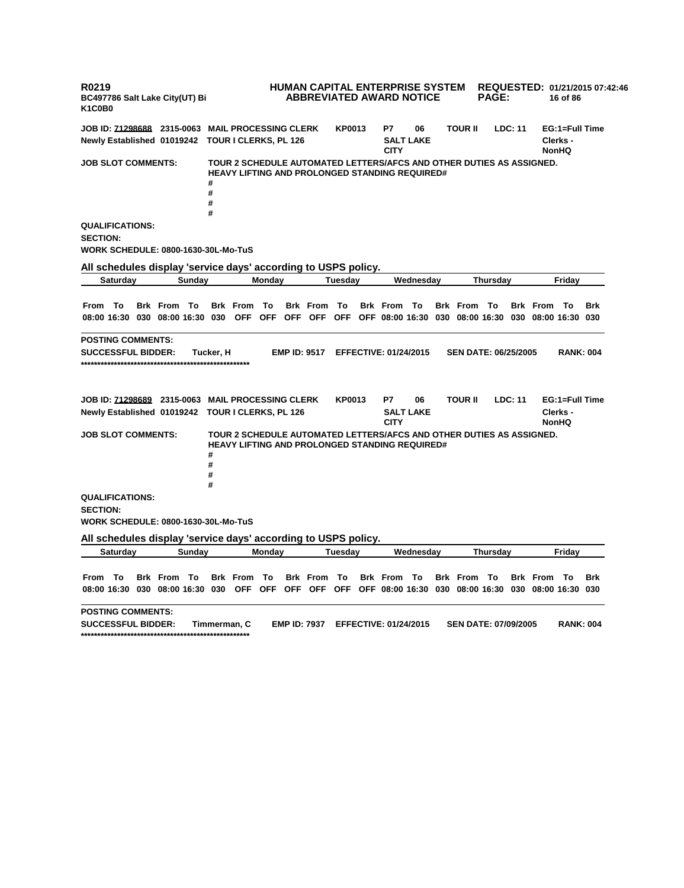R0219 | HUMAN CAPITAL ENTERPRISE SYSTEM | REQUESTED: 01/21/2015 07:42:46
BC497786 Salt Lake City(UT) Bi | ABBREVIATED AWARD NOTICE
K1C0B0

**JOB ID: 71298688** 2315-0063 MAIL PROCESSING CLERK KP0013 P7 06 TOUR II LDC: 11 EG:1=Full Time
Newly Established 01019242 TOUR I CLERKS, PL 126 SALT LAKE CITY Clerks - NonHQ

**JOB SLOT COMMENTS:** TOUR 2 SCHEDULE AUTOMATED LETTERS/AFCS AND OTHER DUTIES AS ASSIGNED. HEAVY LIFTING AND PROLONGED STANDING REQUIRED#
#
#
#
#

**QUALIFICATIONS:**

**SECTION:**

**WORK SCHEDULE: 0800-1630-30L-Mo-TuS**

**All schedules display 'service days' according to USPS policy.**

| Saturday | | | Sunday | | | Monday | | | Tuesday | | | Wednesday | | | Thursday | | | Friday | | |
|---|---|---|---|---|---|---|---|---|---|---|---|---|---|---|---|---|---|---|---|---|
| From | To | Brk | From | To | Brk | From | To | Brk | From | To | Brk | From | To | Brk | From | To | Brk | From | To | Brk |
| 08:00 | 16:30 | 030 | 08:00 | 16:30 | 030 | OFF | OFF | OFF | OFF | OFF | OFF | 08:00 | 16:30 | 030 | 08:00 | 16:30 | 030 | 08:00 | 16:30 | 030 |

**POSTING COMMENTS:**

**SUCCESSFUL BIDDER:** Tucker, H **EMP ID: 9517** **EFFECTIVE: 01/24/2015** **SEN DATE: 06/25/2005** **RANK: 004**
****************************************************

**JOB ID: 71298689** 2315-0063 MAIL PROCESSING CLERK KP0013 P7 06 TOUR II LDC: 11 EG:1=Full Time
Newly Established 01019242 TOUR I CLERKS, PL 126 SALT LAKE CITY Clerks - NonHQ

**JOB SLOT COMMENTS:** TOUR 2 SCHEDULE AUTOMATED LETTERS/AFCS AND OTHER DUTIES AS ASSIGNED. HEAVY LIFTING AND PROLONGED STANDING REQUIRED#
#
#
#
#

**QUALIFICATIONS:**

**SECTION:**

**WORK SCHEDULE: 0800-1630-30L-Mo-TuS**

**All schedules display 'service days' according to USPS policy.**

| Saturday | | | Sunday | | | Monday | | | Tuesday | | | Wednesday | | | Thursday | | | Friday | | |
|---|---|---|---|---|---|---|---|---|---|---|---|---|---|---|---|---|---|---|---|---|
| From | To | Brk | From | To | Brk | From | To | Brk | From | To | Brk | From | To | Brk | From | To | Brk | From | To | Brk |
| 08:00 | 16:30 | 030 | 08:00 | 16:30 | 030 | OFF | OFF | OFF | OFF | OFF | OFF | 08:00 | 16:30 | 030 | 08:00 | 16:30 | 030 | 08:00 | 16:30 | 030 |

**POSTING COMMENTS:**

**SUCCESSFUL BIDDER:** Timmerman, C **EMP ID: 7937** **EFFECTIVE: 01/24/2015** **SEN DATE: 07/09/2005** **RANK: 004**
****************************************************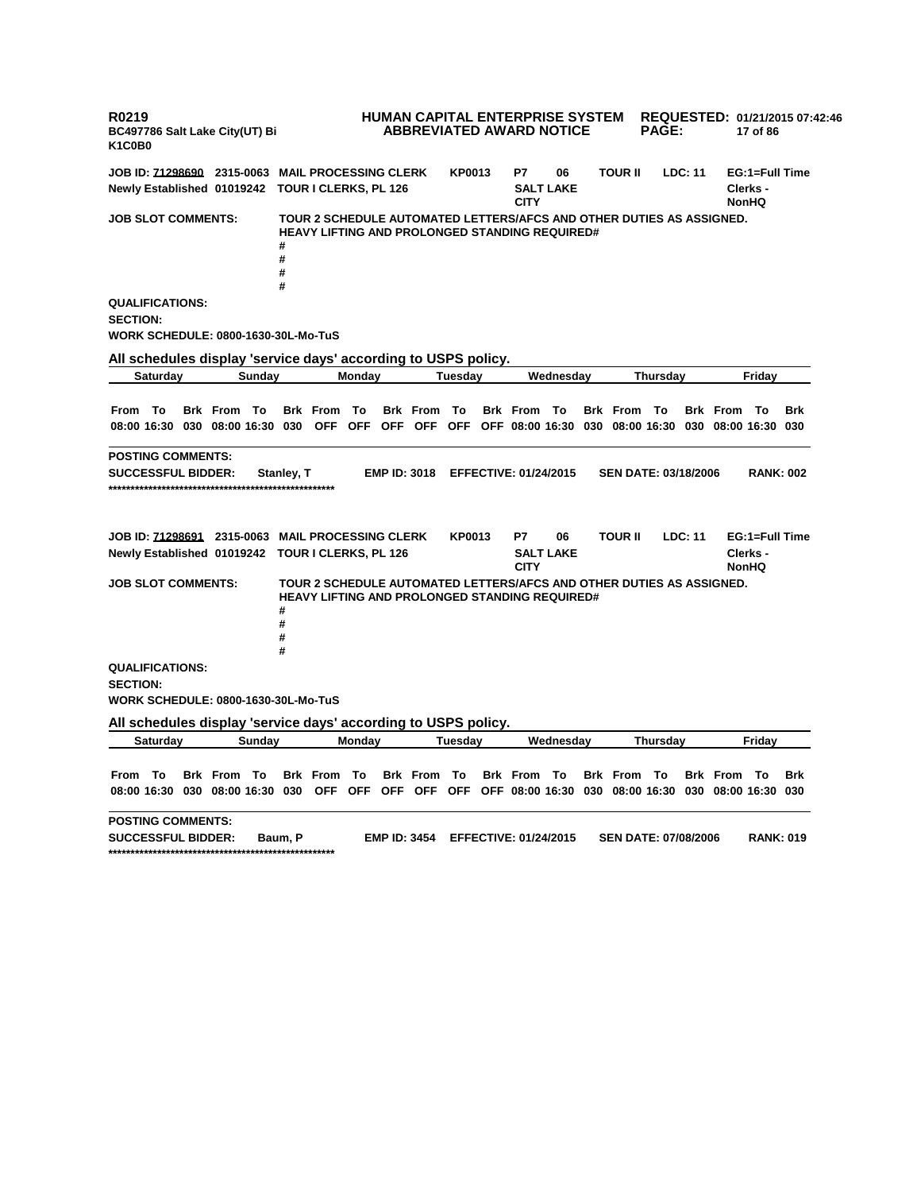**R0219** **HUMAN CAPITAL ENTERPRISE SYSTEM** **REQUESTED: 01/21/2015 07:42:46**
**BC497786 Salt Lake City(UT) Bi** **ABBREVIATED AWARD NOTICE**
**K1C0B0**

**JOB ID: 71298690 2315-0063 MAIL PROCESSING CLERK KP0013 P7 06 TOUR II LDC: 11 EG:1=Full Time**
**Newly Established 01019242 TOUR I CLERKS, PL 126 SALT LAKE CITY Clerks - NonHQ**

**JOB SLOT COMMENTS:** TOUR 2 SCHEDULE AUTOMATED LETTERS/AFCS AND OTHER DUTIES AS ASSIGNED. HEAVY LIFTING AND PROLONGED STANDING REQUIRED#
#
#
#
#

**QUALIFICATIONS:**

**SECTION:**

**WORK SCHEDULE: 0800-1630-30L-Mo-TuS**

**All schedules display 'service days' according to USPS policy.**

| Saturday | | | Sunday | | | Monday | | | Tuesday | | | Wednesday | | | Thursday | | | Friday | | |
|---|---|---|---|---|---|---|---|---|---|---|---|---|---|---|---|---|---|---|---|---|
| From | To | Brk | From | To | Brk | From | To | Brk | From | To | Brk | From | To | Brk | From | To | Brk | From | To | Brk |
| 08:00 | 16:30 | 030 | 08:00 | 16:30 | 030 | OFF | OFF | OFF | OFF | OFF | OFF | 08:00 | 16:30 | 030 | 08:00 | 16:30 | 030 | 08:00 | 16:30 | 030 |

**POSTING COMMENTS:**

**SUCCESSFUL BIDDER:** Stanley, T **EMP ID: 3018** **EFFECTIVE: 01/24/2015** **SEN DATE: 03/18/2006** **RANK: 002**

****************************************************

**JOB ID: 71298691 2315-0063 MAIL PROCESSING CLERK KP0013 P7 06 TOUR II LDC: 11 EG:1=Full Time**
**Newly Established 01019242 TOUR I CLERKS, PL 126 SALT LAKE CITY Clerks - NonHQ**

**JOB SLOT COMMENTS:** TOUR 2 SCHEDULE AUTOMATED LETTERS/AFCS AND OTHER DUTIES AS ASSIGNED. HEAVY LIFTING AND PROLONGED STANDING REQUIRED#
#
#
#
#

**QUALIFICATIONS:**

**SECTION:**

**WORK SCHEDULE: 0800-1630-30L-Mo-TuS**

**All schedules display 'service days' according to USPS policy.**

| Saturday | | | Sunday | | | Monday | | | Tuesday | | | Wednesday | | | Thursday | | | Friday | | |
|---|---|---|---|---|---|---|---|---|---|---|---|---|---|---|---|---|---|---|---|---|
| From | To | Brk | From | To | Brk | From | To | Brk | From | To | Brk | From | To | Brk | From | To | Brk | From | To | Brk |
| 08:00 | 16:30 | 030 | 08:00 | 16:30 | 030 | OFF | OFF | OFF | OFF | OFF | OFF | 08:00 | 16:30 | 030 | 08:00 | 16:30 | 030 | 08:00 | 16:30 | 030 |

**POSTING COMMENTS:**

**SUCCESSFUL BIDDER:** Baum, P **EMP ID: 3454** **EFFECTIVE: 01/24/2015** **SEN DATE: 07/08/2006** **RANK: 019**

****************************************************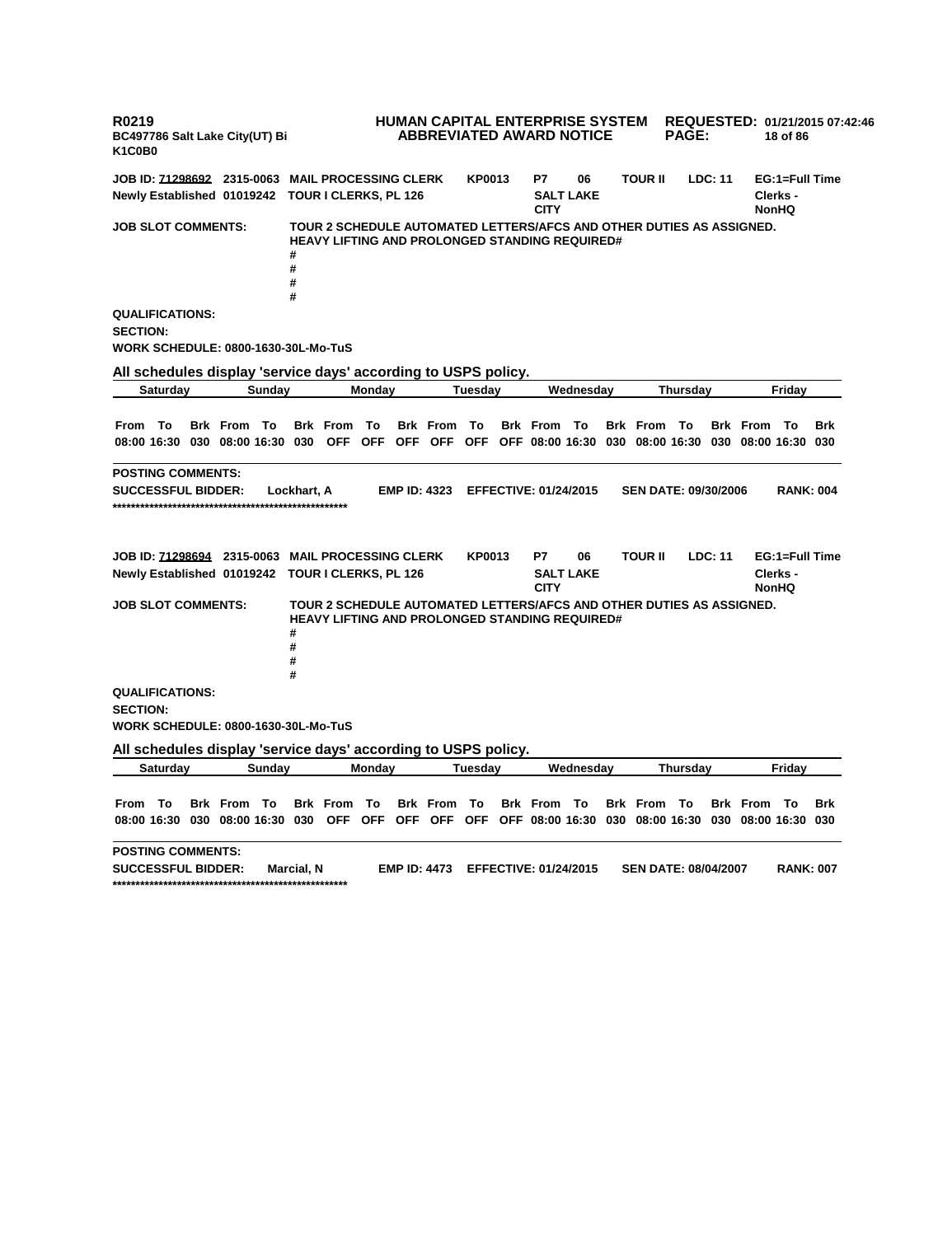**JOB ID: 71298692 2315-0063 MAIL PROCESSING CLERK KP0013 P7 06 TOUR II LDC: 11 EG:1=Full Time**
**Newly Established 01019242 TOUR I CLERKS, PL 126 SALT LAKE CITY Clerks - NonHQ**

**JOB SLOT COMMENTS:** TOUR 2 SCHEDULE AUTOMATED LETTERS/AFCS AND OTHER DUTIES AS ASSIGNED. HEAVY LIFTING AND PROLONGED STANDING REQUIRED#
#
#
#
#

**QUALIFICATIONS:**

**SECTION:**

**WORK SCHEDULE: 0800-1630-30L-Mo-TuS**

**All schedules display 'service days' according to USPS policy.**

| Saturday | | | Sunday | | | Monday | | | Tuesday | | | Wednesday | | | Thursday | | | Friday | | |
|---|---|---|---|---|---|---|---|---|---|---|---|---|---|---|---|---|---|---|---|---|
| From | To | Brk | From | To | Brk | From | To | Brk | From | To | Brk | From | To | Brk | From | To | Brk | From | To | Brk |
| 08:00 | 16:30 | 030 | 08:00 | 16:30 | 030 | OFF | OFF | OFF | OFF | OFF | OFF | 08:00 | 16:30 | 030 | 08:00 | 16:30 | 030 | 08:00 | 16:30 | 030 |

**POSTING COMMENTS:**

**SUCCESSFUL BIDDER:** Lockhart, A **EMP ID: 4323 EFFECTIVE: 01/24/2015 SEN DATE: 09/30/2006 RANK: 004**

****************************************************

**JOB ID: 71298694 2315-0063 MAIL PROCESSING CLERK KP0013 P7 06 TOUR II LDC: 11 EG:1=Full Time**
**Newly Established 01019242 TOUR I CLERKS, PL 126 SALT LAKE CITY Clerks - NonHQ**

**JOB SLOT COMMENTS:** TOUR 2 SCHEDULE AUTOMATED LETTERS/AFCS AND OTHER DUTIES AS ASSIGNED. HEAVY LIFTING AND PROLONGED STANDING REQUIRED#
#
#
#
#

**QUALIFICATIONS:**

**SECTION:**

**WORK SCHEDULE: 0800-1630-30L-Mo-TuS**

**All schedules display 'service days' according to USPS policy.**

| Saturday | | | Sunday | | | Monday | | | Tuesday | | | Wednesday | | | Thursday | | | Friday | | |
|---|---|---|---|---|---|---|---|---|---|---|---|---|---|---|---|---|---|---|---|---|
| From | To | Brk | From | To | Brk | From | To | Brk | From | To | Brk | From | To | Brk | From | To | Brk | From | To | Brk |
| 08:00 | 16:30 | 030 | 08:00 | 16:30 | 030 | OFF | OFF | OFF | OFF | OFF | OFF | 08:00 | 16:30 | 030 | 08:00 | 16:30 | 030 | 08:00 | 16:30 | 030 |

**POSTING COMMENTS:**

**SUCCESSFUL BIDDER:** Marcial, N **EMP ID: 4473 EFFECTIVE: 01/24/2015 SEN DATE: 08/04/2007 RANK: 007**

****************************************************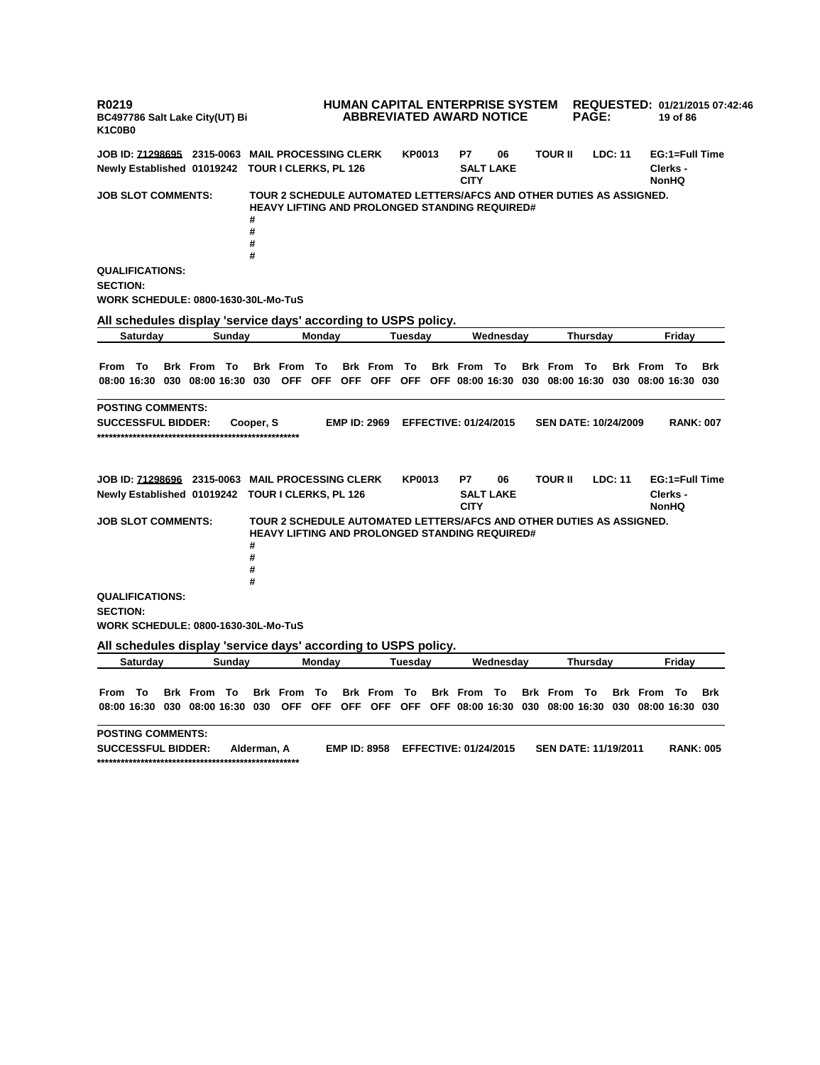R0219
BC497786 Salt Lake City(UT) Bi
K1C0B0

**HUMAN CAPITAL ENTERPRISE SYSTEM**
**ABBREVIATED AWARD NOTICE**

**REQUESTED: 01/21/2015 07:42:46**

**JOB ID: 71298695 2315-0063 MAIL PROCESSING CLERK KP0013 P7 06 TOUR II LDC: 11 EG:1=Full Time**
**Newly Established 01019242 TOUR I CLERKS, PL 126 SALT LAKE CITY Clerks - NonHQ**

**JOB SLOT COMMENTS:** TOUR 2 SCHEDULE AUTOMATED LETTERS/AFCS AND OTHER DUTIES AS ASSIGNED. HEAVY LIFTING AND PROLONGED STANDING REQUIRED#
#
#
#
#

**QUALIFICATIONS:**
**SECTION:**
**WORK SCHEDULE: 0800-1630-30L-Mo-TuS**

**All schedules display 'service days' according to USPS policy.**

| Saturday | | | Sunday | | | Monday | | | Tuesday | | | Wednesday | | | Thursday | | | Friday | | |
|---|---|---|---|---|---|---|---|---|---|---|---|---|---|---|---|---|---|---|---|---|
| From | To | Brk | From | To | Brk | From | To | Brk | From | To | Brk | From | To | Brk | From | To | Brk | From | To | Brk |
| 08:00 | 16:30 | 030 | 08:00 | 16:30 | 030 | OFF | OFF | OFF | OFF | OFF | OFF | 08:00 | 16:30 | 030 | 08:00 | 16:30 | 030 | 08:00 | 16:30 | 030 |

**POSTING COMMENTS:**
**SUCCESSFUL BIDDER: Cooper, S EMP ID: 2969 EFFECTIVE: 01/24/2015 SEN DATE: 10/24/2009 RANK: 007**
****************************************************

**JOB ID: 71298696 2315-0063 MAIL PROCESSING CLERK KP0013 P7 06 TOUR II LDC: 11 EG:1=Full Time**
**Newly Established 01019242 TOUR I CLERKS, PL 126 SALT LAKE CITY Clerks - NonHQ**

**JOB SLOT COMMENTS:** TOUR 2 SCHEDULE AUTOMATED LETTERS/AFCS AND OTHER DUTIES AS ASSIGNED. HEAVY LIFTING AND PROLONGED STANDING REQUIRED#
#
#
#
#

**QUALIFICATIONS:**
**SECTION:**
**WORK SCHEDULE: 0800-1630-30L-Mo-TuS**

**All schedules display 'service days' according to USPS policy.**

| Saturday | | | Sunday | | | Monday | | | Tuesday | | | Wednesday | | | Thursday | | | Friday | | |
|---|---|---|---|---|---|---|---|---|---|---|---|---|---|---|---|---|---|---|---|---|
| From | To | Brk | From | To | Brk | From | To | Brk | From | To | Brk | From | To | Brk | From | To | Brk | From | To | Brk |
| 08:00 | 16:30 | 030 | 08:00 | 16:30 | 030 | OFF | OFF | OFF | OFF | OFF | OFF | 08:00 | 16:30 | 030 | 08:00 | 16:30 | 030 | 08:00 | 16:30 | 030 |

**POSTING COMMENTS:**
**SUCCESSFUL BIDDER: Alderman, A EMP ID: 8958 EFFECTIVE: 01/24/2015 SEN DATE: 11/19/2011 RANK: 005**
****************************************************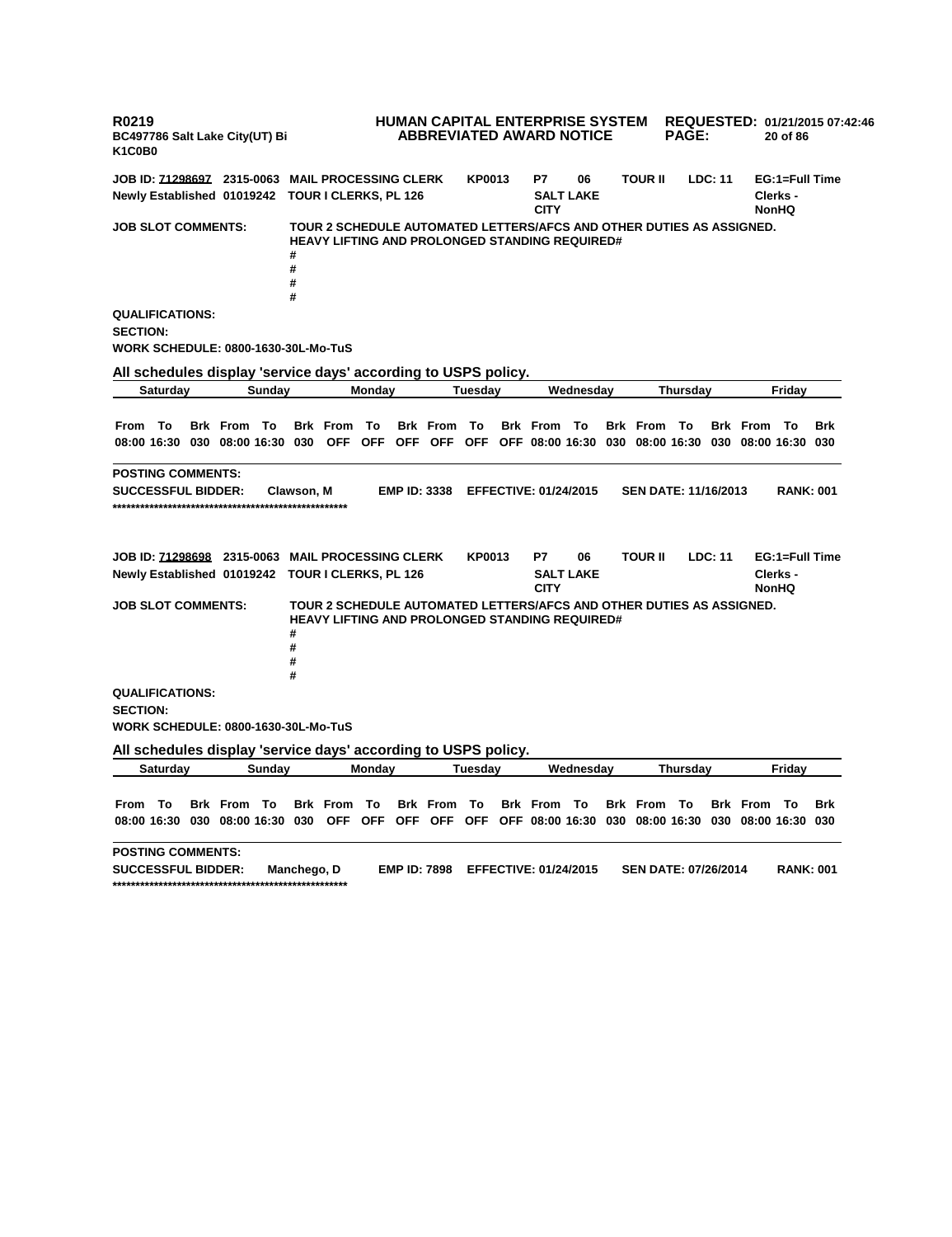R0219
BC497786 Salt Lake City(UT) Bi
K1C0B0

**HUMAN CAPITAL ENTERPRISE SYSTEM**
**ABBREVIATED AWARD NOTICE**

**REQUESTED: 01/21/2015 07:42:46**

**JOB ID: 71298697 2315-0063 MAIL PROCESSING CLERK KP0013 P7 06 TOUR II LDC: 11 EG:1=Full Time**
**Newly Established 01019242 TOUR I CLERKS, PL 126 SALT LAKE CITY Clerks - NonHQ**

**JOB SLOT COMMENTS:** TOUR 2 SCHEDULE AUTOMATED LETTERS/AFCS AND OTHER DUTIES AS ASSIGNED. HEAVY LIFTING AND PROLONGED STANDING REQUIRED#
#
#
#
#

**QUALIFICATIONS:**
**SECTION:**
**WORK SCHEDULE: 0800-1630-30L-Mo-TuS**

**All schedules display 'service days' according to USPS policy.**

| Saturday | | | Sunday | | | Monday | | | Tuesday | | | Wednesday | | | Thursday | | | Friday | | |
|---|---|---|---|---|---|---|---|---|---|---|---|---|---|---|---|---|---|---|---|---|
| From | To | Brk | From | To | Brk | From | To | Brk | From | To | Brk | From | To | Brk | From | To | Brk | From | To | Brk |
| 08:00 | 16:30 | 030 | 08:00 | 16:30 | 030 | OFF | OFF | OFF | OFF | OFF | OFF | 08:00 | 16:30 | 030 | 08:00 | 16:30 | 030 | 08:00 | 16:30 | 030 |

**POSTING COMMENTS:**
**SUCCESSFUL BIDDER:** Clawson, M **EMP ID: 3338 EFFECTIVE: 01/24/2015 SEN DATE: 11/16/2013 RANK: 001**
****************************************************

**JOB ID: 71298698 2315-0063 MAIL PROCESSING CLERK KP0013 P7 06 TOUR II LDC: 11 EG:1=Full Time**
**Newly Established 01019242 TOUR I CLERKS, PL 126 SALT LAKE CITY Clerks - NonHQ**

**JOB SLOT COMMENTS:** TOUR 2 SCHEDULE AUTOMATED LETTERS/AFCS AND OTHER DUTIES AS ASSIGNED. HEAVY LIFTING AND PROLONGED STANDING REQUIRED#
#
#
#
#

**QUALIFICATIONS:**
**SECTION:**
**WORK SCHEDULE: 0800-1630-30L-Mo-TuS**

**All schedules display 'service days' according to USPS policy.**

| Saturday | | | Sunday | | | Monday | | | Tuesday | | | Wednesday | | | Thursday | | | Friday | | |
|---|---|---|---|---|---|---|---|---|---|---|---|---|---|---|---|---|---|---|---|---|
| From | To | Brk | From | To | Brk | From | To | Brk | From | To | Brk | From | To | Brk | From | To | Brk | From | To | Brk |
| 08:00 | 16:30 | 030 | 08:00 | 16:30 | 030 | OFF | OFF | OFF | OFF | OFF | OFF | 08:00 | 16:30 | 030 | 08:00 | 16:30 | 030 | 08:00 | 16:30 | 030 |

**POSTING COMMENTS:**
**SUCCESSFUL BIDDER:** Manchego, D **EMP ID: 7898 EFFECTIVE: 01/24/2015 SEN DATE: 07/26/2014 RANK: 001**
****************************************************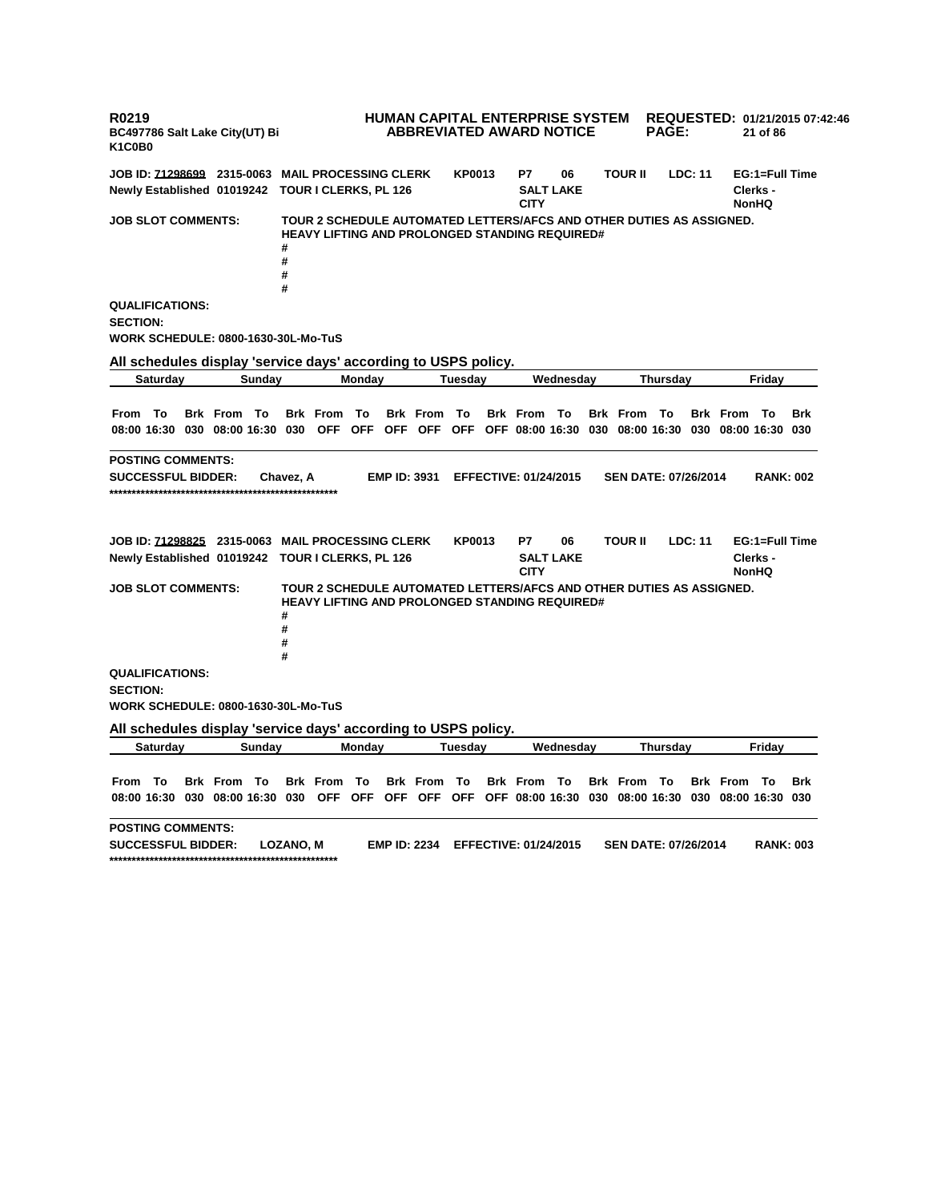R0219
BC497786 Salt Lake City(UT) Bi
K1C0B0

**HUMAN CAPITAL ENTERPRISE SYSTEM**
**ABBREVIATED AWARD NOTICE**

**REQUESTED: 01/21/2015 07:42:46**

**JOB ID: 71298699 2315-0063 MAIL PROCESSING CLERK KP0013 P7 06 TOUR II LDC: 11 EG:1=Full Time**
**Newly Established 01019242 TOUR I CLERKS, PL 126 SALT LAKE CITY Clerks - NonHQ**

**JOB SLOT COMMENTS:** TOUR 2 SCHEDULE AUTOMATED LETTERS/AFCS AND OTHER DUTIES AS ASSIGNED. HEAVY LIFTING AND PROLONGED STANDING REQUIRED#
#
#
#
#

**QUALIFICATIONS:**

**SECTION:**

**WORK SCHEDULE: 0800-1630-30L-Mo-TuS**

**All schedules display 'service days' according to USPS policy.**

| Saturday | | | Sunday | | | Monday | | | Tuesday | | | Wednesday | | | Thursday | | | Friday | | |
|---|---|---|---|---|---|---|---|---|---|---|---|---|---|---|---|---|---|---|---|---|
| From | To | Brk | From | To | Brk | From | To | Brk | From | To | Brk | From | To | Brk | From | To | Brk | From | To | Brk |
| 08:00 | 16:30 | 030 | 08:00 | 16:30 | 030 | OFF | OFF | OFF | OFF | OFF | OFF | 08:00 | 16:30 | 030 | 08:00 | 16:30 | 030 | 08:00 | 16:30 | 030 |

**POSTING COMMENTS:**

**SUCCESSFUL BIDDER:** Chavez, A **EMP ID: 3931 EFFECTIVE: 01/24/2015 SEN DATE: 07/26/2014 RANK: 002**
****************************************************

**JOB ID: 71298825 2315-0063 MAIL PROCESSING CLERK KP0013 P7 06 TOUR II LDC: 11 EG:1=Full Time**
**Newly Established 01019242 TOUR I CLERKS, PL 126 SALT LAKE CITY Clerks - NonHQ**

**JOB SLOT COMMENTS:** TOUR 2 SCHEDULE AUTOMATED LETTERS/AFCS AND OTHER DUTIES AS ASSIGNED. HEAVY LIFTING AND PROLONGED STANDING REQUIRED#
#
#
#
#

**QUALIFICATIONS:**

**SECTION:**

**WORK SCHEDULE: 0800-1630-30L-Mo-TuS**

**All schedules display 'service days' according to USPS policy.**

| Saturday | | | Sunday | | | Monday | | | Tuesday | | | Wednesday | | | Thursday | | | Friday | | |
|---|---|---|---|---|---|---|---|---|---|---|---|---|---|---|---|---|---|---|---|---|
| From | To | Brk | From | To | Brk | From | To | Brk | From | To | Brk | From | To | Brk | From | To | Brk | From | To | Brk |
| 08:00 | 16:30 | 030 | 08:00 | 16:30 | 030 | OFF | OFF | OFF | OFF | OFF | OFF | 08:00 | 16:30 | 030 | 08:00 | 16:30 | 030 | 08:00 | 16:30 | 030 |

**POSTING COMMENTS:**

**SUCCESSFUL BIDDER:** LOZANO, M **EMP ID: 2234 EFFECTIVE: 01/24/2015 SEN DATE: 07/26/2014 RANK: 003**
****************************************************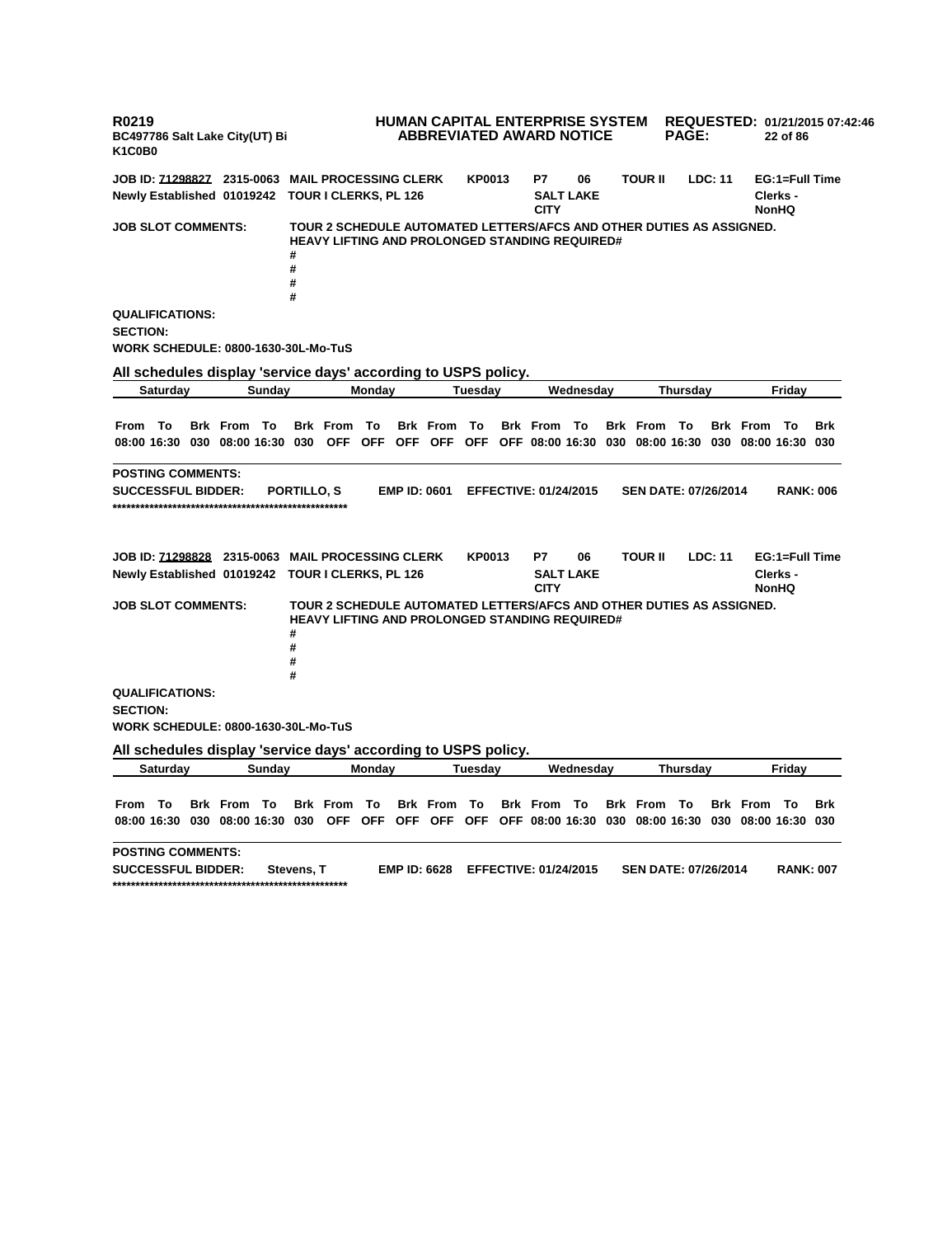R0219
BC497786 Salt Lake City(UT) Bi
K1C0B0

**HUMAN CAPITAL ENTERPRISE SYSTEM**
**ABBREVIATED AWARD NOTICE**

**REQUESTED: 01/21/2015 07:42:46**

**JOB ID: 71298827 2315-0063 MAIL PROCESSING CLERK KP0013 P7 06 TOUR II LDC: 11 EG:1=Full Time**
**Newly Established 01019242 TOUR I CLERKS, PL 126 SALT LAKE CITY Clerks - NonHQ**

**JOB SLOT COMMENTS:** TOUR 2 SCHEDULE AUTOMATED LETTERS/AFCS AND OTHER DUTIES AS ASSIGNED. HEAVY LIFTING AND PROLONGED STANDING REQUIRED#
#
#
#
#

**QUALIFICATIONS:**
**SECTION:**
**WORK SCHEDULE: 0800-1630-30L-Mo-TuS**

**All schedules display 'service days' according to USPS policy.**

| Saturday | | | Sunday | | | Monday | | | Tuesday | | | Wednesday | | | Thursday | | | Friday | | |
|---|---|---|---|---|---|---|---|---|---|---|---|---|---|---|---|---|---|---|---|---|
| From | To | Brk | From | To | Brk | From | To | Brk | From | To | Brk | From | To | Brk | From | To | Brk | From | To | Brk |
| 08:00 | 16:30 | 030 | 08:00 | 16:30 | 030 | OFF | OFF | OFF | OFF | OFF | OFF | 08:00 | 16:30 | 030 | 08:00 | 16:30 | 030 | 08:00 | 16:30 | 030 |

**POSTING COMMENTS:**
**SUCCESSFUL BIDDER: PORTILLO, S EMP ID: 0601 EFFECTIVE: 01/24/2015 SEN DATE: 07/26/2014 RANK: 006**
****************************************************

**JOB ID: 71298828 2315-0063 MAIL PROCESSING CLERK KP0013 P7 06 TOUR II LDC: 11 EG:1=Full Time**
**Newly Established 01019242 TOUR I CLERKS, PL 126 SALT LAKE CITY Clerks - NonHQ**

**JOB SLOT COMMENTS:** TOUR 2 SCHEDULE AUTOMATED LETTERS/AFCS AND OTHER DUTIES AS ASSIGNED. HEAVY LIFTING AND PROLONGED STANDING REQUIRED#
#
#
#
#

**QUALIFICATIONS:**
**SECTION:**
**WORK SCHEDULE: 0800-1630-30L-Mo-TuS**

**All schedules display 'service days' according to USPS policy.**

| Saturday | | | Sunday | | | Monday | | | Tuesday | | | Wednesday | | | Thursday | | | Friday | | |
|---|---|---|---|---|---|---|---|---|---|---|---|---|---|---|---|---|---|---|---|---|
| From | To | Brk | From | To | Brk | From | To | Brk | From | To | Brk | From | To | Brk | From | To | Brk | From | To | Brk |
| 08:00 | 16:30 | 030 | 08:00 | 16:30 | 030 | OFF | OFF | OFF | OFF | OFF | OFF | 08:00 | 16:30 | 030 | 08:00 | 16:30 | 030 | 08:00 | 16:30 | 030 |

**POSTING COMMENTS:**
**SUCCESSFUL BIDDER: Stevens, T EMP ID: 6628 EFFECTIVE: 01/24/2015 SEN DATE: 07/26/2014 RANK: 007**
****************************************************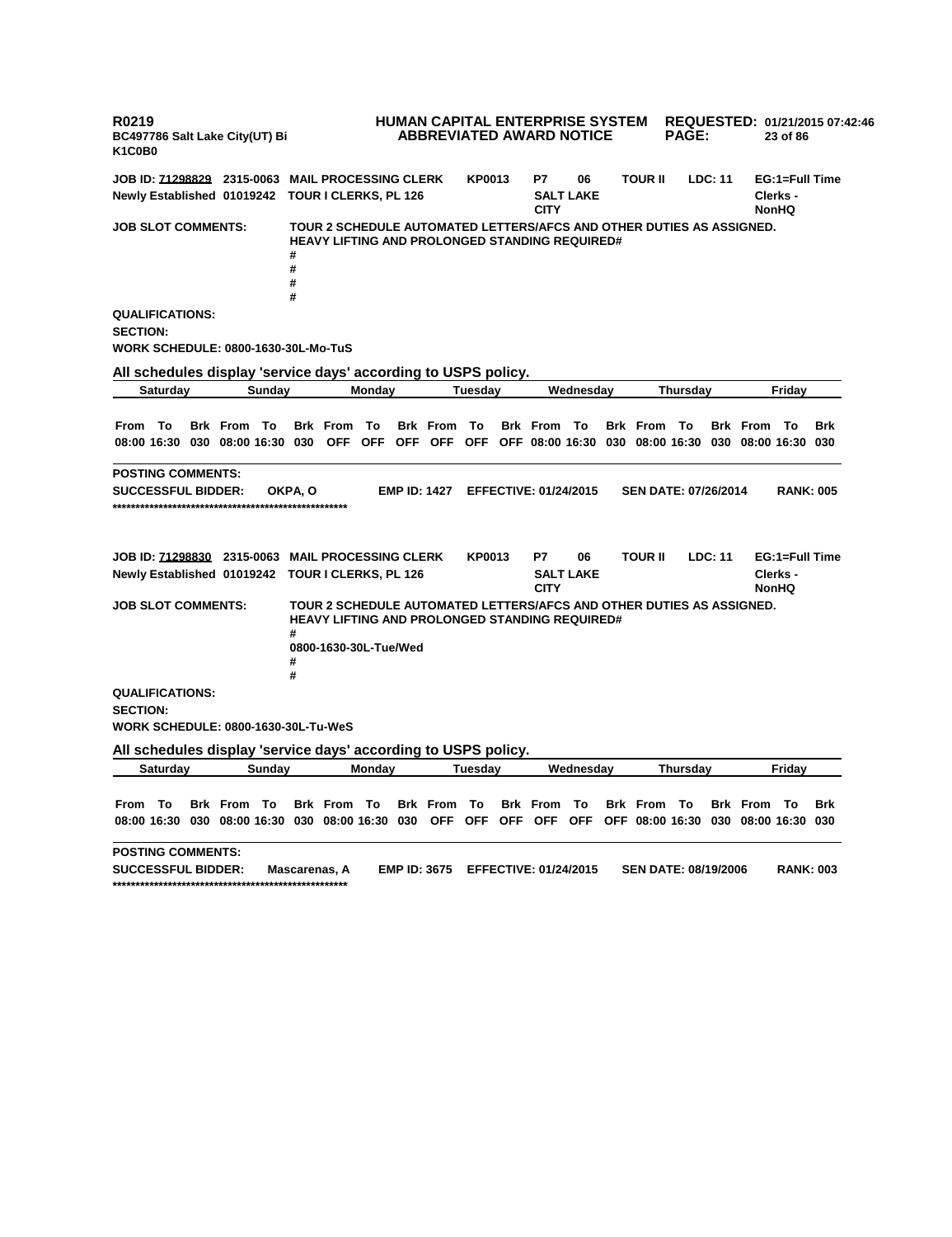**R0219** **HUMAN CAPITAL ENTERPRISE SYSTEM** **REQUESTED: 01/21/2015 07:42:46**
**BC497786 Salt Lake City(UT) Bi** **ABBREVIATED AWARD NOTICE**
**K1C0B0**

**JOB ID: 71298829** **2315-0063** **MAIL PROCESSING CLERK** **KP0013** **P7** **06** **TOUR II** **LDC: 11** **EG:1=Full Time**
**Newly Established 01019242** **TOUR I CLERKS, PL 126** **SALT LAKE CITY** **Clerks - NonHQ**

**JOB SLOT COMMENTS:** TOUR 2 SCHEDULE AUTOMATED LETTERS/AFCS AND OTHER DUTIES AS ASSIGNED. HEAVY LIFTING AND PROLONGED STANDING REQUIRED#
#
#
#
#

**QUALIFICATIONS:**
**SECTION:**
**WORK SCHEDULE: 0800-1630-30L-Mo-TuS**

**All schedules display 'service days' according to USPS policy.**

| Saturday | | | Sunday | | | Monday | | | Tuesday | | | Wednesday | | | Thursday | | | Friday | | |
|---|---|---|---|---|---|---|---|---|---|---|---|---|---|---|---|---|---|---|---|---|
| From | To | Brk | From | To | Brk | From | To | Brk | From | To | Brk | From | To | Brk | From | To | Brk | From | To | Brk |
| 08:00 | 16:30 | 030 | 08:00 | 16:30 | 030 | OFF | OFF | OFF | OFF | OFF | OFF | 08:00 | 16:30 | 030 | 08:00 | 16:30 | 030 | 08:00 | 16:30 | 030 |

**POSTING COMMENTS:**
**SUCCESSFUL BIDDER:** OKPA, O **EMP ID: 1427** **EFFECTIVE: 01/24/2015** **SEN DATE: 07/26/2014** **RANK: 005**
****************************************************

**JOB ID: 71298830** **2315-0063** **MAIL PROCESSING CLERK** **KP0013** **P7** **06** **TOUR II** **LDC: 11** **EG:1=Full Time**
**Newly Established 01019242** **TOUR I CLERKS, PL 126** **SALT LAKE CITY** **Clerks - NonHQ**

**JOB SLOT COMMENTS:** TOUR 2 SCHEDULE AUTOMATED LETTERS/AFCS AND OTHER DUTIES AS ASSIGNED. HEAVY LIFTING AND PROLONGED STANDING REQUIRED#
#
0800-1630-30L-Tue/Wed
#
#

**QUALIFICATIONS:**
**SECTION:**
**WORK SCHEDULE: 0800-1630-30L-Tu-WeS**

**All schedules display 'service days' according to USPS policy.**

| Saturday | | | Sunday | | | Monday | | | Tuesday | | | Wednesday | | | Thursday | | | Friday | | |
|---|---|---|---|---|---|---|---|---|---|---|---|---|---|---|---|---|---|---|---|---|
| From | To | Brk | From | To | Brk | From | To | Brk | From | To | Brk | From | To | Brk | From | To | Brk | From | To | Brk |
| 08:00 | 16:30 | 030 | 08:00 | 16:30 | 030 | 08:00 | 16:30 | 030 | OFF | OFF | OFF | OFF | OFF | OFF | 08:00 | 16:30 | 030 | 08:00 | 16:30 | 030 |

**POSTING COMMENTS:**
**SUCCESSFUL BIDDER:** Mascarenas, A **EMP ID: 3675** **EFFECTIVE: 01/24/2015** **SEN DATE: 08/19/2006** **RANK: 003**
****************************************************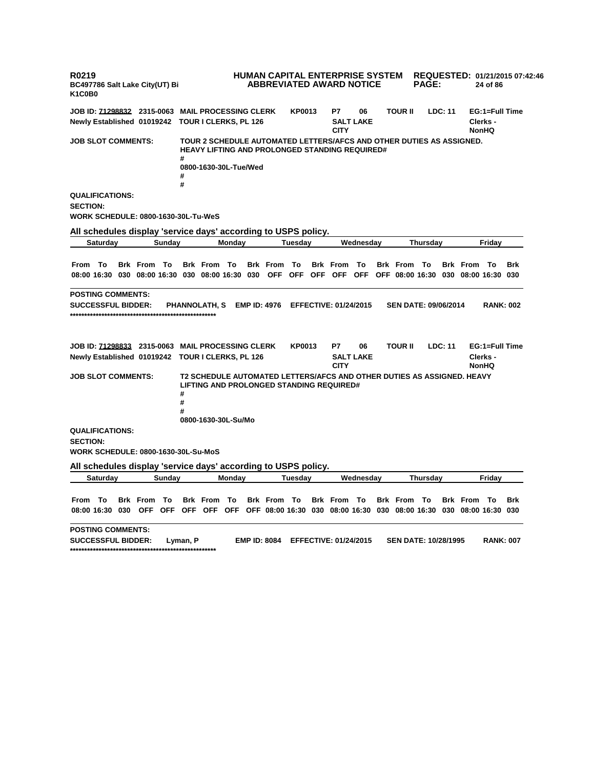**R0219** | **HUMAN CAPITAL ENTERPRISE SYSTEM** | **REQUESTED: 01/21/2015 07:42:46**

**BC497786 Salt Lake City(UT) Bi** | **ABBREVIATED AWARD NOTICE**

**K1C0B0**

**JOB ID: 71298832 2315-0063 MAIL PROCESSING CLERK KP0013 P7 06 TOUR II LDC: 11 EG:1=Full Time**
**Newly Established 01019242 TOUR I CLERKS, PL 126 SALT LAKE CITY Clerks - NonHQ**

**JOB SLOT COMMENTS:** TOUR 2 SCHEDULE AUTOMATED LETTERS/AFCS AND OTHER DUTIES AS ASSIGNED. HEAVY LIFTING AND PROLONGED STANDING REQUIRED#
#
0800-1630-30L-Tue/Wed
#
#

**QUALIFICATIONS:**
**SECTION:**
**WORK SCHEDULE: 0800-1630-30L-Tu-WeS**

**All schedules display 'service days' according to USPS policy.**

| Saturday | | | Sunday | | | Monday | | | Tuesday | | | Wednesday | | | Thursday | | | Friday | | |
|---|---|---|---|---|---|---|---|---|---|---|---|---|---|---|---|---|---|---|---|---|
| From | To | Brk | From | To | Brk | From | To | Brk | From | To | Brk | From | To | Brk | From | To | Brk | From | To | Brk |
| 08:00 | 16:30 | 030 | 08:00 | 16:30 | 030 | 08:00 | 16:30 | 030 | OFF | OFF | OFF | OFF | OFF | OFF | 08:00 | 16:30 | 030 | 08:00 | 16:30 | 030 |

**POSTING COMMENTS:**
**SUCCESSFUL BIDDER: PHANNOLATH, S EMP ID: 4976 EFFECTIVE: 01/24/2015 SEN DATE: 09/06/2014 RANK: 002**
****************************************************

**JOB ID: 71298833 2315-0063 MAIL PROCESSING CLERK KP0013 P7 06 TOUR II LDC: 11 EG:1=Full Time**
**Newly Established 01019242 TOUR I CLERKS, PL 126 SALT LAKE CITY Clerks - NonHQ**

**JOB SLOT COMMENTS:** T2 SCHEDULE AUTOMATED LETTERS/AFCS AND OTHER DUTIES AS ASSIGNED. HEAVY LIFTING AND PROLONGED STANDING REQUIRED#
#
#
#
0800-1630-30L-Su/Mo

**QUALIFICATIONS:**
**SECTION:**
**WORK SCHEDULE: 0800-1630-30L-Su-MoS**

**All schedules display 'service days' according to USPS policy.**

| Saturday | | | Sunday | | | Monday | | | Tuesday | | | Wednesday | | | Thursday | | | Friday | | |
|---|---|---|---|---|---|---|---|---|---|---|---|---|---|---|---|---|---|---|---|---|
| From | To | Brk | From | To | Brk | From | To | Brk | From | To | Brk | From | To | Brk | From | To | Brk | From | To | Brk |
| 08:00 | 16:30 | 030 | OFF | OFF | OFF | OFF | OFF | OFF | 08:00 | 16:30 | 030 | 08:00 | 16:30 | 030 | 08:00 | 16:30 | 030 | 08:00 | 16:30 | 030 |

**POSTING COMMENTS:**
**SUCCESSFUL BIDDER: Lyman, P EMP ID: 8084 EFFECTIVE: 01/24/2015 SEN DATE: 10/28/1995 RANK: 007**
****************************************************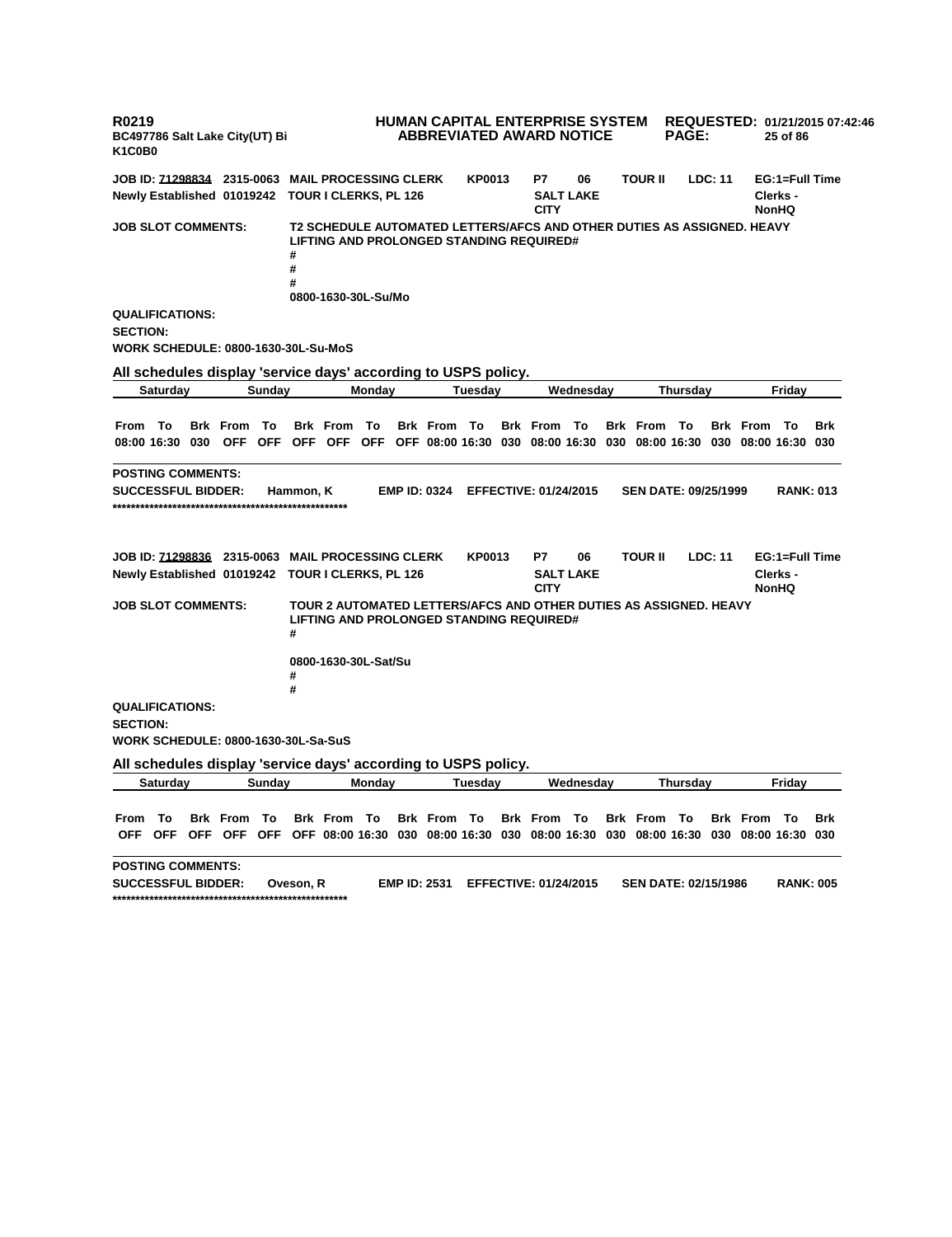**R0219** **HUMAN CAPITAL ENTERPRISE SYSTEM** **REQUESTED: 01/21/2015 07:42:46**
**BC497786 Salt Lake City(UT) Bi** **ABBREVIATED AWARD NOTICE**
**K1C0B0**

**JOB ID: 71298834 2315-0063 MAIL PROCESSING CLERK KP0013 P7 06 TOUR II LDC: 11 EG:1=Full Time**
**Newly Established 01019242 TOUR I CLERKS, PL 126 SALT LAKE CITY Clerks - NonHQ**

**JOB SLOT COMMENTS:** T2 SCHEDULE AUTOMATED LETTERS/AFCS AND OTHER DUTIES AS ASSIGNED. HEAVY LIFTING AND PROLONGED STANDING REQUIRED#
#
#
#
0800-1630-30L-Su/Mo

**QUALIFICATIONS:**
**SECTION:**
**WORK SCHEDULE: 0800-1630-30L-Su-MoS**

**All schedules display 'service days' according to USPS policy.**

| Saturday | | | Sunday | | | Monday | | | Tuesday | | | Wednesday | | | Thursday | | | Friday | | |
|---|---|---|---|---|---|---|---|---|---|---|---|---|---|---|---|---|---|---|---|---|
| From | To | Brk | From | To | Brk | From | To | Brk | From | To | Brk | From | To | Brk | From | To | Brk | From | To | Brk |
| 08:00 | 16:30 | 030 | OFF | OFF | OFF | OFF | OFF | OFF | 08:00 | 16:30 | 030 | 08:00 | 16:30 | 030 | 08:00 | 16:30 | 030 | 08:00 | 16:30 | 030 |

**POSTING COMMENTS:**
**SUCCESSFUL BIDDER:** Hammon, K **EMP ID: 0324** **EFFECTIVE: 01/24/2015** **SEN DATE: 09/25/1999** **RANK: 013**
****************************************************

**JOB ID: 71298836 2315-0063 MAIL PROCESSING CLERK KP0013 P7 06 TOUR II LDC: 11 EG:1=Full Time**
**Newly Established 01019242 TOUR I CLERKS, PL 126 SALT LAKE CITY Clerks - NonHQ**

**JOB SLOT COMMENTS:** TOUR 2 AUTOMATED LETTERS/AFCS AND OTHER DUTIES AS ASSIGNED. HEAVY LIFTING AND PROLONGED STANDING REQUIRED#
#

0800-1630-30L-Sat/Su
#
#

**QUALIFICATIONS:**
**SECTION:**
**WORK SCHEDULE: 0800-1630-30L-Sa-SuS**

**All schedules display 'service days' according to USPS policy.**

| Saturday | | | Sunday | | | Monday | | | Tuesday | | | Wednesday | | | Thursday | | | Friday | | |
|---|---|---|---|---|---|---|---|---|---|---|---|---|---|---|---|---|---|---|---|---|
| From | To | Brk | From | To | Brk | From | To | Brk | From | To | Brk | From | To | Brk | From | To | Brk | From | To | Brk |
| OFF | OFF | OFF | OFF | OFF | OFF | 08:00 | 16:30 | 030 | 08:00 | 16:30 | 030 | 08:00 | 16:30 | 030 | 08:00 | 16:30 | 030 | 08:00 | 16:30 | 030 |

**POSTING COMMENTS:**
**SUCCESSFUL BIDDER:** Oveson, R **EMP ID: 2531** **EFFECTIVE: 01/24/2015** **SEN DATE: 02/15/1986** **RANK: 005**
****************************************************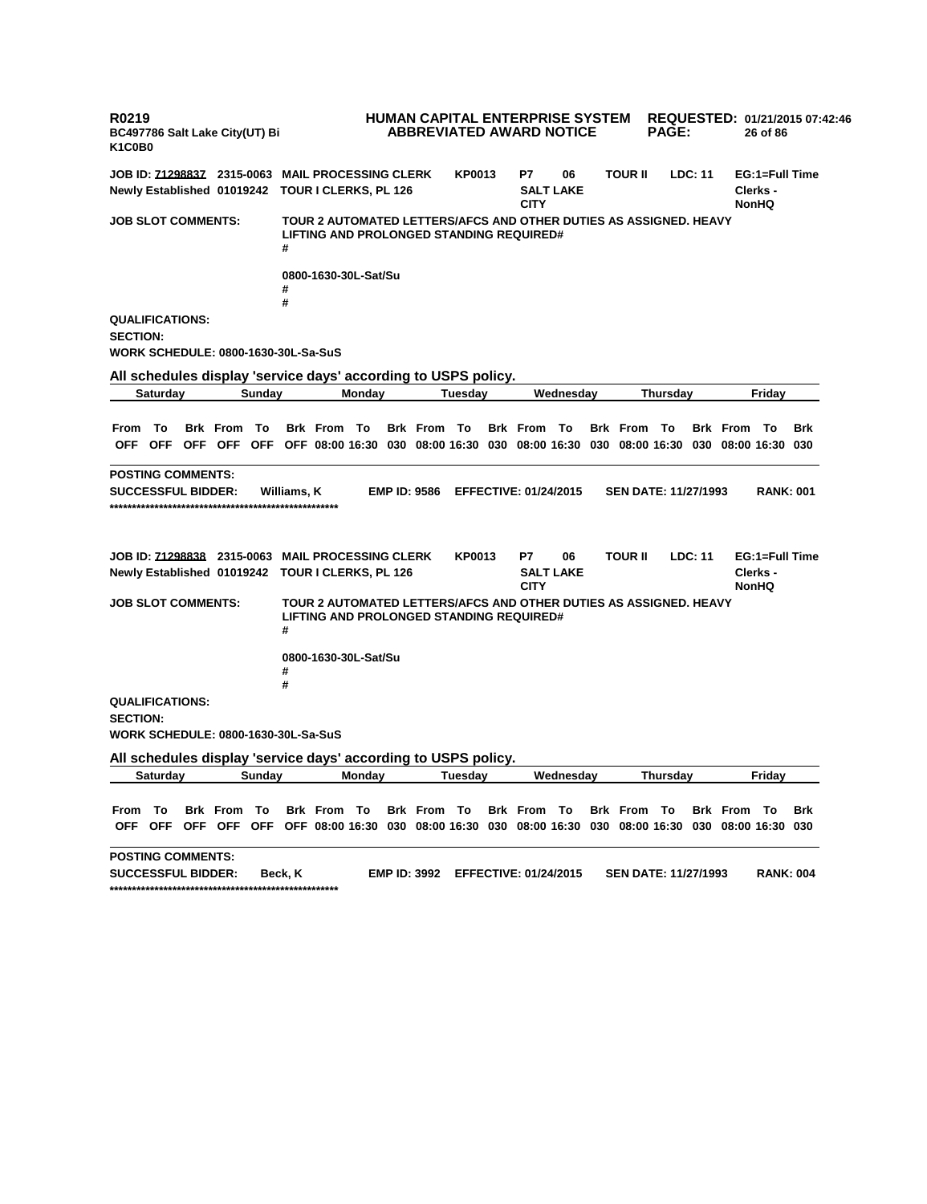R0219
BC497786 Salt Lake City(UT) Bi
K1C0B0

**HUMAN CAPITAL ENTERPRISE SYSTEM**
**ABBREVIATED AWARD NOTICE**

**REQUESTED:** 01/21/2015 07:42:46

**JOB ID:** 71298837 2315-0063 **MAIL PROCESSING CLERK** KP0013 P7 06 TOUR II LDC: 11 EG:1=Full Time
Newly Established 01019242 TOUR I CLERKS, PL 126 SALT LAKE CITY Clerks - NonHQ

**JOB SLOT COMMENTS:** TOUR 2 AUTOMATED LETTERS/AFCS AND OTHER DUTIES AS ASSIGNED. HEAVY LIFTING AND PROLONGED STANDING REQUIRED#
#

0800-1630-30L-Sat/Su
#
#

**QUALIFICATIONS:**
**SECTION:**
**WORK SCHEDULE:** 0800-1630-30L-Sa-SuS

**All schedules display 'service days' according to USPS policy.**

| Saturday | | | Sunday | | | Monday | | | Tuesday | | | Wednesday | | | Thursday | | | Friday | | |
|---|---|---|---|---|---|---|---|---|---|---|---|---|---|---|---|---|---|---|---|---|
| From | To | Brk | From | To | Brk | From | To | Brk | From | To | Brk | From | To | Brk | From | To | Brk | From | To | Brk |
| OFF | OFF | OFF | OFF | OFF | OFF | 08:00 | 16:30 | 030 | 08:00 | 16:30 | 030 | 08:00 | 16:30 | 030 | 08:00 | 16:30 | 030 | 08:00 | 16:30 | 030 |

**POSTING COMMENTS:**
**SUCCESSFUL BIDDER:** Williams, K **EMP ID:** 9586 **EFFECTIVE:** 01/24/2015 **SEN DATE:** 11/27/1993 **RANK:** 001
****************************************************

**JOB ID:** 71298838 2315-0063 **MAIL PROCESSING CLERK** KP0013 P7 06 TOUR II LDC: 11 EG:1=Full Time
Newly Established 01019242 TOUR I CLERKS, PL 126 SALT LAKE CITY Clerks - NonHQ

**JOB SLOT COMMENTS:** TOUR 2 AUTOMATED LETTERS/AFCS AND OTHER DUTIES AS ASSIGNED. HEAVY LIFTING AND PROLONGED STANDING REQUIRED#
#

0800-1630-30L-Sat/Su
#
#

**QUALIFICATIONS:**
**SECTION:**
**WORK SCHEDULE:** 0800-1630-30L-Sa-SuS

**All schedules display 'service days' according to USPS policy.**

| Saturday | | | Sunday | | | Monday | | | Tuesday | | | Wednesday | | | Thursday | | | Friday | | |
|---|---|---|---|---|---|---|---|---|---|---|---|---|---|---|---|---|---|---|---|---|
| From | To | Brk | From | To | Brk | From | To | Brk | From | To | Brk | From | To | Brk | From | To | Brk | From | To | Brk |
| OFF | OFF | OFF | OFF | OFF | OFF | 08:00 | 16:30 | 030 | 08:00 | 16:30 | 030 | 08:00 | 16:30 | 030 | 08:00 | 16:30 | 030 | 08:00 | 16:30 | 030 |

**POSTING COMMENTS:**
**SUCCESSFUL BIDDER:** Beck, K **EMP ID:** 3992 **EFFECTIVE:** 01/24/2015 **SEN DATE:** 11/27/1993 **RANK:** 004
****************************************************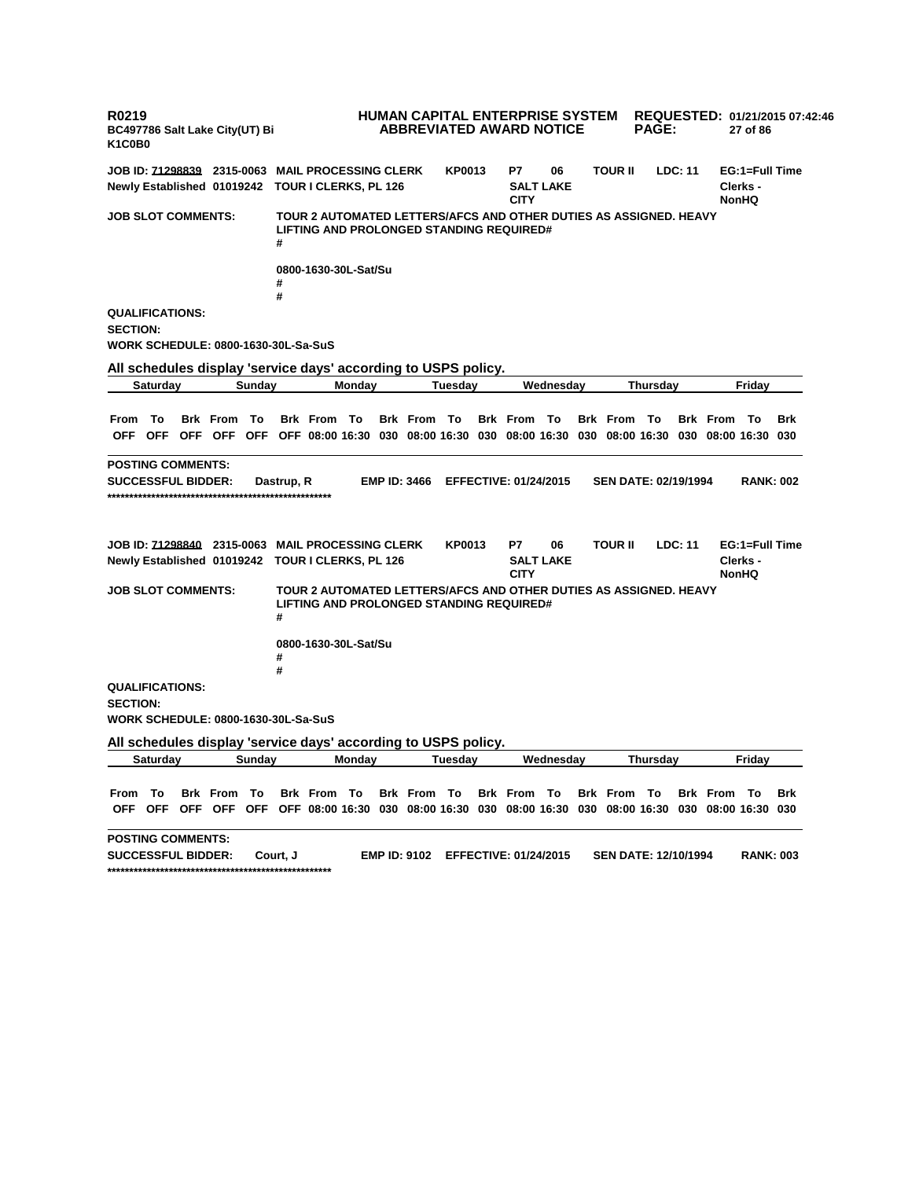**R0219** **HUMAN CAPITAL ENTERPRISE SYSTEM** **REQUESTED: 01/21/2015 07:42:46**
**BC497786 Salt Lake City(UT) Bi** **ABBREVIATED AWARD NOTICE**
**K1C0B0**

**JOB ID: 71298839 2315-0063 MAIL PROCESSING CLERK KP0013 P7 06 TOUR II LDC: 11 EG:1=Full Time**
**Newly Established 01019242 TOUR I CLERKS, PL 126 SALT LAKE CITY Clerks - NonHQ**

**JOB SLOT COMMENTS:** TOUR 2 AUTOMATED LETTERS/AFCS AND OTHER DUTIES AS ASSIGNED. HEAVY LIFTING AND PROLONGED STANDING REQUIRED#
#

0800-1630-30L-Sat/Su
#
#

**QUALIFICATIONS:**
**SECTION:**
**WORK SCHEDULE: 0800-1630-30L-Sa-SuS**

**All schedules display 'service days' according to USPS policy.**

| Saturday | | | Sunday | | | Monday | | | Tuesday | | | Wednesday | | | Thursday | | | Friday | | |
|---|---|---|---|---|---|---|---|---|---|---|---|---|---|---|---|---|---|---|---|---|
| From | To | Brk | From | To | Brk | From | To | Brk | From | To | Brk | From | To | Brk | From | To | Brk | From | To | Brk |
| OFF | OFF | OFF | OFF | OFF | OFF | 08:00 | 16:30 | 030 | 08:00 | 16:30 | 030 | 08:00 | 16:30 | 030 | 08:00 | 16:30 | 030 | 08:00 | 16:30 | 030 |

**POSTING COMMENTS:**
**SUCCESSFUL BIDDER:** Dastrup, R **EMP ID: 3466** **EFFECTIVE: 01/24/2015** **SEN DATE: 02/19/1994** **RANK: 002**
****************************************************

**JOB ID: 71298840 2315-0063 MAIL PROCESSING CLERK KP0013 P7 06 TOUR II LDC: 11 EG:1=Full Time**
**Newly Established 01019242 TOUR I CLERKS, PL 126 SALT LAKE CITY Clerks - NonHQ**

**JOB SLOT COMMENTS:** TOUR 2 AUTOMATED LETTERS/AFCS AND OTHER DUTIES AS ASSIGNED. HEAVY LIFTING AND PROLONGED STANDING REQUIRED#
#

0800-1630-30L-Sat/Su
#
#

**QUALIFICATIONS:**
**SECTION:**
**WORK SCHEDULE: 0800-1630-30L-Sa-SuS**

**All schedules display 'service days' according to USPS policy.**

| Saturday | | | Sunday | | | Monday | | | Tuesday | | | Wednesday | | | Thursday | | | Friday | | |
|---|---|---|---|---|---|---|---|---|---|---|---|---|---|---|---|---|---|---|---|---|
| From | To | Brk | From | To | Brk | From | To | Brk | From | To | Brk | From | To | Brk | From | To | Brk | From | To | Brk |
| OFF | OFF | OFF | OFF | OFF | OFF | 08:00 | 16:30 | 030 | 08:00 | 16:30 | 030 | 08:00 | 16:30 | 030 | 08:00 | 16:30 | 030 | 08:00 | 16:30 | 030 |

**POSTING COMMENTS:**
**SUCCESSFUL BIDDER:** Court, J **EMP ID: 9102** **EFFECTIVE: 01/24/2015** **SEN DATE: 12/10/1994** **RANK: 003**
****************************************************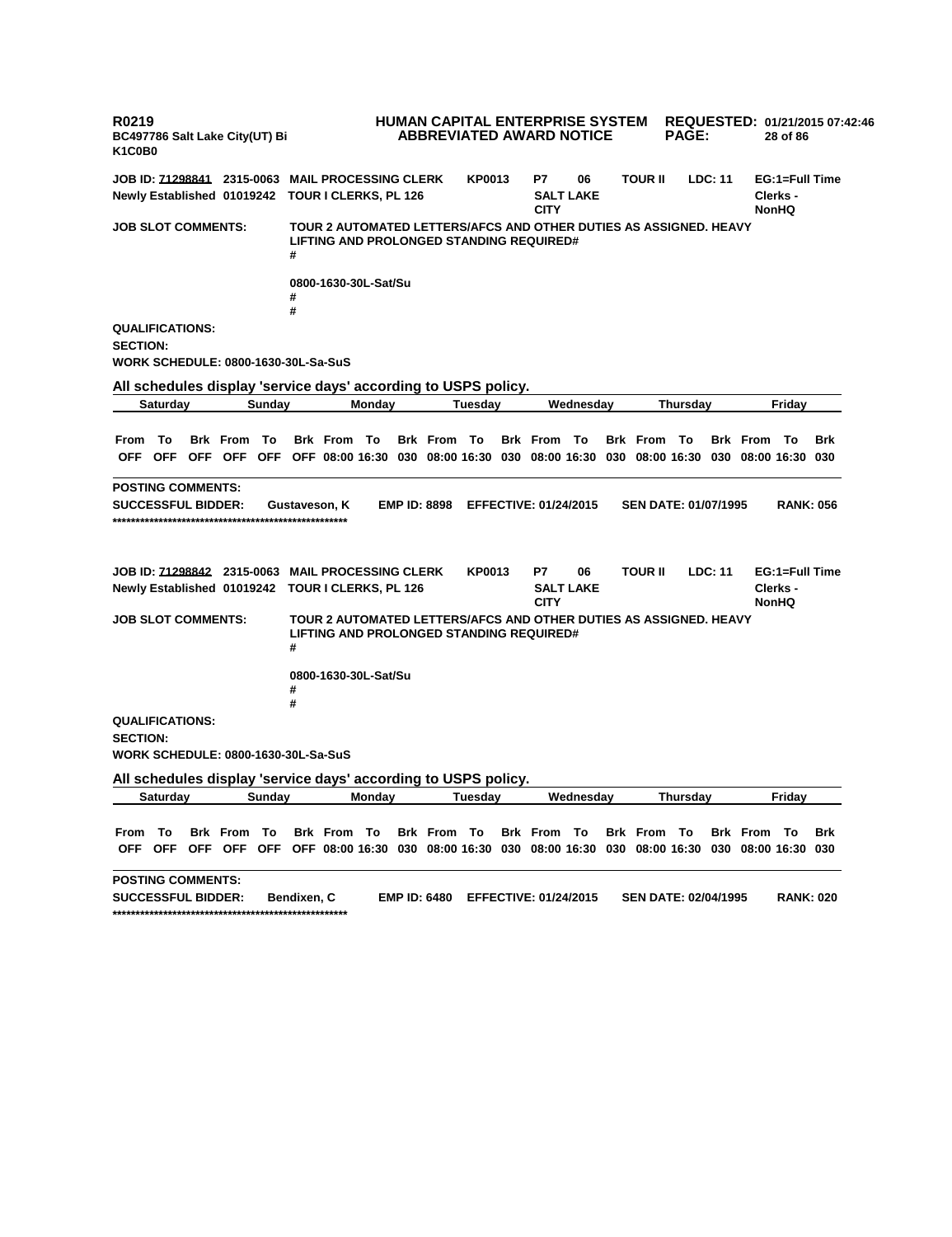**R0219** **HUMAN CAPITAL ENTERPRISE SYSTEM** **REQUESTED: 01/21/2015 07:42:46**
**BC497786 Salt Lake City(UT) Bi** **ABBREVIATED AWARD NOTICE**
**K1C0B0**

**JOB ID: 71298841 2315-0063 MAIL PROCESSING CLERK KP0013 P7 06 TOUR II LDC: 11 EG:1=Full Time**
**Newly Established 01019242 TOUR I CLERKS, PL 126 SALT LAKE CITY Clerks - NonHQ**

**JOB SLOT COMMENTS:** TOUR 2 AUTOMATED LETTERS/AFCS AND OTHER DUTIES AS ASSIGNED. HEAVY LIFTING AND PROLONGED STANDING REQUIRED#
#

0800-1630-30L-Sat/Su
#
#

**QUALIFICATIONS:**
**SECTION:**
**WORK SCHEDULE: 0800-1630-30L-Sa-SuS**

**All schedules display 'service days' according to USPS policy.**

| Saturday | | | Sunday | | | Monday | | | Tuesday | | | Wednesday | | | Thursday | | | Friday | | |
|---|---|---|---|---|---|---|---|---|---|---|---|---|---|---|---|---|---|---|---|---|
| From | To | Brk | From | To | Brk | From | To | Brk | From | To | Brk | From | To | Brk | From | To | Brk | From | To | Brk |
| OFF | OFF | OFF | OFF | OFF | OFF | 08:00 | 16:30 | 030 | 08:00 | 16:30 | 030 | 08:00 | 16:30 | 030 | 08:00 | 16:30 | 030 | 08:00 | 16:30 | 030 |

**POSTING COMMENTS:**
**SUCCESSFUL BIDDER:** Gustaveson, K **EMP ID: 8898** **EFFECTIVE: 01/24/2015** **SEN DATE: 01/07/1995** **RANK: 056**
****************************************************

**JOB ID: 71298842 2315-0063 MAIL PROCESSING CLERK KP0013 P7 06 TOUR II LDC: 11 EG:1=Full Time**
**Newly Established 01019242 TOUR I CLERKS, PL 126 SALT LAKE CITY Clerks - NonHQ**

**JOB SLOT COMMENTS:** TOUR 2 AUTOMATED LETTERS/AFCS AND OTHER DUTIES AS ASSIGNED. HEAVY LIFTING AND PROLONGED STANDING REQUIRED#
#

0800-1630-30L-Sat/Su
#
#

**QUALIFICATIONS:**
**SECTION:**
**WORK SCHEDULE: 0800-1630-30L-Sa-SuS**

**All schedules display 'service days' according to USPS policy.**

| Saturday | | | Sunday | | | Monday | | | Tuesday | | | Wednesday | | | Thursday | | | Friday | | |
|---|---|---|---|---|---|---|---|---|---|---|---|---|---|---|---|---|---|---|---|---|
| From | To | Brk | From | To | Brk | From | To | Brk | From | To | Brk | From | To | Brk | From | To | Brk | From | To | Brk |
| OFF | OFF | OFF | OFF | OFF | OFF | 08:00 | 16:30 | 030 | 08:00 | 16:30 | 030 | 08:00 | 16:30 | 030 | 08:00 | 16:30 | 030 | 08:00 | 16:30 | 030 |

**POSTING COMMENTS:**
**SUCCESSFUL BIDDER:** Bendixen, C **EMP ID: 6480** **EFFECTIVE: 01/24/2015** **SEN DATE: 02/04/1995** **RANK: 020**
****************************************************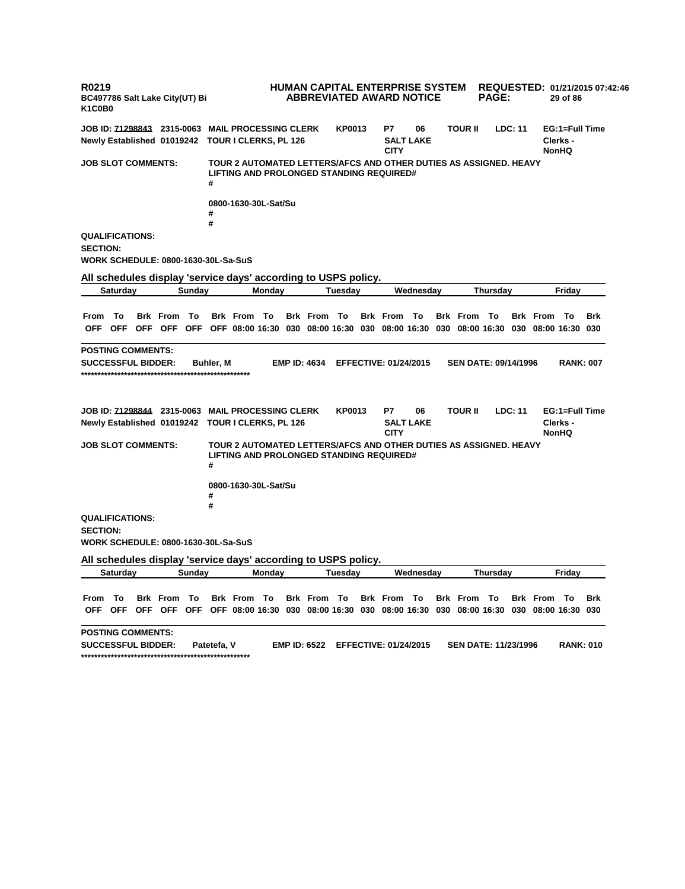R0219
BC497786 Salt Lake City(UT) Bi
K1C0B0

**HUMAN CAPITAL ENTERPRISE SYSTEM**
**ABBREVIATED AWARD NOTICE**

REQUESTED: 01/21/2015 07:42:46

**JOB ID: 71298843** 2315-0063 **MAIL PROCESSING CLERK** KP0013 P7 06 TOUR II LDC: 11 EG:1=Full Time
Newly Established 01019242 TOUR I CLERKS, PL 126 SALT LAKE CITY Clerks - NonHQ

**JOB SLOT COMMENTS:** TOUR 2 AUTOMATED LETTERS/AFCS AND OTHER DUTIES AS ASSIGNED. HEAVY LIFTING AND PROLONGED STANDING REQUIRED#
#

0800-1630-30L-Sat/Su
#
#

**QUALIFICATIONS:**
**SECTION:**
**WORK SCHEDULE:** 0800-1630-30L-Sa-SuS

**All schedules display 'service days' according to USPS policy.**

| Saturday | | | Sunday | | | Monday | | | Tuesday | | | Wednesday | | | Thursday | | | Friday | | |
|---|---|---|---|---|---|---|---|---|---|---|---|---|---|---|---|---|---|---|---|---|
| From | To | Brk | From | To | Brk | From | To | Brk | From | To | Brk | From | To | Brk | From | To | Brk | From | To | Brk |
| OFF | OFF | OFF | OFF | OFF | OFF | 08:00 | 16:30 | 030 | 08:00 | 16:30 | 030 | 08:00 | 16:30 | 030 | 08:00 | 16:30 | 030 | 08:00 | 16:30 | 030 |

**POSTING COMMENTS:**
**SUCCESSFUL BIDDER:** Buhler, M **EMP ID:** 4634 **EFFECTIVE:** 01/24/2015 **SEN DATE:** 09/14/1996 **RANK:** 007
****************************************************

**JOB ID: 71298844** 2315-0063 **MAIL PROCESSING CLERK** KP0013 P7 06 TOUR II LDC: 11 EG:1=Full Time
Newly Established 01019242 TOUR I CLERKS, PL 126 SALT LAKE CITY Clerks - NonHQ

**JOB SLOT COMMENTS:** TOUR 2 AUTOMATED LETTERS/AFCS AND OTHER DUTIES AS ASSIGNED. HEAVY LIFTING AND PROLONGED STANDING REQUIRED#
#

0800-1630-30L-Sat/Su
#
#

**QUALIFICATIONS:**
**SECTION:**
**WORK SCHEDULE:** 0800-1630-30L-Sa-SuS

**All schedules display 'service days' according to USPS policy.**

| Saturday | | | Sunday | | | Monday | | | Tuesday | | | Wednesday | | | Thursday | | | Friday | | |
|---|---|---|---|---|---|---|---|---|---|---|---|---|---|---|---|---|---|---|---|---|
| From | To | Brk | From | To | Brk | From | To | Brk | From | To | Brk | From | To | Brk | From | To | Brk | From | To | Brk |
| OFF | OFF | OFF | OFF | OFF | OFF | 08:00 | 16:30 | 030 | 08:00 | 16:30 | 030 | 08:00 | 16:30 | 030 | 08:00 | 16:30 | 030 | 08:00 | 16:30 | 030 |

**POSTING COMMENTS:**
**SUCCESSFUL BIDDER:** Patetefa, V **EMP ID:** 6522 **EFFECTIVE:** 01/24/2015 **SEN DATE:** 11/23/1996 **RANK:** 010
****************************************************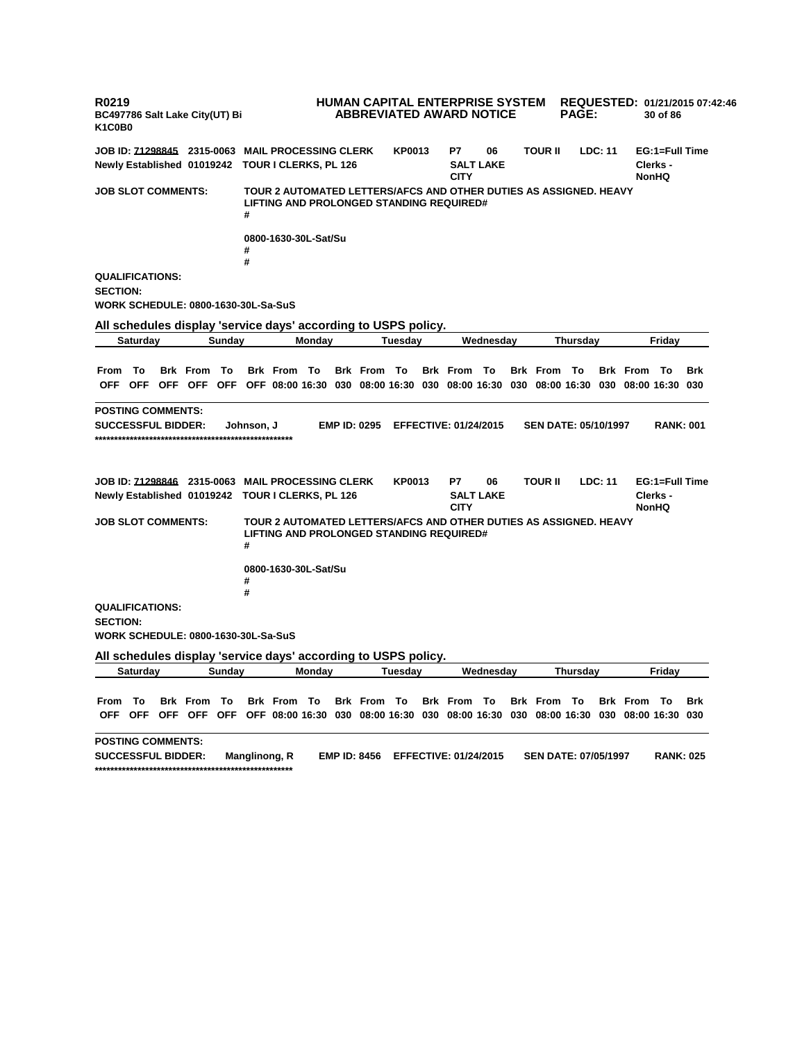R0219 | HUMAN CAPITAL ENTERPRISE SYSTEM | REQUESTED: 01/21/2015 07:42:46
BC497786 Salt Lake City(UT) Bi | ABBREVIATED AWARD NOTICE
K1C0B0

**JOB ID: 71298845 2315-0063 MAIL PROCESSING CLERK KP0013 P7 06 TOUR II LDC: 11 EG:1=Full Time**
**Newly Established 01019242 TOUR I CLERKS, PL 126 SALT LAKE CITY Clerks - NonHQ**

**JOB SLOT COMMENTS:** TOUR 2 AUTOMATED LETTERS/AFCS AND OTHER DUTIES AS ASSIGNED. HEAVY LIFTING AND PROLONGED STANDING REQUIRED#
#

0800-1630-30L-Sat/Su
#
#

**QUALIFICATIONS:**
**SECTION:**
**WORK SCHEDULE: 0800-1630-30L-Sa-SuS**

**All schedules display 'service days' according to USPS policy.**

| Saturday | | | Sunday | | | Monday | | | Tuesday | | | Wednesday | | | Thursday | | | Friday | | |
|---|---|---|---|---|---|---|---|---|---|---|---|---|---|---|---|---|---|---|---|---|
| From | To | Brk | From | To | Brk | From | To | Brk | From | To | Brk | From | To | Brk | From | To | Brk | From | To | Brk |
| OFF | OFF | OFF | OFF | OFF | OFF | 08:00 | 16:30 | 030 | 08:00 | 16:30 | 030 | 08:00 | 16:30 | 030 | 08:00 | 16:30 | 030 | 08:00 | 16:30 | 030 |

**POSTING COMMENTS:**
**SUCCESSFUL BIDDER:** Johnson, J **EMP ID: 0295 EFFECTIVE: 01/24/2015 SEN DATE: 05/10/1997 RANK: 001**
****************************************************

**JOB ID: 71298846 2315-0063 MAIL PROCESSING CLERK KP0013 P7 06 TOUR II LDC: 11 EG:1=Full Time**
**Newly Established 01019242 TOUR I CLERKS, PL 126 SALT LAKE CITY Clerks - NonHQ**

**JOB SLOT COMMENTS:** TOUR 2 AUTOMATED LETTERS/AFCS AND OTHER DUTIES AS ASSIGNED. HEAVY LIFTING AND PROLONGED STANDING REQUIRED#
#

0800-1630-30L-Sat/Su
#
#

**QUALIFICATIONS:**
**SECTION:**
**WORK SCHEDULE: 0800-1630-30L-Sa-SuS**

**All schedules display 'service days' according to USPS policy.**

| Saturday | | | Sunday | | | Monday | | | Tuesday | | | Wednesday | | | Thursday | | | Friday | | |
|---|---|---|---|---|---|---|---|---|---|---|---|---|---|---|---|---|---|---|---|---|
| From | To | Brk | From | To | Brk | From | To | Brk | From | To | Brk | From | To | Brk | From | To | Brk | From | To | Brk |
| OFF | OFF | OFF | OFF | OFF | OFF | 08:00 | 16:30 | 030 | 08:00 | 16:30 | 030 | 08:00 | 16:30 | 030 | 08:00 | 16:30 | 030 | 08:00 | 16:30 | 030 |

**POSTING COMMENTS:**
**SUCCESSFUL BIDDER:** Manglinong, R **EMP ID: 8456 EFFECTIVE: 01/24/2015 SEN DATE: 07/05/1997 RANK: 025**
****************************************************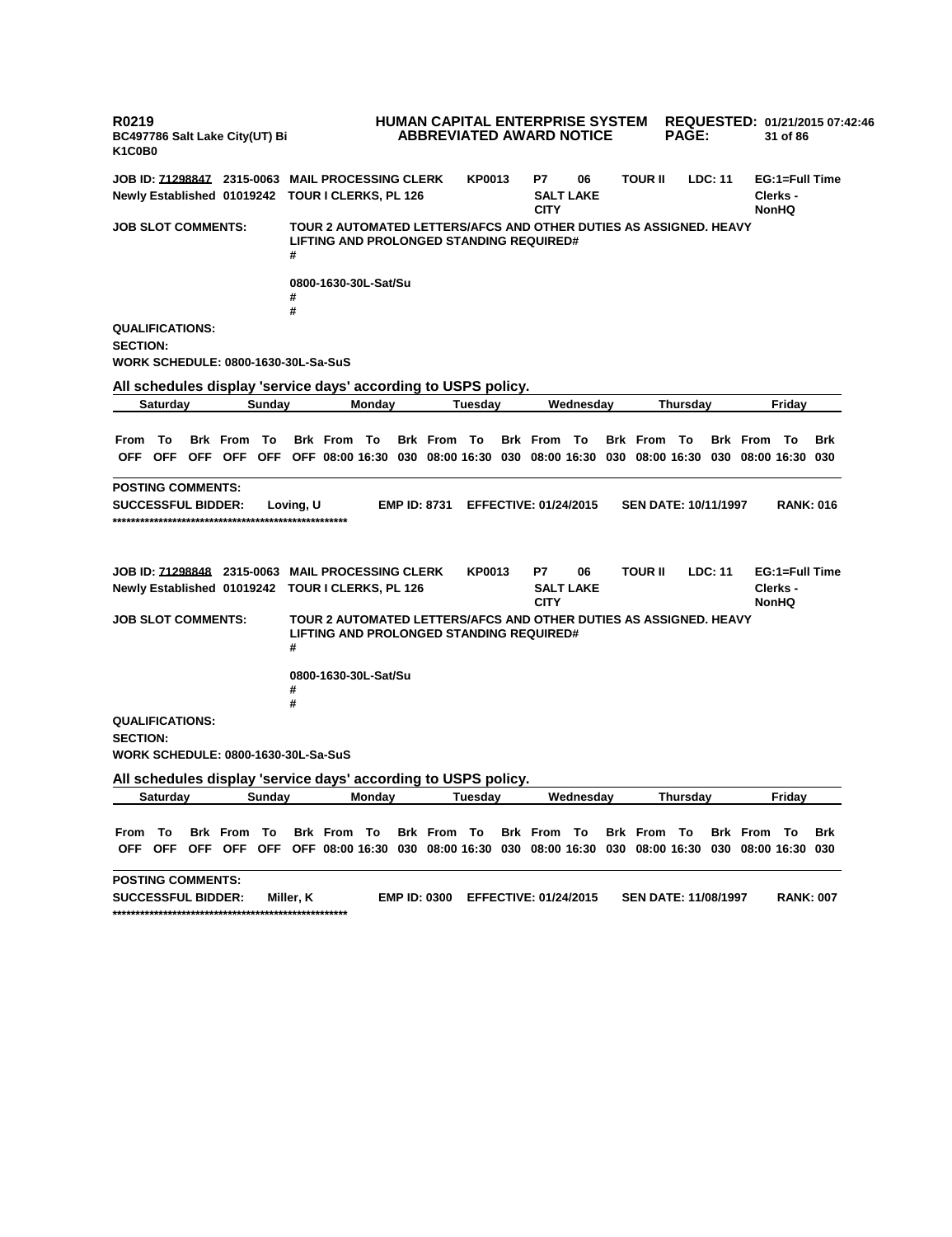**R0219** **HUMAN CAPITAL ENTERPRISE SYSTEM** **REQUESTED: 01/21/2015 07:42:46**
**BC497786 Salt Lake City(UT) Bi** **ABBREVIATED AWARD NOTICE**
**K1C0B0**

**JOB ID: 71298847 2315-0063 MAIL PROCESSING CLERK KP0013 P7 06 TOUR II LDC: 11 EG:1=Full Time**
**Newly Established 01019242 TOUR I CLERKS, PL 126 SALT LAKE CITY Clerks - NonHQ**

**JOB SLOT COMMENTS:** TOUR 2 AUTOMATED LETTERS/AFCS AND OTHER DUTIES AS ASSIGNED. HEAVY LIFTING AND PROLONGED STANDING REQUIRED#
#

0800-1630-30L-Sat/Su
#
#

**QUALIFICATIONS:**
**SECTION:**
**WORK SCHEDULE: 0800-1630-30L-Sa-SuS**

**All schedules display 'service days' according to USPS policy.**

| Saturday | | | Sunday | | | Monday | | | Tuesday | | | Wednesday | | | Thursday | | | Friday | | |
|---|---|---|---|---|---|---|---|---|---|---|---|---|---|---|---|---|---|---|---|---|
| From | To | Brk | From | To | Brk | From | To | Brk | From | To | Brk | From | To | Brk | From | To | Brk | From | To | Brk |
| OFF | OFF | OFF | OFF | OFF | OFF | 08:00 | 16:30 | 030 | 08:00 | 16:30 | 030 | 08:00 | 16:30 | 030 | 08:00 | 16:30 | 030 | 08:00 | 16:30 | 030 |

**POSTING COMMENTS:**
**SUCCESSFUL BIDDER: Loving, U EMP ID: 8731 EFFECTIVE: 01/24/2015 SEN DATE: 10/11/1997 RANK: 016**
****************************************************

**JOB ID: 71298848 2315-0063 MAIL PROCESSING CLERK KP0013 P7 06 TOUR II LDC: 11 EG:1=Full Time**
**Newly Established 01019242 TOUR I CLERKS, PL 126 SALT LAKE CITY Clerks - NonHQ**

**JOB SLOT COMMENTS:** TOUR 2 AUTOMATED LETTERS/AFCS AND OTHER DUTIES AS ASSIGNED. HEAVY LIFTING AND PROLONGED STANDING REQUIRED#
#

0800-1630-30L-Sat/Su
#
#

**QUALIFICATIONS:**
**SECTION:**
**WORK SCHEDULE: 0800-1630-30L-Sa-SuS**

**All schedules display 'service days' according to USPS policy.**

| Saturday | | | Sunday | | | Monday | | | Tuesday | | | Wednesday | | | Thursday | | | Friday | | |
|---|---|---|---|---|---|---|---|---|---|---|---|---|---|---|---|---|---|---|---|---|
| From | To | Brk | From | To | Brk | From | To | Brk | From | To | Brk | From | To | Brk | From | To | Brk | From | To | Brk |
| OFF | OFF | OFF | OFF | OFF | OFF | 08:00 | 16:30 | 030 | 08:00 | 16:30 | 030 | 08:00 | 16:30 | 030 | 08:00 | 16:30 | 030 | 08:00 | 16:30 | 030 |

**POSTING COMMENTS:**
**SUCCESSFUL BIDDER: Miller, K EMP ID: 0300 EFFECTIVE: 01/24/2015 SEN DATE: 11/08/1997 RANK: 007**
****************************************************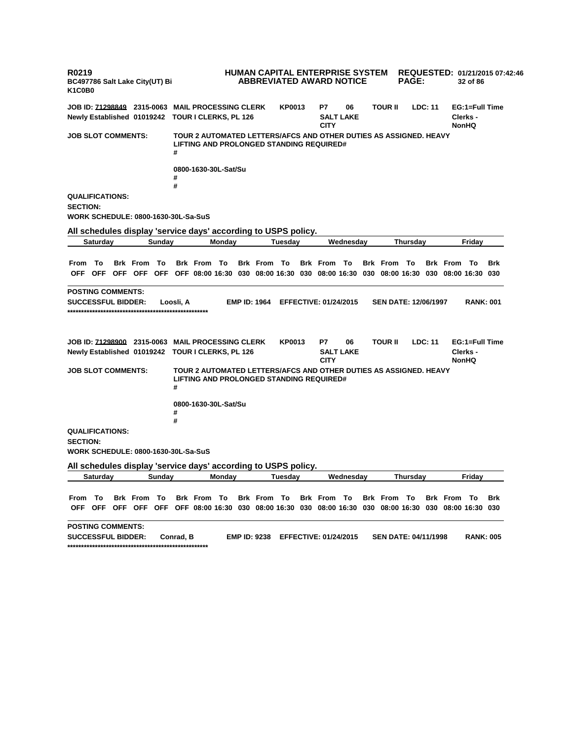R0219 HUMAN CAPITAL ENTERPRISE SYSTEM REQUESTED: 01/21/2015 07:42:46
BC497786 Salt Lake City(UT) Bi ABBREVIATED AWARD NOTICE
K1C0B0

**JOB ID: 71298849** 2315-0063 MAIL PROCESSING CLERK KP0013 P7 06 TOUR II LDC: 11 EG:1=Full Time
Newly Established 01019242 TOUR I CLERKS, PL 126 SALT LAKE CITY Clerks - NonHQ

**JOB SLOT COMMENTS:** TOUR 2 AUTOMATED LETTERS/AFCS AND OTHER DUTIES AS ASSIGNED. HEAVY LIFTING AND PROLONGED STANDING REQUIRED#
#

0800-1630-30L-Sat/Su
#
#

**QUALIFICATIONS:**
**SECTION:**
**WORK SCHEDULE:** 0800-1630-30L-Sa-SuS

**All schedules display 'service days' according to USPS policy.**

| Saturday | | | Sunday | | | Monday | | | Tuesday | | | Wednesday | | | Thursday | | | Friday | | |
|---|---|---|---|---|---|---|---|---|---|---|---|---|---|---|---|---|---|---|---|---|
| From | To | Brk | From | To | Brk | From | To | Brk | From | To | Brk | From | To | Brk | From | To | Brk | From | To | Brk |
| OFF | OFF | OFF | OFF | OFF | OFF | 08:00 | 16:30 | 030 | 08:00 | 16:30 | 030 | 08:00 | 16:30 | 030 | 08:00 | 16:30 | 030 | 08:00 | 16:30 | 030 |

**POSTING COMMENTS:**
**SUCCESSFUL BIDDER:** Loosli, A EMP ID: 1964 EFFECTIVE: 01/24/2015 SEN DATE: 12/06/1997 RANK: 001
****************************************************

**JOB ID: 71298900** 2315-0063 MAIL PROCESSING CLERK KP0013 P7 06 TOUR II LDC: 11 EG:1=Full Time
Newly Established 01019242 TOUR I CLERKS, PL 126 SALT LAKE CITY Clerks - NonHQ

**JOB SLOT COMMENTS:** TOUR 2 AUTOMATED LETTERS/AFCS AND OTHER DUTIES AS ASSIGNED. HEAVY LIFTING AND PROLONGED STANDING REQUIRED#
#

0800-1630-30L-Sat/Su
#
#

**QUALIFICATIONS:**
**SECTION:**
**WORK SCHEDULE:** 0800-1630-30L-Sa-SuS

**All schedules display 'service days' according to USPS policy.**

| Saturday | | | Sunday | | | Monday | | | Tuesday | | | Wednesday | | | Thursday | | | Friday | | |
|---|---|---|---|---|---|---|---|---|---|---|---|---|---|---|---|---|---|---|---|---|
| From | To | Brk | From | To | Brk | From | To | Brk | From | To | Brk | From | To | Brk | From | To | Brk | From | To | Brk |
| OFF | OFF | OFF | OFF | OFF | OFF | 08:00 | 16:30 | 030 | 08:00 | 16:30 | 030 | 08:00 | 16:30 | 030 | 08:00 | 16:30 | 030 | 08:00 | 16:30 | 030 |

**POSTING COMMENTS:**
**SUCCESSFUL BIDDER:** Conrad, B EMP ID: 9238 EFFECTIVE: 01/24/2015 SEN DATE: 04/11/1998 RANK: 005
****************************************************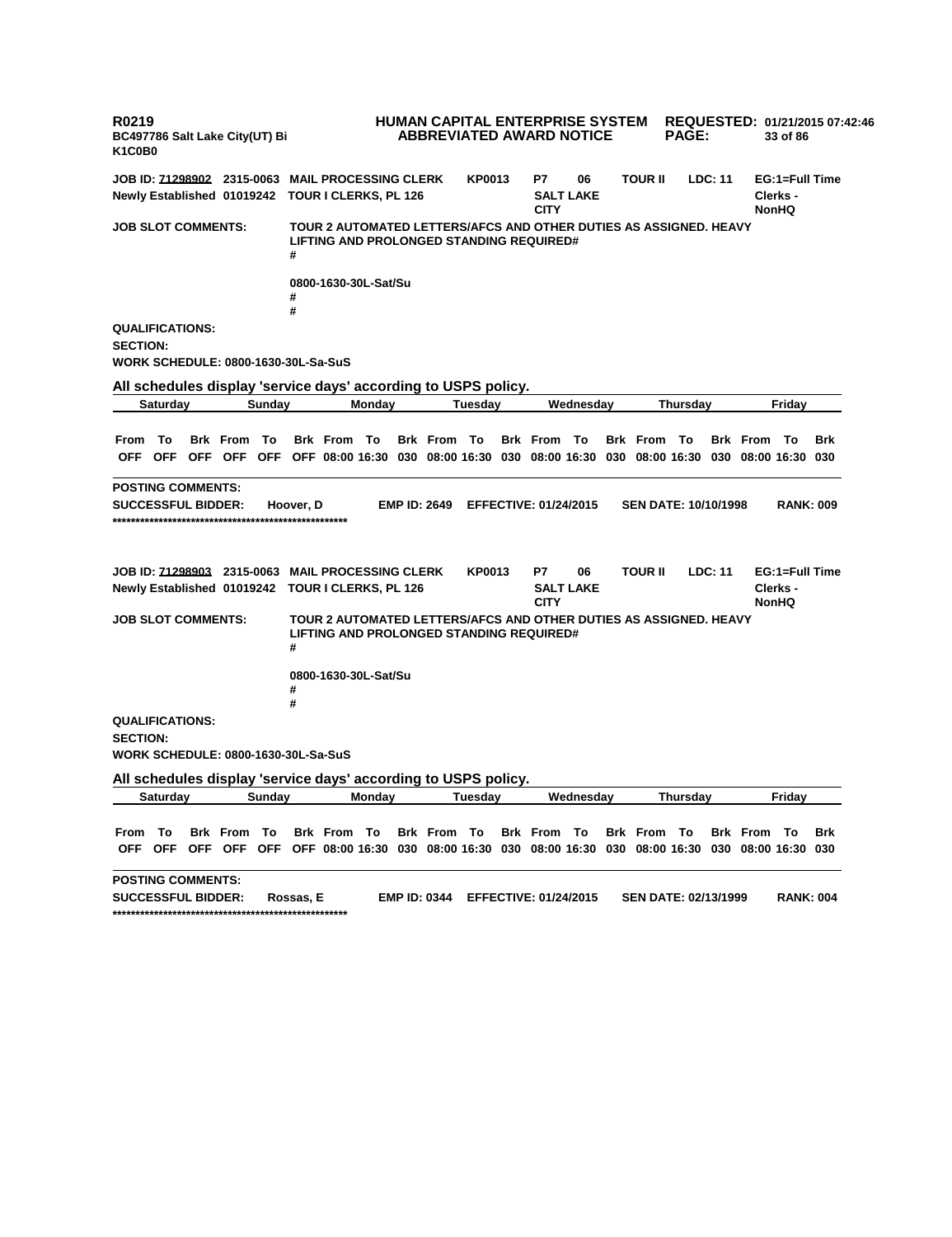**R0219** | **HUMAN CAPITAL ENTERPRISE SYSTEM** | **REQUESTED: 01/21/2015 07:42:46**

**BC497786 Salt Lake City(UT) Bi** | **ABBREVIATED AWARD NOTICE**

**K1C0B0**

**JOB ID: 71298902  2315-0063  MAIL PROCESSING CLERK  KP0013  P7  06  TOUR II  LDC: 11  EG:1=Full Time**
**Newly Established  01019242  TOUR I CLERKS, PL 126  SALT LAKE CITY  Clerks - NonHQ**

**JOB SLOT COMMENTS:** TOUR 2 AUTOMATED LETTERS/AFCS AND OTHER DUTIES AS ASSIGNED. HEAVY LIFTING AND PROLONGED STANDING REQUIRED#
#

0800-1630-30L-Sat/Su
#
#

**QUALIFICATIONS:**
**SECTION:**
**WORK SCHEDULE: 0800-1630-30L-Sa-SuS**

**All schedules display 'service days' according to USPS policy.**

| Saturday | | | Sunday | | | Monday | | | Tuesday | | | Wednesday | | | Thursday | | | Friday | | |
|---|---|---|---|---|---|---|---|---|---|---|---|---|---|---|---|---|---|---|---|---|
| From | To | Brk | From | To | Brk | From | To | Brk | From | To | Brk | From | To | Brk | From | To | Brk | From | To | Brk |
| OFF | OFF | OFF | OFF | OFF | OFF | 08:00 | 16:30 | 030 | 08:00 | 16:30 | 030 | 08:00 | 16:30 | 030 | 08:00 | 16:30 | 030 | 08:00 | 16:30 | 030 |

**POSTING COMMENTS:**
**SUCCESSFUL BIDDER:** Hoover, D  **EMP ID: 2649**  **EFFECTIVE: 01/24/2015**  **SEN DATE: 10/10/1998**  **RANK: 009**
****************************************************

**JOB ID: 71298903  2315-0063  MAIL PROCESSING CLERK  KP0013  P7  06  TOUR II  LDC: 11  EG:1=Full Time**
**Newly Established  01019242  TOUR I CLERKS, PL 126  SALT LAKE CITY  Clerks - NonHQ**

**JOB SLOT COMMENTS:** TOUR 2 AUTOMATED LETTERS/AFCS AND OTHER DUTIES AS ASSIGNED. HEAVY LIFTING AND PROLONGED STANDING REQUIRED#
#

0800-1630-30L-Sat/Su
#
#

**QUALIFICATIONS:**
**SECTION:**
**WORK SCHEDULE: 0800-1630-30L-Sa-SuS**

**All schedules display 'service days' according to USPS policy.**

| Saturday | | | Sunday | | | Monday | | | Tuesday | | | Wednesday | | | Thursday | | | Friday | | |
|---|---|---|---|---|---|---|---|---|---|---|---|---|---|---|---|---|---|---|---|---|
| From | To | Brk | From | To | Brk | From | To | Brk | From | To | Brk | From | To | Brk | From | To | Brk | From | To | Brk |
| OFF | OFF | OFF | OFF | OFF | OFF | 08:00 | 16:30 | 030 | 08:00 | 16:30 | 030 | 08:00 | 16:30 | 030 | 08:00 | 16:30 | 030 | 08:00 | 16:30 | 030 |

**POSTING COMMENTS:**
**SUCCESSFUL BIDDER:** Rossas, E  **EMP ID: 0344**  **EFFECTIVE: 01/24/2015**  **SEN DATE: 02/13/1999**  **RANK: 004**
****************************************************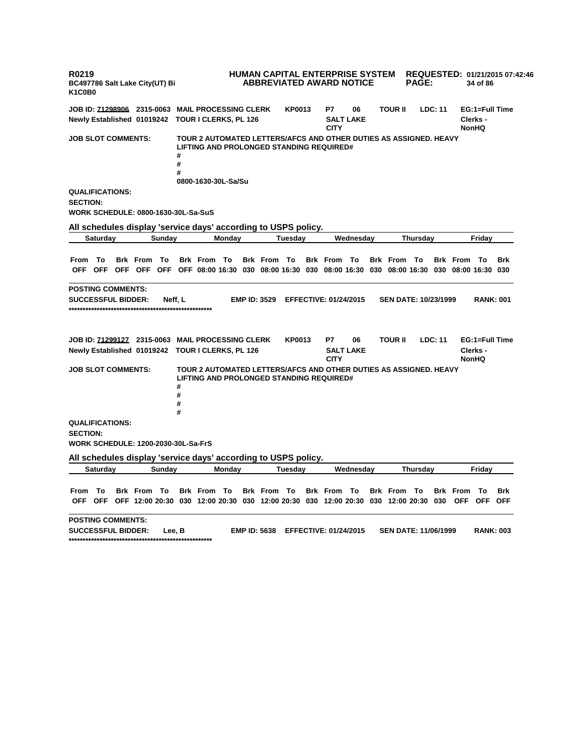R0219
BC497786 Salt Lake City(UT) Bi
K1C0B0

**HUMAN CAPITAL ENTERPRISE SYSTEM**
**ABBREVIATED AWARD NOTICE**

**REQUESTED: 01/21/2015 07:42:46**

**JOB ID: 71298906** 2315-0063 MAIL PROCESSING CLERK KP0013 P7 06 TOUR II LDC: 11 EG:1=Full Time
Newly Established 01019242 TOUR I CLERKS, PL 126 SALT LAKE CITY Clerks - NonHQ

**JOB SLOT COMMENTS:** TOUR 2 AUTOMATED LETTERS/AFCS AND OTHER DUTIES AS ASSIGNED. HEAVY LIFTING AND PROLONGED STANDING REQUIRED#
#
#
#
0800-1630-30L-Sa/Su

**QUALIFICATIONS:**
**SECTION:**
**WORK SCHEDULE:** 0800-1630-30L-Sa-SuS

**All schedules display 'service days' according to USPS policy.**

| Saturday | | | Sunday | | | Monday | | | Tuesday | | | Wednesday | | | Thursday | | | Friday | | |
|---|---|---|---|---|---|---|---|---|---|---|---|---|---|---|---|---|---|---|---|---|
| From | To | Brk | From | To | Brk | From | To | Brk | From | To | Brk | From | To | Brk | From | To | Brk | From | To | Brk |
| OFF | OFF | OFF | OFF | OFF | OFF | 08:00 | 16:30 | 030 | 08:00 | 16:30 | 030 | 08:00 | 16:30 | 030 | 08:00 | 16:30 | 030 | 08:00 | 16:30 | 030 |

**POSTING COMMENTS:**
**SUCCESSFUL BIDDER:** Neff, L EMP ID: 3529 EFFECTIVE: 01/24/2015 SEN DATE: 10/23/1999 RANK: 001

****************************************************

**JOB ID: 71299127** 2315-0063 MAIL PROCESSING CLERK KP0013 P7 06 TOUR II LDC: 11 EG:1=Full Time
Newly Established 01019242 TOUR I CLERKS, PL 126 SALT LAKE CITY Clerks - NonHQ

**JOB SLOT COMMENTS:** TOUR 2 AUTOMATED LETTERS/AFCS AND OTHER DUTIES AS ASSIGNED. HEAVY LIFTING AND PROLONGED STANDING REQUIRED#
#
#
#
#

**QUALIFICATIONS:**
**SECTION:**
**WORK SCHEDULE:** 1200-2030-30L-Sa-FrS

**All schedules display 'service days' according to USPS policy.**

| Saturday | | | Sunday | | | Monday | | | Tuesday | | | Wednesday | | | Thursday | | | Friday | | |
|---|---|---|---|---|---|---|---|---|---|---|---|---|---|---|---|---|---|---|---|---|
| From | To | Brk | From | To | Brk | From | To | Brk | From | To | Brk | From | To | Brk | From | To | Brk | From | To | Brk |
| OFF | OFF | OFF | 12:00 | 20:30 | 030 | 12:00 | 20:30 | 030 | 12:00 | 20:30 | 030 | 12:00 | 20:30 | 030 | 12:00 | 20:30 | 030 | OFF | OFF | OFF |

**POSTING COMMENTS:**
**SUCCESSFUL BIDDER:** Lee, B EMP ID: 5638 EFFECTIVE: 01/24/2015 SEN DATE: 11/06/1999 RANK: 003

****************************************************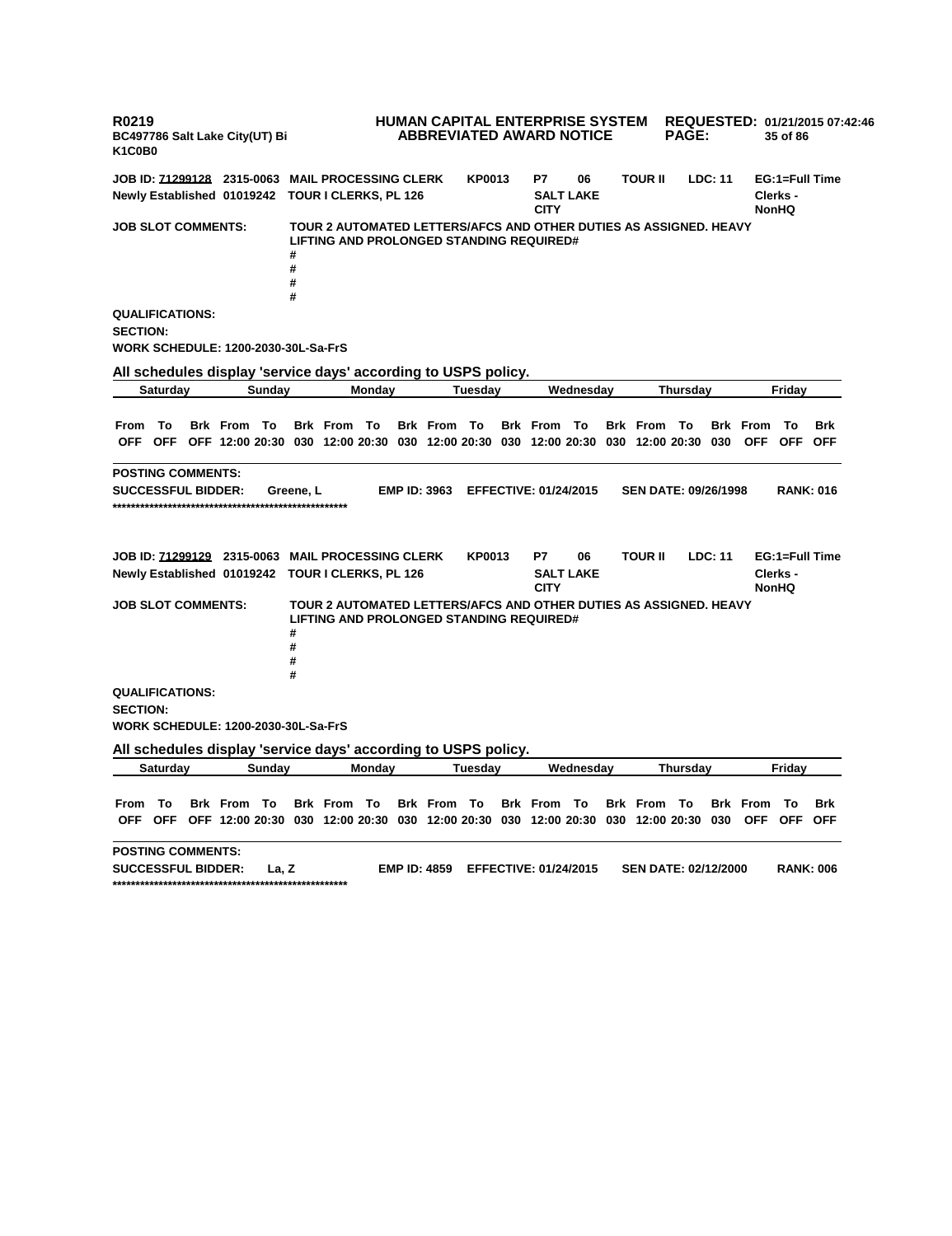R0219
BC497786 Salt Lake City(UT) Bi
K1C0B0

**HUMAN CAPITAL ENTERPRISE SYSTEM**
**ABBREVIATED AWARD NOTICE**

REQUESTED: 01/21/2015 07:42:46

**JOB ID: 71299128** 2315-0063 MAIL PROCESSING CLERK KP0013 P7 06 TOUR II LDC: 11 EG:1=Full Time
Newly Established 01019242 TOUR I CLERKS, PL 126 SALT LAKE CITY Clerks - NonHQ

**JOB SLOT COMMENTS:** TOUR 2 AUTOMATED LETTERS/AFCS AND OTHER DUTIES AS ASSIGNED. HEAVY LIFTING AND PROLONGED STANDING REQUIRED#
#
#
#
#

**QUALIFICATIONS:**

**SECTION:**

**WORK SCHEDULE:** 1200-2030-30L-Sa-FrS

**All schedules display 'service days' according to USPS policy.**

| Saturday | | | Sunday | | | Monday | | | Tuesday | | | Wednesday | | | Thursday | | | Friday | | |
|---|---|---|---|---|---|---|---|---|---|---|---|---|---|---|---|---|---|---|---|---|
| From | To | Brk | From | To | Brk | From | To | Brk | From | To | Brk | From | To | Brk | From | To | Brk | From | To | Brk |
| OFF | OFF | OFF | 12:00 | 20:30 | 030 | 12:00 | 20:30 | 030 | 12:00 | 20:30 | 030 | 12:00 | 20:30 | 030 | 12:00 | 20:30 | 030 | OFF | OFF | OFF |

**POSTING COMMENTS:**

**SUCCESSFUL BIDDER:** Greene, L EMP ID: 3963 EFFECTIVE: 01/24/2015 SEN DATE: 09/26/1998 RANK: 016

*****************************************************

**JOB ID: 71299129** 2315-0063 MAIL PROCESSING CLERK KP0013 P7 06 TOUR II LDC: 11 EG:1=Full Time
Newly Established 01019242 TOUR I CLERKS, PL 126 SALT LAKE CITY Clerks - NonHQ

**JOB SLOT COMMENTS:** TOUR 2 AUTOMATED LETTERS/AFCS AND OTHER DUTIES AS ASSIGNED. HEAVY LIFTING AND PROLONGED STANDING REQUIRED#
#
#
#
#

**QUALIFICATIONS:**

**SECTION:**

**WORK SCHEDULE:** 1200-2030-30L-Sa-FrS

**All schedules display 'service days' according to USPS policy.**

| Saturday | | | Sunday | | | Monday | | | Tuesday | | | Wednesday | | | Thursday | | | Friday | | |
|---|---|---|---|---|---|---|---|---|---|---|---|---|---|---|---|---|---|---|---|---|
| From | To | Brk | From | To | Brk | From | To | Brk | From | To | Brk | From | To | Brk | From | To | Brk | From | To | Brk |
| OFF | OFF | OFF | 12:00 | 20:30 | 030 | 12:00 | 20:30 | 030 | 12:00 | 20:30 | 030 | 12:00 | 20:30 | 030 | 12:00 | 20:30 | 030 | OFF | OFF | OFF |

**POSTING COMMENTS:**

**SUCCESSFUL BIDDER:** La, Z EMP ID: 4859 EFFECTIVE: 01/24/2015 SEN DATE: 02/12/2000 RANK: 006

*****************************************************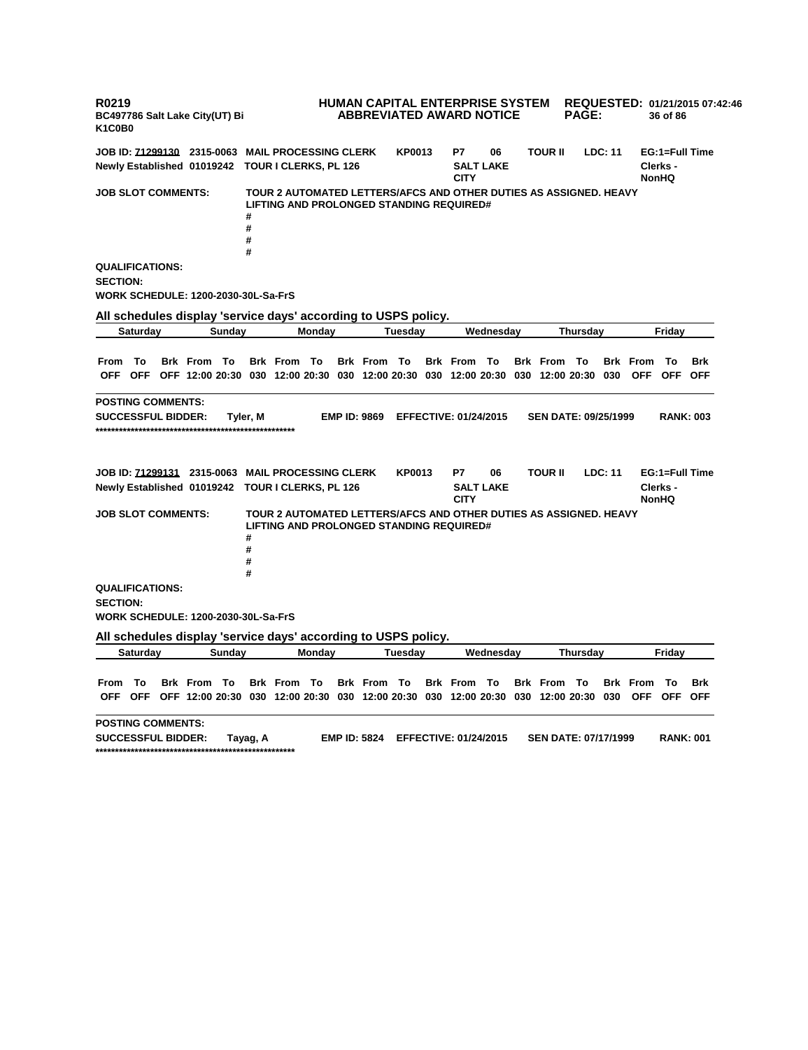R0219 | HUMAN CAPITAL ENTERPRISE SYSTEM | REQUESTED: 01/21/2015 07:42:46
BC497786 Salt Lake City(UT) Bi | ABBREVIATED AWARD NOTICE
K1C0B0

**JOB ID: 71299130 2315-0063 MAIL PROCESSING CLERK** **KP0013** **P7** **06** **TOUR II** **LDC: 11** **EG:1=Full Time**
**Newly Established 01019242 TOUR I CLERKS, PL 126** **SALT LAKE CITY** **Clerks - NonHQ**

**JOB SLOT COMMENTS:** TOUR 2 AUTOMATED LETTERS/AFCS AND OTHER DUTIES AS ASSIGNED. HEAVY LIFTING AND PROLONGED STANDING REQUIRED#
#
#
#
#

**QUALIFICATIONS:**
**SECTION:**
**WORK SCHEDULE: 1200-2030-30L-Sa-FrS**

**All schedules display 'service days' according to USPS policy.**

| Saturday | | | Sunday | | | Monday | | | Tuesday | | | Wednesday | | | Thursday | | | Friday | | |
|---|---|---|---|---|---|---|---|---|---|---|---|---|---|---|---|---|---|---|---|---|
| From | To | Brk | From | To | Brk | From | To | Brk | From | To | Brk | From | To | Brk | From | To | Brk | From | To | Brk |
| OFF | OFF | OFF | 12:00 | 20:30 | 030 | 12:00 | 20:30 | 030 | 12:00 | 20:30 | 030 | 12:00 | 20:30 | 030 | 12:00 | 20:30 | 030 | OFF | OFF | OFF |

**POSTING COMMENTS:**
**SUCCESSFUL BIDDER:** Tyler, M **EMP ID: 9869** **EFFECTIVE: 01/24/2015** **SEN DATE: 09/25/1999** **RANK: 003**
****************************************************

**JOB ID: 71299131 2315-0063 MAIL PROCESSING CLERK** **KP0013** **P7** **06** **TOUR II** **LDC: 11** **EG:1=Full Time**
**Newly Established 01019242 TOUR I CLERKS, PL 126** **SALT LAKE CITY** **Clerks - NonHQ**

**JOB SLOT COMMENTS:** TOUR 2 AUTOMATED LETTERS/AFCS AND OTHER DUTIES AS ASSIGNED. HEAVY LIFTING AND PROLONGED STANDING REQUIRED#
#
#
#
#

**QUALIFICATIONS:**
**SECTION:**
**WORK SCHEDULE: 1200-2030-30L-Sa-FrS**

**All schedules display 'service days' according to USPS policy.**

| Saturday | | | Sunday | | | Monday | | | Tuesday | | | Wednesday | | | Thursday | | | Friday | | |
|---|---|---|---|---|---|---|---|---|---|---|---|---|---|---|---|---|---|---|---|---|
| From | To | Brk | From | To | Brk | From | To | Brk | From | To | Brk | From | To | Brk | From | To | Brk | From | To | Brk |
| OFF | OFF | OFF | 12:00 | 20:30 | 030 | 12:00 | 20:30 | 030 | 12:00 | 20:30 | 030 | 12:00 | 20:30 | 030 | 12:00 | 20:30 | 030 | OFF | OFF | OFF |

**POSTING COMMENTS:**
**SUCCESSFUL BIDDER:** Tayag, A **EMP ID: 5824** **EFFECTIVE: 01/24/2015** **SEN DATE: 07/17/1999** **RANK: 001**
****************************************************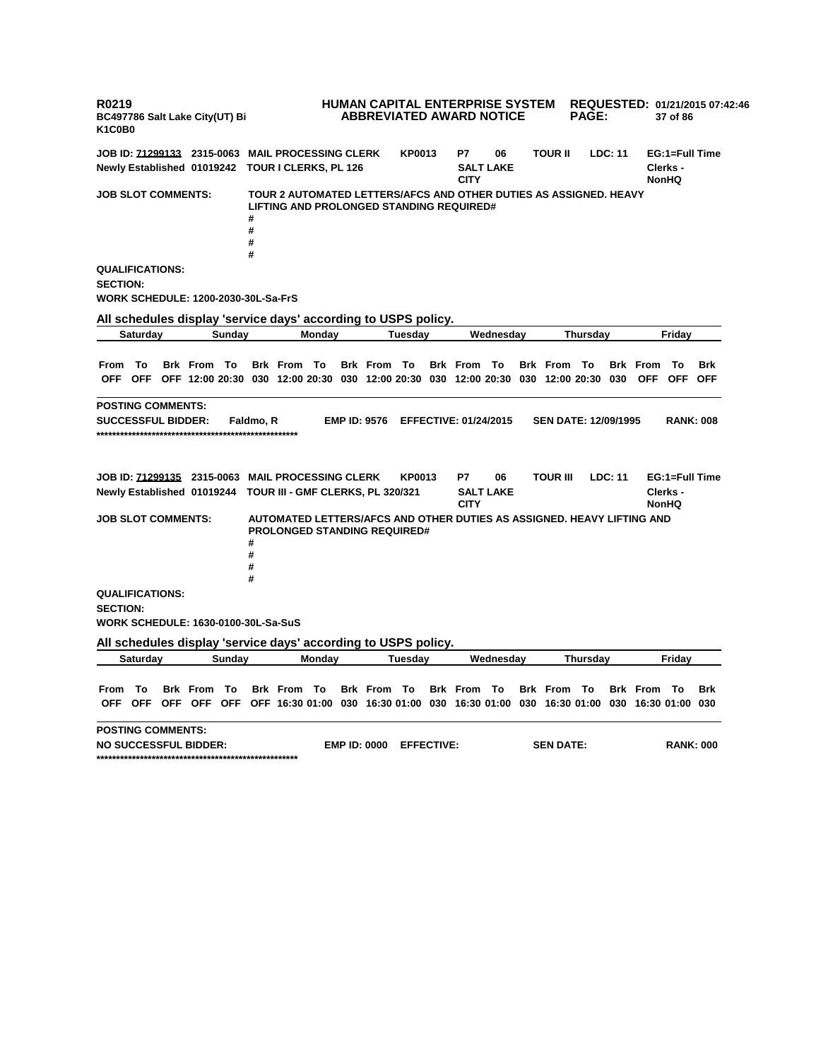R0219 HUMAN CAPITAL ENTERPRISE SYSTEM REQUESTED: 01/21/2015 07:42:46
BC497786 Salt Lake City(UT) Bi ABBREVIATED AWARD NOTICE
K1C0B0

**JOB ID: 71299133 2315-0063 MAIL PROCESSING CLERK KP0013 P7 06 TOUR II LDC: 11 EG:1=Full Time**
**Newly Established 01019242 TOUR I CLERKS, PL 126 SALT LAKE CITY Clerks - NonHQ**

**JOB SLOT COMMENTS:** TOUR 2 AUTOMATED LETTERS/AFCS AND OTHER DUTIES AS ASSIGNED. HEAVY LIFTING AND PROLONGED STANDING REQUIRED#
#
#
#
#

**QUALIFICATIONS:**
**SECTION:**
**WORK SCHEDULE: 1200-2030-30L-Sa-FrS**

**All schedules display 'service days' according to USPS policy.**

| Saturday | | | Sunday | | | Monday | | | Tuesday | | | Wednesday | | | Thursday | | | Friday | | |
|---|---|---|---|---|---|---|---|---|---|---|---|---|---|---|---|---|---|---|---|---|
| From | To | Brk | From | To | Brk | From | To | Brk | From | To | Brk | From | To | Brk | From | To | Brk | From | To | Brk |
| OFF | OFF | OFF | 12:00 | 20:30 | 030 | 12:00 | 20:30 | 030 | 12:00 | 20:30 | 030 | 12:00 | 20:30 | 030 | 12:00 | 20:30 | 030 | OFF | OFF | OFF |

**POSTING COMMENTS:**
**SUCCESSFUL BIDDER: Faldmo, R EMP ID: 9576 EFFECTIVE: 01/24/2015 SEN DATE: 12/09/1995 RANK: 008**
****************************************************

**JOB ID: 71299135 2315-0063 MAIL PROCESSING CLERK KP0013 P7 06 TOUR III LDC: 11 EG:1=Full Time**
**Newly Established 01019244 TOUR III - GMF CLERKS, PL 320/321 SALT LAKE CITY Clerks - NonHQ**

**JOB SLOT COMMENTS:** AUTOMATED LETTERS/AFCS AND OTHER DUTIES AS ASSIGNED. HEAVY LIFTING AND PROLONGED STANDING REQUIRED#
#
#
#
#

**QUALIFICATIONS:**
**SECTION:**
**WORK SCHEDULE: 1630-0100-30L-Sa-SuS**

**All schedules display 'service days' according to USPS policy.**

| Saturday | | | Sunday | | | Monday | | | Tuesday | | | Wednesday | | | Thursday | | | Friday | | |
|---|---|---|---|---|---|---|---|---|---|---|---|---|---|---|---|---|---|---|---|---|
| From | To | Brk | From | To | Brk | From | To | Brk | From | To | Brk | From | To | Brk | From | To | Brk | From | To | Brk |
| OFF | OFF | OFF | OFF | OFF | OFF | 16:30 | 01:00 | 030 | 16:30 | 01:00 | 030 | 16:30 | 01:00 | 030 | 16:30 | 01:00 | 030 | 16:30 | 01:00 | 030 |

**POSTING COMMENTS:**
**NO SUCCESSFUL BIDDER: EMP ID: 0000 EFFECTIVE: SEN DATE: RANK: 000**
****************************************************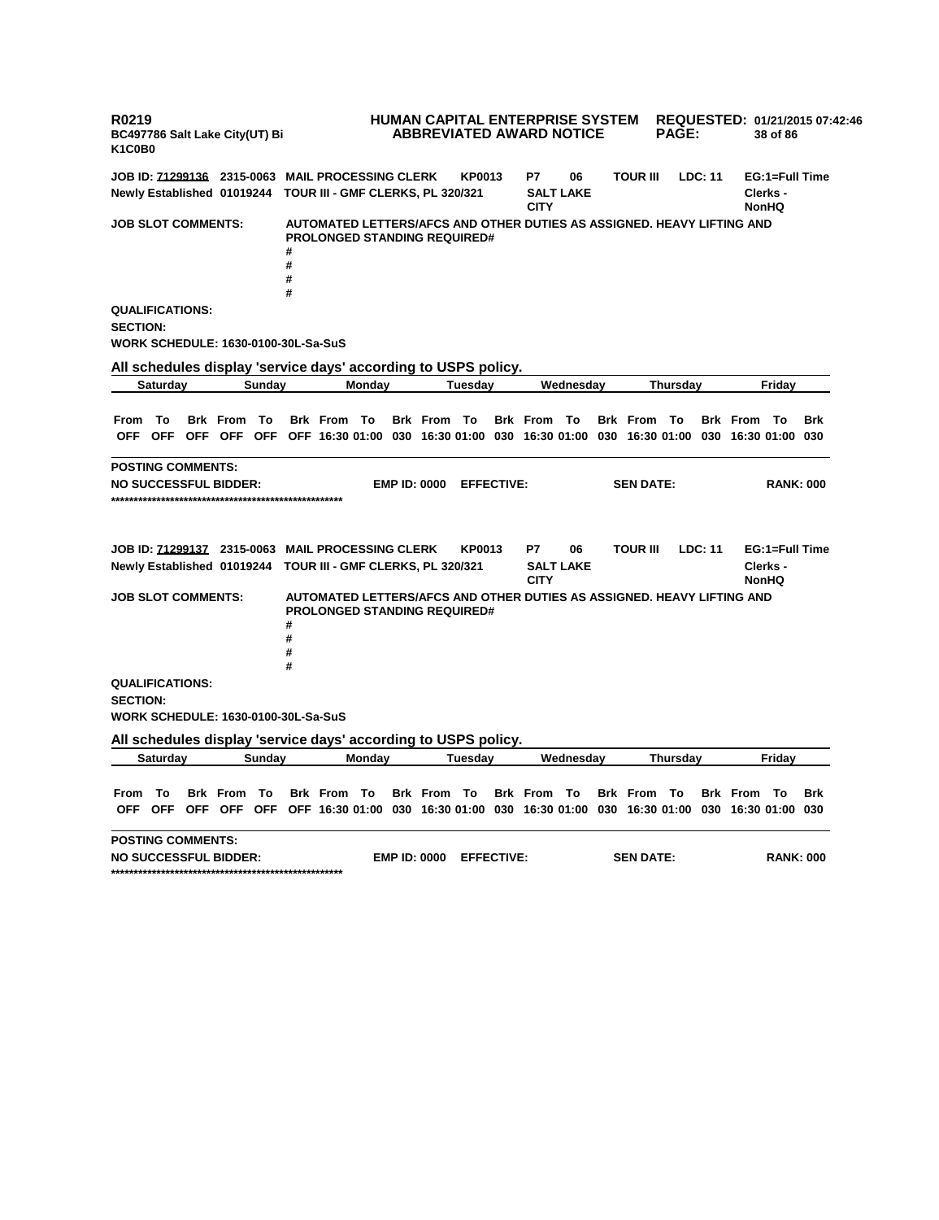R0219
BC497786 Salt Lake City(UT) Bi
K1C0B0

**HUMAN CAPITAL ENTERPRISE SYSTEM**
**ABBREVIATED AWARD NOTICE**

**REQUESTED:** 01/21/2015 07:42:46

**JOB ID:** 71299136 2315-0063 **MAIL PROCESSING CLERK** KP0013 P7 06 TOUR III LDC: 11 EG:1=Full Time
Newly Established 01019244 TOUR III - GMF CLERKS, PL 320/321 SALT LAKE CITY Clerks - NonHQ

**JOB SLOT COMMENTS:** AUTOMATED LETTERS/AFCS AND OTHER DUTIES AS ASSIGNED. HEAVY LIFTING AND PROLONGED STANDING REQUIRED#
#
#
#
#

**QUALIFICATIONS:**

**SECTION:**

**WORK SCHEDULE:** 1630-0100-30L-Sa-SuS

**All schedules display 'service days' according to USPS policy.**

| Saturday | | | Sunday | | | Monday | | | Tuesday | | | Wednesday | | | Thursday | | | Friday | | |
|---|---|---|---|---|---|---|---|---|---|---|---|---|---|---|---|---|---|---|---|---|
| From | To | Brk | From | To | Brk | From | To | Brk | From | To | Brk | From | To | Brk | From | To | Brk | From | To | Brk |
| OFF | OFF | OFF | OFF | OFF | OFF | 16:30 | 01:00 | 030 | 16:30 | 01:00 | 030 | 16:30 | 01:00 | 030 | 16:30 | 01:00 | 030 | 16:30 | 01:00 | 030 |

**POSTING COMMENTS:**

**NO SUCCESSFUL BIDDER:** EMP ID: 0000 EFFECTIVE: SEN DATE: RANK: 000

****************************************************

**JOB ID:** 71299137 2315-0063 **MAIL PROCESSING CLERK** KP0013 P7 06 TOUR III LDC: 11 EG:1=Full Time
Newly Established 01019244 TOUR III - GMF CLERKS, PL 320/321 SALT LAKE CITY Clerks - NonHQ

**JOB SLOT COMMENTS:** AUTOMATED LETTERS/AFCS AND OTHER DUTIES AS ASSIGNED. HEAVY LIFTING AND PROLONGED STANDING REQUIRED#
#
#
#
#

**QUALIFICATIONS:**

**SECTION:**

**WORK SCHEDULE:** 1630-0100-30L-Sa-SuS

**All schedules display 'service days' according to USPS policy.**

| Saturday | | | Sunday | | | Monday | | | Tuesday | | | Wednesday | | | Thursday | | | Friday | | |
|---|---|---|---|---|---|---|---|---|---|---|---|---|---|---|---|---|---|---|---|---|
| From | To | Brk | From | To | Brk | From | To | Brk | From | To | Brk | From | To | Brk | From | To | Brk | From | To | Brk |
| OFF | OFF | OFF | OFF | OFF | OFF | 16:30 | 01:00 | 030 | 16:30 | 01:00 | 030 | 16:30 | 01:00 | 030 | 16:30 | 01:00 | 030 | 16:30 | 01:00 | 030 |

**POSTING COMMENTS:**

**NO SUCCESSFUL BIDDER:** EMP ID: 0000 EFFECTIVE: SEN DATE: RANK: 000

****************************************************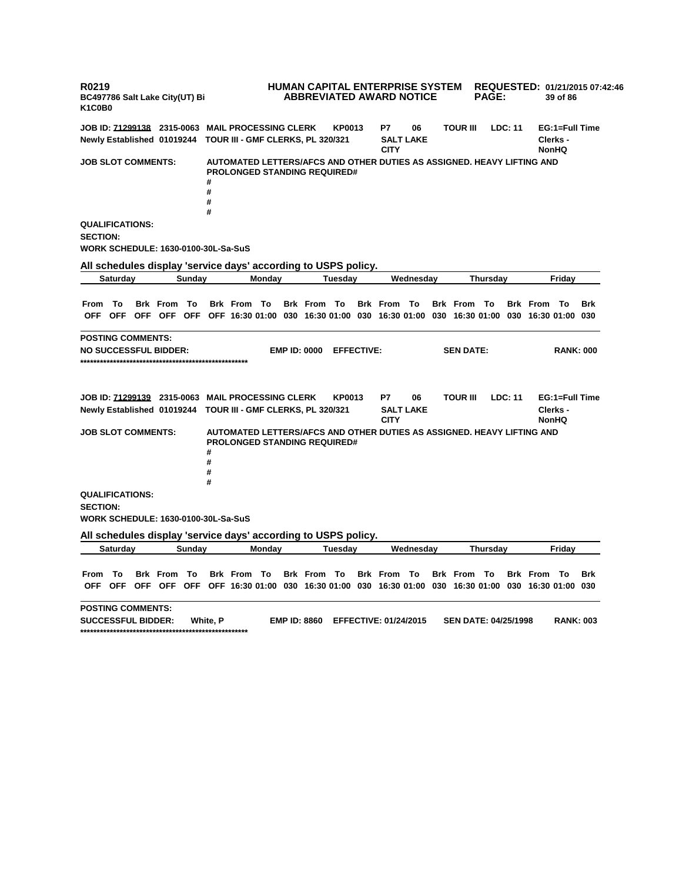**R0219** **HUMAN CAPITAL ENTERPRISE SYSTEM** **REQUESTED: 01/21/2015 07:42:46**
**BC497786 Salt Lake City(UT) Bi** **ABBREVIATED AWARD NOTICE**
**K1C0B0**

**JOB ID: 71299138 2315-0063 MAIL PROCESSING CLERK KP0013 P7 06 TOUR III LDC: 11 EG:1=Full Time**
**Newly Established 01019244 TOUR III - GMF CLERKS, PL 320/321 SALT LAKE CITY Clerks - NonHQ**

**JOB SLOT COMMENTS:** AUTOMATED LETTERS/AFCS AND OTHER DUTIES AS ASSIGNED. HEAVY LIFTING AND PROLONGED STANDING REQUIRED#
#
#
#
#

**QUALIFICATIONS:**
**SECTION:**
**WORK SCHEDULE: 1630-0100-30L-Sa-SuS**

**All schedules display 'service days' according to USPS policy.**

| Saturday | | | Sunday | | | Monday | | | Tuesday | | | Wednesday | | | Thursday | | | Friday | | |
|---|---|---|---|---|---|---|---|---|---|---|---|---|---|---|---|---|---|---|---|---|
| From | To | Brk | From | To | Brk | From | To | Brk | From | To | Brk | From | To | Brk | From | To | Brk | From | To | Brk |
| OFF | OFF | OFF | OFF | OFF | OFF | 16:30 | 01:00 | 030 | 16:30 | 01:00 | 030 | 16:30 | 01:00 | 030 | 16:30 | 01:00 | 030 | 16:30 | 01:00 | 030 |

**POSTING COMMENTS:**
**NO SUCCESSFUL BIDDER: EMP ID: 0000 EFFECTIVE: SEN DATE: RANK: 000**
****************************************************

**JOB ID: 71299139 2315-0063 MAIL PROCESSING CLERK KP0013 P7 06 TOUR III LDC: 11 EG:1=Full Time**
**Newly Established 01019244 TOUR III - GMF CLERKS, PL 320/321 SALT LAKE CITY Clerks - NonHQ**

**JOB SLOT COMMENTS:** AUTOMATED LETTERS/AFCS AND OTHER DUTIES AS ASSIGNED. HEAVY LIFTING AND PROLONGED STANDING REQUIRED#
#
#
#
#

**QUALIFICATIONS:**
**SECTION:**
**WORK SCHEDULE: 1630-0100-30L-Sa-SuS**

**All schedules display 'service days' according to USPS policy.**

| Saturday | | | Sunday | | | Monday | | | Tuesday | | | Wednesday | | | Thursday | | | Friday | | |
|---|---|---|---|---|---|---|---|---|---|---|---|---|---|---|---|---|---|---|---|---|
| From | To | Brk | From | To | Brk | From | To | Brk | From | To | Brk | From | To | Brk | From | To | Brk | From | To | Brk |
| OFF | OFF | OFF | OFF | OFF | OFF | 16:30 | 01:00 | 030 | 16:30 | 01:00 | 030 | 16:30 | 01:00 | 030 | 16:30 | 01:00 | 030 | 16:30 | 01:00 | 030 |

**POSTING COMMENTS:**
**SUCCESSFUL BIDDER: White, P EMP ID: 8860 EFFECTIVE: 01/24/2015 SEN DATE: 04/25/1998 RANK: 003**
****************************************************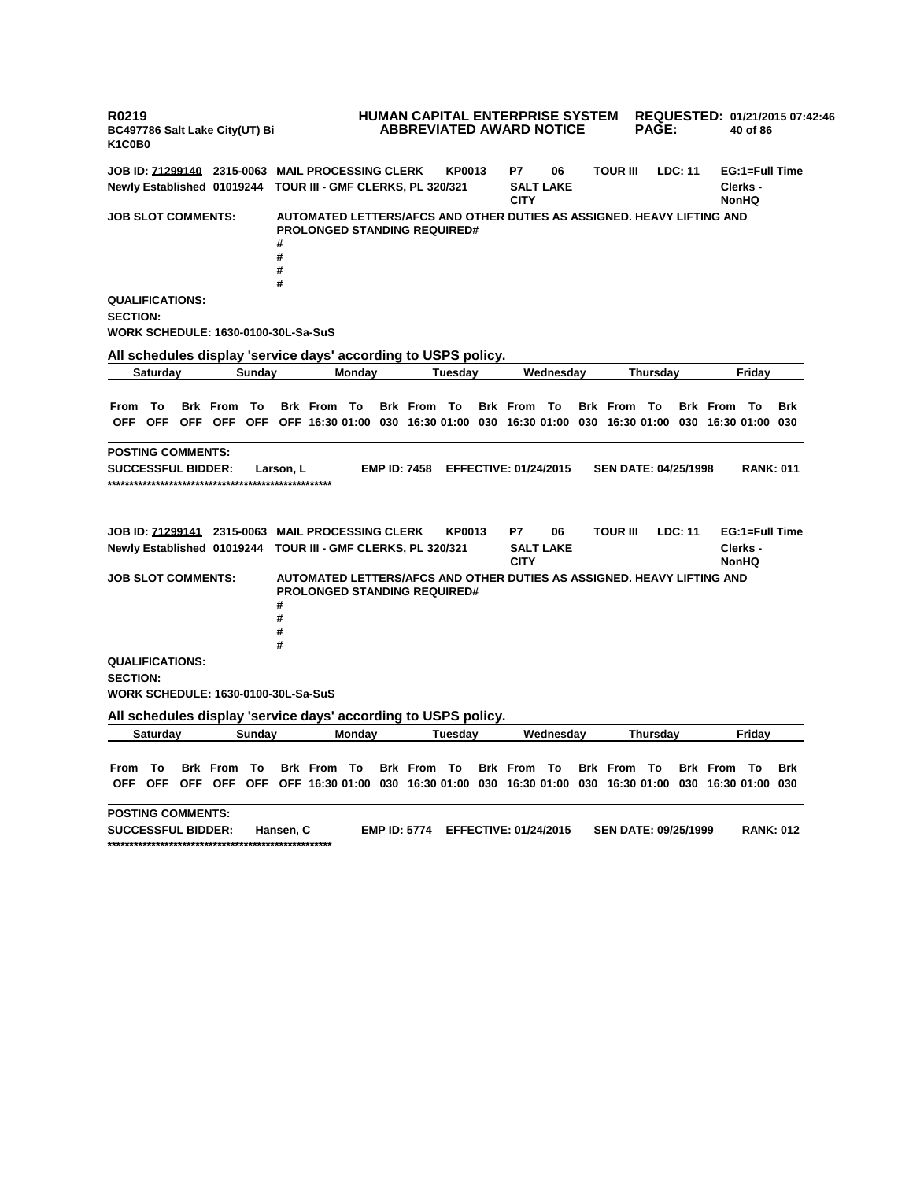R0219 | HUMAN CAPITAL ENTERPRISE SYSTEM | REQUESTED: 01/21/2015 07:42:46
BC497786 Salt Lake City(UT) Bi | ABBREVIATED AWARD NOTICE
K1C0B0

**JOB ID: 71299140** 2315-0063 MAIL PROCESSING CLERK KP0013 P7 06 TOUR III LDC: 11 EG:1=Full Time
Newly Established 01019244 TOUR III - GMF CLERKS, PL 320/321 SALT LAKE CITY Clerks - NonHQ

**JOB SLOT COMMENTS:** AUTOMATED LETTERS/AFCS AND OTHER DUTIES AS ASSIGNED. HEAVY LIFTING AND PROLONGED STANDING REQUIRED#
#
#
#
#

**QUALIFICATIONS:**
**SECTION:**
**WORK SCHEDULE:** 1630-0100-30L-Sa-SuS

**All schedules display 'service days' according to USPS policy.**

| Saturday | | | Sunday | | | Monday | | | Tuesday | | | Wednesday | | | Thursday | | | Friday | | |
|---|---|---|---|---|---|---|---|---|---|---|---|---|---|---|---|---|---|---|---|---|
| From | To | Brk | From | To | Brk | From | To | Brk | From | To | Brk | From | To | Brk | From | To | Brk | From | To | Brk |
| OFF | OFF | OFF | OFF | OFF | OFF | 16:30 | 01:00 | 030 | 16:30 | 01:00 | 030 | 16:30 | 01:00 | 030 | 16:30 | 01:00 | 030 | 16:30 | 01:00 | 030 |

**POSTING COMMENTS:**
**SUCCESSFUL BIDDER:** Larson, L **EMP ID:** 7458 **EFFECTIVE:** 01/24/2015 **SEN DATE:** 04/25/1998 **RANK:** 011
****************************************************

**JOB ID: 71299141** 2315-0063 MAIL PROCESSING CLERK KP0013 P7 06 TOUR III LDC: 11 EG:1=Full Time
Newly Established 01019244 TOUR III - GMF CLERKS, PL 320/321 SALT LAKE CITY Clerks - NonHQ

**JOB SLOT COMMENTS:** AUTOMATED LETTERS/AFCS AND OTHER DUTIES AS ASSIGNED. HEAVY LIFTING AND PROLONGED STANDING REQUIRED#
#
#
#
#

**QUALIFICATIONS:**
**SECTION:**
**WORK SCHEDULE:** 1630-0100-30L-Sa-SuS

**All schedules display 'service days' according to USPS policy.**

| Saturday | | | Sunday | | | Monday | | | Tuesday | | | Wednesday | | | Thursday | | | Friday | | |
|---|---|---|---|---|---|---|---|---|---|---|---|---|---|---|---|---|---|---|---|---|
| From | To | Brk | From | To | Brk | From | To | Brk | From | To | Brk | From | To | Brk | From | To | Brk | From | To | Brk |
| OFF | OFF | OFF | OFF | OFF | OFF | 16:30 | 01:00 | 030 | 16:30 | 01:00 | 030 | 16:30 | 01:00 | 030 | 16:30 | 01:00 | 030 | 16:30 | 01:00 | 030 |

**POSTING COMMENTS:**
**SUCCESSFUL BIDDER:** Hansen, C **EMP ID:** 5774 **EFFECTIVE:** 01/24/2015 **SEN DATE:** 09/25/1999 **RANK:** 012
****************************************************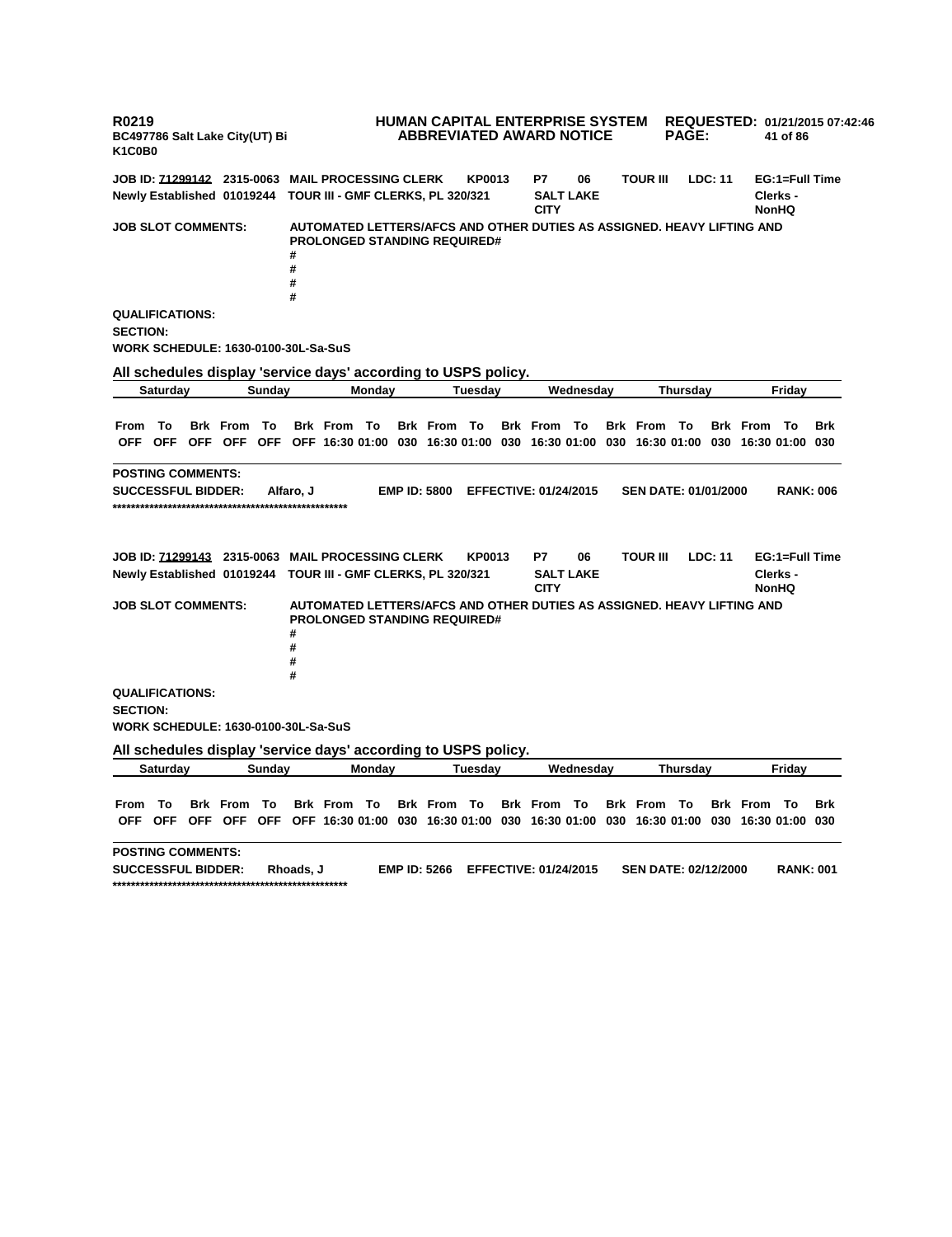R0219
BC497786 Salt Lake City(UT) Bi
K1C0B0

**HUMAN CAPITAL ENTERPRISE SYSTEM**
**ABBREVIATED AWARD NOTICE**

**REQUESTED: 01/21/2015 07:42:46**

**JOB ID: 71299142** 2315-0063 **MAIL PROCESSING CLERK** KP0013 P7 06 TOUR III LDC: 11 EG:1=Full Time
Newly Established 01019244 TOUR III - GMF CLERKS, PL 320/321 SALT LAKE CITY Clerks - NonHQ

**JOB SLOT COMMENTS:** AUTOMATED LETTERS/AFCS AND OTHER DUTIES AS ASSIGNED. HEAVY LIFTING AND PROLONGED STANDING REQUIRED#
#
#
#
#

**QUALIFICATIONS:**
**SECTION:**
**WORK SCHEDULE: 1630-0100-30L-Sa-SuS**

**All schedules display 'service days' according to USPS policy.**

| Saturday | | | Sunday | | | Monday | | | Tuesday | | | Wednesday | | | Thursday | | | Friday | | |
|---|---|---|---|---|---|---|---|---|---|---|---|---|---|---|---|---|---|---|---|---|
| From | To | Brk | From | To | Brk | From | To | Brk | From | To | Brk | From | To | Brk | From | To | Brk | From | To | Brk |
| OFF | OFF | OFF | OFF | OFF | OFF | 16:30 | 01:00 | 030 | 16:30 | 01:00 | 030 | 16:30 | 01:00 | 030 | 16:30 | 01:00 | 030 | 16:30 | 01:00 | 030 |

**POSTING COMMENTS:**
**SUCCESSFUL BIDDER:** Alfaro, J **EMP ID: 5800** **EFFECTIVE: 01/24/2015** **SEN DATE: 01/01/2000** **RANK: 006**
****************************************************

**JOB ID: 71299143** 2315-0063 **MAIL PROCESSING CLERK** KP0013 P7 06 TOUR III LDC: 11 EG:1=Full Time
Newly Established 01019244 TOUR III - GMF CLERKS, PL 320/321 SALT LAKE CITY Clerks - NonHQ

**JOB SLOT COMMENTS:** AUTOMATED LETTERS/AFCS AND OTHER DUTIES AS ASSIGNED. HEAVY LIFTING AND PROLONGED STANDING REQUIRED#
#
#
#
#

**QUALIFICATIONS:**
**SECTION:**
**WORK SCHEDULE: 1630-0100-30L-Sa-SuS**

**All schedules display 'service days' according to USPS policy.**

| Saturday | | | Sunday | | | Monday | | | Tuesday | | | Wednesday | | | Thursday | | | Friday | | |
|---|---|---|---|---|---|---|---|---|---|---|---|---|---|---|---|---|---|---|---|---|
| From | To | Brk | From | To | Brk | From | To | Brk | From | To | Brk | From | To | Brk | From | To | Brk | From | To | Brk |
| OFF | OFF | OFF | OFF | OFF | OFF | 16:30 | 01:00 | 030 | 16:30 | 01:00 | 030 | 16:30 | 01:00 | 030 | 16:30 | 01:00 | 030 | 16:30 | 01:00 | 030 |

**POSTING COMMENTS:**
**SUCCESSFUL BIDDER:** Rhoads, J **EMP ID: 5266** **EFFECTIVE: 01/24/2015** **SEN DATE: 02/12/2000** **RANK: 001**
****************************************************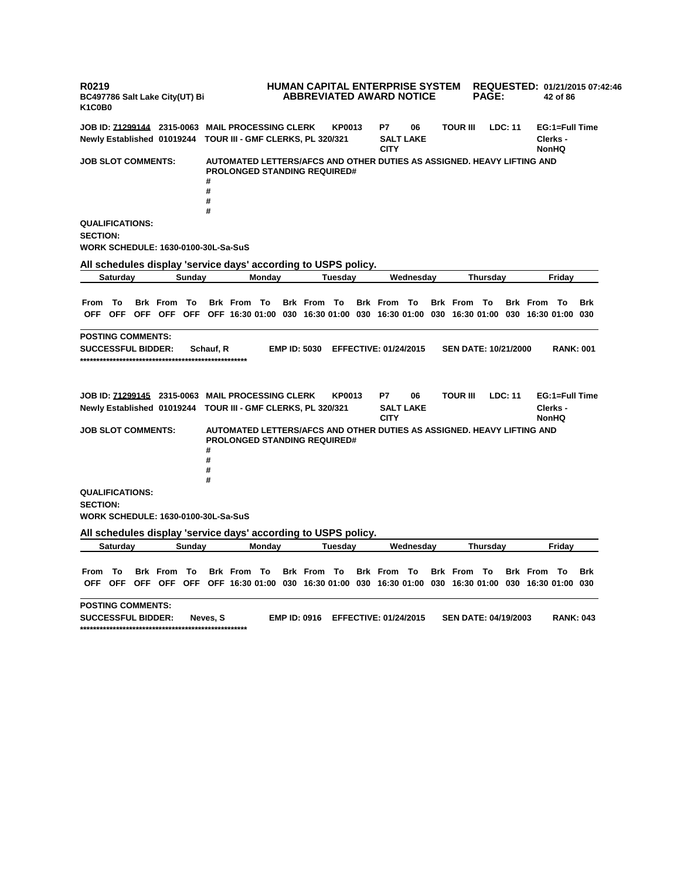**R0219**
**BC497786 Salt Lake City(UT) Bi**
**K1C0B0**

**HUMAN CAPITAL ENTERPRISE SYSTEM**
**ABBREVIATED AWARD NOTICE**

**REQUESTED: 01/21/2015 07:42:46**

**JOB ID: 71299144 2315-0063 MAIL PROCESSING CLERK KP0013 P7 06 TOUR III LDC: 11 EG:1=Full Time**
**Newly Established 01019244 TOUR III - GMF CLERKS, PL 320/321 SALT LAKE CITY Clerks - NonHQ**

**JOB SLOT COMMENTS:** AUTOMATED LETTERS/AFCS AND OTHER DUTIES AS ASSIGNED. HEAVY LIFTING AND PROLONGED STANDING REQUIRED#
#
#
#
#

**QUALIFICATIONS:**
**SECTION:**
**WORK SCHEDULE: 1630-0100-30L-Sa-SuS**

**All schedules display 'service days' according to USPS policy.**

| Saturday | | | Sunday | | | Monday | | | Tuesday | | | Wednesday | | | Thursday | | | Friday | | |
|---|---|---|---|---|---|---|---|---|---|---|---|---|---|---|---|---|---|---|---|---|
| From | To | Brk | From | To | Brk | From | To | Brk | From | To | Brk | From | To | Brk | From | To | Brk | From | To | Brk |
| OFF | OFF | OFF | OFF | OFF | OFF | 16:30 | 01:00 | 030 | 16:30 | 01:00 | 030 | 16:30 | 01:00 | 030 | 16:30 | 01:00 | 030 | 16:30 | 01:00 | 030 |

**POSTING COMMENTS:**
**SUCCESSFUL BIDDER:** Schauf, R **EMP ID: 5030 EFFECTIVE: 01/24/2015 SEN DATE: 10/21/2000 RANK: 001**
****************************************************

**JOB ID: 71299145 2315-0063 MAIL PROCESSING CLERK KP0013 P7 06 TOUR III LDC: 11 EG:1=Full Time**
**Newly Established 01019244 TOUR III - GMF CLERKS, PL 320/321 SALT LAKE CITY Clerks - NonHQ**

**JOB SLOT COMMENTS:** AUTOMATED LETTERS/AFCS AND OTHER DUTIES AS ASSIGNED. HEAVY LIFTING AND PROLONGED STANDING REQUIRED#
#
#
#
#

**QUALIFICATIONS:**
**SECTION:**
**WORK SCHEDULE: 1630-0100-30L-Sa-SuS**

**All schedules display 'service days' according to USPS policy.**

| Saturday | | | Sunday | | | Monday | | | Tuesday | | | Wednesday | | | Thursday | | | Friday | | |
|---|---|---|---|---|---|---|---|---|---|---|---|---|---|---|---|---|---|---|---|---|
| From | To | Brk | From | To | Brk | From | To | Brk | From | To | Brk | From | To | Brk | From | To | Brk | From | To | Brk |
| OFF | OFF | OFF | OFF | OFF | OFF | 16:30 | 01:00 | 030 | 16:30 | 01:00 | 030 | 16:30 | 01:00 | 030 | 16:30 | 01:00 | 030 | 16:30 | 01:00 | 030 |

**POSTING COMMENTS:**
**SUCCESSFUL BIDDER:** Neves, S **EMP ID: 0916 EFFECTIVE: 01/24/2015 SEN DATE: 04/19/2003 RANK: 043**
****************************************************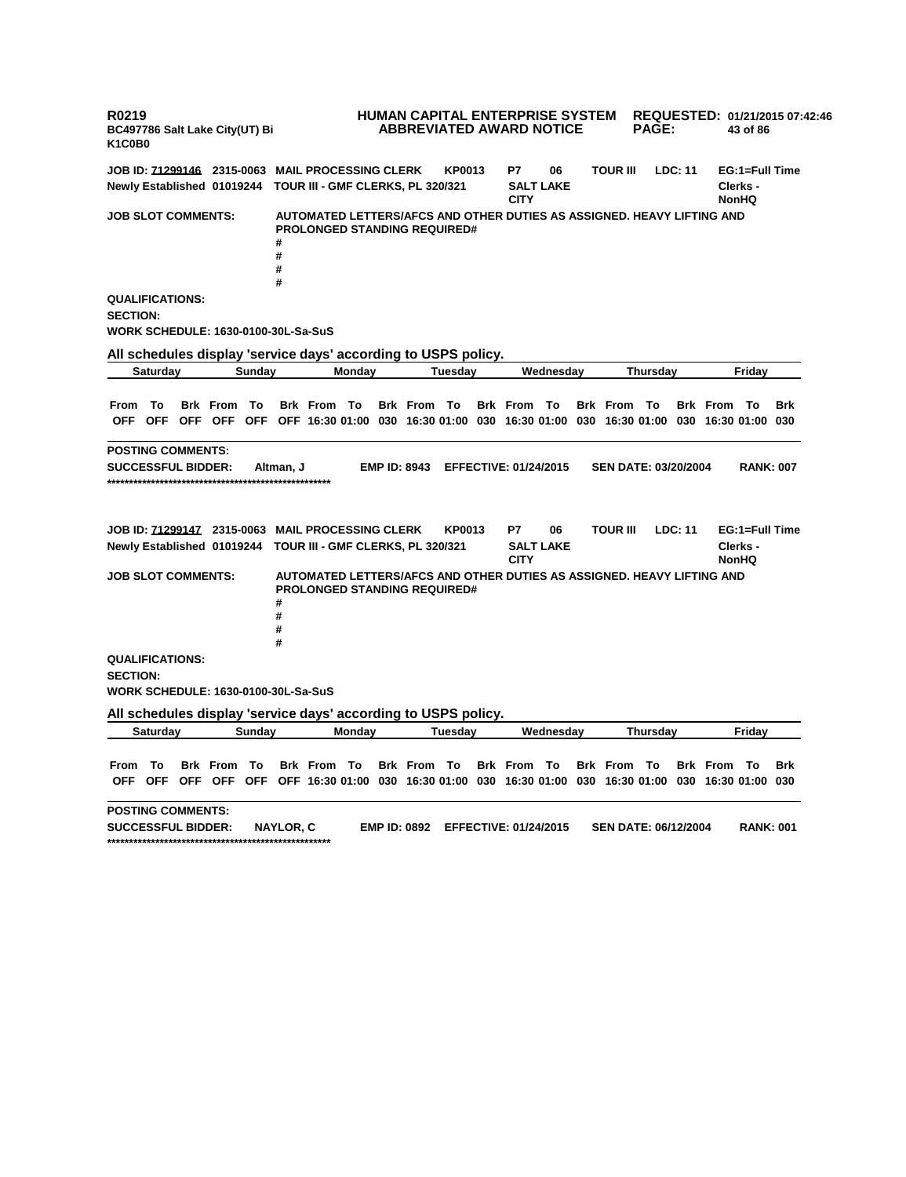**R0219** **HUMAN CAPITAL ENTERPRISE SYSTEM** **REQUESTED: 01/21/2015 07:42:46**
**BC497786 Salt Lake City(UT) Bi** **ABBREVIATED AWARD NOTICE**
**K1C0B0**

**JOB ID: 71299146 2315-0063 MAIL PROCESSING CLERK KP0013 P7 06 TOUR III LDC: 11 EG:1=Full Time**
**Newly Established 01019244 TOUR III - GMF CLERKS, PL 320/321 SALT LAKE CITY Clerks - NonHQ**

**JOB SLOT COMMENTS:** AUTOMATED LETTERS/AFCS AND OTHER DUTIES AS ASSIGNED. HEAVY LIFTING AND PROLONGED STANDING REQUIRED#
#
#
#
#

**QUALIFICATIONS:**

**SECTION:**

**WORK SCHEDULE: 1630-0100-30L-Sa-SuS**

**All schedules display 'service days' according to USPS policy.**

| Saturday | | | Sunday | | | Monday | | | Tuesday | | | Wednesday | | | Thursday | | | Friday | | |
|---|---|---|---|---|---|---|---|---|---|---|---|---|---|---|---|---|---|---|---|---|
| From | To | Brk | From | To | Brk | From | To | Brk | From | To | Brk | From | To | Brk | From | To | Brk | From | To | Brk |
| OFF | OFF | OFF | OFF | OFF | OFF | 16:30 | 01:00 | 030 | 16:30 | 01:00 | 030 | 16:30 | 01:00 | 030 | 16:30 | 01:00 | 030 | 16:30 | 01:00 | 030 |

**POSTING COMMENTS:**

**SUCCESSFUL BIDDER:** Altman, J **EMP ID: 8943** **EFFECTIVE: 01/24/2015** **SEN DATE: 03/20/2004** **RANK: 007**

****************************************************

**JOB ID: 71299147 2315-0063 MAIL PROCESSING CLERK KP0013 P7 06 TOUR III LDC: 11 EG:1=Full Time**
**Newly Established 01019244 TOUR III - GMF CLERKS, PL 320/321 SALT LAKE CITY Clerks - NonHQ**

**JOB SLOT COMMENTS:** AUTOMATED LETTERS/AFCS AND OTHER DUTIES AS ASSIGNED. HEAVY LIFTING AND PROLONGED STANDING REQUIRED#
#
#
#
#

**QUALIFICATIONS:**

**SECTION:**

**WORK SCHEDULE: 1630-0100-30L-Sa-SuS**

**All schedules display 'service days' according to USPS policy.**

| Saturday | | | Sunday | | | Monday | | | Tuesday | | | Wednesday | | | Thursday | | | Friday | | |
|---|---|---|---|---|---|---|---|---|---|---|---|---|---|---|---|---|---|---|---|---|
| From | To | Brk | From | To | Brk | From | To | Brk | From | To | Brk | From | To | Brk | From | To | Brk | From | To | Brk |
| OFF | OFF | OFF | OFF | OFF | OFF | 16:30 | 01:00 | 030 | 16:30 | 01:00 | 030 | 16:30 | 01:00 | 030 | 16:30 | 01:00 | 030 | 16:30 | 01:00 | 030 |

**POSTING COMMENTS:**

**SUCCESSFUL BIDDER:** NAYLOR, C **EMP ID: 0892** **EFFECTIVE: 01/24/2015** **SEN DATE: 06/12/2004** **RANK: 001**

****************************************************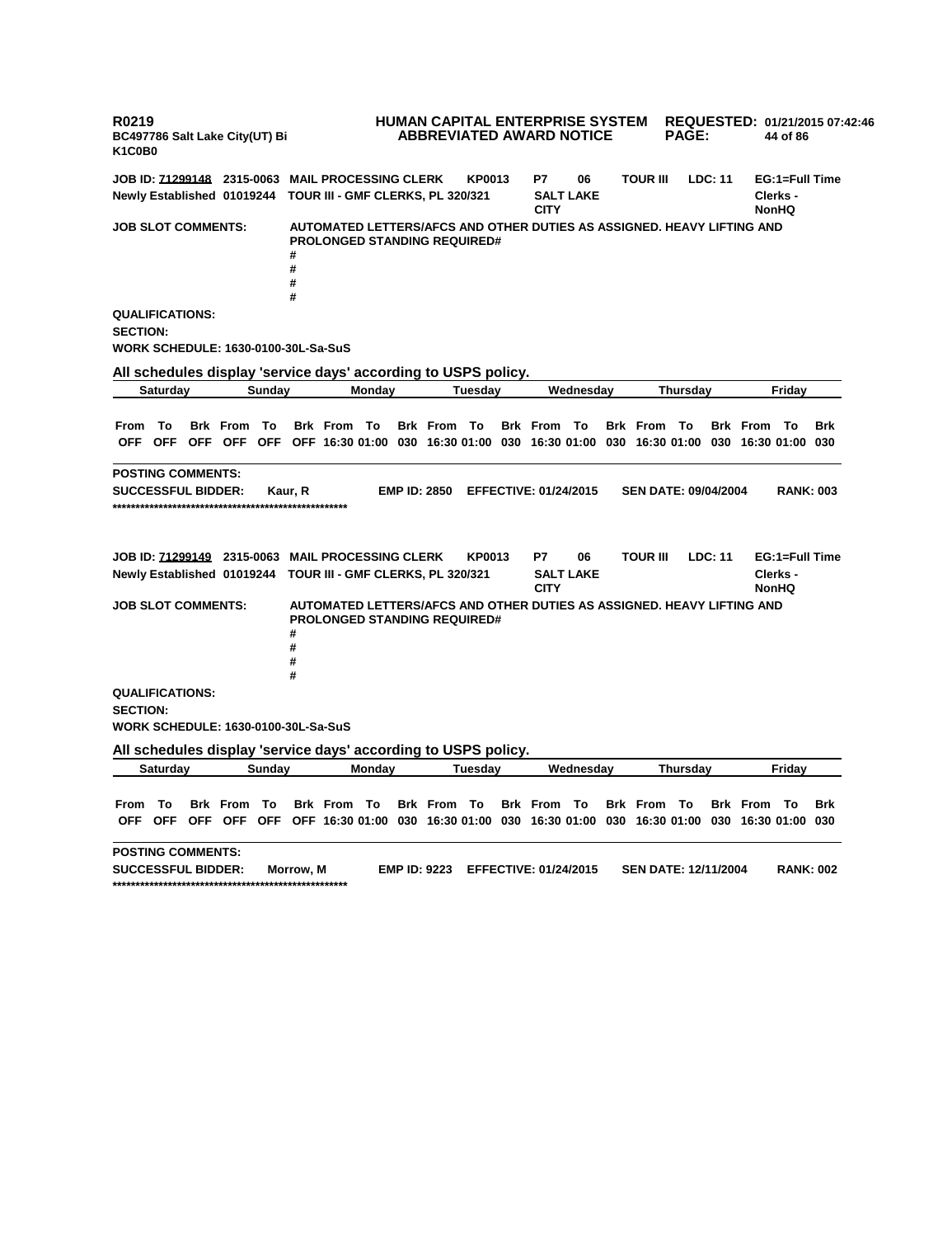**R0219** **HUMAN CAPITAL ENTERPRISE SYSTEM** **REQUESTED: 01/21/2015 07:42:46**
**BC497786 Salt Lake City(UT) Bi** **ABBREVIATED AWARD NOTICE**
**K1C0B0**

**JOB ID: 71299148 2315-0063 MAIL PROCESSING CLERK KP0013 P7 06 TOUR III LDC: 11 EG:1=Full Time**
**Newly Established 01019244 TOUR III - GMF CLERKS, PL 320/321 SALT LAKE CITY Clerks - NonHQ**

**JOB SLOT COMMENTS:** AUTOMATED LETTERS/AFCS AND OTHER DUTIES AS ASSIGNED. HEAVY LIFTING AND PROLONGED STANDING REQUIRED#
#
#
#
#

**QUALIFICATIONS:**

**SECTION:**

**WORK SCHEDULE: 1630-0100-30L-Sa-SuS**

**All schedules display 'service days' according to USPS policy.**

| Saturday | | | Sunday | | | Monday | | | Tuesday | | | Wednesday | | | Thursday | | | Friday | | |
|---|---|---|---|---|---|---|---|---|---|---|---|---|---|---|---|---|---|---|---|---|
| From | To | Brk | From | To | Brk | From | To | Brk | From | To | Brk | From | To | Brk | From | To | Brk | From | To | Brk |
| OFF | OFF | OFF | OFF | OFF | OFF | 16:30 | 01:00 | 030 | 16:30 | 01:00 | 030 | 16:30 | 01:00 | 030 | 16:30 | 01:00 | 030 | 16:30 | 01:00 | 030 |

**POSTING COMMENTS:**

**SUCCESSFUL BIDDER:** Kaur, R **EMP ID: 2850** **EFFECTIVE: 01/24/2015** **SEN DATE: 09/04/2004** **RANK: 003**

****************************************************

**JOB ID: 71299149 2315-0063 MAIL PROCESSING CLERK KP0013 P7 06 TOUR III LDC: 11 EG:1=Full Time**
**Newly Established 01019244 TOUR III - GMF CLERKS, PL 320/321 SALT LAKE CITY Clerks - NonHQ**

**JOB SLOT COMMENTS:** AUTOMATED LETTERS/AFCS AND OTHER DUTIES AS ASSIGNED. HEAVY LIFTING AND PROLONGED STANDING REQUIRED#
#
#
#
#

**QUALIFICATIONS:**

**SECTION:**

**WORK SCHEDULE: 1630-0100-30L-Sa-SuS**

**All schedules display 'service days' according to USPS policy.**

| Saturday | | | Sunday | | | Monday | | | Tuesday | | | Wednesday | | | Thursday | | | Friday | | |
|---|---|---|---|---|---|---|---|---|---|---|---|---|---|---|---|---|---|---|---|---|
| From | To | Brk | From | To | Brk | From | To | Brk | From | To | Brk | From | To | Brk | From | To | Brk | From | To | Brk |
| OFF | OFF | OFF | OFF | OFF | OFF | 16:30 | 01:00 | 030 | 16:30 | 01:00 | 030 | 16:30 | 01:00 | 030 | 16:30 | 01:00 | 030 | 16:30 | 01:00 | 030 |

**POSTING COMMENTS:**

**SUCCESSFUL BIDDER:** Morrow, M **EMP ID: 9223** **EFFECTIVE: 01/24/2015** **SEN DATE: 12/11/2004** **RANK: 002**

****************************************************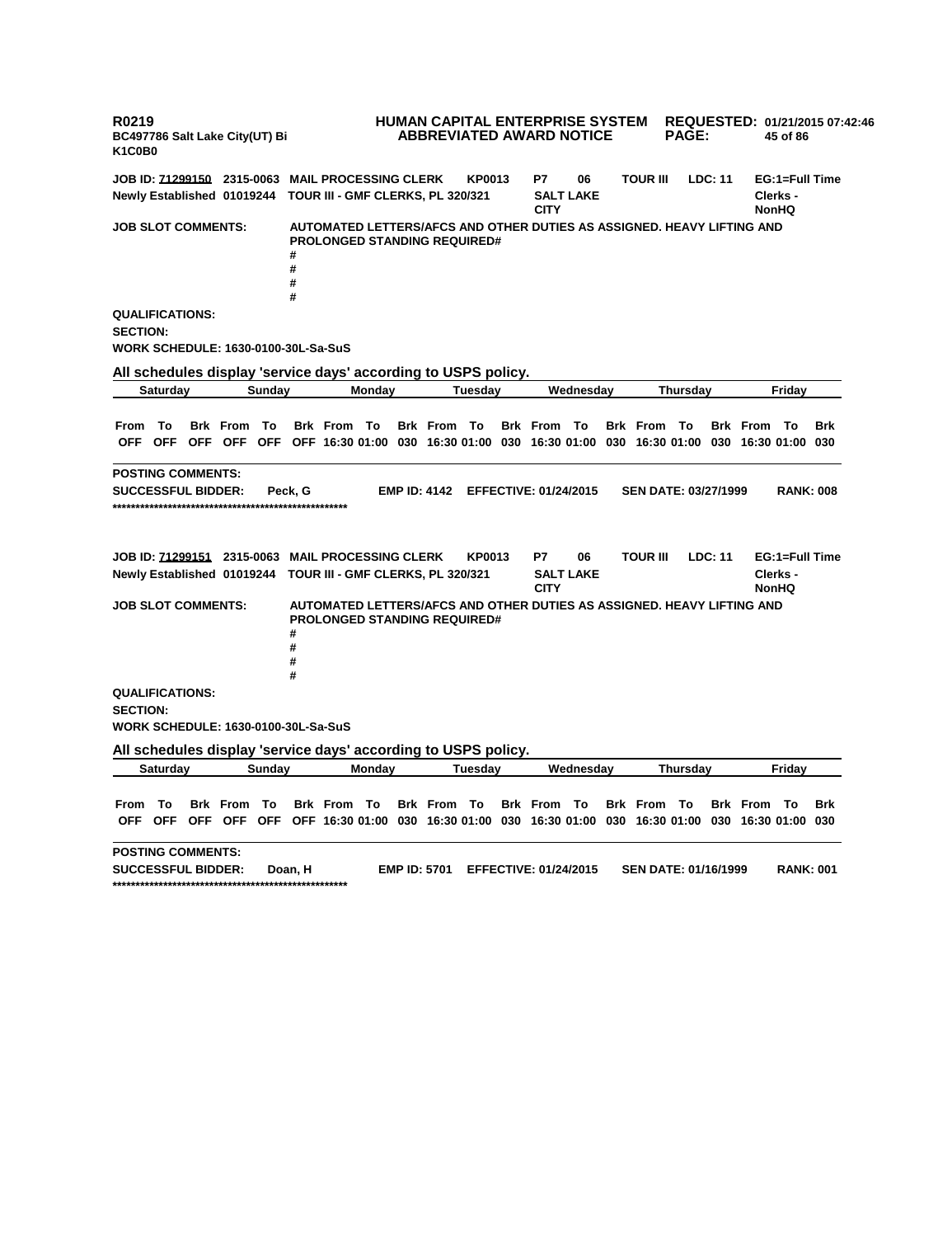**R0219** **HUMAN CAPITAL ENTERPRISE SYSTEM** **REQUESTED: 01/21/2015 07:42:46**
**BC497786 Salt Lake City(UT) Bi** **ABBREVIATED AWARD NOTICE**
**K1C0B0**

**JOB ID: 71299150 2315-0063 MAIL PROCESSING CLERK KP0013 P7 06 TOUR III LDC: 11 EG:1=Full Time**
**Newly Established 01019244 TOUR III - GMF CLERKS, PL 320/321 SALT LAKE CITY Clerks - NonHQ**

**JOB SLOT COMMENTS:** AUTOMATED LETTERS/AFCS AND OTHER DUTIES AS ASSIGNED. HEAVY LIFTING AND PROLONGED STANDING REQUIRED#
#
#
#
#

**QUALIFICATIONS:**

**SECTION:**

**WORK SCHEDULE: 1630-0100-30L-Sa-SuS**

**All schedules display 'service days' according to USPS policy.**

| Saturday | | | Sunday | | | Monday | | | Tuesday | | | Wednesday | | | Thursday | | | Friday | | |
|---|---|---|---|---|---|---|---|---|---|---|---|---|---|---|---|---|---|---|---|---|
| From | To | Brk | From | To | Brk | From | To | Brk | From | To | Brk | From | To | Brk | From | To | Brk | From | To | Brk |
| OFF | OFF | OFF | OFF | OFF | OFF | 16:30 | 01:00 | 030 | 16:30 | 01:00 | 030 | 16:30 | 01:00 | 030 | 16:30 | 01:00 | 030 | 16:30 | 01:00 | 030 |

**POSTING COMMENTS:**

**SUCCESSFUL BIDDER:** Peck, G **EMP ID: 4142 EFFECTIVE: 01/24/2015 SEN DATE: 03/27/1999 RANK: 008**

****************************************************

**JOB ID: 71299151 2315-0063 MAIL PROCESSING CLERK KP0013 P7 06 TOUR III LDC: 11 EG:1=Full Time**
**Newly Established 01019244 TOUR III - GMF CLERKS, PL 320/321 SALT LAKE CITY Clerks - NonHQ**

**JOB SLOT COMMENTS:** AUTOMATED LETTERS/AFCS AND OTHER DUTIES AS ASSIGNED. HEAVY LIFTING AND PROLONGED STANDING REQUIRED#
#
#
#
#

**QUALIFICATIONS:**

**SECTION:**

**WORK SCHEDULE: 1630-0100-30L-Sa-SuS**

**All schedules display 'service days' according to USPS policy.**

| Saturday | | | Sunday | | | Monday | | | Tuesday | | | Wednesday | | | Thursday | | | Friday | | |
|---|---|---|---|---|---|---|---|---|---|---|---|---|---|---|---|---|---|---|---|---|
| From | To | Brk | From | To | Brk | From | To | Brk | From | To | Brk | From | To | Brk | From | To | Brk | From | To | Brk |
| OFF | OFF | OFF | OFF | OFF | OFF | 16:30 | 01:00 | 030 | 16:30 | 01:00 | 030 | 16:30 | 01:00 | 030 | 16:30 | 01:00 | 030 | 16:30 | 01:00 | 030 |

**POSTING COMMENTS:**

**SUCCESSFUL BIDDER:** Doan, H **EMP ID: 5701 EFFECTIVE: 01/24/2015 SEN DATE: 01/16/1999 RANK: 001**

****************************************************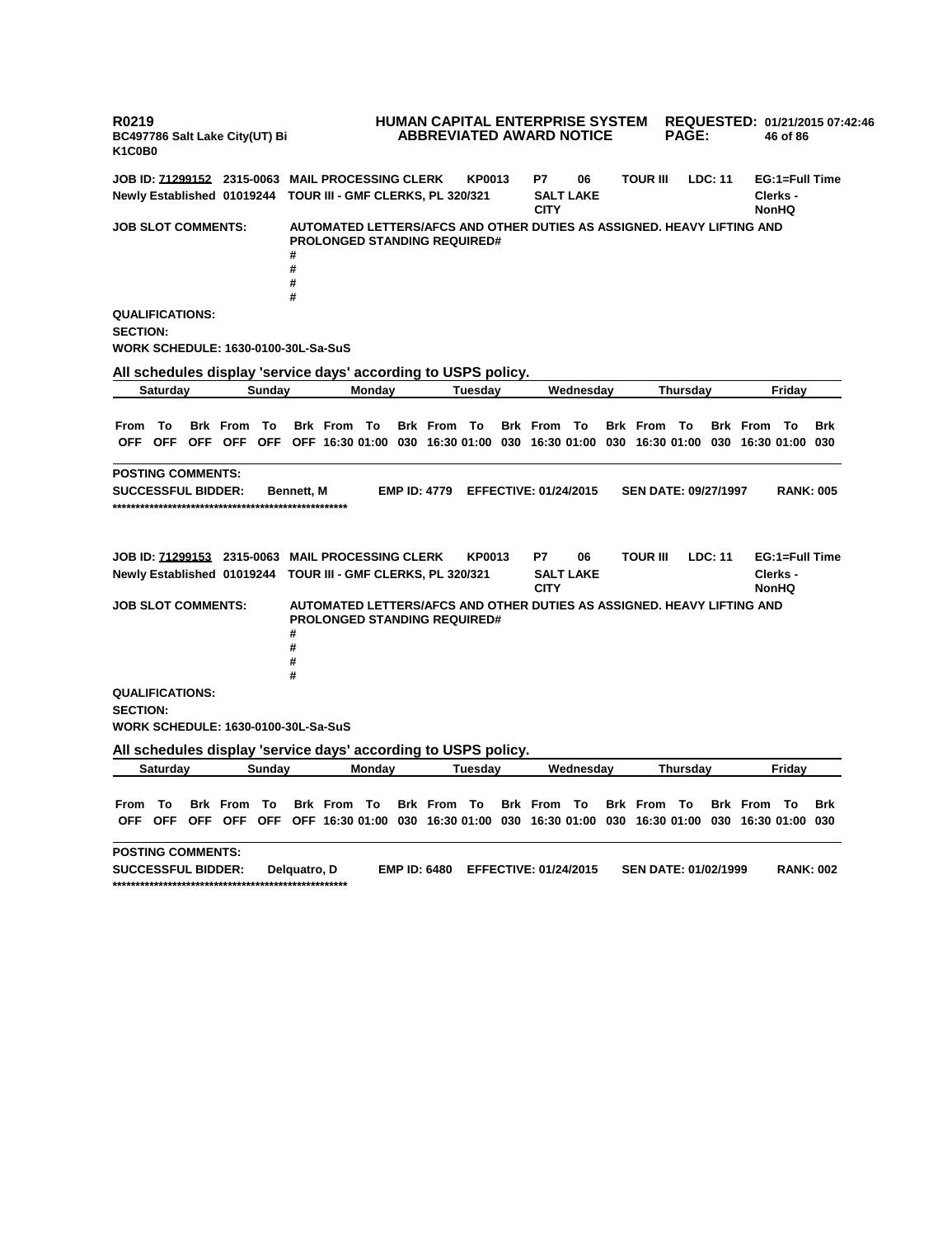R0219 | HUMAN CAPITAL ENTERPRISE SYSTEM | REQUESTED: 01/21/2015 07:42:46
BC497786 Salt Lake City(UT) Bi | ABBREVIATED AWARD NOTICE
K1C0B0

**JOB ID: 71299152 2315-0063 MAIL PROCESSING CLERK KP0013 P7 06 TOUR III LDC: 11 EG:1=Full Time**
**Newly Established 01019244 TOUR III - GMF CLERKS, PL 320/321 SALT LAKE CITY Clerks - NonHQ**

**JOB SLOT COMMENTS:** AUTOMATED LETTERS/AFCS AND OTHER DUTIES AS ASSIGNED. HEAVY LIFTING AND PROLONGED STANDING REQUIRED#
#
#
#
#

**QUALIFICATIONS:**

**SECTION:**

**WORK SCHEDULE: 1630-0100-30L-Sa-SuS**

**All schedules display 'service days' according to USPS policy.**

| Saturday | | | Sunday | | | Monday | | | Tuesday | | | Wednesday | | | Thursday | | | Friday | | |
|---|---|---|---|---|---|---|---|---|---|---|---|---|---|---|---|---|---|---|---|---|
| From | To | Brk | From | To | Brk | From | To | Brk | From | To | Brk | From | To | Brk | From | To | Brk | From | To | Brk |
| OFF | OFF | OFF | OFF | OFF | OFF | 16:30 | 01:00 | 030 | 16:30 | 01:00 | 030 | 16:30 | 01:00 | 030 | 16:30 | 01:00 | 030 | 16:30 | 01:00 | 030 |

**POSTING COMMENTS:**

**SUCCESSFUL BIDDER:** Bennett, M **EMP ID: 4779 EFFECTIVE: 01/24/2015 SEN DATE: 09/27/1997 RANK: 005**

****************************************************

**JOB ID: 71299153 2315-0063 MAIL PROCESSING CLERK KP0013 P7 06 TOUR III LDC: 11 EG:1=Full Time**
**Newly Established 01019244 TOUR III - GMF CLERKS, PL 320/321 SALT LAKE CITY Clerks - NonHQ**

**JOB SLOT COMMENTS:** AUTOMATED LETTERS/AFCS AND OTHER DUTIES AS ASSIGNED. HEAVY LIFTING AND PROLONGED STANDING REQUIRED#
#
#
#
#

**QUALIFICATIONS:**

**SECTION:**

**WORK SCHEDULE: 1630-0100-30L-Sa-SuS**

**All schedules display 'service days' according to USPS policy.**

| Saturday | | | Sunday | | | Monday | | | Tuesday | | | Wednesday | | | Thursday | | | Friday | | |
|---|---|---|---|---|---|---|---|---|---|---|---|---|---|---|---|---|---|---|---|---|
| From | To | Brk | From | To | Brk | From | To | Brk | From | To | Brk | From | To | Brk | From | To | Brk | From | To | Brk |
| OFF | OFF | OFF | OFF | OFF | OFF | 16:30 | 01:00 | 030 | 16:30 | 01:00 | 030 | 16:30 | 01:00 | 030 | 16:30 | 01:00 | 030 | 16:30 | 01:00 | 030 |

**POSTING COMMENTS:**

**SUCCESSFUL BIDDER:** Delquatro, D **EMP ID: 6480 EFFECTIVE: 01/24/2015 SEN DATE: 01/02/1999 RANK: 002**

****************************************************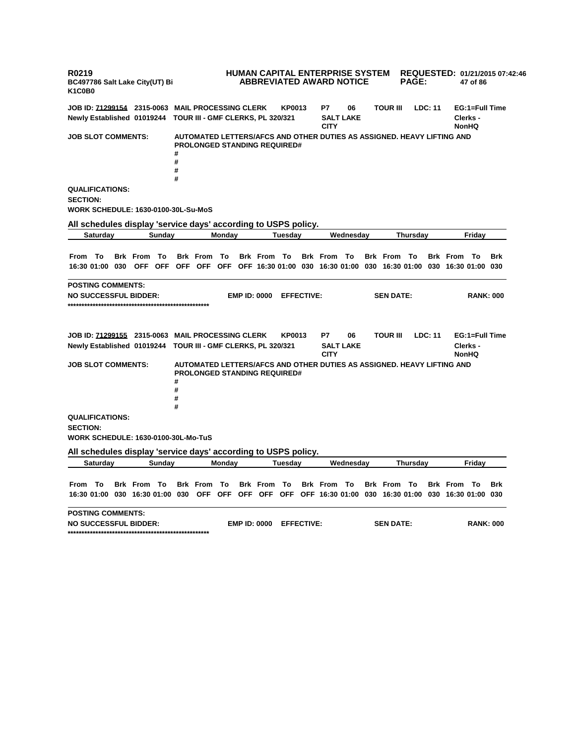R0219 | HUMAN CAPITAL ENTERPRISE SYSTEM | REQUESTED: 01/21/2015 07:42:46
BC497786 Salt Lake City(UT) Bi | ABBREVIATED AWARD NOTICE
K1C0B0

**JOB ID: 71299154** 2315-0063 MAIL PROCESSING CLERK KP0013 P7 06 TOUR III LDC: 11 EG:1=Full Time
Newly Established 01019244 TOUR III - GMF CLERKS, PL 320/321 SALT LAKE CITY Clerks - NonHQ

**JOB SLOT COMMENTS:** AUTOMATED LETTERS/AFCS AND OTHER DUTIES AS ASSIGNED. HEAVY LIFTING AND PROLONGED STANDING REQUIRED#
#
#
#
#

**QUALIFICATIONS:**
**SECTION:**
**WORK SCHEDULE:** 1630-0100-30L-Su-MoS

**All schedules display 'service days' according to USPS policy.**

| Saturday | | | Sunday | | | Monday | | | Tuesday | | | Wednesday | | | Thursday | | | Friday | | |
|---|---|---|---|---|---|---|---|---|---|---|---|---|---|---|---|---|---|---|---|---|
| From | To | Brk | From | To | Brk | From | To | Brk | From | To | Brk | From | To | Brk | From | To | Brk | From | To | Brk |
| 16:30 | 01:00 | 030 | OFF | OFF | OFF | OFF | OFF | OFF | 16:30 | 01:00 | 030 | 16:30 | 01:00 | 030 | 16:30 | 01:00 | 030 | 16:30 | 01:00 | 030 |

**POSTING COMMENTS:**
**NO SUCCESSFUL BIDDER:** EMP ID: 0000 EFFECTIVE: SEN DATE: RANK: 000
****************************************************

**JOB ID: 71299155** 2315-0063 MAIL PROCESSING CLERK KP0013 P7 06 TOUR III LDC: 11 EG:1=Full Time
Newly Established 01019244 TOUR III - GMF CLERKS, PL 320/321 SALT LAKE CITY Clerks - NonHQ

**JOB SLOT COMMENTS:** AUTOMATED LETTERS/AFCS AND OTHER DUTIES AS ASSIGNED. HEAVY LIFTING AND PROLONGED STANDING REQUIRED#
#
#
#
#

**QUALIFICATIONS:**
**SECTION:**
**WORK SCHEDULE:** 1630-0100-30L-Mo-TuS

**All schedules display 'service days' according to USPS policy.**

| Saturday | | | Sunday | | | Monday | | | Tuesday | | | Wednesday | | | Thursday | | | Friday | | |
|---|---|---|---|---|---|---|---|---|---|---|---|---|---|---|---|---|---|---|---|---|
| From | To | Brk | From | To | Brk | From | To | Brk | From | To | Brk | From | To | Brk | From | To | Brk | From | To | Brk |
| 16:30 | 01:00 | 030 | 16:30 | 01:00 | 030 | OFF | OFF | OFF | OFF | OFF | OFF | 16:30 | 01:00 | 030 | 16:30 | 01:00 | 030 | 16:30 | 01:00 | 030 |

**POSTING COMMENTS:**
**NO SUCCESSFUL BIDDER:** EMP ID: 0000 EFFECTIVE: SEN DATE: RANK: 000
****************************************************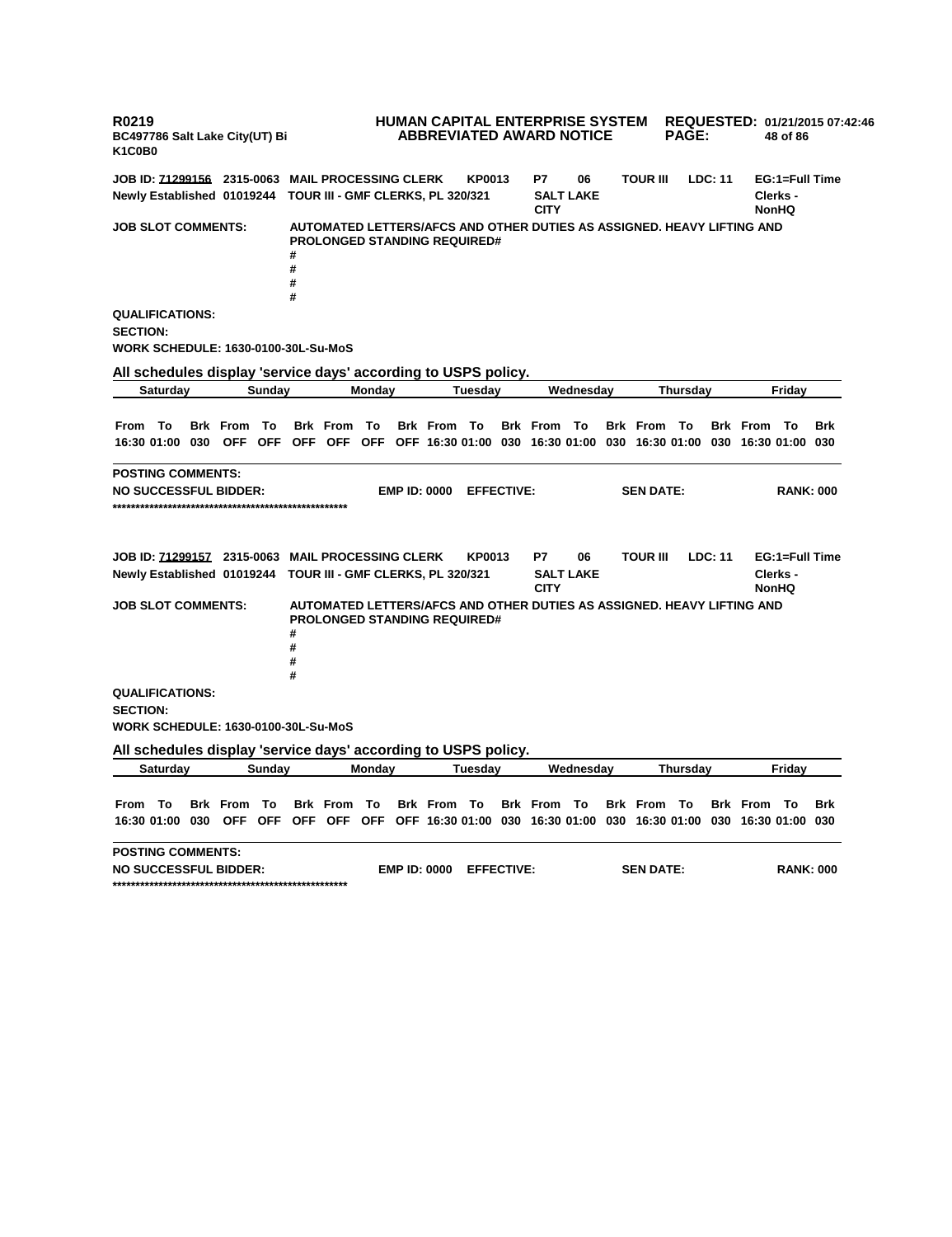**R0219** **HUMAN CAPITAL ENTERPRISE SYSTEM** **REQUESTED: 01/21/2015 07:42:46**
**BC497786 Salt Lake City(UT) Bi** **ABBREVIATED AWARD NOTICE**
**K1C0B0**

**JOB ID: 71299156 2315-0063 MAIL PROCESSING CLERK KP0013 P7 06 TOUR III LDC: 11 EG:1=Full Time**
**Newly Established 01019244 TOUR III - GMF CLERKS, PL 320/321 SALT LAKE CITY Clerks - NonHQ**

**JOB SLOT COMMENTS:** AUTOMATED LETTERS/AFCS AND OTHER DUTIES AS ASSIGNED. HEAVY LIFTING AND PROLONGED STANDING REQUIRED#
#
#
#
#

**QUALIFICATIONS:**

**SECTION:**

**WORK SCHEDULE: 1630-0100-30L-Su-MoS**

**All schedules display 'service days' according to USPS policy.**

| Saturday | | | Sunday | | | Monday | | | Tuesday | | | Wednesday | | | Thursday | | | Friday | | |
|---|---|---|---|---|---|---|---|---|---|---|---|---|---|---|---|---|---|---|---|---|
| From | To | Brk | From | To | Brk | From | To | Brk | From | To | Brk | From | To | Brk | From | To | Brk | From | To | Brk |
| 16:30 | 01:00 | 030 | OFF | OFF | OFF | OFF | OFF | OFF | 16:30 | 01:00 | 030 | 16:30 | 01:00 | 030 | 16:30 | 01:00 | 030 | 16:30 | 01:00 | 030 |

**POSTING COMMENTS:**

**NO SUCCESSFUL BIDDER: EMP ID: 0000 EFFECTIVE: SEN DATE: RANK: 000**

****************************************************

**JOB ID: 71299157 2315-0063 MAIL PROCESSING CLERK KP0013 P7 06 TOUR III LDC: 11 EG:1=Full Time**
**Newly Established 01019244 TOUR III - GMF CLERKS, PL 320/321 SALT LAKE CITY Clerks - NonHQ**

**JOB SLOT COMMENTS:** AUTOMATED LETTERS/AFCS AND OTHER DUTIES AS ASSIGNED. HEAVY LIFTING AND PROLONGED STANDING REQUIRED#
#
#
#
#

**QUALIFICATIONS:**

**SECTION:**

**WORK SCHEDULE: 1630-0100-30L-Su-MoS**

**All schedules display 'service days' according to USPS policy.**

| Saturday | | | Sunday | | | Monday | | | Tuesday | | | Wednesday | | | Thursday | | | Friday | | |
|---|---|---|---|---|---|---|---|---|---|---|---|---|---|---|---|---|---|---|---|---|
| From | To | Brk | From | To | Brk | From | To | Brk | From | To | Brk | From | To | Brk | From | To | Brk | From | To | Brk |
| 16:30 | 01:00 | 030 | OFF | OFF | OFF | OFF | OFF | OFF | 16:30 | 01:00 | 030 | 16:30 | 01:00 | 030 | 16:30 | 01:00 | 030 | 16:30 | 01:00 | 030 |

**POSTING COMMENTS:**

**NO SUCCESSFUL BIDDER: EMP ID: 0000 EFFECTIVE: SEN DATE: RANK: 000**

****************************************************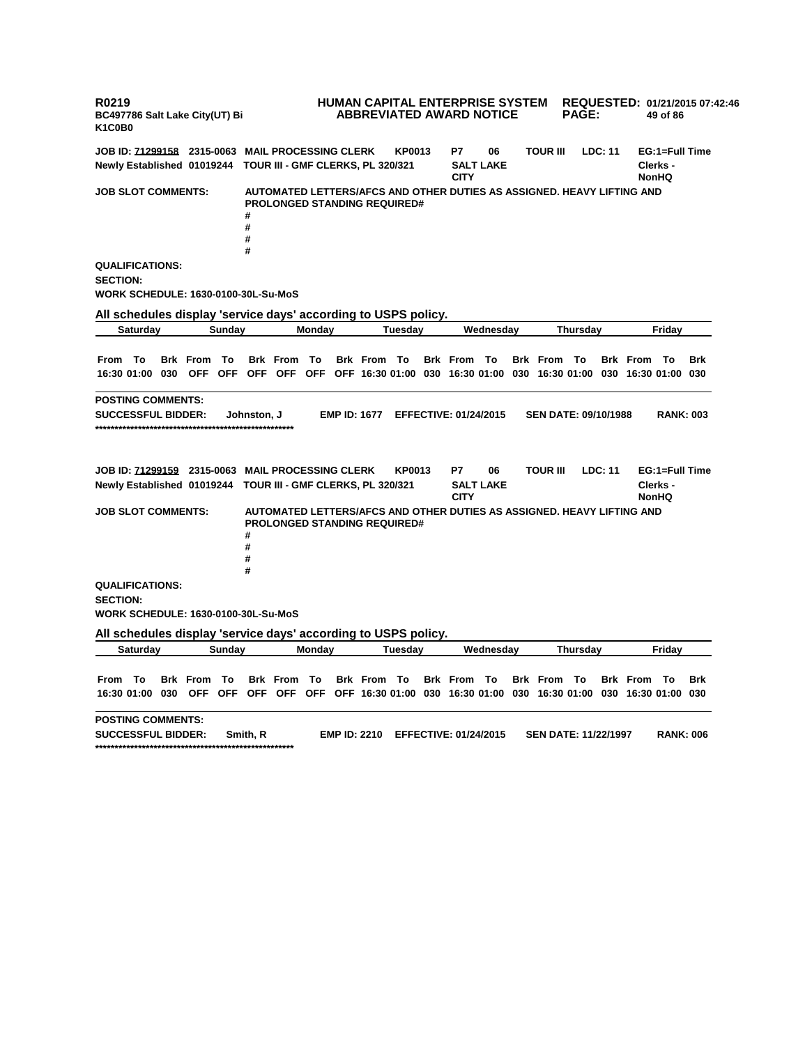**R0219** **HUMAN CAPITAL ENTERPRISE SYSTEM** **REQUESTED: 01/21/2015 07:42:46**
**BC497786 Salt Lake City(UT) Bi** **ABBREVIATED AWARD NOTICE**
**K1C0B0**

**JOB ID: 71299158 2315-0063 MAIL PROCESSING CLERK KP0013 P7 06 TOUR III LDC: 11 EG:1=Full Time**
**Newly Established 01019244 TOUR III - GMF CLERKS, PL 320/321 SALT LAKE CITY Clerks - NonHQ**

**JOB SLOT COMMENTS:** **AUTOMATED LETTERS/AFCS AND OTHER DUTIES AS ASSIGNED. HEAVY LIFTING AND PROLONGED STANDING REQUIRED#**
**#**
**#**
**#**
**#**

**QUALIFICATIONS:**

**SECTION:**

**WORK SCHEDULE: 1630-0100-30L-Su-MoS**

**All schedules display 'service days' according to USPS policy.**

| Saturday | | | Sunday | | | Monday | | | Tuesday | | | Wednesday | | | Thursday | | | Friday | | |
|---|---|---|---|---|---|---|---|---|---|---|---|---|---|---|---|---|---|---|---|---|
| From | To | Brk | From | To | Brk | From | To | Brk | From | To | Brk | From | To | Brk | From | To | Brk | From | To | Brk |
| 16:30 | 01:00 | 030 | OFF | OFF | OFF | OFF | OFF | OFF | 16:30 | 01:00 | 030 | 16:30 | 01:00 | 030 | 16:30 | 01:00 | 030 | 16:30 | 01:00 | 030 |

**POSTING COMMENTS:**

**SUCCESSFUL BIDDER: Johnston, J EMP ID: 1677 EFFECTIVE: 01/24/2015 SEN DATE: 09/10/1988 RANK: 003**
**\*\*\*\*\*\*\*\*\*\*\*\*\*\*\*\*\*\*\*\*\*\*\*\*\*\*\*\*\*\*\*\*\*\*\*\*\*\*\*\*\*\*\*\*\*\*\*\*\*\*\*\***

**JOB ID: 71299159 2315-0063 MAIL PROCESSING CLERK KP0013 P7 06 TOUR III LDC: 11 EG:1=Full Time**
**Newly Established 01019244 TOUR III - GMF CLERKS, PL 320/321 SALT LAKE CITY Clerks - NonHQ**

**JOB SLOT COMMENTS:** **AUTOMATED LETTERS/AFCS AND OTHER DUTIES AS ASSIGNED. HEAVY LIFTING AND PROLONGED STANDING REQUIRED#**
**#**
**#**
**#**
**#**

**QUALIFICATIONS:**

**SECTION:**

**WORK SCHEDULE: 1630-0100-30L-Su-MoS**

**All schedules display 'service days' according to USPS policy.**

| Saturday | | | Sunday | | | Monday | | | Tuesday | | | Wednesday | | | Thursday | | | Friday | | |
|---|---|---|---|---|---|---|---|---|---|---|---|---|---|---|---|---|---|---|---|---|
| From | To | Brk | From | To | Brk | From | To | Brk | From | To | Brk | From | To | Brk | From | To | Brk | From | To | Brk |
| 16:30 | 01:00 | 030 | OFF | OFF | OFF | OFF | OFF | OFF | 16:30 | 01:00 | 030 | 16:30 | 01:00 | 030 | 16:30 | 01:00 | 030 | 16:30 | 01:00 | 030 |

**POSTING COMMENTS:**

**SUCCESSFUL BIDDER: Smith, R EMP ID: 2210 EFFECTIVE: 01/24/2015 SEN DATE: 11/22/1997 RANK: 006**
**\*\*\*\*\*\*\*\*\*\*\*\*\*\*\*\*\*\*\*\*\*\*\*\*\*\*\*\*\*\*\*\*\*\*\*\*\*\*\*\*\*\*\*\*\*\*\*\*\*\*\*\***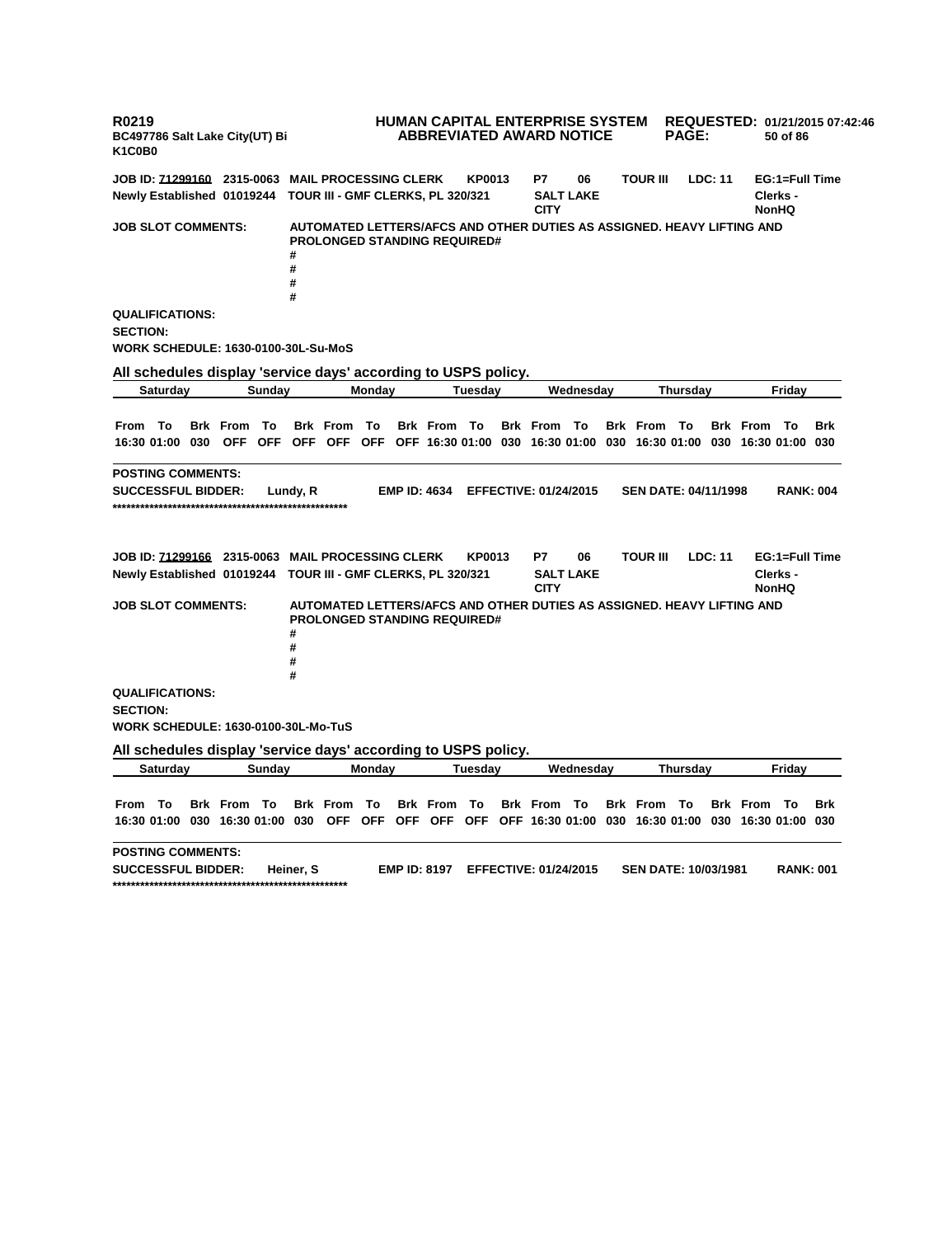**R0219** **HUMAN CAPITAL ENTERPRISE SYSTEM** **REQUESTED: 01/21/2015 07:42:46**
**BC497786 Salt Lake City(UT) Bi** **ABBREVIATED AWARD NOTICE**
**K1C0B0**

**JOB ID: 71299160 2315-0063 MAIL PROCESSING CLERK KP0013 P7 06 TOUR III LDC: 11 EG:1=Full Time**
**Newly Established 01019244 TOUR III - GMF CLERKS, PL 320/321 SALT LAKE CITY Clerks - NonHQ**

**JOB SLOT COMMENTS:** AUTOMATED LETTERS/AFCS AND OTHER DUTIES AS ASSIGNED. HEAVY LIFTING AND PROLONGED STANDING REQUIRED#
#
#
#
#

**QUALIFICATIONS:**
**SECTION:**
**WORK SCHEDULE: 1630-0100-30L-Su-MoS**

**All schedules display 'service days' according to USPS policy.**

| Saturday | | | Sunday | | | Monday | | | Tuesday | | | Wednesday | | | Thursday | | | Friday | | |
|---|---|---|---|---|---|---|---|---|---|---|---|---|---|---|---|---|---|---|---|---|
| From | To | Brk | From | To | Brk | From | To | Brk | From | To | Brk | From | To | Brk | From | To | Brk | From | To | Brk |
| 16:30 | 01:00 | 030 | OFF | OFF | OFF | OFF | OFF | OFF | 16:30 | 01:00 | 030 | 16:30 | 01:00 | 030 | 16:30 | 01:00 | 030 | 16:30 | 01:00 | 030 |

**POSTING COMMENTS:**
**SUCCESSFUL BIDDER:** Lundy, R **EMP ID: 4634 EFFECTIVE: 01/24/2015 SEN DATE: 04/11/1998 RANK: 004**
****************************************************

**JOB ID: 71299166 2315-0063 MAIL PROCESSING CLERK KP0013 P7 06 TOUR III LDC: 11 EG:1=Full Time**
**Newly Established 01019244 TOUR III - GMF CLERKS, PL 320/321 SALT LAKE CITY Clerks - NonHQ**

**JOB SLOT COMMENTS:** AUTOMATED LETTERS/AFCS AND OTHER DUTIES AS ASSIGNED. HEAVY LIFTING AND PROLONGED STANDING REQUIRED#
#
#
#
#

**QUALIFICATIONS:**
**SECTION:**
**WORK SCHEDULE: 1630-0100-30L-Mo-TuS**

**All schedules display 'service days' according to USPS policy.**

| Saturday | | | Sunday | | | Monday | | | Tuesday | | | Wednesday | | | Thursday | | | Friday | | |
|---|---|---|---|---|---|---|---|---|---|---|---|---|---|---|---|---|---|---|---|---|
| From | To | Brk | From | To | Brk | From | To | Brk | From | To | Brk | From | To | Brk | From | To | Brk | From | To | Brk |
| 16:30 | 01:00 | 030 | 16:30 | 01:00 | 030 | OFF | OFF | OFF | OFF | OFF | OFF | 16:30 | 01:00 | 030 | 16:30 | 01:00 | 030 | 16:30 | 01:00 | 030 |

**POSTING COMMENTS:**
**SUCCESSFUL BIDDER:** Heiner, S **EMP ID: 8197 EFFECTIVE: 01/24/2015 SEN DATE: 10/03/1981 RANK: 001**
****************************************************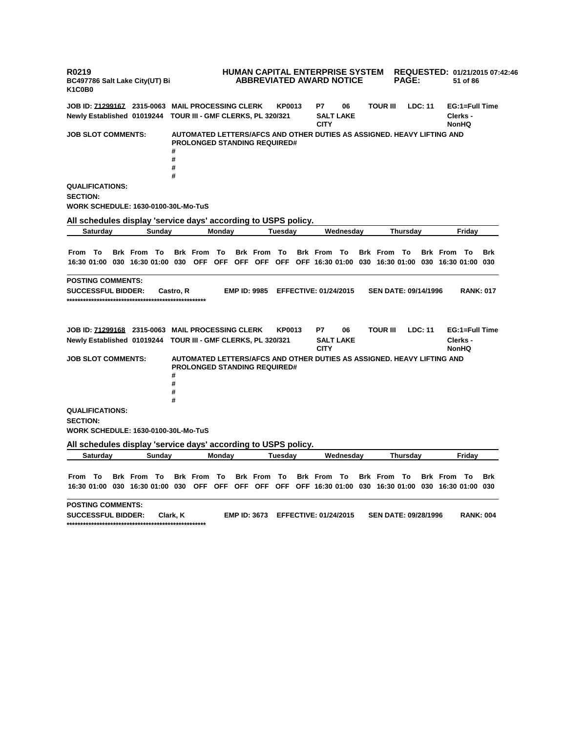R0219
BC497786 Salt Lake City(UT) Bi
K1C0B0

**HUMAN CAPITAL ENTERPRISE SYSTEM**
**ABBREVIATED AWARD NOTICE**

**REQUESTED:** 01/21/2015 07:42:46

**JOB ID:** 71299167 2315-0063 **MAIL PROCESSING CLERK** KP0013 P7 06 **TOUR III** **LDC: 11** **EG:1=Full Time**
**Newly Established** 01019244 **TOUR III - GMF CLERKS, PL 320/321** **SALT LAKE CITY** **Clerks - NonHQ**

**JOB SLOT COMMENTS:** AUTOMATED LETTERS/AFCS AND OTHER DUTIES AS ASSIGNED. HEAVY LIFTING AND PROLONGED STANDING REQUIRED#
#
#
#
#

**QUALIFICATIONS:**

**SECTION:**

**WORK SCHEDULE:** 1630-0100-30L-Mo-TuS

**All schedules display 'service days' according to USPS policy.**

| Saturday | | | Sunday | | | Monday | | | Tuesday | | | Wednesday | | | Thursday | | | Friday | | |
|---|---|---|---|---|---|---|---|---|---|---|---|---|---|---|---|---|---|---|---|---|
| From | To | Brk | From | To | Brk | From | To | Brk | From | To | Brk | From | To | Brk | From | To | Brk | From | To | Brk |
| 16:30 | 01:00 | 030 | 16:30 | 01:00 | 030 | OFF | OFF | OFF | OFF | OFF | OFF | 16:30 | 01:00 | 030 | 16:30 | 01:00 | 030 | 16:30 | 01:00 | 030 |

**POSTING COMMENTS:**

**SUCCESSFUL BIDDER:** Castro, R **EMP ID:** 9985 **EFFECTIVE:** 01/24/2015 **SEN DATE:** 09/14/1996 **RANK:** 017

*****************************************************

**JOB ID:** 71299168 2315-0063 **MAIL PROCESSING CLERK** KP0013 P7 06 **TOUR III** **LDC: 11** **EG:1=Full Time**
**Newly Established** 01019244 **TOUR III - GMF CLERKS, PL 320/321** **SALT LAKE CITY** **Clerks - NonHQ**

**JOB SLOT COMMENTS:** AUTOMATED LETTERS/AFCS AND OTHER DUTIES AS ASSIGNED. HEAVY LIFTING AND PROLONGED STANDING REQUIRED#
#
#
#
#

**QUALIFICATIONS:**

**SECTION:**

**WORK SCHEDULE:** 1630-0100-30L-Mo-TuS

**All schedules display 'service days' according to USPS policy.**

| Saturday | | | Sunday | | | Monday | | | Tuesday | | | Wednesday | | | Thursday | | | Friday | | |
|---|---|---|---|---|---|---|---|---|---|---|---|---|---|---|---|---|---|---|---|---|
| From | To | Brk | From | To | Brk | From | To | Brk | From | To | Brk | From | To | Brk | From | To | Brk | From | To | Brk |
| 16:30 | 01:00 | 030 | 16:30 | 01:00 | 030 | OFF | OFF | OFF | OFF | OFF | OFF | 16:30 | 01:00 | 030 | 16:30 | 01:00 | 030 | 16:30 | 01:00 | 030 |

**POSTING COMMENTS:**

**SUCCESSFUL BIDDER:** Clark, K **EMP ID:** 3673 **EFFECTIVE:** 01/24/2015 **SEN DATE:** 09/28/1996 **RANK:** 004

*****************************************************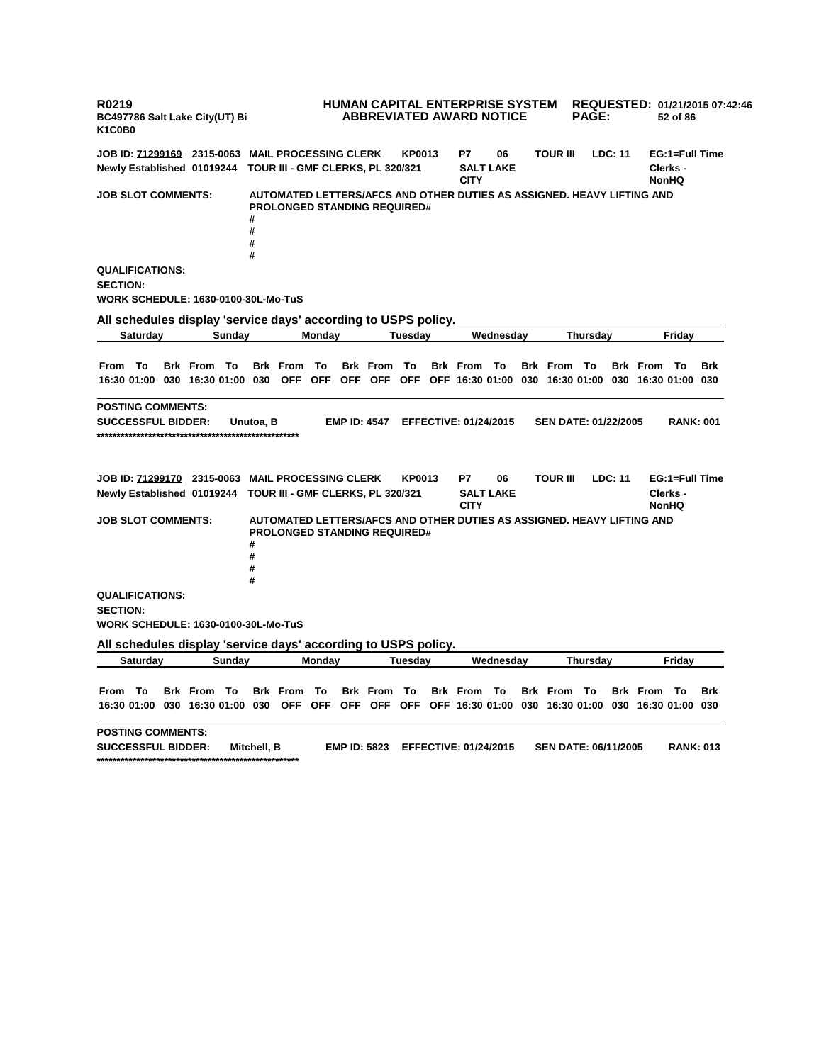R0219
BC497786 Salt Lake City(UT) Bi
K1C0B0

**HUMAN CAPITAL ENTERPRISE SYSTEM**
**ABBREVIATED AWARD NOTICE**

**REQUESTED: 01/21/2015 07:42:46**

**JOB ID: 71299169 2315-0063 MAIL PROCESSING CLERK KP0013 P7 06 TOUR III LDC: 11 EG:1=Full Time**
**Newly Established 01019244 TOUR III - GMF CLERKS, PL 320/321 SALT LAKE CITY Clerks - NonHQ**

**JOB SLOT COMMENTS:** AUTOMATED LETTERS/AFCS AND OTHER DUTIES AS ASSIGNED. HEAVY LIFTING AND PROLONGED STANDING REQUIRED#
#
#
#
#

**QUALIFICATIONS:**
**SECTION:**
**WORK SCHEDULE: 1630-0100-30L-Mo-TuS**

**All schedules display 'service days' according to USPS policy.**

| Saturday | | | Sunday | | | Monday | | | Tuesday | | | Wednesday | | | Thursday | | | Friday | | |
|---|---|---|---|---|---|---|---|---|---|---|---|---|---|---|---|---|---|---|---|---|
| From | To | Brk | From | To | Brk | From | To | Brk | From | To | Brk | From | To | Brk | From | To | Brk | From | To | Brk |
| 16:30 | 01:00 | 030 | 16:30 | 01:00 | 030 | OFF | OFF | OFF | OFF | OFF | OFF | 16:30 | 01:00 | 030 | 16:30 | 01:00 | 030 | 16:30 | 01:00 | 030 |

**POSTING COMMENTS:**
**SUCCESSFUL BIDDER:** Unutoa, B **EMP ID: 4547 EFFECTIVE: 01/24/2015 SEN DATE: 01/22/2005 RANK: 001**
****************************************************

**JOB ID: 71299170 2315-0063 MAIL PROCESSING CLERK KP0013 P7 06 TOUR III LDC: 11 EG:1=Full Time**
**Newly Established 01019244 TOUR III - GMF CLERKS, PL 320/321 SALT LAKE CITY Clerks - NonHQ**

**JOB SLOT COMMENTS:** AUTOMATED LETTERS/AFCS AND OTHER DUTIES AS ASSIGNED. HEAVY LIFTING AND PROLONGED STANDING REQUIRED#
#
#
#
#

**QUALIFICATIONS:**
**SECTION:**
**WORK SCHEDULE: 1630-0100-30L-Mo-TuS**

**All schedules display 'service days' according to USPS policy.**

| Saturday | | | Sunday | | | Monday | | | Tuesday | | | Wednesday | | | Thursday | | | Friday | | |
|---|---|---|---|---|---|---|---|---|---|---|---|---|---|---|---|---|---|---|---|---|
| From | To | Brk | From | To | Brk | From | To | Brk | From | To | Brk | From | To | Brk | From | To | Brk | From | To | Brk |
| 16:30 | 01:00 | 030 | 16:30 | 01:00 | 030 | OFF | OFF | OFF | OFF | OFF | OFF | 16:30 | 01:00 | 030 | 16:30 | 01:00 | 030 | 16:30 | 01:00 | 030 |

**POSTING COMMENTS:**
**SUCCESSFUL BIDDER:** Mitchell, B **EMP ID: 5823 EFFECTIVE: 01/24/2015 SEN DATE: 06/11/2005 RANK: 013**
****************************************************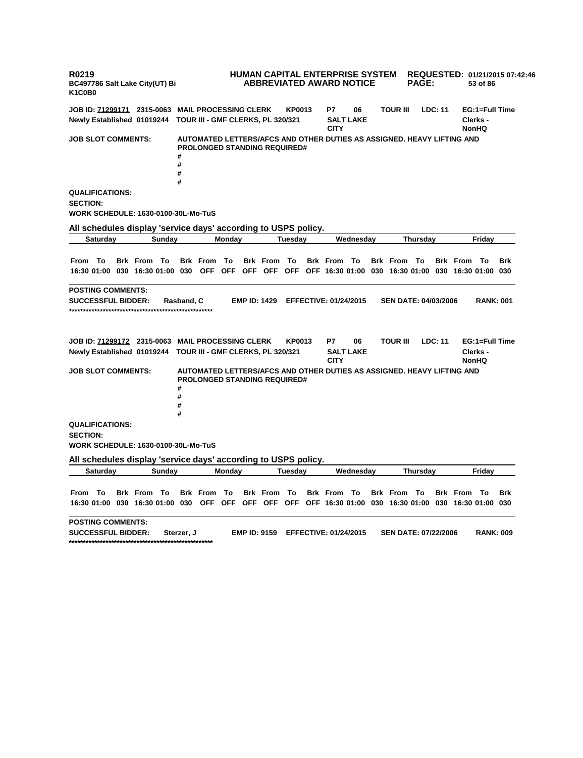**R0219** **HUMAN CAPITAL ENTERPRISE SYSTEM** **REQUESTED: 01/21/2015 07:42:46**
**BC497786 Salt Lake City(UT) Bi** **ABBREVIATED AWARD NOTICE**
**K1C0B0**

**JOB ID: 71299171 2315-0063 MAIL PROCESSING CLERK KP0013 P7 06 TOUR III LDC: 11 EG:1=Full Time**
**Newly Established 01019244 TOUR III - GMF CLERKS, PL 320/321 SALT LAKE CITY Clerks - NonHQ**

**JOB SLOT COMMENTS:** AUTOMATED LETTERS/AFCS AND OTHER DUTIES AS ASSIGNED. HEAVY LIFTING AND PROLONGED STANDING REQUIRED#
#
#
#
#

**QUALIFICATIONS:**
**SECTION:**
**WORK SCHEDULE: 1630-0100-30L-Mo-TuS**

**All schedules display 'service days' according to USPS policy.**

| Saturday | | | Sunday | | | Monday | | | Tuesday | | | Wednesday | | | Thursday | | | Friday | | |
|---|---|---|---|---|---|---|---|---|---|---|---|---|---|---|---|---|---|---|---|---|
| From | To | Brk | From | To | Brk | From | To | Brk | From | To | Brk | From | To | Brk | From | To | Brk | From | To | Brk |
| 16:30 | 01:00 | 030 | 16:30 | 01:00 | 030 | OFF | OFF | OFF | OFF | OFF | OFF | 16:30 | 01:00 | 030 | 16:30 | 01:00 | 030 | 16:30 | 01:00 | 030 |

**POSTING COMMENTS:**
**SUCCESSFUL BIDDER:** Rasband, C **EMP ID: 1429** **EFFECTIVE: 01/24/2015** **SEN DATE: 04/03/2006** **RANK: 001**
****************************************************

**JOB ID: 71299172 2315-0063 MAIL PROCESSING CLERK KP0013 P7 06 TOUR III LDC: 11 EG:1=Full Time**
**Newly Established 01019244 TOUR III - GMF CLERKS, PL 320/321 SALT LAKE CITY Clerks - NonHQ**

**JOB SLOT COMMENTS:** AUTOMATED LETTERS/AFCS AND OTHER DUTIES AS ASSIGNED. HEAVY LIFTING AND PROLONGED STANDING REQUIRED#
#
#
#
#

**QUALIFICATIONS:**
**SECTION:**
**WORK SCHEDULE: 1630-0100-30L-Mo-TuS**

**All schedules display 'service days' according to USPS policy.**

| Saturday | | | Sunday | | | Monday | | | Tuesday | | | Wednesday | | | Thursday | | | Friday | | |
|---|---|---|---|---|---|---|---|---|---|---|---|---|---|---|---|---|---|---|---|---|
| From | To | Brk | From | To | Brk | From | To | Brk | From | To | Brk | From | To | Brk | From | To | Brk | From | To | Brk |
| 16:30 | 01:00 | 030 | 16:30 | 01:00 | 030 | OFF | OFF | OFF | OFF | OFF | OFF | 16:30 | 01:00 | 030 | 16:30 | 01:00 | 030 | 16:30 | 01:00 | 030 |

**POSTING COMMENTS:**
**SUCCESSFUL BIDDER:** Sterzer, J **EMP ID: 9159** **EFFECTIVE: 01/24/2015** **SEN DATE: 07/22/2006** **RANK: 009**
****************************************************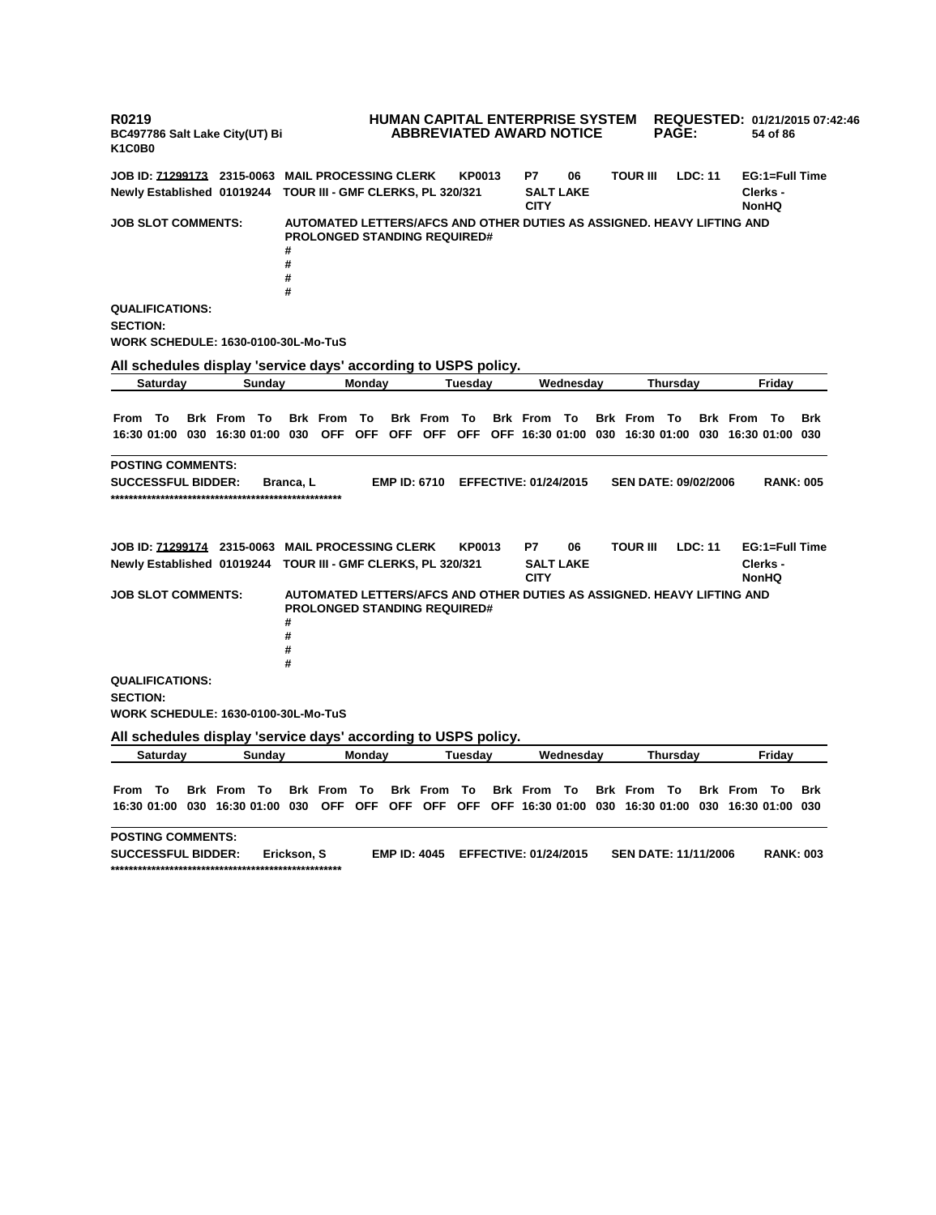R0219
BC497786 Salt Lake City(UT) Bi
K1C0B0

**HUMAN CAPITAL ENTERPRISE SYSTEM**
**ABBREVIATED AWARD NOTICE**

**REQUESTED:** 01/21/2015 07:42:46

**JOB ID: 71299173** 2315-0063 MAIL PROCESSING CLERK KP0013 P7 06 TOUR III LDC: 11 EG:1=Full Time
Newly Established 01019244 TOUR III - GMF CLERKS, PL 320/321 SALT LAKE CITY Clerks - NonHQ

**JOB SLOT COMMENTS:** AUTOMATED LETTERS/AFCS AND OTHER DUTIES AS ASSIGNED. HEAVY LIFTING AND PROLONGED STANDING REQUIRED#
#
#
#
#

**QUALIFICATIONS:**
**SECTION:**
**WORK SCHEDULE:** 1630-0100-30L-Mo-TuS

**All schedules display 'service days' according to USPS policy.**

| Saturday | | | Sunday | | | Monday | | | Tuesday | | | Wednesday | | | Thursday | | | Friday | | |
|---|---|---|---|---|---|---|---|---|---|---|---|---|---|---|---|---|---|---|---|---|
| From | To | Brk | From | To | Brk | From | To | Brk | From | To | Brk | From | To | Brk | From | To | Brk | From | To | Brk |
| 16:30 | 01:00 | 030 | 16:30 | 01:00 | 030 | OFF | OFF | OFF | OFF | OFF | OFF | 16:30 | 01:00 | 030 | 16:30 | 01:00 | 030 | 16:30 | 01:00 | 030 |

**POSTING COMMENTS:**
**SUCCESSFUL BIDDER:** Branca, L **EMP ID:** 6710 **EFFECTIVE:** 01/24/2015 **SEN DATE:** 09/02/2006 **RANK:** 005
****************************************************

**JOB ID: 71299174** 2315-0063 MAIL PROCESSING CLERK KP0013 P7 06 TOUR III LDC: 11 EG:1=Full Time
Newly Established 01019244 TOUR III - GMF CLERKS, PL 320/321 SALT LAKE CITY Clerks - NonHQ

**JOB SLOT COMMENTS:** AUTOMATED LETTERS/AFCS AND OTHER DUTIES AS ASSIGNED. HEAVY LIFTING AND PROLONGED STANDING REQUIRED#
#
#
#
#

**QUALIFICATIONS:**
**SECTION:**
**WORK SCHEDULE:** 1630-0100-30L-Mo-TuS

**All schedules display 'service days' according to USPS policy.**

| Saturday | | | Sunday | | | Monday | | | Tuesday | | | Wednesday | | | Thursday | | | Friday | | |
|---|---|---|---|---|---|---|---|---|---|---|---|---|---|---|---|---|---|---|---|---|
| From | To | Brk | From | To | Brk | From | To | Brk | From | To | Brk | From | To | Brk | From | To | Brk | From | To | Brk |
| 16:30 | 01:00 | 030 | 16:30 | 01:00 | 030 | OFF | OFF | OFF | OFF | OFF | OFF | 16:30 | 01:00 | 030 | 16:30 | 01:00 | 030 | 16:30 | 01:00 | 030 |

**POSTING COMMENTS:**
**SUCCESSFUL BIDDER:** Erickson, S **EMP ID:** 4045 **EFFECTIVE:** 01/24/2015 **SEN DATE:** 11/11/2006 **RANK:** 003
****************************************************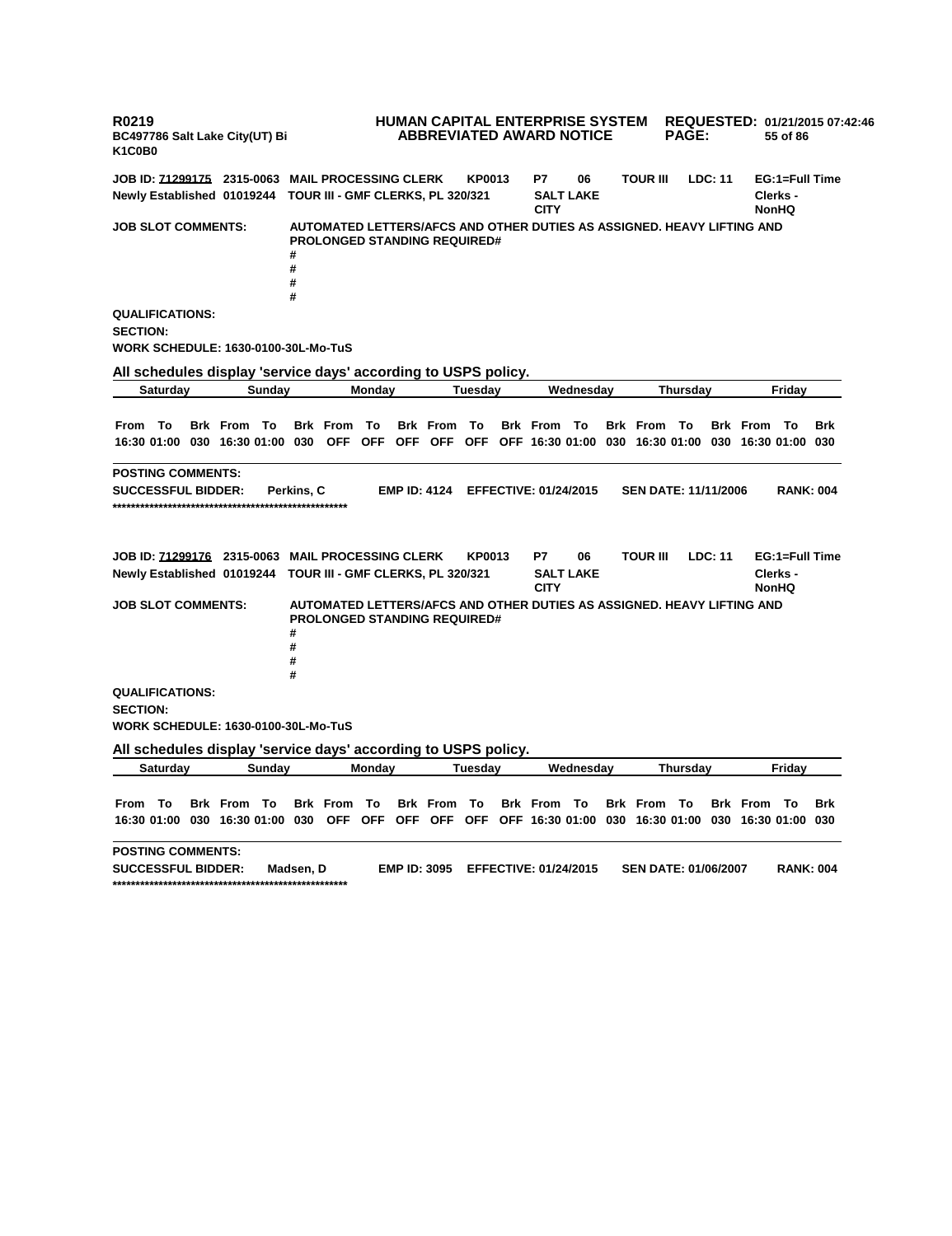**R0219** **HUMAN CAPITAL ENTERPRISE SYSTEM** **REQUESTED: 01/21/2015 07:42:46**
**BC497786 Salt Lake City(UT) Bi** **ABBREVIATED AWARD NOTICE**
**K1C0B0**

**JOB ID: 71299175 2315-0063 MAIL PROCESSING CLERK KP0013 P7 06 TOUR III LDC: 11 EG:1=Full Time**
**Newly Established 01019244 TOUR III - GMF CLERKS, PL 320/321 SALT LAKE CITY Clerks - NonHQ**

**JOB SLOT COMMENTS:** AUTOMATED LETTERS/AFCS AND OTHER DUTIES AS ASSIGNED. HEAVY LIFTING AND PROLONGED STANDING REQUIRED#
#
#
#
#

**QUALIFICATIONS:**
**SECTION:**
**WORK SCHEDULE: 1630-0100-30L-Mo-TuS**

**All schedules display 'service days' according to USPS policy.**

| Saturday | | | Sunday | | | Monday | | | Tuesday | | | Wednesday | | | Thursday | | | Friday | | |
|---|---|---|---|---|---|---|---|---|---|---|---|---|---|---|---|---|---|---|---|---|
| From | To | Brk | From | To | Brk | From | To | Brk | From | To | Brk | From | To | Brk | From | To | Brk | From | To | Brk |
| 16:30 | 01:00 | 030 | 16:30 | 01:00 | 030 | OFF | OFF | OFF | OFF | OFF | OFF | 16:30 | 01:00 | 030 | 16:30 | 01:00 | 030 | 16:30 | 01:00 | 030 |

**POSTING COMMENTS:**
**SUCCESSFUL BIDDER: Perkins, C EMP ID: 4124 EFFECTIVE: 01/24/2015 SEN DATE: 11/11/2006 RANK: 004**
****************************************************

**JOB ID: 71299176 2315-0063 MAIL PROCESSING CLERK KP0013 P7 06 TOUR III LDC: 11 EG:1=Full Time**
**Newly Established 01019244 TOUR III - GMF CLERKS, PL 320/321 SALT LAKE CITY Clerks - NonHQ**

**JOB SLOT COMMENTS:** AUTOMATED LETTERS/AFCS AND OTHER DUTIES AS ASSIGNED. HEAVY LIFTING AND PROLONGED STANDING REQUIRED#
#
#
#
#

**QUALIFICATIONS:**
**SECTION:**
**WORK SCHEDULE: 1630-0100-30L-Mo-TuS**

**All schedules display 'service days' according to USPS policy.**

| Saturday | | | Sunday | | | Monday | | | Tuesday | | | Wednesday | | | Thursday | | | Friday | | |
|---|---|---|---|---|---|---|---|---|---|---|---|---|---|---|---|---|---|---|---|---|
| From | To | Brk | From | To | Brk | From | To | Brk | From | To | Brk | From | To | Brk | From | To | Brk | From | To | Brk |
| 16:30 | 01:00 | 030 | 16:30 | 01:00 | 030 | OFF | OFF | OFF | OFF | OFF | OFF | 16:30 | 01:00 | 030 | 16:30 | 01:00 | 030 | 16:30 | 01:00 | 030 |

**POSTING COMMENTS:**
**SUCCESSFUL BIDDER: Madsen, D EMP ID: 3095 EFFECTIVE: 01/24/2015 SEN DATE: 01/06/2007 RANK: 004**
****************************************************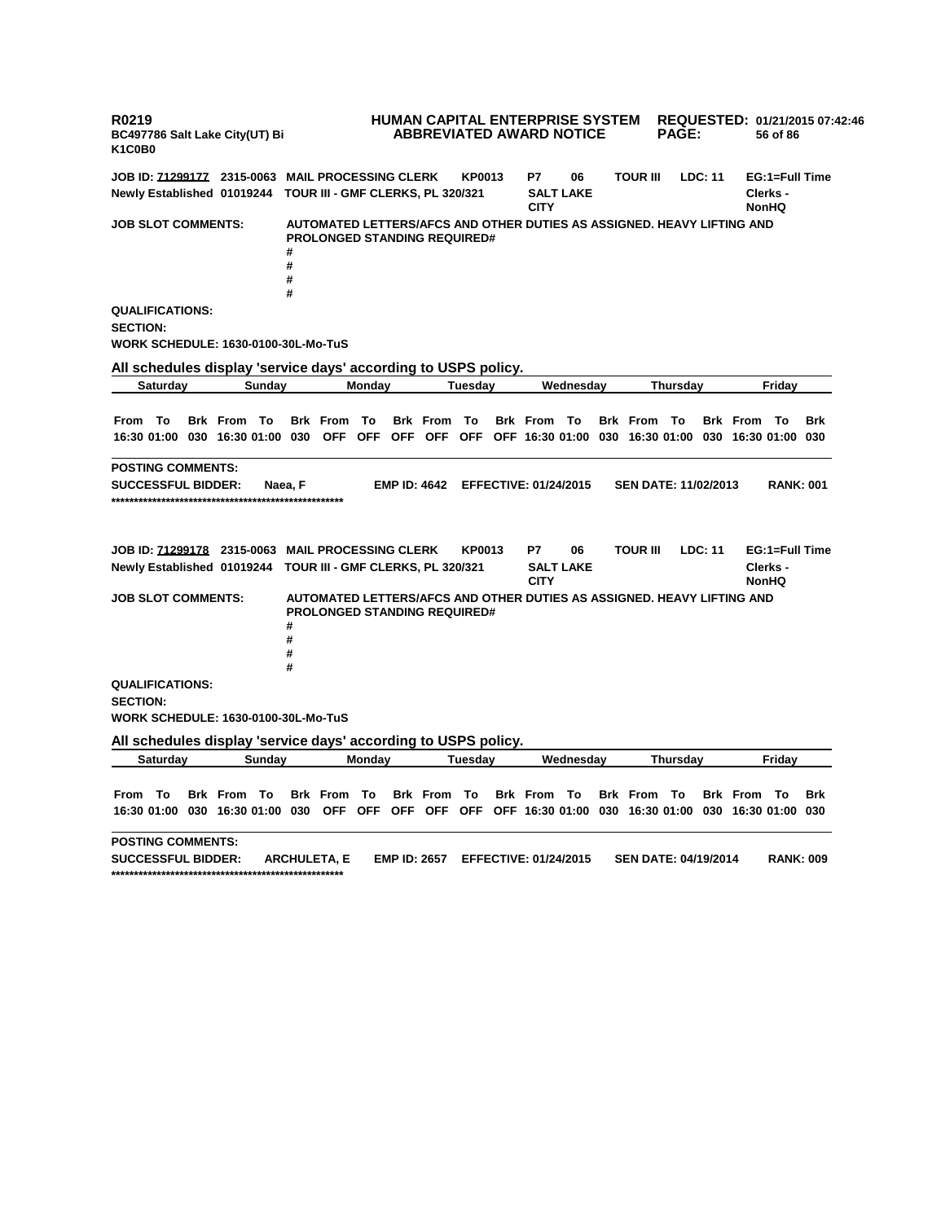R0219
BC497786 Salt Lake City(UT) Bi
K1C0B0

**HUMAN CAPITAL ENTERPRISE SYSTEM**
**ABBREVIATED AWARD NOTICE**

**REQUESTED:** 01/21/2015 07:42:46

**JOB ID:** 71299177 2315-0063 MAIL PROCESSING CLERK KP0013 P7 06 TOUR III LDC: 11 EG:1=Full Time
Newly Established 01019244 TOUR III - GMF CLERKS, PL 320/321 SALT LAKE CITY Clerks - NonHQ

**JOB SLOT COMMENTS:** AUTOMATED LETTERS/AFCS AND OTHER DUTIES AS ASSIGNED. HEAVY LIFTING AND PROLONGED STANDING REQUIRED#
#
#
#
#

**QUALIFICATIONS:**

**SECTION:**

**WORK SCHEDULE:** 1630-0100-30L-Mo-TuS

**All schedules display 'service days' according to USPS policy.**

| Saturday | | | Sunday | | | Monday | | | Tuesday | | | Wednesday | | | Thursday | | | Friday | | |
|---|---|---|---|---|---|---|---|---|---|---|---|---|---|---|---|---|---|---|---|---|
| From | To | Brk | From | To | Brk | From | To | Brk | From | To | Brk | From | To | Brk | From | To | Brk | From | To | Brk |
| 16:30 | 01:00 | 030 | 16:30 | 01:00 | 030 | OFF | OFF | OFF | OFF | OFF | OFF | 16:30 | 01:00 | 030 | 16:30 | 01:00 | 030 | 16:30 | 01:00 | 030 |

**POSTING COMMENTS:**

**SUCCESSFUL BIDDER:** Naea, F **EMP ID:** 4642 **EFFECTIVE:** 01/24/2015 **SEN DATE:** 11/02/2013 **RANK:** 001
****************************************************

**JOB ID:** 71299178 2315-0063 MAIL PROCESSING CLERK KP0013 P7 06 TOUR III LDC: 11 EG:1=Full Time
Newly Established 01019244 TOUR III - GMF CLERKS, PL 320/321 SALT LAKE CITY Clerks - NonHQ

**JOB SLOT COMMENTS:** AUTOMATED LETTERS/AFCS AND OTHER DUTIES AS ASSIGNED. HEAVY LIFTING AND PROLONGED STANDING REQUIRED#
#
#
#
#

**QUALIFICATIONS:**

**SECTION:**

**WORK SCHEDULE:** 1630-0100-30L-Mo-TuS

**All schedules display 'service days' according to USPS policy.**

| Saturday | | | Sunday | | | Monday | | | Tuesday | | | Wednesday | | | Thursday | | | Friday | | |
|---|---|---|---|---|---|---|---|---|---|---|---|---|---|---|---|---|---|---|---|---|
| From | To | Brk | From | To | Brk | From | To | Brk | From | To | Brk | From | To | Brk | From | To | Brk | From | To | Brk |
| 16:30 | 01:00 | 030 | 16:30 | 01:00 | 030 | OFF | OFF | OFF | OFF | OFF | OFF | 16:30 | 01:00 | 030 | 16:30 | 01:00 | 030 | 16:30 | 01:00 | 030 |

**POSTING COMMENTS:**

**SUCCESSFUL BIDDER:** ARCHULETA, E **EMP ID:** 2657 **EFFECTIVE:** 01/24/2015 **SEN DATE:** 04/19/2014 **RANK:** 009
****************************************************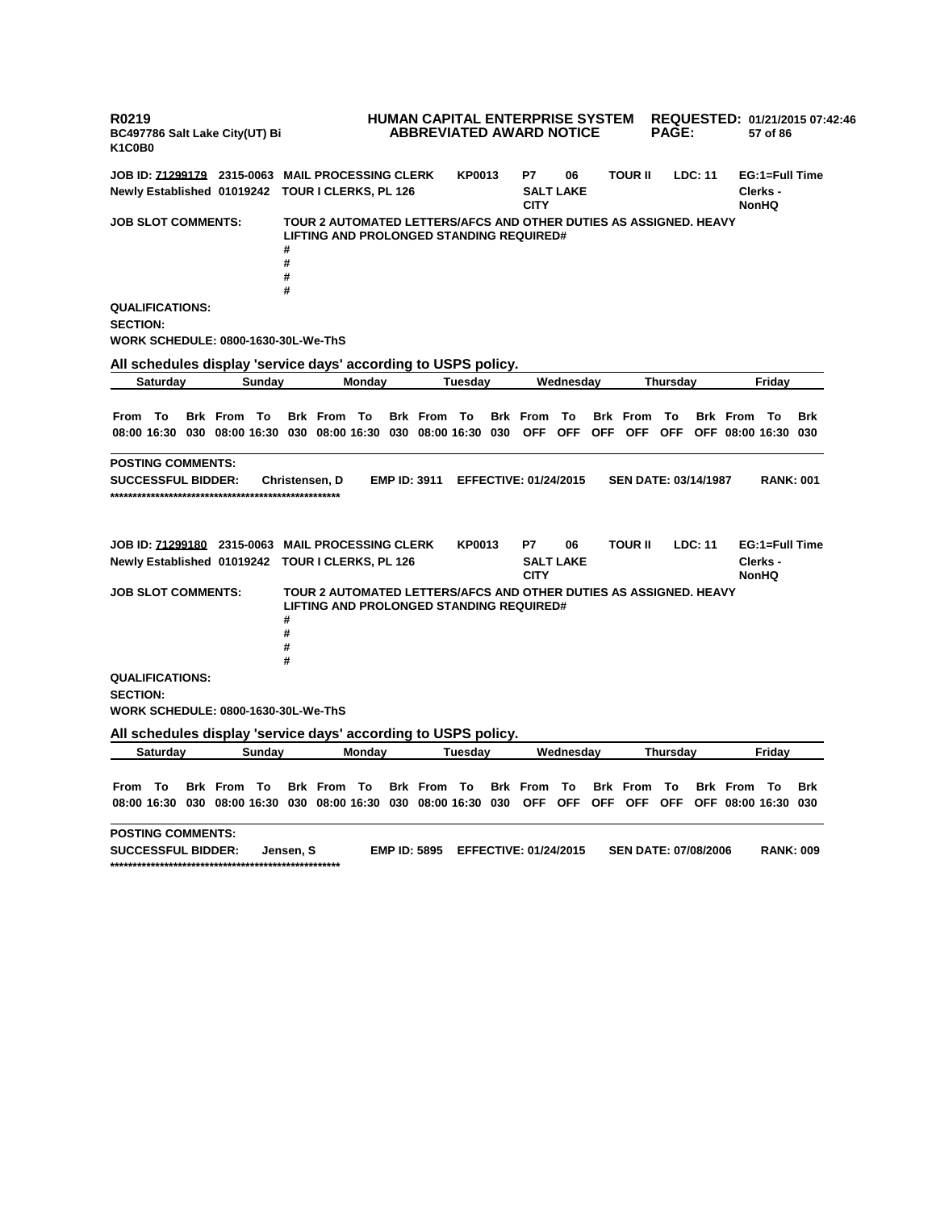R0219 **HUMAN CAPITAL ENTERPRISE SYSTEM** REQUESTED: 01/21/2015 07:42:46
BC497786 Salt Lake City(UT) Bi **ABBREVIATED AWARD NOTICE**
K1C0B0

**JOB ID: 71299179** 2315-0063 MAIL PROCESSING CLERK KP0013 P7 06 TOUR II LDC: 11 EG:1=Full Time
Newly Established 01019242 TOUR I CLERKS, PL 126 SALT LAKE CITY Clerks - NonHQ

**JOB SLOT COMMENTS:** TOUR 2 AUTOMATED LETTERS/AFCS AND OTHER DUTIES AS ASSIGNED. HEAVY LIFTING AND PROLONGED STANDING REQUIRED#
#
#
#
#

**QUALIFICATIONS:**
**SECTION:**
**WORK SCHEDULE:** 0800-1630-30L-We-ThS

**All schedules display 'service days' according to USPS policy.**

| Saturday | | | Sunday | | | Monday | | | Tuesday | | | Wednesday | | | Thursday | | | Friday | | |
|---|---|---|---|---|---|---|---|---|---|---|---|---|---|---|---|---|---|---|---|---|
| From | To | Brk | From | To | Brk | From | To | Brk | From | To | Brk | From | To | Brk | From | To | Brk | From | To | Brk |
| 08:00 | 16:30 | 030 | 08:00 | 16:30 | 030 | 08:00 | 16:30 | 030 | 08:00 | 16:30 | 030 | OFF | OFF | OFF | OFF | OFF | OFF | 08:00 | 16:30 | 030 |

**POSTING COMMENTS:**
**SUCCESSFUL BIDDER:** Christensen, D EMP ID: 3911 EFFECTIVE: 01/24/2015 SEN DATE: 03/14/1987 RANK: 001
****************************************************

**JOB ID: 71299180** 2315-0063 MAIL PROCESSING CLERK KP0013 P7 06 TOUR II LDC: 11 EG:1=Full Time
Newly Established 01019242 TOUR I CLERKS, PL 126 SALT LAKE CITY Clerks - NonHQ

**JOB SLOT COMMENTS:** TOUR 2 AUTOMATED LETTERS/AFCS AND OTHER DUTIES AS ASSIGNED. HEAVY LIFTING AND PROLONGED STANDING REQUIRED#
#
#
#
#

**QUALIFICATIONS:**
**SECTION:**
**WORK SCHEDULE:** 0800-1630-30L-We-ThS

**All schedules display 'service days' according to USPS policy.**

| Saturday | | | Sunday | | | Monday | | | Tuesday | | | Wednesday | | | Thursday | | | Friday | | |
|---|---|---|---|---|---|---|---|---|---|---|---|---|---|---|---|---|---|---|---|---|
| From | To | Brk | From | To | Brk | From | To | Brk | From | To | Brk | From | To | Brk | From | To | Brk | From | To | Brk |
| 08:00 | 16:30 | 030 | 08:00 | 16:30 | 030 | 08:00 | 16:30 | 030 | 08:00 | 16:30 | 030 | OFF | OFF | OFF | OFF | OFF | OFF | 08:00 | 16:30 | 030 |

**POSTING COMMENTS:**
**SUCCESSFUL BIDDER:** Jensen, S EMP ID: 5895 EFFECTIVE: 01/24/2015 SEN DATE: 07/08/2006 RANK: 009
****************************************************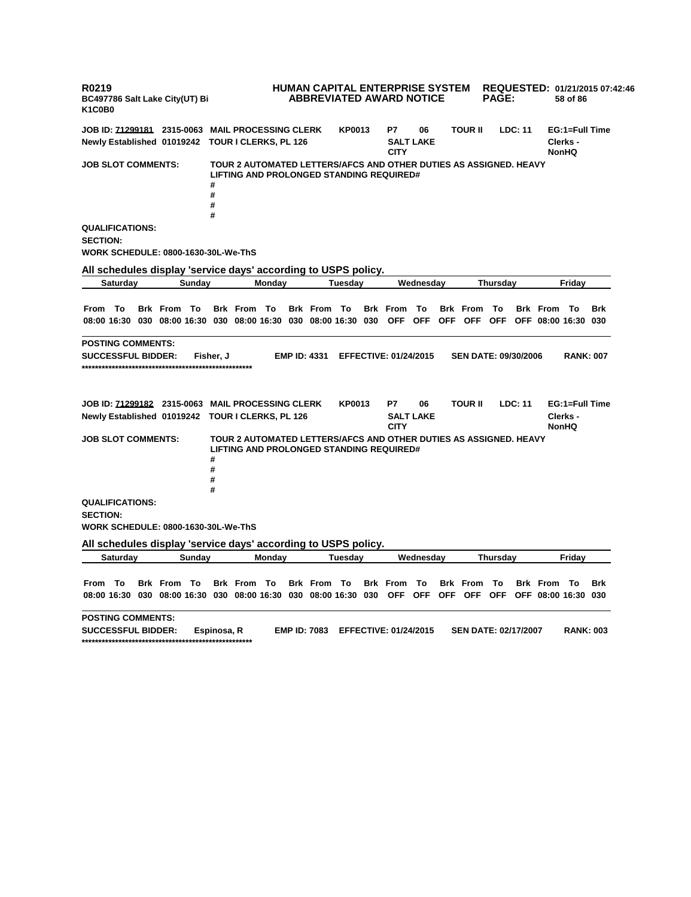**R0219**
**BC497786 Salt Lake City(UT) Bi**
**K1C0B0**

**HUMAN CAPITAL ENTERPRISE SYSTEM**
**ABBREVIATED AWARD NOTICE**

**REQUESTED: 01/21/2015 07:42:46**

**JOB ID: 71299181 2315-0063 MAIL PROCESSING CLERK KP0013 P7 06 TOUR II LDC: 11 EG:1=Full Time**
**Newly Established 01019242 TOUR I CLERKS, PL 126 SALT LAKE CITY Clerks - NonHQ**

**JOB SLOT COMMENTS:** TOUR 2 AUTOMATED LETTERS/AFCS AND OTHER DUTIES AS ASSIGNED. HEAVY LIFTING AND PROLONGED STANDING REQUIRED#
#
#
#
#

**QUALIFICATIONS:**
**SECTION:**
**WORK SCHEDULE: 0800-1630-30L-We-ThS**

**All schedules display 'service days' according to USPS policy.**

| Saturday | | | Sunday | | | Monday | | | Tuesday | | | Wednesday | | | Thursday | | | Friday | | |
|---|---|---|---|---|---|---|---|---|---|---|---|---|---|---|---|---|---|---|---|---|
| From | To | Brk | From | To | Brk | From | To | Brk | From | To | Brk | From | To | Brk | From | To | Brk | From | To | Brk |
| 08:00 | 16:30 | 030 | 08:00 | 16:30 | 030 | 08:00 | 16:30 | 030 | 08:00 | 16:30 | 030 | OFF | OFF | OFF | OFF | OFF | OFF | 08:00 | 16:30 | 030 |

**POSTING COMMENTS:**
**SUCCESSFUL BIDDER:** Fisher, J **EMP ID: 4331 EFFECTIVE: 01/24/2015 SEN DATE: 09/30/2006 RANK: 007**
****************************************************

**JOB ID: 71299182 2315-0063 MAIL PROCESSING CLERK KP0013 P7 06 TOUR II LDC: 11 EG:1=Full Time**
**Newly Established 01019242 TOUR I CLERKS, PL 126 SALT LAKE CITY Clerks - NonHQ**

**JOB SLOT COMMENTS:** TOUR 2 AUTOMATED LETTERS/AFCS AND OTHER DUTIES AS ASSIGNED. HEAVY LIFTING AND PROLONGED STANDING REQUIRED#
#
#
#
#

**QUALIFICATIONS:**
**SECTION:**
**WORK SCHEDULE: 0800-1630-30L-We-ThS**

**All schedules display 'service days' according to USPS policy.**

| Saturday | | | Sunday | | | Monday | | | Tuesday | | | Wednesday | | | Thursday | | | Friday | | |
|---|---|---|---|---|---|---|---|---|---|---|---|---|---|---|---|---|---|---|---|---|
| From | To | Brk | From | To | Brk | From | To | Brk | From | To | Brk | From | To | Brk | From | To | Brk | From | To | Brk |
| 08:00 | 16:30 | 030 | 08:00 | 16:30 | 030 | 08:00 | 16:30 | 030 | 08:00 | 16:30 | 030 | OFF | OFF | OFF | OFF | OFF | OFF | 08:00 | 16:30 | 030 |

**POSTING COMMENTS:**
**SUCCESSFUL BIDDER:** Espinosa, R **EMP ID: 7083 EFFECTIVE: 01/24/2015 SEN DATE: 02/17/2007 RANK: 003**
****************************************************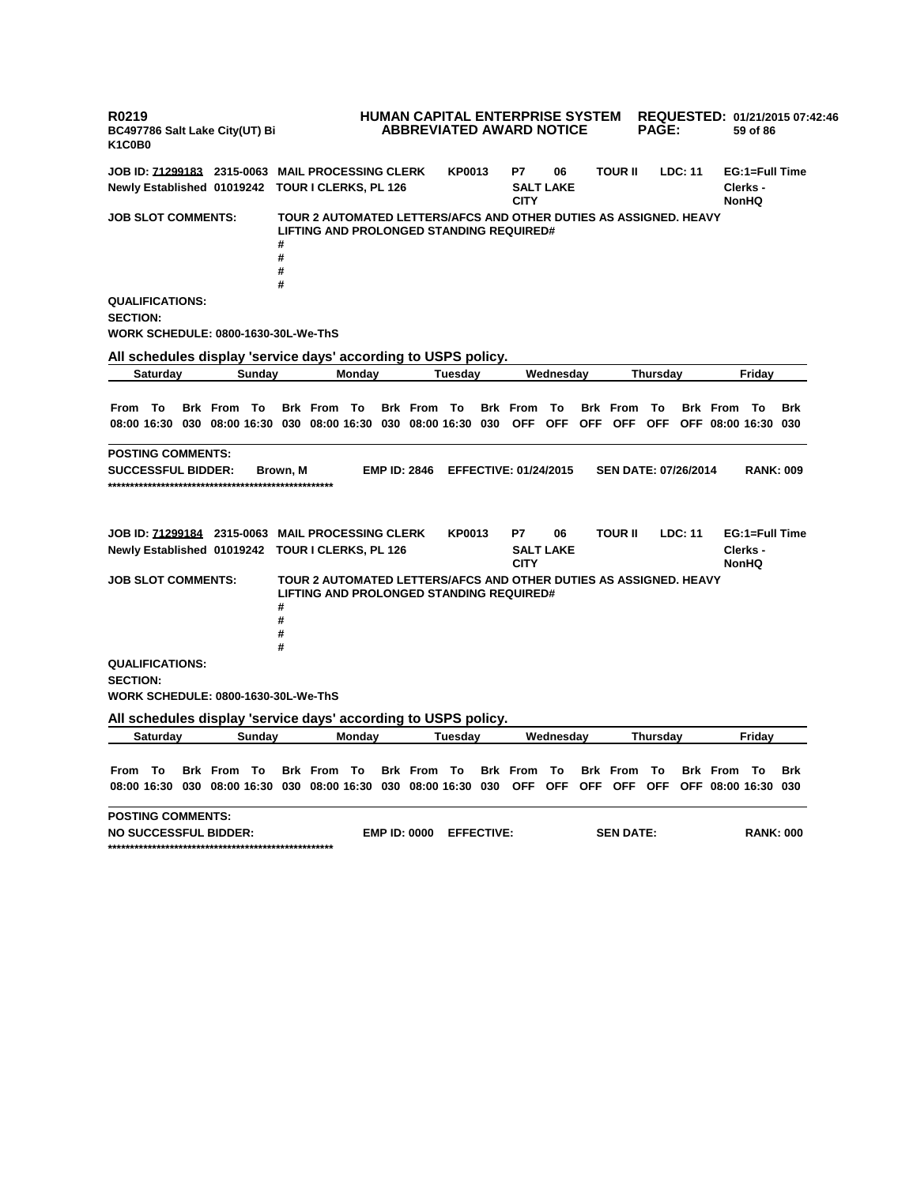**R0219** **HUMAN CAPITAL ENTERPRISE SYSTEM** **REQUESTED: 01/21/2015 07:42:46**
**BC497786 Salt Lake City(UT) Bi** **ABBREVIATED AWARD NOTICE**
**K1C0B0**

**JOB ID: 71299183 2315-0063 MAIL PROCESSING CLERK KP0013 P7 06 TOUR II LDC: 11 EG:1=Full Time**
**Newly Established 01019242 TOUR I CLERKS, PL 126 SALT LAKE CITY Clerks - NonHQ**

**JOB SLOT COMMENTS:** TOUR 2 AUTOMATED LETTERS/AFCS AND OTHER DUTIES AS ASSIGNED. HEAVY LIFTING AND PROLONGED STANDING REQUIRED#
#
#
#
#

**QUALIFICATIONS:**
**SECTION:**
**WORK SCHEDULE: 0800-1630-30L-We-ThS**

**All schedules display 'service days' according to USPS policy.**

| Saturday | | | Sunday | | | Monday | | | Tuesday | | | Wednesday | | | Thursday | | | Friday | | |
|---|---|---|---|---|---|---|---|---|---|---|---|---|---|---|---|---|---|---|---|---|
| From | To | Brk | From | To | Brk | From | To | Brk | From | To | Brk | From | To | Brk | From | To | Brk | From | To | Brk |
| 08:00 | 16:30 | 030 | 08:00 | 16:30 | 030 | 08:00 | 16:30 | 030 | 08:00 | 16:30 | 030 | OFF | OFF | OFF | OFF | OFF | OFF | 08:00 | 16:30 | 030 |

**POSTING COMMENTS:**
**SUCCESSFUL BIDDER:** Brown, M **EMP ID: 2846** **EFFECTIVE: 01/24/2015** **SEN DATE: 07/26/2014** **RANK: 009**
****************************************************

**JOB ID: 71299184 2315-0063 MAIL PROCESSING CLERK KP0013 P7 06 TOUR II LDC: 11 EG:1=Full Time**
**Newly Established 01019242 TOUR I CLERKS, PL 126 SALT LAKE CITY Clerks - NonHQ**

**JOB SLOT COMMENTS:** TOUR 2 AUTOMATED LETTERS/AFCS AND OTHER DUTIES AS ASSIGNED. HEAVY LIFTING AND PROLONGED STANDING REQUIRED#
#
#
#
#

**QUALIFICATIONS:**
**SECTION:**
**WORK SCHEDULE: 0800-1630-30L-We-ThS**

**All schedules display 'service days' according to USPS policy.**

| Saturday | | | Sunday | | | Monday | | | Tuesday | | | Wednesday | | | Thursday | | | Friday | | |
|---|---|---|---|---|---|---|---|---|---|---|---|---|---|---|---|---|---|---|---|---|
| From | To | Brk | From | To | Brk | From | To | Brk | From | To | Brk | From | To | Brk | From | To | Brk | From | To | Brk |
| 08:00 | 16:30 | 030 | 08:00 | 16:30 | 030 | 08:00 | 16:30 | 030 | 08:00 | 16:30 | 030 | OFF | OFF | OFF | OFF | OFF | OFF | 08:00 | 16:30 | 030 |

**POSTING COMMENTS:**
**NO SUCCESSFUL BIDDER:** **EMP ID: 0000** **EFFECTIVE:** **SEN DATE:** **RANK: 000**
****************************************************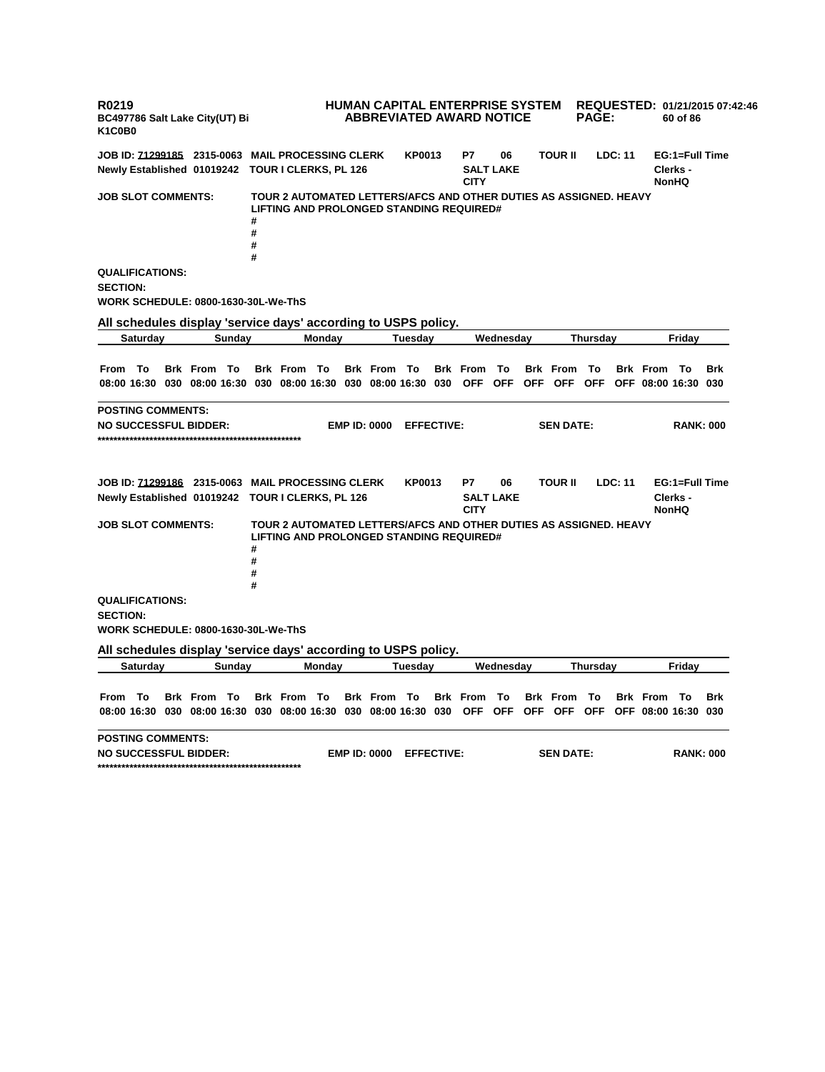**R0219** **HUMAN CAPITAL ENTERPRISE SYSTEM** **REQUESTED: 01/21/2015 07:42:46**
**BC497786 Salt Lake City(UT) Bi** **ABBREVIATED AWARD NOTICE**
**K1C0B0**

**JOB ID: 71299185 2315-0063 MAIL PROCESSING CLERK KP0013 P7 06 TOUR II LDC: 11 EG:1=Full Time**
**Newly Established 01019242 TOUR I CLERKS, PL 126 SALT LAKE CITY Clerks - NonHQ**

**JOB SLOT COMMENTS:** TOUR 2 AUTOMATED LETTERS/AFCS AND OTHER DUTIES AS ASSIGNED. HEAVY LIFTING AND PROLONGED STANDING REQUIRED#
#
#
#
#

**QUALIFICATIONS:**

**SECTION:**

**WORK SCHEDULE: 0800-1630-30L-We-ThS**

**All schedules display 'service days' according to USPS policy.**

| Saturday | | | Sunday | | | Monday | | | Tuesday | | | Wednesday | | | Thursday | | | Friday | | |
|---|---|---|---|---|---|---|---|---|---|---|---|---|---|---|---|---|---|---|---|---|
| From | To | Brk | From | To | Brk | From | To | Brk | From | To | Brk | From | To | Brk | From | To | Brk | From | To | Brk |
| 08:00 | 16:30 | 030 | 08:00 | 16:30 | 030 | 08:00 | 16:30 | 030 | 08:00 | 16:30 | 030 | OFF | OFF | OFF | OFF | OFF | OFF | 08:00 | 16:30 | 030 |

**POSTING COMMENTS:**

**NO SUCCESSFUL BIDDER: EMP ID: 0000 EFFECTIVE: SEN DATE: RANK: 000**

****************************************************

**JOB ID: 71299186 2315-0063 MAIL PROCESSING CLERK KP0013 P7 06 TOUR II LDC: 11 EG:1=Full Time**
**Newly Established 01019242 TOUR I CLERKS, PL 126 SALT LAKE CITY Clerks - NonHQ**

**JOB SLOT COMMENTS:** TOUR 2 AUTOMATED LETTERS/AFCS AND OTHER DUTIES AS ASSIGNED. HEAVY LIFTING AND PROLONGED STANDING REQUIRED#
#
#
#
#

**QUALIFICATIONS:**

**SECTION:**

**WORK SCHEDULE: 0800-1630-30L-We-ThS**

**All schedules display 'service days' according to USPS policy.**

| Saturday | | | Sunday | | | Monday | | | Tuesday | | | Wednesday | | | Thursday | | | Friday | | |
|---|---|---|---|---|---|---|---|---|---|---|---|---|---|---|---|---|---|---|---|---|
| From | To | Brk | From | To | Brk | From | To | Brk | From | To | Brk | From | To | Brk | From | To | Brk | From | To | Brk |
| 08:00 | 16:30 | 030 | 08:00 | 16:30 | 030 | 08:00 | 16:30 | 030 | 08:00 | 16:30 | 030 | OFF | OFF | OFF | OFF | OFF | OFF | 08:00 | 16:30 | 030 |

**POSTING COMMENTS:**

**NO SUCCESSFUL BIDDER: EMP ID: 0000 EFFECTIVE: SEN DATE: RANK: 000**

****************************************************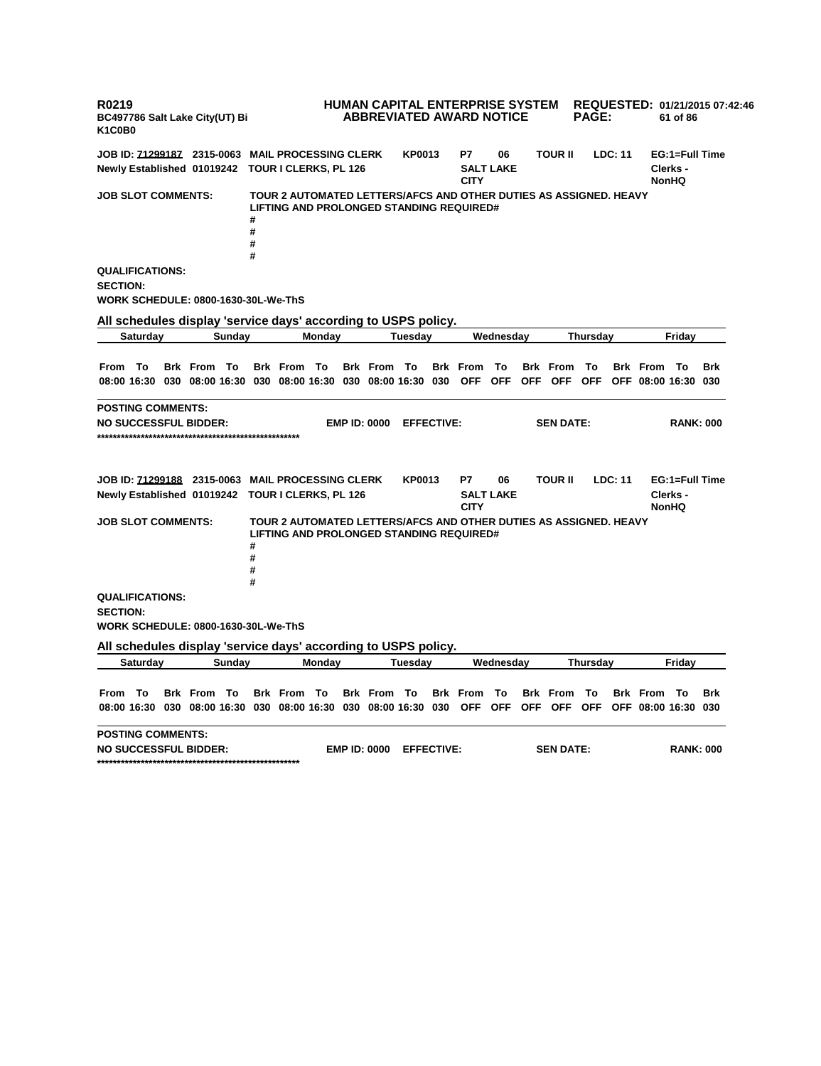R0219 | HUMAN CAPITAL ENTERPRISE SYSTEM | REQUESTED: 01/21/2015 07:42:46
BC497786 Salt Lake City(UT) Bi | ABBREVIATED AWARD NOTICE
K1C0B0

**JOB ID: 71299187 2315-0063 MAIL PROCESSING CLERK KP0013 P7 06 TOUR II LDC: 11 EG:1=Full Time**
**Newly Established 01019242 TOUR I CLERKS, PL 126 SALT LAKE CITY Clerks - NonHQ**

**JOB SLOT COMMENTS:** TOUR 2 AUTOMATED LETTERS/AFCS AND OTHER DUTIES AS ASSIGNED. HEAVY LIFTING AND PROLONGED STANDING REQUIRED#
#
#
#
#

**QUALIFICATIONS:**
**SECTION:**
**WORK SCHEDULE: 0800-1630-30L-We-ThS**

**All schedules display 'service days' according to USPS policy.**

| Saturday | | | Sunday | | | Monday | | | Tuesday | | | Wednesday | | | Thursday | | | Friday | | |
|---|---|---|---|---|---|---|---|---|---|---|---|---|---|---|---|---|---|---|---|---|
| From | To | Brk | From | To | Brk | From | To | Brk | From | To | Brk | From | To | Brk | From | To | Brk | From | To | Brk |
| 08:00 | 16:30 | 030 | 08:00 | 16:30 | 030 | 08:00 | 16:30 | 030 | 08:00 | 16:30 | 030 | OFF | OFF | OFF | OFF | OFF | OFF | 08:00 | 16:30 | 030 |

**POSTING COMMENTS:**
**NO SUCCESSFUL BIDDER: EMP ID: 0000 EFFECTIVE: SEN DATE: RANK: 000**
****************************************************

**JOB ID: 71299188 2315-0063 MAIL PROCESSING CLERK KP0013 P7 06 TOUR II LDC: 11 EG:1=Full Time**
**Newly Established 01019242 TOUR I CLERKS, PL 126 SALT LAKE CITY Clerks - NonHQ**

**JOB SLOT COMMENTS:** TOUR 2 AUTOMATED LETTERS/AFCS AND OTHER DUTIES AS ASSIGNED. HEAVY LIFTING AND PROLONGED STANDING REQUIRED#
#
#
#
#

**QUALIFICATIONS:**
**SECTION:**
**WORK SCHEDULE: 0800-1630-30L-We-ThS**

**All schedules display 'service days' according to USPS policy.**

| Saturday | | | Sunday | | | Monday | | | Tuesday | | | Wednesday | | | Thursday | | | Friday | | |
|---|---|---|---|---|---|---|---|---|---|---|---|---|---|---|---|---|---|---|---|---|
| From | To | Brk | From | To | Brk | From | To | Brk | From | To | Brk | From | To | Brk | From | To | Brk | From | To | Brk |
| 08:00 | 16:30 | 030 | 08:00 | 16:30 | 030 | 08:00 | 16:30 | 030 | 08:00 | 16:30 | 030 | OFF | OFF | OFF | OFF | OFF | OFF | 08:00 | 16:30 | 030 |

**POSTING COMMENTS:**
**NO SUCCESSFUL BIDDER: EMP ID: 0000 EFFECTIVE: SEN DATE: RANK: 000**
****************************************************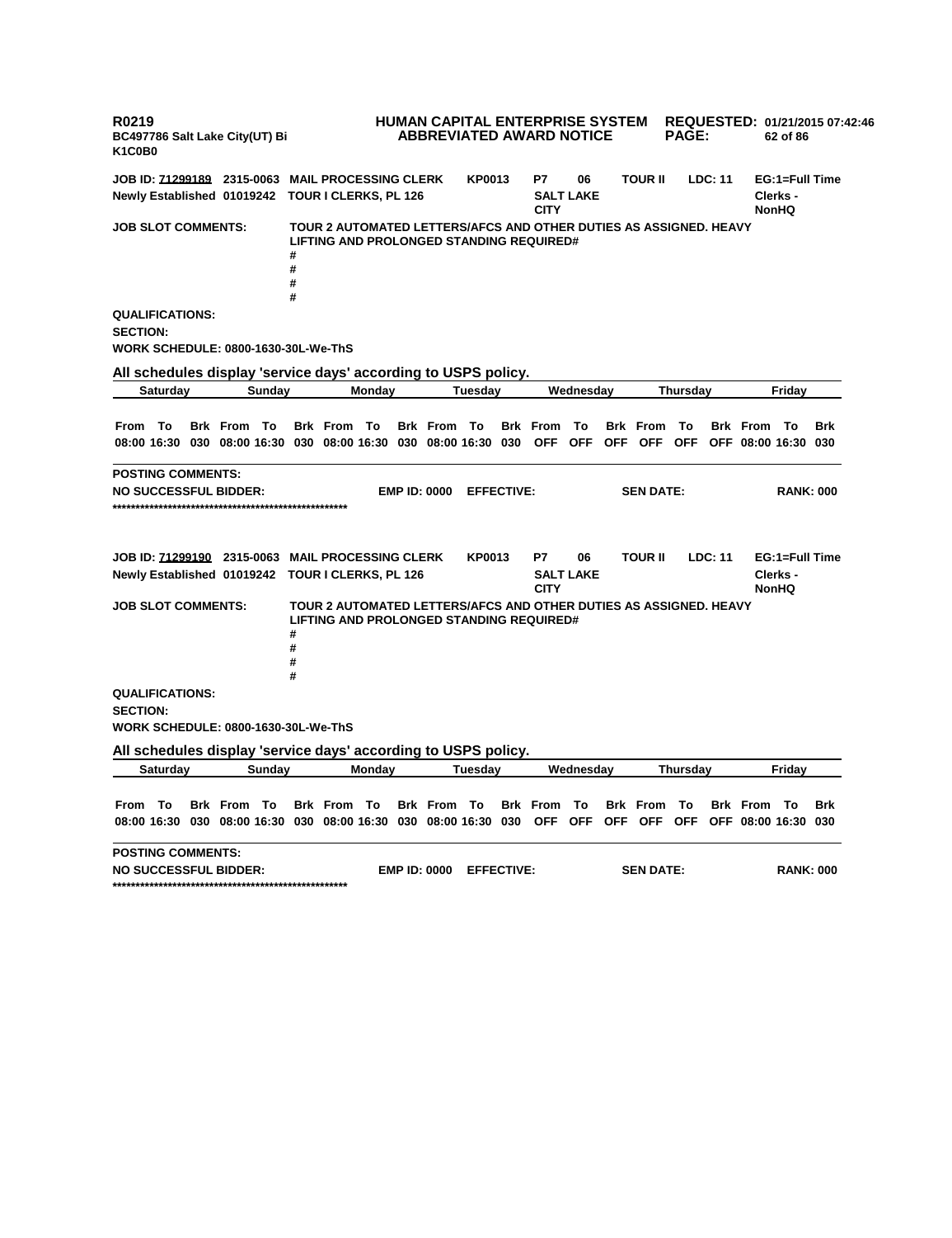R0219
BC497786 Salt Lake City(UT) Bi
K1C0B0

**HUMAN CAPITAL ENTERPRISE SYSTEM**
**ABBREVIATED AWARD NOTICE**

**REQUESTED:** 01/21/2015 07:42:46

**JOB ID: 71299189** 2315-0063 MAIL PROCESSING CLERK KP0013 P7 06 TOUR II LDC: 11 EG:1=Full Time
Newly Established 01019242 TOUR I CLERKS, PL 126 SALT LAKE CITY Clerks - NonHQ

**JOB SLOT COMMENTS:** TOUR 2 AUTOMATED LETTERS/AFCS AND OTHER DUTIES AS ASSIGNED. HEAVY LIFTING AND PROLONGED STANDING REQUIRED#
#
#
#
#

**QUALIFICATIONS:**
**SECTION:**
**WORK SCHEDULE: 0800-1630-30L-We-ThS**

**All schedules display 'service days' according to USPS policy.**

| Saturday | | | Sunday | | | Monday | | | Tuesday | | | Wednesday | | | Thursday | | | Friday | | |
|---|---|---|---|---|---|---|---|---|---|---|---|---|---|---|---|---|---|---|---|---|
| From | To | Brk | From | To | Brk | From | To | Brk | From | To | Brk | From | To | Brk | From | To | Brk | From | To | Brk |
| 08:00 | 16:30 | 030 | 08:00 | 16:30 | 030 | 08:00 | 16:30 | 030 | 08:00 | 16:30 | 030 | OFF | OFF | OFF | OFF | OFF | OFF | 08:00 | 16:30 | 030 |

**POSTING COMMENTS:**
**NO SUCCESSFUL BIDDER:** EMP ID: 0000 EFFECTIVE: SEN DATE: RANK: 000
****************************************************

**JOB ID: 71299190** 2315-0063 MAIL PROCESSING CLERK KP0013 P7 06 TOUR II LDC: 11 EG:1=Full Time
Newly Established 01019242 TOUR I CLERKS, PL 126 SALT LAKE CITY Clerks - NonHQ

**JOB SLOT COMMENTS:** TOUR 2 AUTOMATED LETTERS/AFCS AND OTHER DUTIES AS ASSIGNED. HEAVY LIFTING AND PROLONGED STANDING REQUIRED#
#
#
#
#

**QUALIFICATIONS:**
**SECTION:**
**WORK SCHEDULE: 0800-1630-30L-We-ThS**

**All schedules display 'service days' according to USPS policy.**

| Saturday | | | Sunday | | | Monday | | | Tuesday | | | Wednesday | | | Thursday | | | Friday | | |
|---|---|---|---|---|---|---|---|---|---|---|---|---|---|---|---|---|---|---|---|---|
| From | To | Brk | From | To | Brk | From | To | Brk | From | To | Brk | From | To | Brk | From | To | Brk | From | To | Brk |
| 08:00 | 16:30 | 030 | 08:00 | 16:30 | 030 | 08:00 | 16:30 | 030 | 08:00 | 16:30 | 030 | OFF | OFF | OFF | OFF | OFF | OFF | 08:00 | 16:30 | 030 |

**POSTING COMMENTS:**
**NO SUCCESSFUL BIDDER:** EMP ID: 0000 EFFECTIVE: SEN DATE: RANK: 000
****************************************************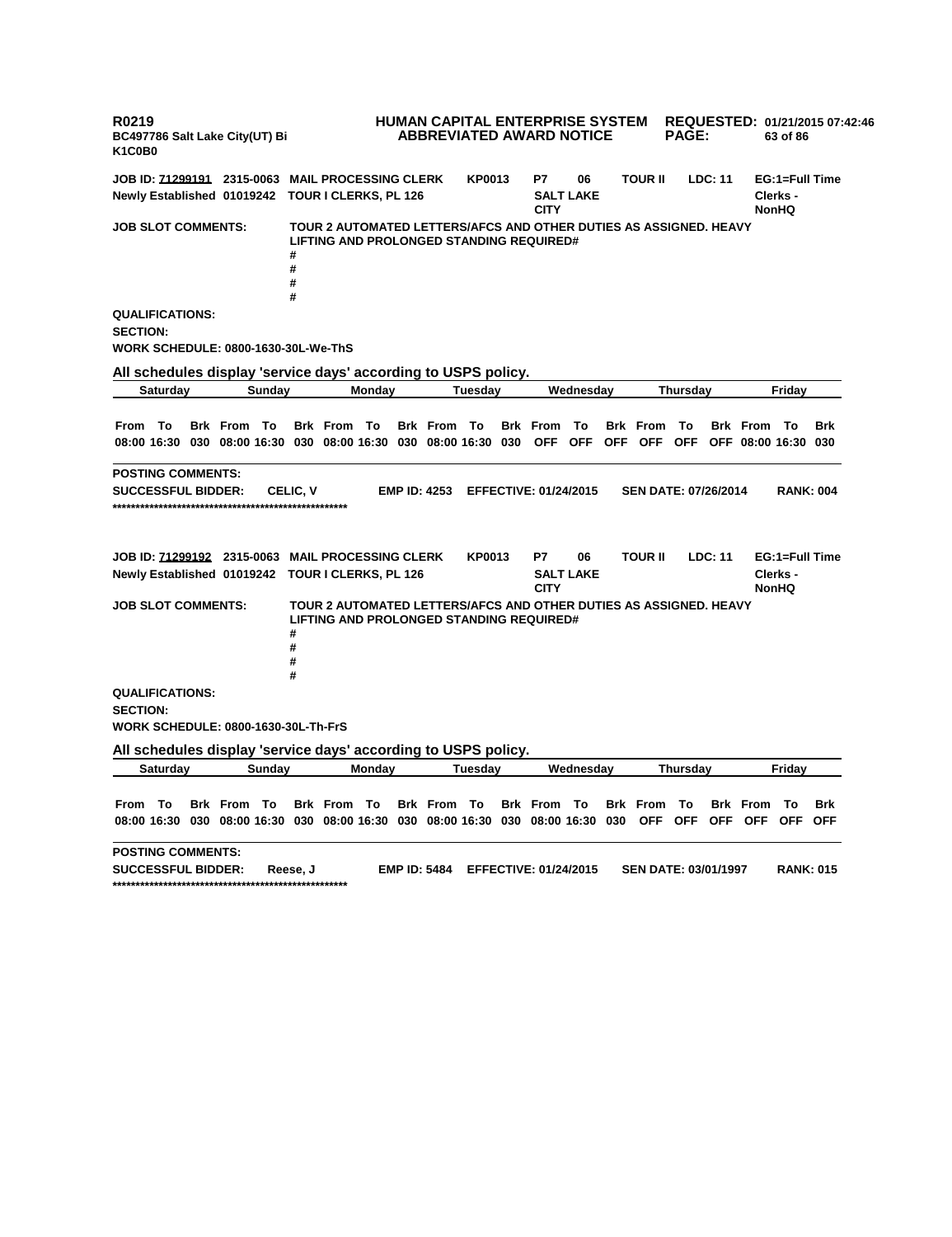**R0219** **HUMAN CAPITAL ENTERPRISE SYSTEM** **REQUESTED: 01/21/2015 07:42:46**
**BC497786 Salt Lake City(UT) Bi** **ABBREVIATED AWARD NOTICE**
**K1C0B0**

**JOB ID: 71299191 2315-0063 MAIL PROCESSING CLERK KP0013 P7 06 TOUR II LDC: 11 EG:1=Full Time**
**Newly Established 01019242 TOUR I CLERKS, PL 126 SALT LAKE CITY Clerks - NonHQ**

**JOB SLOT COMMENTS:** TOUR 2 AUTOMATED LETTERS/AFCS AND OTHER DUTIES AS ASSIGNED. HEAVY LIFTING AND PROLONGED STANDING REQUIRED#
#
#
#
#

**QUALIFICATIONS:**
**SECTION:**
**WORK SCHEDULE: 0800-1630-30L-We-ThS**

**All schedules display 'service days' according to USPS policy.**

| Saturday | | | Sunday | | | Monday | | | Tuesday | | | Wednesday | | | Thursday | | | Friday | | |
|---|---|---|---|---|---|---|---|---|---|---|---|---|---|---|---|---|---|---|---|---|
| From | To | Brk | From | To | Brk | From | To | Brk | From | To | Brk | From | To | Brk | From | To | Brk | From | To | Brk |
| 08:00 | 16:30 | 030 | 08:00 | 16:30 | 030 | 08:00 | 16:30 | 030 | 08:00 | 16:30 | 030 | OFF | OFF | OFF | OFF | OFF | OFF | 08:00 | 16:30 | 030 |

**POSTING COMMENTS:**
**SUCCESSFUL BIDDER:** CELIC, V **EMP ID: 4253 EFFECTIVE: 01/24/2015 SEN DATE: 07/26/2014 RANK: 004**
**************************************************

**JOB ID: 71299192 2315-0063 MAIL PROCESSING CLERK KP0013 P7 06 TOUR II LDC: 11 EG:1=Full Time**
**Newly Established 01019242 TOUR I CLERKS, PL 126 SALT LAKE CITY Clerks - NonHQ**

**JOB SLOT COMMENTS:** TOUR 2 AUTOMATED LETTERS/AFCS AND OTHER DUTIES AS ASSIGNED. HEAVY LIFTING AND PROLONGED STANDING REQUIRED#
#
#
#
#

**QUALIFICATIONS:**
**SECTION:**
**WORK SCHEDULE: 0800-1630-30L-Th-FrS**

**All schedules display 'service days' according to USPS policy.**

| Saturday | | | Sunday | | | Monday | | | Tuesday | | | Wednesday | | | Thursday | | | Friday | | |
|---|---|---|---|---|---|---|---|---|---|---|---|---|---|---|---|---|---|---|---|---|
| From | To | Brk | From | To | Brk | From | To | Brk | From | To | Brk | From | To | Brk | From | To | Brk | From | To | Brk |
| 08:00 | 16:30 | 030 | 08:00 | 16:30 | 030 | 08:00 | 16:30 | 030 | 08:00 | 16:30 | 030 | 08:00 | 16:30 | 030 | OFF | OFF | OFF | OFF | OFF | OFF |

**POSTING COMMENTS:**
**SUCCESSFUL BIDDER:** Reese, J **EMP ID: 5484 EFFECTIVE: 01/24/2015 SEN DATE: 03/01/1997 RANK: 015**
**************************************************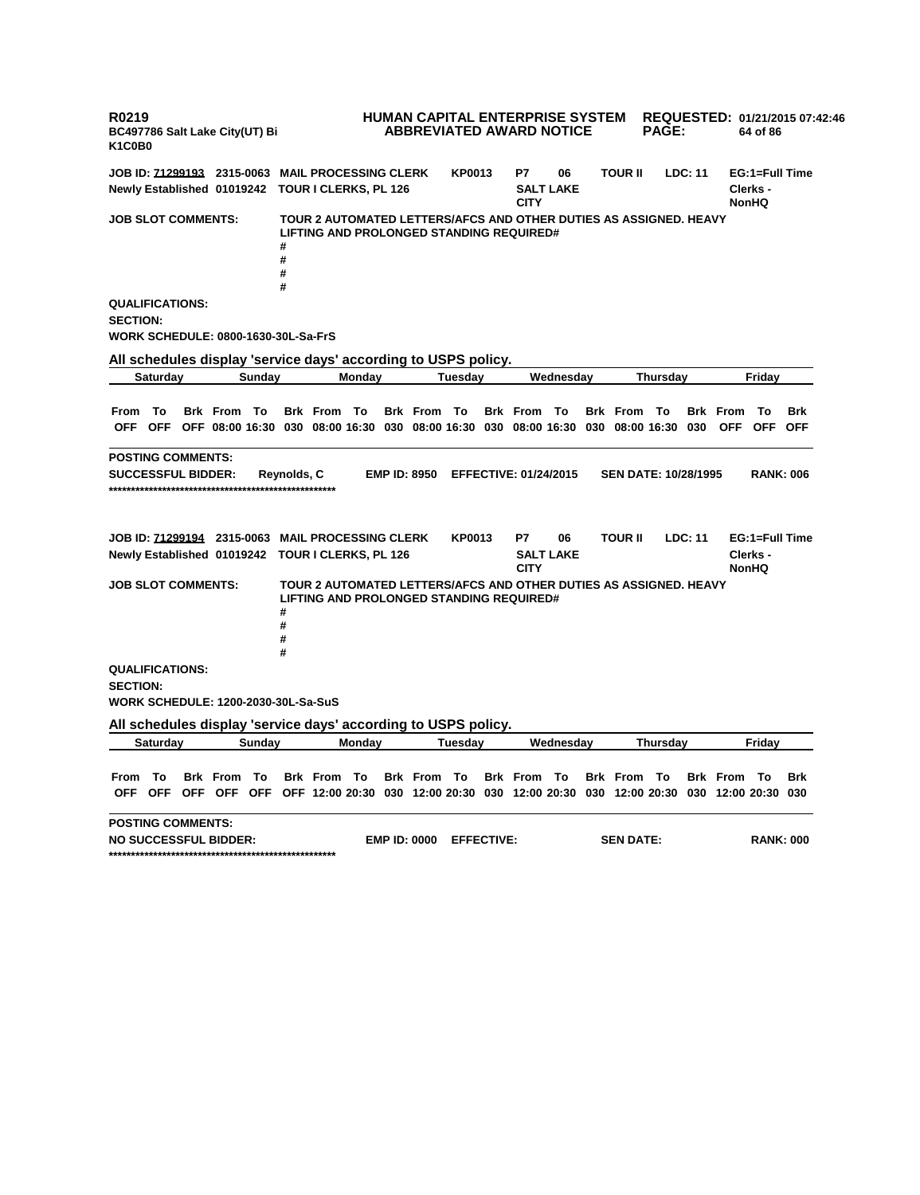R0219
BC497786 Salt Lake City(UT) Bi
K1C0B0

**HUMAN CAPITAL ENTERPRISE SYSTEM**
**ABBREVIATED AWARD NOTICE**

**REQUESTED:** 01/21/2015 07:42:46

**JOB ID:** 71299193 2315-0063 MAIL PROCESSING CLERK KP0013 P7 06 TOUR II LDC: 11 EG:1=Full Time
Newly Established 01019242 TOUR I CLERKS, PL 126 SALT LAKE CITY Clerks - NonHQ

**JOB SLOT COMMENTS:** TOUR 2 AUTOMATED LETTERS/AFCS AND OTHER DUTIES AS ASSIGNED. HEAVY LIFTING AND PROLONGED STANDING REQUIRED#
#
#
#
#

**QUALIFICATIONS:**
**SECTION:**
**WORK SCHEDULE:** 0800-1630-30L-Sa-FrS

**All schedules display 'service days' according to USPS policy.**

| Saturday | | | Sunday | | | Monday | | | Tuesday | | | Wednesday | | | Thursday | | | Friday | | |
|---|---|---|---|---|---|---|---|---|---|---|---|---|---|---|---|---|---|---|---|---|
| From | To | Brk | From | To | Brk | From | To | Brk | From | To | Brk | From | To | Brk | From | To | Brk | From | To | Brk |
| OFF | OFF | OFF | 08:00 | 16:30 | 030 | 08:00 | 16:30 | 030 | 08:00 | 16:30 | 030 | 08:00 | 16:30 | 030 | 08:00 | 16:30 | 030 | OFF | OFF | OFF |

**POSTING COMMENTS:**
**SUCCESSFUL BIDDER:** Reynolds, C **EMP ID:** 8950 **EFFECTIVE:** 01/24/2015 **SEN DATE:** 10/28/1995 **RANK:** 006
****************************************************

**JOB ID:** 71299194 2315-0063 MAIL PROCESSING CLERK KP0013 P7 06 TOUR II LDC: 11 EG:1=Full Time
Newly Established 01019242 TOUR I CLERKS, PL 126 SALT LAKE CITY Clerks - NonHQ

**JOB SLOT COMMENTS:** TOUR 2 AUTOMATED LETTERS/AFCS AND OTHER DUTIES AS ASSIGNED. HEAVY LIFTING AND PROLONGED STANDING REQUIRED#
#
#
#
#

**QUALIFICATIONS:**
**SECTION:**
**WORK SCHEDULE:** 1200-2030-30L-Sa-SuS

**All schedules display 'service days' according to USPS policy.**

| Saturday | | | Sunday | | | Monday | | | Tuesday | | | Wednesday | | | Thursday | | | Friday | | |
|---|---|---|---|---|---|---|---|---|---|---|---|---|---|---|---|---|---|---|---|---|
| From | To | Brk | From | To | Brk | From | To | Brk | From | To | Brk | From | To | Brk | From | To | Brk | From | To | Brk |
| OFF | OFF | OFF | OFF | OFF | OFF | 12:00 | 20:30 | 030 | 12:00 | 20:30 | 030 | 12:00 | 20:30 | 030 | 12:00 | 20:30 | 030 | 12:00 | 20:30 | 030 |

**POSTING COMMENTS:**
**NO SUCCESSFUL BIDDER:** **EMP ID:** 0000 **EFFECTIVE:** **SEN DATE:** **RANK:** 000
****************************************************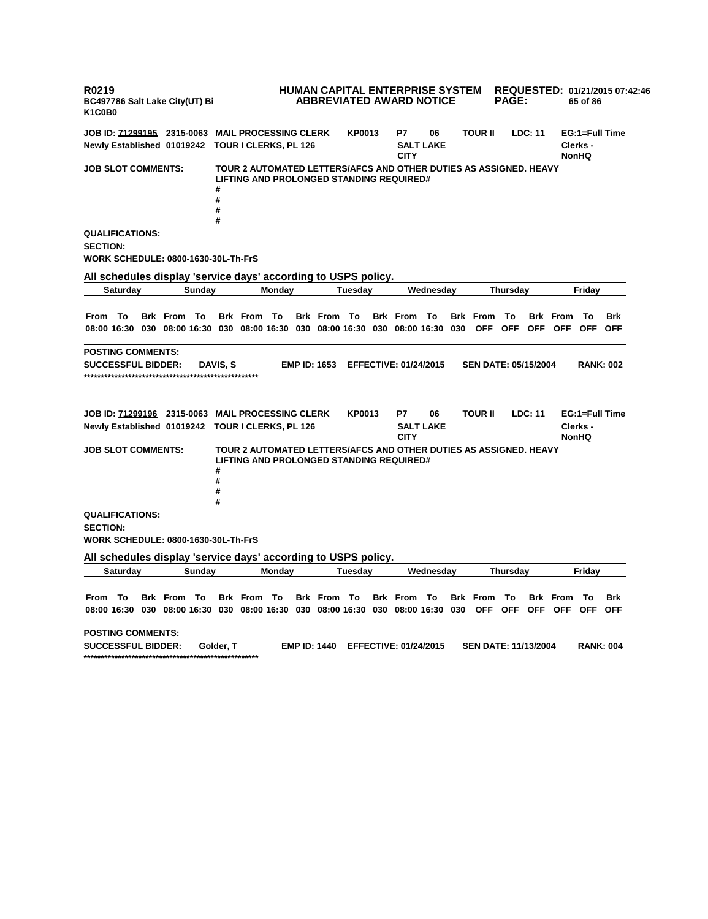R0219
BC497786 Salt Lake City(UT) Bi
K1C0B0

**HUMAN CAPITAL ENTERPRISE SYSTEM**
**ABBREVIATED AWARD NOTICE**

**REQUESTED:** 01/21/2015 07:42:46

**JOB ID:** 71299195 2315-0063 **MAIL PROCESSING CLERK** KP0013 P7 06 **TOUR II** **LDC: 11** **EG:1=Full Time**
**Newly Established** 01019242 **TOUR I CLERKS, PL 126** **SALT LAKE CITY** **Clerks - NonHQ**

**JOB SLOT COMMENTS:** TOUR 2 AUTOMATED LETTERS/AFCS AND OTHER DUTIES AS ASSIGNED. HEAVY LIFTING AND PROLONGED STANDING REQUIRED#
#
#
#
#

**QUALIFICATIONS:**

**SECTION:**

**WORK SCHEDULE:** 0800-1630-30L-Th-FrS

**All schedules display 'service days' according to USPS policy.**

| Saturday | | | Sunday | | | Monday | | | Tuesday | | | Wednesday | | | Thursday | | | Friday | | |
|---|---|---|---|---|---|---|---|---|---|---|---|---|---|---|---|---|---|---|---|---|
| From | To | Brk | From | To | Brk | From | To | Brk | From | To | Brk | From | To | Brk | From | To | Brk | From | To | Brk |
| 08:00 | 16:30 | 030 | 08:00 | 16:30 | 030 | 08:00 | 16:30 | 030 | 08:00 | 16:30 | 030 | 08:00 | 16:30 | 030 | OFF | OFF | OFF | OFF | OFF | OFF |

**POSTING COMMENTS:**

**SUCCESSFUL BIDDER:** DAVIS, S **EMP ID:** 1653 **EFFECTIVE:** 01/24/2015 **SEN DATE:** 05/15/2004 **RANK:** 002

****************************************************

**JOB ID:** 71299196 2315-0063 **MAIL PROCESSING CLERK** KP0013 P7 06 **TOUR II** **LDC: 11** **EG:1=Full Time**
**Newly Established** 01019242 **TOUR I CLERKS, PL 126** **SALT LAKE CITY** **Clerks - NonHQ**

**JOB SLOT COMMENTS:** TOUR 2 AUTOMATED LETTERS/AFCS AND OTHER DUTIES AS ASSIGNED. HEAVY LIFTING AND PROLONGED STANDING REQUIRED#
#
#
#
#

**QUALIFICATIONS:**

**SECTION:**

**WORK SCHEDULE:** 0800-1630-30L-Th-FrS

**All schedules display 'service days' according to USPS policy.**

| Saturday | | | Sunday | | | Monday | | | Tuesday | | | Wednesday | | | Thursday | | | Friday | | |
|---|---|---|---|---|---|---|---|---|---|---|---|---|---|---|---|---|---|---|---|---|
| From | To | Brk | From | To | Brk | From | To | Brk | From | To | Brk | From | To | Brk | From | To | Brk | From | To | Brk |
| 08:00 | 16:30 | 030 | 08:00 | 16:30 | 030 | 08:00 | 16:30 | 030 | 08:00 | 16:30 | 030 | 08:00 | 16:30 | 030 | OFF | OFF | OFF | OFF | OFF | OFF |

**POSTING COMMENTS:**

**SUCCESSFUL BIDDER:** Golder, T **EMP ID:** 1440 **EFFECTIVE:** 01/24/2015 **SEN DATE:** 11/13/2004 **RANK:** 004

****************************************************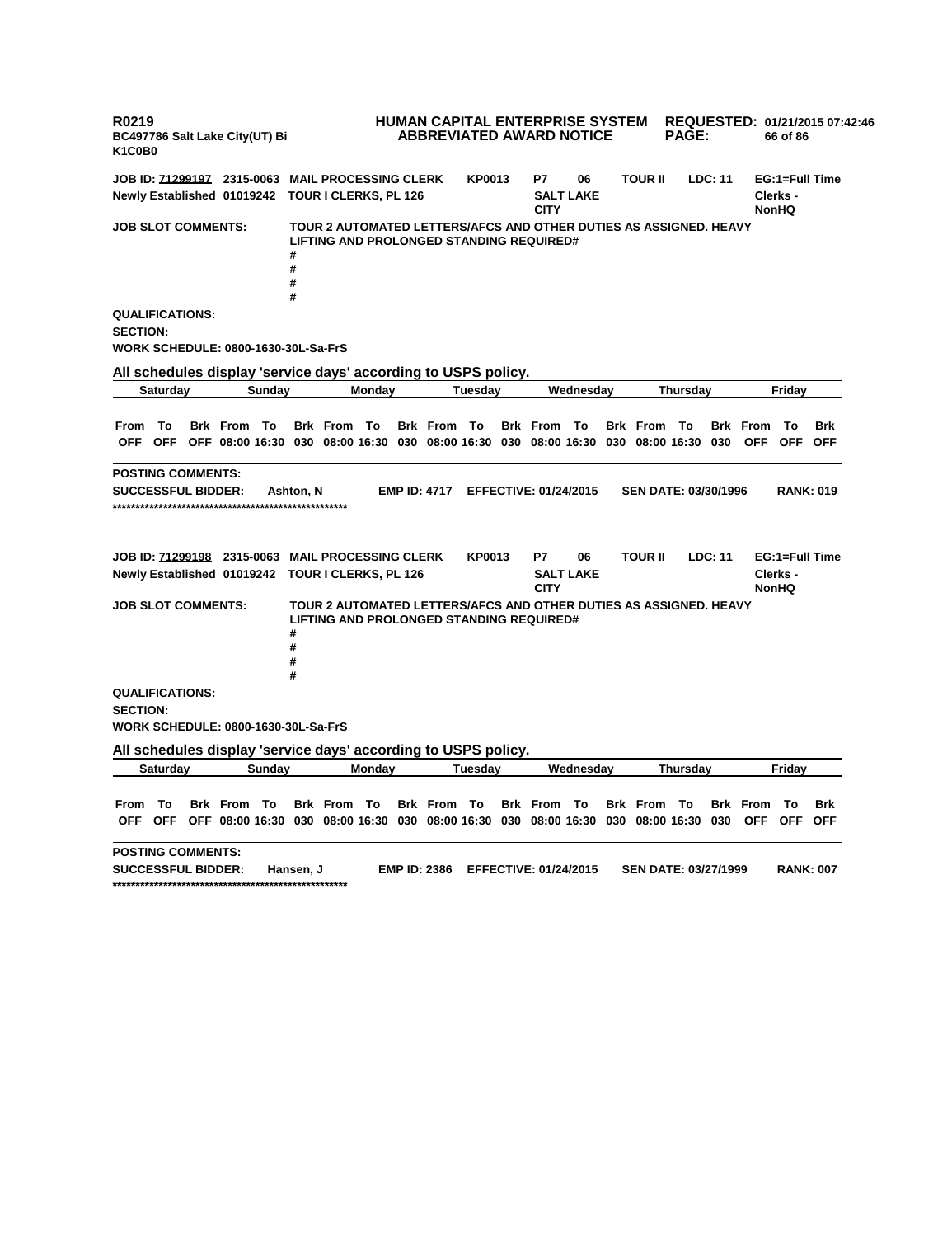R0219
BC497786 Salt Lake City(UT) Bi
K1C0B0

**HUMAN CAPITAL ENTERPRISE SYSTEM**
**ABBREVIATED AWARD NOTICE**

**REQUESTED:** 01/21/2015 07:42:46

**JOB ID:** 71299197 2315-0063 MAIL PROCESSING CLERK KP0013 P7 06 TOUR II LDC: 11 EG:1=Full Time
Newly Established 01019242 TOUR I CLERKS, PL 126 SALT LAKE CITY Clerks - NonHQ

**JOB SLOT COMMENTS:** TOUR 2 AUTOMATED LETTERS/AFCS AND OTHER DUTIES AS ASSIGNED. HEAVY LIFTING AND PROLONGED STANDING REQUIRED#
#
#
#
#

**QUALIFICATIONS:**
**SECTION:**
**WORK SCHEDULE:** 0800-1630-30L-Sa-FrS

**All schedules display 'service days' according to USPS policy.**

| Saturday | | | Sunday | | | Monday | | | Tuesday | | | Wednesday | | | Thursday | | | Friday | | |
|---|---|---|---|---|---|---|---|---|---|---|---|---|---|---|---|---|---|---|---|---|
| From | To | Brk | From | To | Brk | From | To | Brk | From | To | Brk | From | To | Brk | From | To | Brk | From | To | Brk |
| OFF | OFF | OFF | 08:00 | 16:30 | 030 | 08:00 | 16:30 | 030 | 08:00 | 16:30 | 030 | 08:00 | 16:30 | 030 | 08:00 | 16:30 | 030 | OFF | OFF | OFF |

**POSTING COMMENTS:**
**SUCCESSFUL BIDDER:** Ashton, N **EMP ID:** 4717 **EFFECTIVE:** 01/24/2015 **SEN DATE:** 03/30/1996 **RANK:** 019
****************************************************

**JOB ID:** 71299198 2315-0063 MAIL PROCESSING CLERK KP0013 P7 06 TOUR II LDC: 11 EG:1=Full Time
Newly Established 01019242 TOUR I CLERKS, PL 126 SALT LAKE CITY Clerks - NonHQ

**JOB SLOT COMMENTS:** TOUR 2 AUTOMATED LETTERS/AFCS AND OTHER DUTIES AS ASSIGNED. HEAVY LIFTING AND PROLONGED STANDING REQUIRED#
#
#
#
#

**QUALIFICATIONS:**
**SECTION:**
**WORK SCHEDULE:** 0800-1630-30L-Sa-FrS

**All schedules display 'service days' according to USPS policy.**

| Saturday | | | Sunday | | | Monday | | | Tuesday | | | Wednesday | | | Thursday | | | Friday | | |
|---|---|---|---|---|---|---|---|---|---|---|---|---|---|---|---|---|---|---|---|---|
| From | To | Brk | From | To | Brk | From | To | Brk | From | To | Brk | From | To | Brk | From | To | Brk | From | To | Brk |
| OFF | OFF | OFF | 08:00 | 16:30 | 030 | 08:00 | 16:30 | 030 | 08:00 | 16:30 | 030 | 08:00 | 16:30 | 030 | 08:00 | 16:30 | 030 | OFF | OFF | OFF |

**POSTING COMMENTS:**
**SUCCESSFUL BIDDER:** Hansen, J **EMP ID:** 2386 **EFFECTIVE:** 01/24/2015 **SEN DATE:** 03/27/1999 **RANK:** 007
****************************************************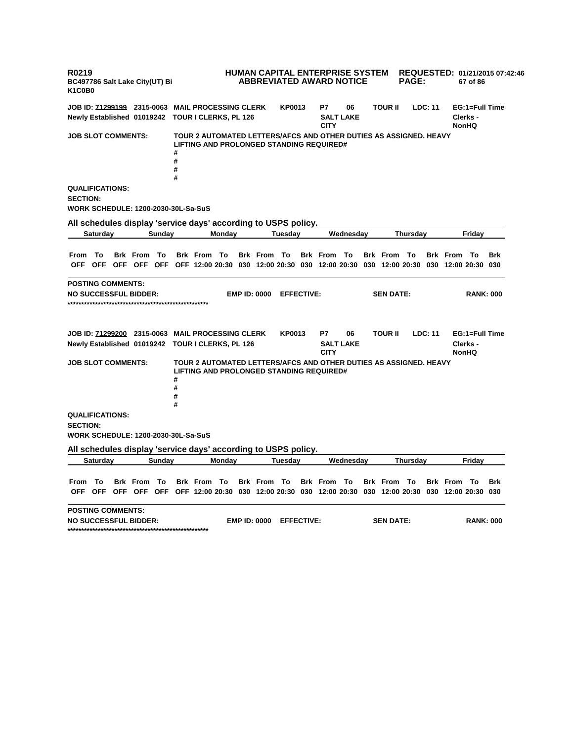**R0219**
**BC497786 Salt Lake City(UT) Bi**
**K1C0B0**

**HUMAN CAPITAL ENTERPRISE SYSTEM**
**ABBREVIATED AWARD NOTICE**

**REQUESTED:** 01/21/2015 07:42:46

**JOB ID: 71299199** 2315-0063 MAIL PROCESSING CLERK KP0013 P7 06 TOUR II LDC: 11 EG:1=Full Time
Newly Established 01019242 TOUR I CLERKS, PL 126 SALT LAKE CITY Clerks - NonHQ

**JOB SLOT COMMENTS:** TOUR 2 AUTOMATED LETTERS/AFCS AND OTHER DUTIES AS ASSIGNED. HEAVY LIFTING AND PROLONGED STANDING REQUIRED#
#
#
#
#

**QUALIFICATIONS:**
**SECTION:**
**WORK SCHEDULE:** 1200-2030-30L-Sa-SuS

**All schedules display 'service days' according to USPS policy.**

| Saturday | | | Sunday | | | Monday | | | Tuesday | | | Wednesday | | | Thursday | | | Friday | | |
|---|---|---|---|---|---|---|---|---|---|---|---|---|---|---|---|---|---|---|---|---|
| From | To | Brk | From | To | Brk | From | To | Brk | From | To | Brk | From | To | Brk | From | To | Brk | From | To | Brk |
| OFF | OFF | OFF | OFF | OFF | OFF | 12:00 | 20:30 | 030 | 12:00 | 20:30 | 030 | 12:00 | 20:30 | 030 | 12:00 | 20:30 | 030 | 12:00 | 20:30 | 030 |

**POSTING COMMENTS:**
**NO SUCCESSFUL BIDDER:** EMP ID: 0000 EFFECTIVE: SEN DATE: RANK: 000
****************************************************

**JOB ID: 71299200** 2315-0063 MAIL PROCESSING CLERK KP0013 P7 06 TOUR II LDC: 11 EG:1=Full Time
Newly Established 01019242 TOUR I CLERKS, PL 126 SALT LAKE CITY Clerks - NonHQ

**JOB SLOT COMMENTS:** TOUR 2 AUTOMATED LETTERS/AFCS AND OTHER DUTIES AS ASSIGNED. HEAVY LIFTING AND PROLONGED STANDING REQUIRED#
#
#
#
#

**QUALIFICATIONS:**
**SECTION:**
**WORK SCHEDULE:** 1200-2030-30L-Sa-SuS

**All schedules display 'service days' according to USPS policy.**

| Saturday | | | Sunday | | | Monday | | | Tuesday | | | Wednesday | | | Thursday | | | Friday | | |
|---|---|---|---|---|---|---|---|---|---|---|---|---|---|---|---|---|---|---|---|---|
| From | To | Brk | From | To | Brk | From | To | Brk | From | To | Brk | From | To | Brk | From | To | Brk | From | To | Brk |
| OFF | OFF | OFF | OFF | OFF | OFF | 12:00 | 20:30 | 030 | 12:00 | 20:30 | 030 | 12:00 | 20:30 | 030 | 12:00 | 20:30 | 030 | 12:00 | 20:30 | 030 |

**POSTING COMMENTS:**
**NO SUCCESSFUL BIDDER:** EMP ID: 0000 EFFECTIVE: SEN DATE: RANK: 000
****************************************************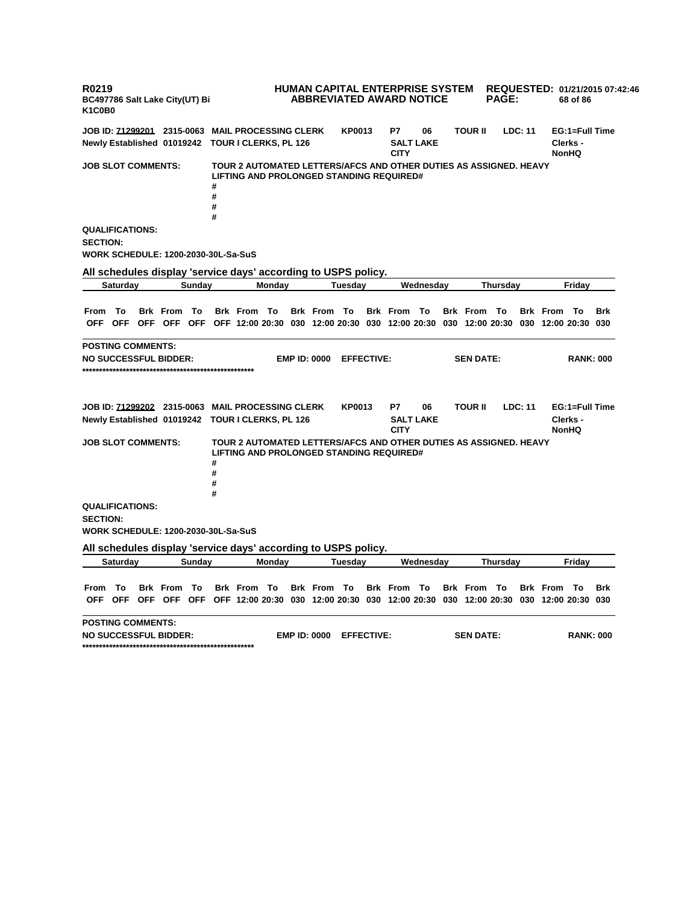**R0219** **HUMAN CAPITAL ENTERPRISE SYSTEM** **REQUESTED: 01/21/2015 07:42:46**
**BC497786 Salt Lake City(UT) Bi** **ABBREVIATED AWARD NOTICE**
**K1C0B0**

**JOB ID: 71299201 2315-0063 MAIL PROCESSING CLERK KP0013 P7 06 TOUR II LDC: 11 EG:1=Full Time**
**Newly Established 01019242 TOUR I CLERKS, PL 126 SALT LAKE CITY Clerks - NonHQ**

**JOB SLOT COMMENTS:** TOUR 2 AUTOMATED LETTERS/AFCS AND OTHER DUTIES AS ASSIGNED. HEAVY LIFTING AND PROLONGED STANDING REQUIRED#
#
#
#
#

**QUALIFICATIONS:**

**SECTION:**

**WORK SCHEDULE: 1200-2030-30L-Sa-SuS**

**All schedules display 'service days' according to USPS policy.**

| Saturday | | | Sunday | | | Monday | | | Tuesday | | | Wednesday | | | Thursday | | | Friday | | |
|---|---|---|---|---|---|---|---|---|---|---|---|---|---|---|---|---|---|---|---|---|
| From | To | Brk | From | To | Brk | From | To | Brk | From | To | Brk | From | To | Brk | From | To | Brk | From | To | Brk |
| OFF | OFF | OFF | OFF | OFF | OFF | 12:00 | 20:30 | 030 | 12:00 | 20:30 | 030 | 12:00 | 20:30 | 030 | 12:00 | 20:30 | 030 | 12:00 | 20:30 | 030 |

**POSTING COMMENTS:**

**NO SUCCESSFUL BIDDER: EMP ID: 0000 EFFECTIVE: SEN DATE: RANK: 000**

****************************************************

**JOB ID: 71299202 2315-0063 MAIL PROCESSING CLERK KP0013 P7 06 TOUR II LDC: 11 EG:1=Full Time**
**Newly Established 01019242 TOUR I CLERKS, PL 126 SALT LAKE CITY Clerks - NonHQ**

**JOB SLOT COMMENTS:** TOUR 2 AUTOMATED LETTERS/AFCS AND OTHER DUTIES AS ASSIGNED. HEAVY LIFTING AND PROLONGED STANDING REQUIRED#
#
#
#
#

**QUALIFICATIONS:**

**SECTION:**

**WORK SCHEDULE: 1200-2030-30L-Sa-SuS**

**All schedules display 'service days' according to USPS policy.**

| Saturday | | | Sunday | | | Monday | | | Tuesday | | | Wednesday | | | Thursday | | | Friday | | |
|---|---|---|---|---|---|---|---|---|---|---|---|---|---|---|---|---|---|---|---|---|
| From | To | Brk | From | To | Brk | From | To | Brk | From | To | Brk | From | To | Brk | From | To | Brk | From | To | Brk |
| OFF | OFF | OFF | OFF | OFF | OFF | 12:00 | 20:30 | 030 | 12:00 | 20:30 | 030 | 12:00 | 20:30 | 030 | 12:00 | 20:30 | 030 | 12:00 | 20:30 | 030 |

**POSTING COMMENTS:**

**NO SUCCESSFUL BIDDER: EMP ID: 0000 EFFECTIVE: SEN DATE: RANK: 000**

****************************************************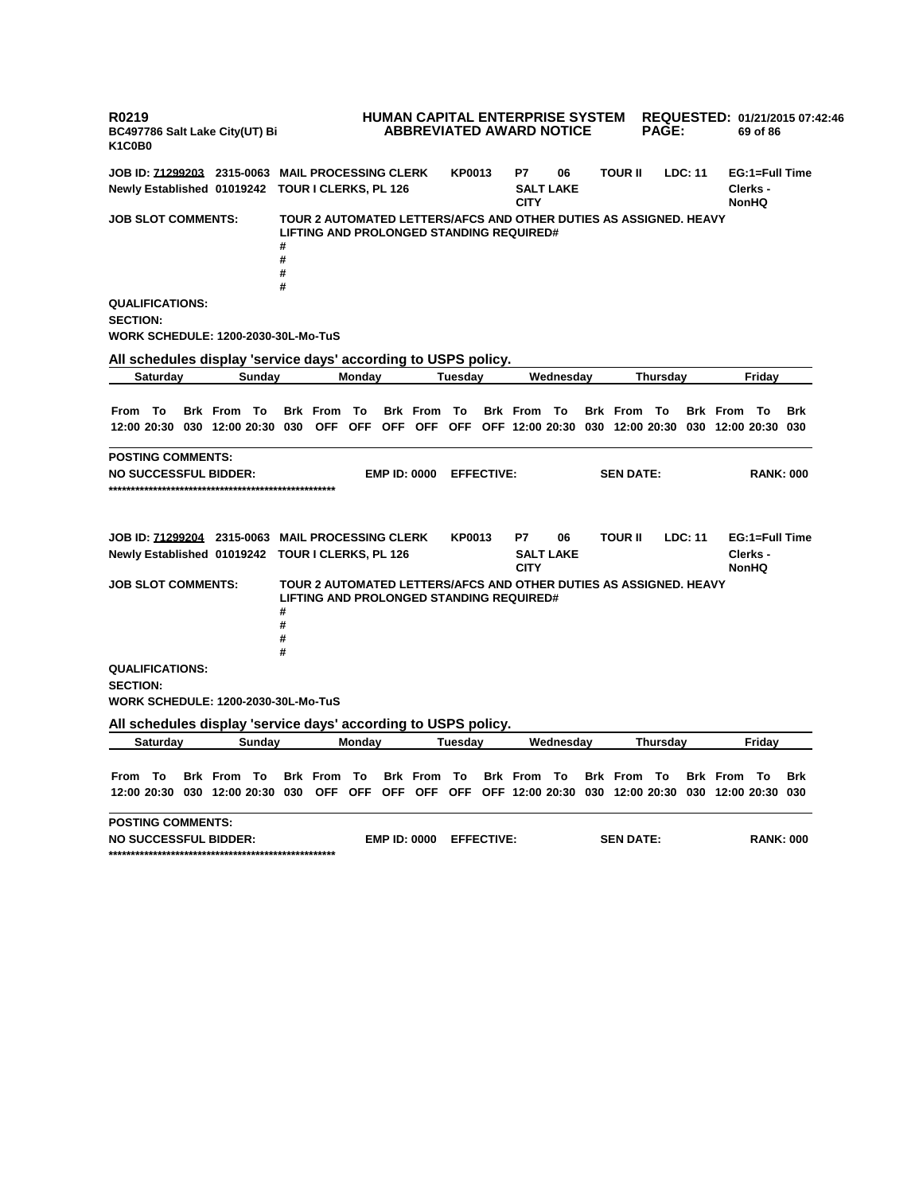R0219
BC497786 Salt Lake City(UT) Bi
K1C0B0

**HUMAN CAPITAL ENTERPRISE SYSTEM**
**ABBREVIATED AWARD NOTICE**

**REQUESTED: 01/21/2015 07:42:46**

**JOB ID: 71299203 2315-0063 MAIL PROCESSING CLERK KP0013 P7 06 TOUR II LDC: 11 EG:1=Full Time**
**Newly Established 01019242 TOUR I CLERKS, PL 126 SALT LAKE CITY Clerks - NonHQ**

**JOB SLOT COMMENTS:** TOUR 2 AUTOMATED LETTERS/AFCS AND OTHER DUTIES AS ASSIGNED. HEAVY LIFTING AND PROLONGED STANDING REQUIRED#
#
#
#
#

**QUALIFICATIONS:**
**SECTION:**
**WORK SCHEDULE: 1200-2030-30L-Mo-TuS**

**All schedules display 'service days' according to USPS policy.**

| Saturday | | | Sunday | | | Monday | | | Tuesday | | | Wednesday | | | Thursday | | | Friday | | |
|---|---|---|---|---|---|---|---|---|---|---|---|---|---|---|---|---|---|---|---|---|
| From | To | Brk | From | To | Brk | From | To | Brk | From | To | Brk | From | To | Brk | From | To | Brk | From | To | Brk |
| 12:00 | 20:30 | 030 | 12:00 | 20:30 | 030 | OFF | OFF | OFF | OFF | OFF | OFF | 12:00 | 20:30 | 030 | 12:00 | 20:30 | 030 | 12:00 | 20:30 | 030 |

**POSTING COMMENTS:**
**NO SUCCESSFUL BIDDER: EMP ID: 0000 EFFECTIVE: SEN DATE: RANK: 000**
****************************************************

**JOB ID: 71299204 2315-0063 MAIL PROCESSING CLERK KP0013 P7 06 TOUR II LDC: 11 EG:1=Full Time**
**Newly Established 01019242 TOUR I CLERKS, PL 126 SALT LAKE CITY Clerks - NonHQ**

**JOB SLOT COMMENTS:** TOUR 2 AUTOMATED LETTERS/AFCS AND OTHER DUTIES AS ASSIGNED. HEAVY LIFTING AND PROLONGED STANDING REQUIRED#
#
#
#
#

**QUALIFICATIONS:**
**SECTION:**
**WORK SCHEDULE: 1200-2030-30L-Mo-TuS**

**All schedules display 'service days' according to USPS policy.**

| Saturday | | | Sunday | | | Monday | | | Tuesday | | | Wednesday | | | Thursday | | | Friday | | |
|---|---|---|---|---|---|---|---|---|---|---|---|---|---|---|---|---|---|---|---|---|
| From | To | Brk | From | To | Brk | From | To | Brk | From | To | Brk | From | To | Brk | From | To | Brk | From | To | Brk |
| 12:00 | 20:30 | 030 | 12:00 | 20:30 | 030 | OFF | OFF | OFF | OFF | OFF | OFF | 12:00 | 20:30 | 030 | 12:00 | 20:30 | 030 | 12:00 | 20:30 | 030 |

**POSTING COMMENTS:**
**NO SUCCESSFUL BIDDER: EMP ID: 0000 EFFECTIVE: SEN DATE: RANK: 000**
****************************************************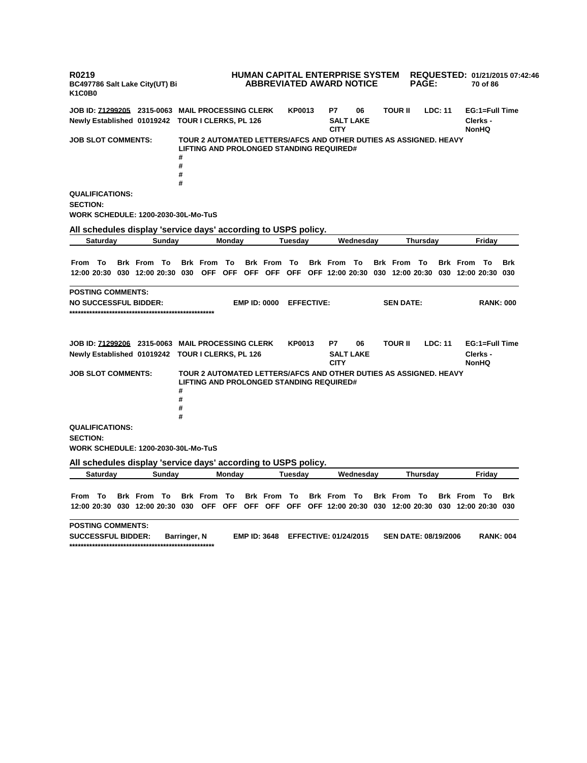**R0219**
**BC497786 Salt Lake City(UT) Bi**
**K1C0B0**

**HUMAN CAPITAL ENTERPRISE SYSTEM**
**ABBREVIATED AWARD NOTICE**

**REQUESTED: 01/21/2015 07:42:46**

**JOB ID: 71299205 2315-0063 MAIL PROCESSING CLERK KP0013 P7 06 TOUR II LDC: 11 EG:1=Full Time**
**Newly Established 01019242 TOUR I CLERKS, PL 126 SALT LAKE CITY Clerks - NonHQ**

**JOB SLOT COMMENTS:** TOUR 2 AUTOMATED LETTERS/AFCS AND OTHER DUTIES AS ASSIGNED. HEAVY LIFTING AND PROLONGED STANDING REQUIRED#
#
#
#
#

**QUALIFICATIONS:**
**SECTION:**
**WORK SCHEDULE: 1200-2030-30L-Mo-TuS**

**All schedules display 'service days' according to USPS policy.**

| Saturday | | | Sunday | | | Monday | | | Tuesday | | | Wednesday | | | Thursday | | | Friday | | |
|---|---|---|---|---|---|---|---|---|---|---|---|---|---|---|---|---|---|---|---|---|
| From | To | Brk | From | To | Brk | From | To | Brk | From | To | Brk | From | To | Brk | From | To | Brk | From | To | Brk |
| 12:00 | 20:30 | 030 | 12:00 | 20:30 | 030 | OFF | OFF | OFF | OFF | OFF | OFF | 12:00 | 20:30 | 030 | 12:00 | 20:30 | 030 | 12:00 | 20:30 | 030 |

**POSTING COMMENTS:**
**NO SUCCESSFUL BIDDER: EMP ID: 0000 EFFECTIVE: SEN DATE: RANK: 000**
****************************************************

**JOB ID: 71299206 2315-0063 MAIL PROCESSING CLERK KP0013 P7 06 TOUR II LDC: 11 EG:1=Full Time**
**Newly Established 01019242 TOUR I CLERKS, PL 126 SALT LAKE CITY Clerks - NonHQ**

**JOB SLOT COMMENTS:** TOUR 2 AUTOMATED LETTERS/AFCS AND OTHER DUTIES AS ASSIGNED. HEAVY LIFTING AND PROLONGED STANDING REQUIRED#
#
#
#
#

**QUALIFICATIONS:**
**SECTION:**
**WORK SCHEDULE: 1200-2030-30L-Mo-TuS**

**All schedules display 'service days' according to USPS policy.**

| Saturday | | | Sunday | | | Monday | | | Tuesday | | | Wednesday | | | Thursday | | | Friday | | |
|---|---|---|---|---|---|---|---|---|---|---|---|---|---|---|---|---|---|---|---|---|
| From | To | Brk | From | To | Brk | From | To | Brk | From | To | Brk | From | To | Brk | From | To | Brk | From | To | Brk |
| 12:00 | 20:30 | 030 | 12:00 | 20:30 | 030 | OFF | OFF | OFF | OFF | OFF | OFF | 12:00 | 20:30 | 030 | 12:00 | 20:30 | 030 | 12:00 | 20:30 | 030 |

**POSTING COMMENTS:**
**SUCCESSFUL BIDDER: Barringer, N EMP ID: 3648 EFFECTIVE: 01/24/2015 SEN DATE: 08/19/2006 RANK: 004**
****************************************************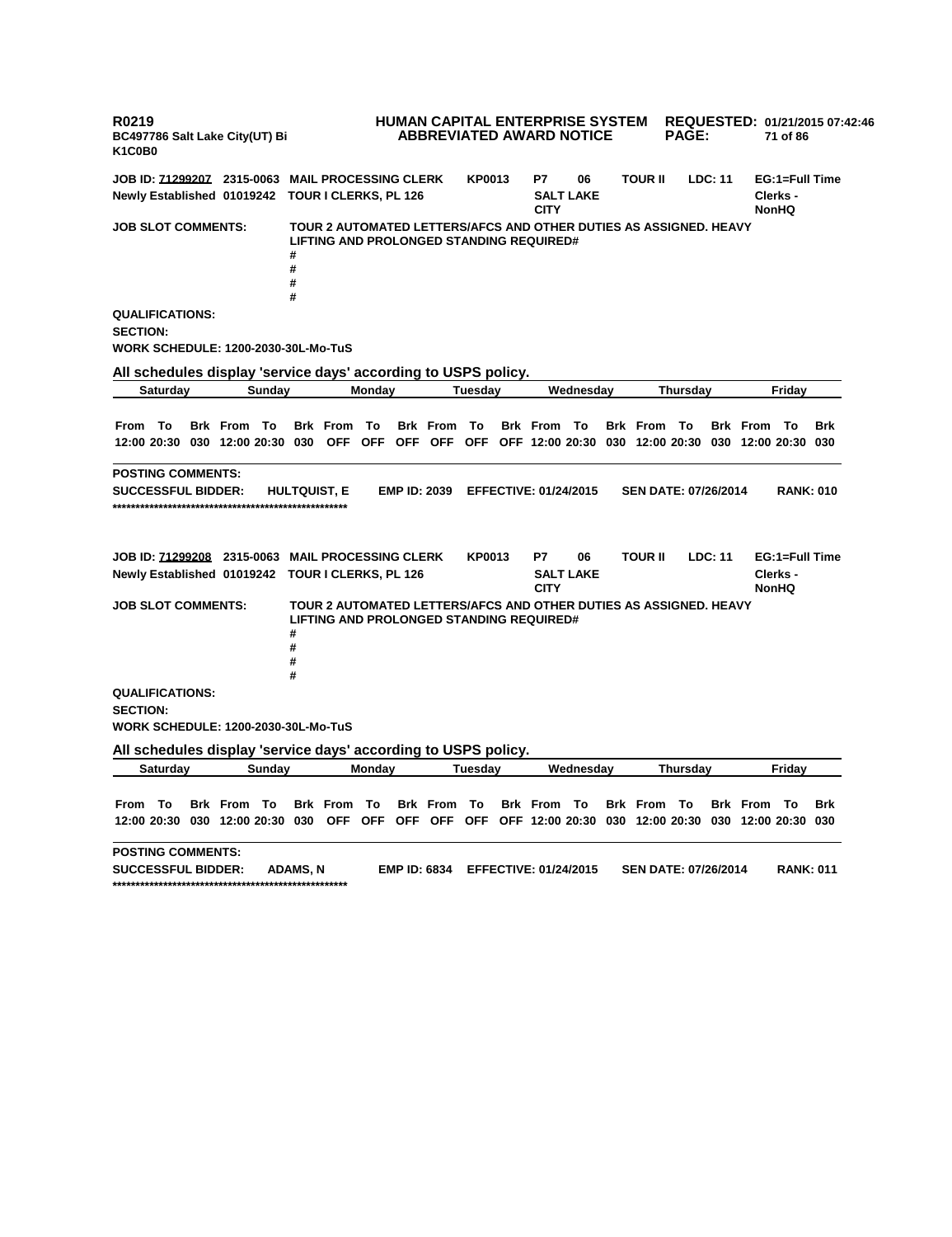**R0219** **HUMAN CAPITAL ENTERPRISE SYSTEM** **REQUESTED: 01/21/2015 07:42:46**
**BC497786 Salt Lake City(UT) Bi** **ABBREVIATED AWARD NOTICE**
**K1C0B0**

**JOB ID: 71299207 2315-0063 MAIL PROCESSING CLERK KP0013 P7 06 TOUR II LDC: 11 EG:1=Full Time**
**Newly Established 01019242 TOUR I CLERKS, PL 126 SALT LAKE CITY Clerks - NonHQ**

**JOB SLOT COMMENTS:** TOUR 2 AUTOMATED LETTERS/AFCS AND OTHER DUTIES AS ASSIGNED. HEAVY LIFTING AND PROLONGED STANDING REQUIRED#
#
#
#
#

**QUALIFICATIONS:**
**SECTION:**
**WORK SCHEDULE: 1200-2030-30L-Mo-TuS**

**All schedules display 'service days' according to USPS policy.**

| Saturday | | | Sunday | | | Monday | | | Tuesday | | | Wednesday | | | Thursday | | | Friday | | |
|---|---|---|---|---|---|---|---|---|---|---|---|---|---|---|---|---|---|---|---|---|
| From | To | Brk | From | To | Brk | From | To | Brk | From | To | Brk | From | To | Brk | From | To | Brk | From | To | Brk |
| 12:00 | 20:30 | 030 | 12:00 | 20:30 | 030 | OFF | OFF | OFF | OFF | OFF | OFF | 12:00 | 20:30 | 030 | 12:00 | 20:30 | 030 | 12:00 | 20:30 | 030 |

**POSTING COMMENTS:**
**SUCCESSFUL BIDDER: HULTQUIST, E EMP ID: 2039 EFFECTIVE: 01/24/2015 SEN DATE: 07/26/2014 RANK: 010**
****************************************************

**JOB ID: 71299208 2315-0063 MAIL PROCESSING CLERK KP0013 P7 06 TOUR II LDC: 11 EG:1=Full Time**
**Newly Established 01019242 TOUR I CLERKS, PL 126 SALT LAKE CITY Clerks - NonHQ**

**JOB SLOT COMMENTS:** TOUR 2 AUTOMATED LETTERS/AFCS AND OTHER DUTIES AS ASSIGNED. HEAVY LIFTING AND PROLONGED STANDING REQUIRED#
#
#
#
#

**QUALIFICATIONS:**
**SECTION:**
**WORK SCHEDULE: 1200-2030-30L-Mo-TuS**

**All schedules display 'service days' according to USPS policy.**

| Saturday | | | Sunday | | | Monday | | | Tuesday | | | Wednesday | | | Thursday | | | Friday | | |
|---|---|---|---|---|---|---|---|---|---|---|---|---|---|---|---|---|---|---|---|---|
| From | To | Brk | From | To | Brk | From | To | Brk | From | To | Brk | From | To | Brk | From | To | Brk | From | To | Brk |
| 12:00 | 20:30 | 030 | 12:00 | 20:30 | 030 | OFF | OFF | OFF | OFF | OFF | OFF | 12:00 | 20:30 | 030 | 12:00 | 20:30 | 030 | 12:00 | 20:30 | 030 |

**POSTING COMMENTS:**
**SUCCESSFUL BIDDER: ADAMS, N EMP ID: 6834 EFFECTIVE: 01/24/2015 SEN DATE: 07/26/2014 RANK: 011**
****************************************************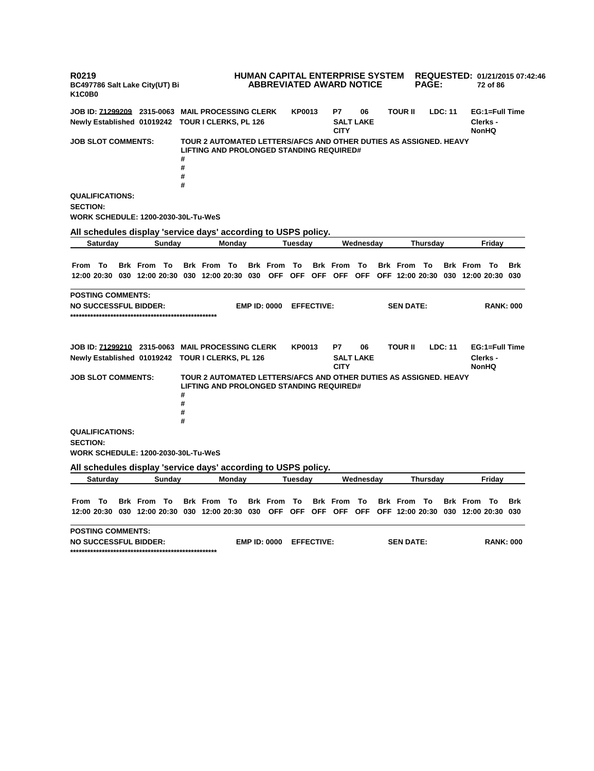**R0219** **HUMAN CAPITAL ENTERPRISE SYSTEM** **REQUESTED: 01/21/2015 07:42:46**
**BC497786 Salt Lake City(UT) Bi** **ABBREVIATED AWARD NOTICE**
**K1C0B0**

**JOB ID: 71299209** **2315-0063** **MAIL PROCESSING CLERK** **KP0013** **P7** **06** **TOUR II** **LDC: 11** **EG:1=Full Time**
**Newly Established 01019242** **TOUR I CLERKS, PL 126** **SALT LAKE CITY** **Clerks - NonHQ**

**JOB SLOT COMMENTS:** **TOUR 2 AUTOMATED LETTERS/AFCS AND OTHER DUTIES AS ASSIGNED. HEAVY LIFTING AND PROLONGED STANDING REQUIRED#**
**#**
**#**
**#**
**#**

**QUALIFICATIONS:**
**SECTION:**
**WORK SCHEDULE: 1200-2030-30L-Tu-WeS**

**All schedules display 'service days' according to USPS policy.**

| Saturday | | | Sunday | | | Monday | | | Tuesday | | | Wednesday | | | Thursday | | | Friday | | |
|---|---|---|---|---|---|---|---|---|---|---|---|---|---|---|---|---|---|---|---|---|
| From | To | Brk | From | To | Brk | From | To | Brk | From | To | Brk | From | To | Brk | From | To | Brk | From | To | Brk |
| 12:00 | 20:30 | 030 | 12:00 | 20:30 | 030 | 12:00 | 20:30 | 030 | OFF | OFF | OFF | OFF | OFF | OFF | 12:00 | 20:30 | 030 | 12:00 | 20:30 | 030 |

**POSTING COMMENTS:**
**NO SUCCESSFUL BIDDER:** **EMP ID: 0000** **EFFECTIVE:** **SEN DATE:** **RANK: 000**
**\*\*\*\*\*\*\*\*\*\*\*\*\*\*\*\*\*\*\*\*\*\*\*\*\*\*\*\*\*\*\*\*\*\*\*\*\*\*\*\*\*\*\*\*\*\*\*\*\*\*\***

**JOB ID: 71299210** **2315-0063** **MAIL PROCESSING CLERK** **KP0013** **P7** **06** **TOUR II** **LDC: 11** **EG:1=Full Time**
**Newly Established 01019242** **TOUR I CLERKS, PL 126** **SALT LAKE CITY** **Clerks - NonHQ**

**JOB SLOT COMMENTS:** **TOUR 2 AUTOMATED LETTERS/AFCS AND OTHER DUTIES AS ASSIGNED. HEAVY LIFTING AND PROLONGED STANDING REQUIRED#**
**#**
**#**
**#**
**#**

**QUALIFICATIONS:**
**SECTION:**
**WORK SCHEDULE: 1200-2030-30L-Tu-WeS**

**All schedules display 'service days' according to USPS policy.**

| Saturday | | | Sunday | | | Monday | | | Tuesday | | | Wednesday | | | Thursday | | | Friday | | |
|---|---|---|---|---|---|---|---|---|---|---|---|---|---|---|---|---|---|---|---|---|
| From | To | Brk | From | To | Brk | From | To | Brk | From | To | Brk | From | To | Brk | From | To | Brk | From | To | Brk |
| 12:00 | 20:30 | 030 | 12:00 | 20:30 | 030 | 12:00 | 20:30 | 030 | OFF | OFF | OFF | OFF | OFF | OFF | 12:00 | 20:30 | 030 | 12:00 | 20:30 | 030 |

**POSTING COMMENTS:**
**NO SUCCESSFUL BIDDER:** **EMP ID: 0000** **EFFECTIVE:** **SEN DATE:** **RANK: 000**
**\*\*\*\*\*\*\*\*\*\*\*\*\*\*\*\*\*\*\*\*\*\*\*\*\*\*\*\*\*\*\*\*\*\*\*\*\*\*\*\*\*\*\*\*\*\*\*\*\*\*\***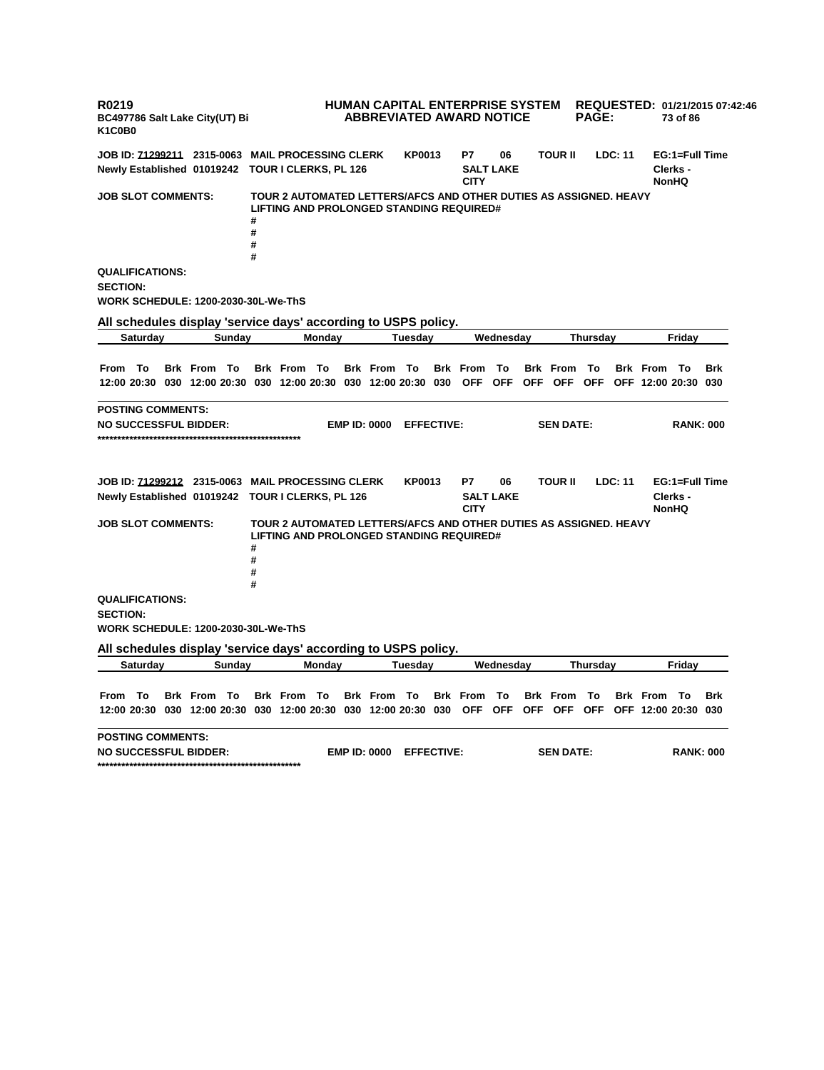R0219
BC497786 Salt Lake City(UT) Bi
K1C0B0

**HUMAN CAPITAL ENTERPRISE SYSTEM**
**ABBREVIATED AWARD NOTICE**

**REQUESTED:** 01/21/2015 07:42:46

**JOB ID:** 71299211 2315-0063 **MAIL PROCESSING CLERK** KP0013 P7 06 TOUR II LDC: 11 EG:1=Full Time
Newly Established 01019242 TOUR I CLERKS, PL 126 SALT LAKE CITY Clerks - NonHQ

**JOB SLOT COMMENTS:** TOUR 2 AUTOMATED LETTERS/AFCS AND OTHER DUTIES AS ASSIGNED. HEAVY LIFTING AND PROLONGED STANDING REQUIRED#
#
#
#
#

**QUALIFICATIONS:**
**SECTION:**
**WORK SCHEDULE:** 1200-2030-30L-We-ThS

**All schedules display 'service days' according to USPS policy.**

| Saturday | | | Sunday | | | Monday | | | Tuesday | | | Wednesday | | | Thursday | | | Friday | | |
|---|---|---|---|---|---|---|---|---|---|---|---|---|---|---|---|---|---|---|---|---|
| From | To | Brk | From | To | Brk | From | To | Brk | From | To | Brk | From | To | Brk | From | To | Brk | From | To | Brk |
| 12:00 | 20:30 | 030 | 12:00 | 20:30 | 030 | 12:00 | 20:30 | 030 | 12:00 | 20:30 | 030 | OFF | OFF | OFF | OFF | OFF | OFF | 12:00 | 20:30 | 030 |

**POSTING COMMENTS:**
**NO SUCCESSFUL BIDDER:** EMP ID: 0000 EFFECTIVE: SEN DATE: RANK: 000
****************************************************

**JOB ID:** 71299212 2315-0063 **MAIL PROCESSING CLERK** KP0013 P7 06 TOUR II LDC: 11 EG:1=Full Time
Newly Established 01019242 TOUR I CLERKS, PL 126 SALT LAKE CITY Clerks - NonHQ

**JOB SLOT COMMENTS:** TOUR 2 AUTOMATED LETTERS/AFCS AND OTHER DUTIES AS ASSIGNED. HEAVY LIFTING AND PROLONGED STANDING REQUIRED#
#
#
#
#

**QUALIFICATIONS:**
**SECTION:**
**WORK SCHEDULE:** 1200-2030-30L-We-ThS

**All schedules display 'service days' according to USPS policy.**

| Saturday | | | Sunday | | | Monday | | | Tuesday | | | Wednesday | | | Thursday | | | Friday | | |
|---|---|---|---|---|---|---|---|---|---|---|---|---|---|---|---|---|---|---|---|---|
| From | To | Brk | From | To | Brk | From | To | Brk | From | To | Brk | From | To | Brk | From | To | Brk | From | To | Brk |
| 12:00 | 20:30 | 030 | 12:00 | 20:30 | 030 | 12:00 | 20:30 | 030 | 12:00 | 20:30 | 030 | OFF | OFF | OFF | OFF | OFF | OFF | 12:00 | 20:30 | 030 |

**POSTING COMMENTS:**
**NO SUCCESSFUL BIDDER:** EMP ID: 0000 EFFECTIVE: SEN DATE: RANK: 000
****************************************************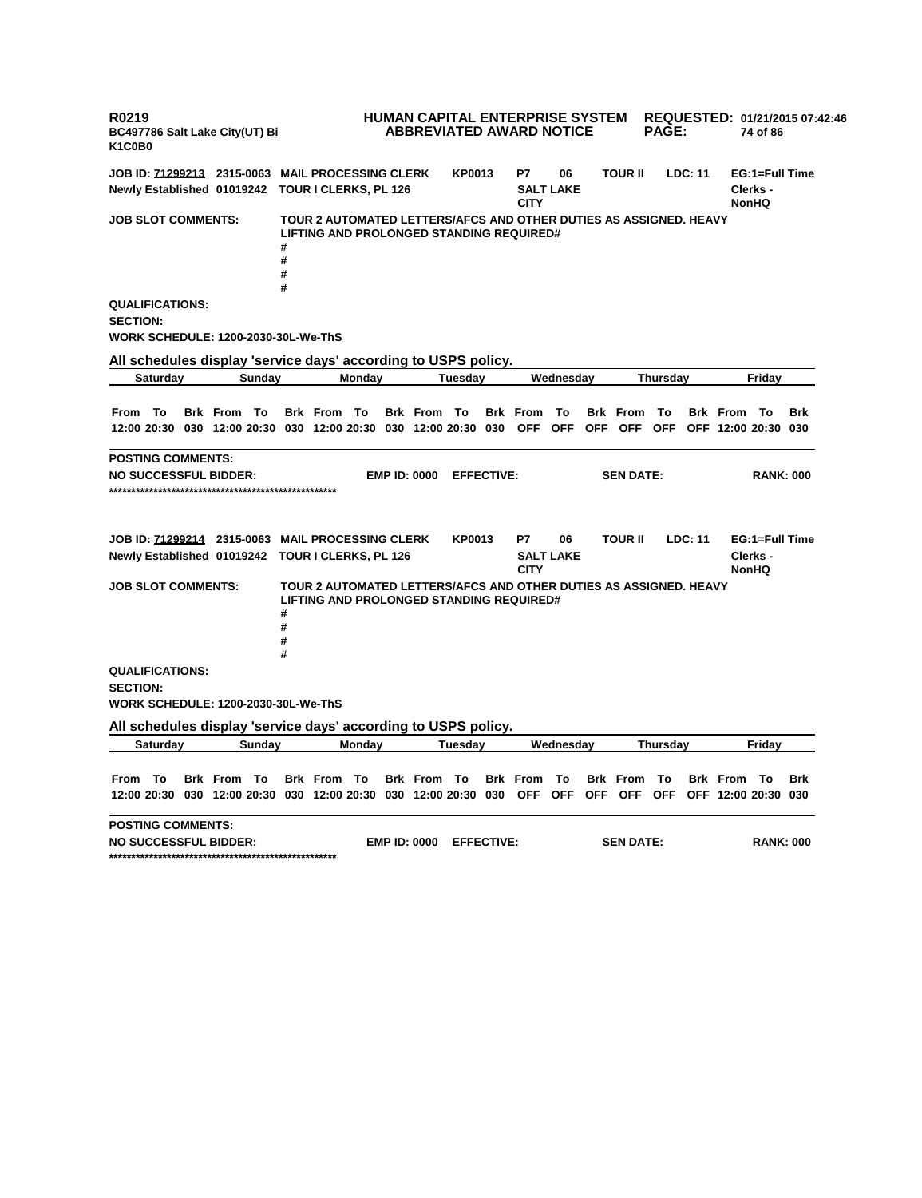**R0219** **HUMAN CAPITAL ENTERPRISE SYSTEM** **REQUESTED: 01/21/2015 07:42:46**
**BC497786 Salt Lake City(UT) Bi** **ABBREVIATED AWARD NOTICE**
**K1C0B0**

**JOB ID: 71299213 2315-0063 MAIL PROCESSING CLERK KP0013 P7 06 TOUR II LDC: 11 EG:1=Full Time**
**Newly Established 01019242 TOUR I CLERKS, PL 126 SALT LAKE CITY Clerks - NonHQ**

**JOB SLOT COMMENTS:** TOUR 2 AUTOMATED LETTERS/AFCS AND OTHER DUTIES AS ASSIGNED. HEAVY LIFTING AND PROLONGED STANDING REQUIRED#
#
#
#
#

**QUALIFICATIONS:**
**SECTION:**
**WORK SCHEDULE: 1200-2030-30L-We-ThS**

**All schedules display 'service days' according to USPS policy.**

| Saturday | | | Sunday | | | Monday | | | Tuesday | | | Wednesday | | | Thursday | | | Friday | | |
|---|---|---|---|---|---|---|---|---|---|---|---|---|---|---|---|---|---|---|---|---|
| From | To | Brk | From | To | Brk | From | To | Brk | From | To | Brk | From | To | Brk | From | To | Brk | From | To | Brk |
| 12:00 | 20:30 | 030 | 12:00 | 20:30 | 030 | 12:00 | 20:30 | 030 | 12:00 | 20:30 | 030 | OFF | OFF | OFF | OFF | OFF | OFF | 12:00 | 20:30 | 030 |

**POSTING COMMENTS:**
**NO SUCCESSFUL BIDDER: EMP ID: 0000 EFFECTIVE: SEN DATE: RANK: 000**
****************************************************

**JOB ID: 71299214 2315-0063 MAIL PROCESSING CLERK KP0013 P7 06 TOUR II LDC: 11 EG:1=Full Time**
**Newly Established 01019242 TOUR I CLERKS, PL 126 SALT LAKE CITY Clerks - NonHQ**

**JOB SLOT COMMENTS:** TOUR 2 AUTOMATED LETTERS/AFCS AND OTHER DUTIES AS ASSIGNED. HEAVY LIFTING AND PROLONGED STANDING REQUIRED#
#
#
#
#

**QUALIFICATIONS:**
**SECTION:**
**WORK SCHEDULE: 1200-2030-30L-We-ThS**

**All schedules display 'service days' according to USPS policy.**

| Saturday | | | Sunday | | | Monday | | | Tuesday | | | Wednesday | | | Thursday | | | Friday | | |
|---|---|---|---|---|---|---|---|---|---|---|---|---|---|---|---|---|---|---|---|---|
| From | To | Brk | From | To | Brk | From | To | Brk | From | To | Brk | From | To | Brk | From | To | Brk | From | To | Brk |
| 12:00 | 20:30 | 030 | 12:00 | 20:30 | 030 | 12:00 | 20:30 | 030 | 12:00 | 20:30 | 030 | OFF | OFF | OFF | OFF | OFF | OFF | 12:00 | 20:30 | 030 |

**POSTING COMMENTS:**
**NO SUCCESSFUL BIDDER: EMP ID: 0000 EFFECTIVE: SEN DATE: RANK: 000**
****************************************************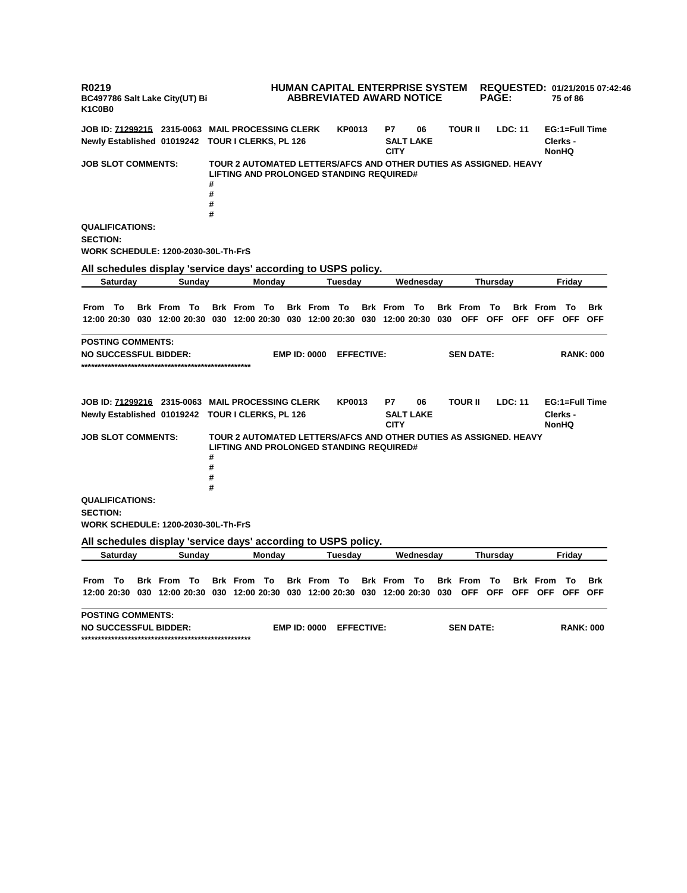R0219
BC497786 Salt Lake City(UT) Bi
K1C0B0

**HUMAN CAPITAL ENTERPRISE SYSTEM**
**ABBREVIATED AWARD NOTICE**

**REQUESTED:** 01/21/2015 07:42:46

**JOB ID:** 71299215 2315-0063 MAIL PROCESSING CLERK KP0013 P7 06 TOUR II LDC: 11 EG:1=Full Time
Newly Established 01019242 TOUR I CLERKS, PL 126 SALT LAKE CITY Clerks - NonHQ

**JOB SLOT COMMENTS:** TOUR 2 AUTOMATED LETTERS/AFCS AND OTHER DUTIES AS ASSIGNED. HEAVY LIFTING AND PROLONGED STANDING REQUIRED#
#
#
#
#

**QUALIFICATIONS:**
**SECTION:**
**WORK SCHEDULE:** 1200-2030-30L-Th-FrS

**All schedules display 'service days' according to USPS policy.**

| Saturday | | | Sunday | | | Monday | | | Tuesday | | | Wednesday | | | Thursday | | | Friday | | |
|---|---|---|---|---|---|---|---|---|---|---|---|---|---|---|---|---|---|---|---|---|
| From | To | Brk | From | To | Brk | From | To | Brk | From | To | Brk | From | To | Brk | From | To | Brk | From | To | Brk |
| 12:00 | 20:30 | 030 | 12:00 | 20:30 | 030 | 12:00 | 20:30 | 030 | 12:00 | 20:30 | 030 | 12:00 | 20:30 | 030 | OFF | OFF | OFF | OFF | OFF | OFF |

**POSTING COMMENTS:**
**NO SUCCESSFUL BIDDER:** EMP ID: 0000 EFFECTIVE: SEN DATE: RANK: 000
****************************************************

**JOB ID:** 71299216 2315-0063 MAIL PROCESSING CLERK KP0013 P7 06 TOUR II LDC: 11 EG:1=Full Time
Newly Established 01019242 TOUR I CLERKS, PL 126 SALT LAKE CITY Clerks - NonHQ

**JOB SLOT COMMENTS:** TOUR 2 AUTOMATED LETTERS/AFCS AND OTHER DUTIES AS ASSIGNED. HEAVY LIFTING AND PROLONGED STANDING REQUIRED#
#
#
#
#

**QUALIFICATIONS:**
**SECTION:**
**WORK SCHEDULE:** 1200-2030-30L-Th-FrS

**All schedules display 'service days' according to USPS policy.**

| Saturday | | | Sunday | | | Monday | | | Tuesday | | | Wednesday | | | Thursday | | | Friday | | |
|---|---|---|---|---|---|---|---|---|---|---|---|---|---|---|---|---|---|---|---|---|
| From | To | Brk | From | To | Brk | From | To | Brk | From | To | Brk | From | To | Brk | From | To | Brk | From | To | Brk |
| 12:00 | 20:30 | 030 | 12:00 | 20:30 | 030 | 12:00 | 20:30 | 030 | 12:00 | 20:30 | 030 | 12:00 | 20:30 | 030 | OFF | OFF | OFF | OFF | OFF | OFF |

**POSTING COMMENTS:**
**NO SUCCESSFUL BIDDER:** EMP ID: 0000 EFFECTIVE: SEN DATE: RANK: 000
****************************************************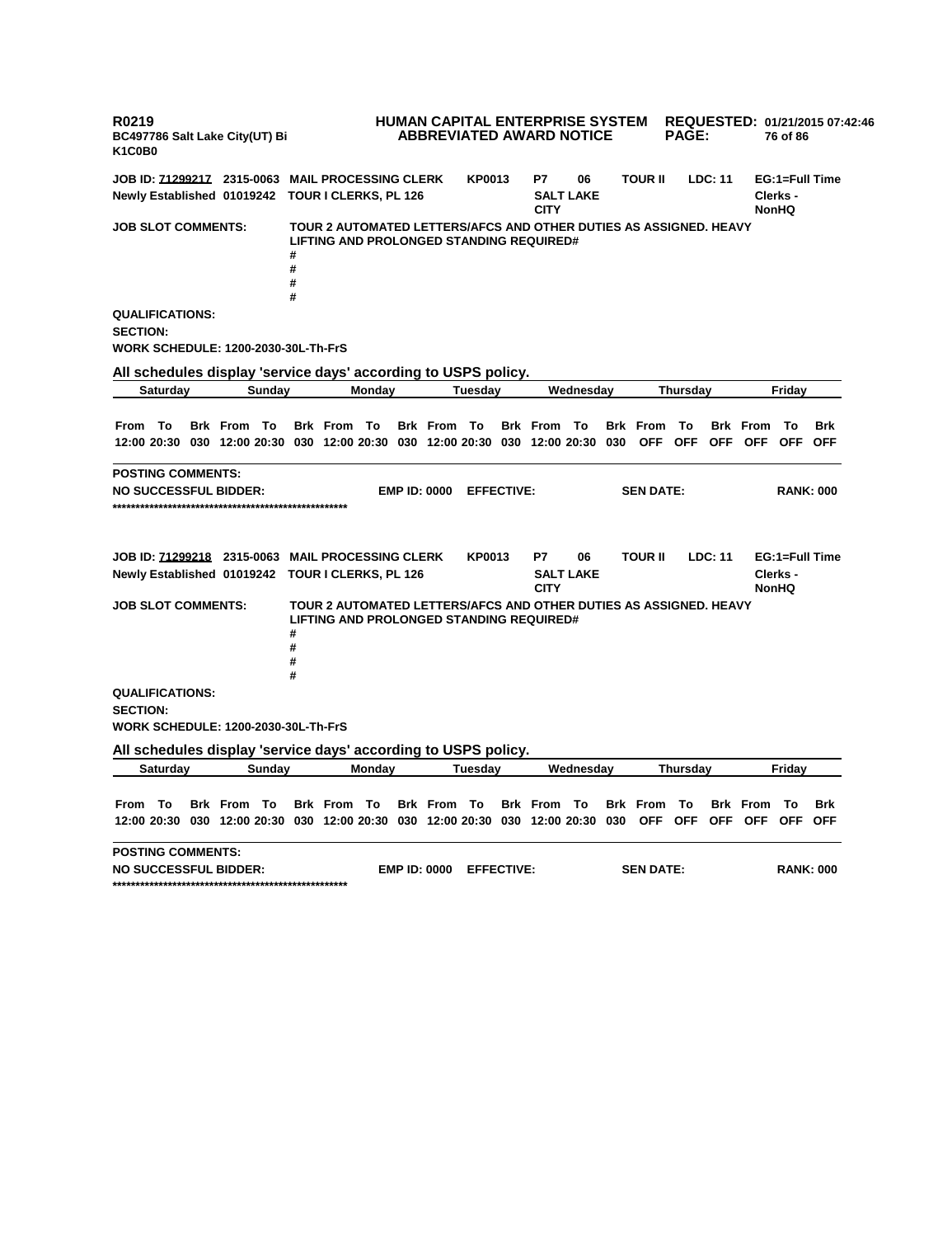R0219 **HUMAN CAPITAL ENTERPRISE SYSTEM** **REQUESTED:** 01/21/2015 07:42:46
BC497786 Salt Lake City(UT) Bi **ABBREVIATED AWARD NOTICE**
K1C0B0

**JOB ID:** 71299217 2315-0063 MAIL PROCESSING CLERK KP0013 P7 06 TOUR II LDC: 11 EG:1=Full Time
Newly Established 01019242 TOUR I CLERKS, PL 126 SALT LAKE CITY Clerks - NonHQ

**JOB SLOT COMMENTS:** TOUR 2 AUTOMATED LETTERS/AFCS AND OTHER DUTIES AS ASSIGNED. HEAVY LIFTING AND PROLONGED STANDING REQUIRED#
#
#
#
#

**QUALIFICATIONS:**
**SECTION:**
**WORK SCHEDULE:** 1200-2030-30L-Th-FrS

**All schedules display 'service days' according to USPS policy.**

| Saturday | | | Sunday | | | Monday | | | Tuesday | | | Wednesday | | | Thursday | | | Friday | | |
|---|---|---|---|---|---|---|---|---|---|---|---|---|---|---|---|---|---|---|---|---|
| From | To | Brk | From | To | Brk | From | To | Brk | From | To | Brk | From | To | Brk | From | To | Brk | From | To | Brk |
| 12:00 | 20:30 | 030 | 12:00 | 20:30 | 030 | 12:00 | 20:30 | 030 | 12:00 | 20:30 | 030 | 12:00 | 20:30 | 030 | OFF | OFF | OFF | OFF | OFF | OFF |

**POSTING COMMENTS:**
**NO SUCCESSFUL BIDDER:** EMP ID: 0000 EFFECTIVE: SEN DATE: RANK: 000
****************************************************

**JOB ID:** 71299218 2315-0063 MAIL PROCESSING CLERK KP0013 P7 06 TOUR II LDC: 11 EG:1=Full Time
Newly Established 01019242 TOUR I CLERKS, PL 126 SALT LAKE CITY Clerks - NonHQ

**JOB SLOT COMMENTS:** TOUR 2 AUTOMATED LETTERS/AFCS AND OTHER DUTIES AS ASSIGNED. HEAVY LIFTING AND PROLONGED STANDING REQUIRED#
#
#
#
#

**QUALIFICATIONS:**
**SECTION:**
**WORK SCHEDULE:** 1200-2030-30L-Th-FrS

**All schedules display 'service days' according to USPS policy.**

| Saturday | | | Sunday | | | Monday | | | Tuesday | | | Wednesday | | | Thursday | | | Friday | | |
|---|---|---|---|---|---|---|---|---|---|---|---|---|---|---|---|---|---|---|---|---|
| From | To | Brk | From | To | Brk | From | To | Brk | From | To | Brk | From | To | Brk | From | To | Brk | From | To | Brk |
| 12:00 | 20:30 | 030 | 12:00 | 20:30 | 030 | 12:00 | 20:30 | 030 | 12:00 | 20:30 | 030 | 12:00 | 20:30 | 030 | OFF | OFF | OFF | OFF | OFF | OFF |

**POSTING COMMENTS:**
**NO SUCCESSFUL BIDDER:** EMP ID: 0000 EFFECTIVE: SEN DATE: RANK: 000
****************************************************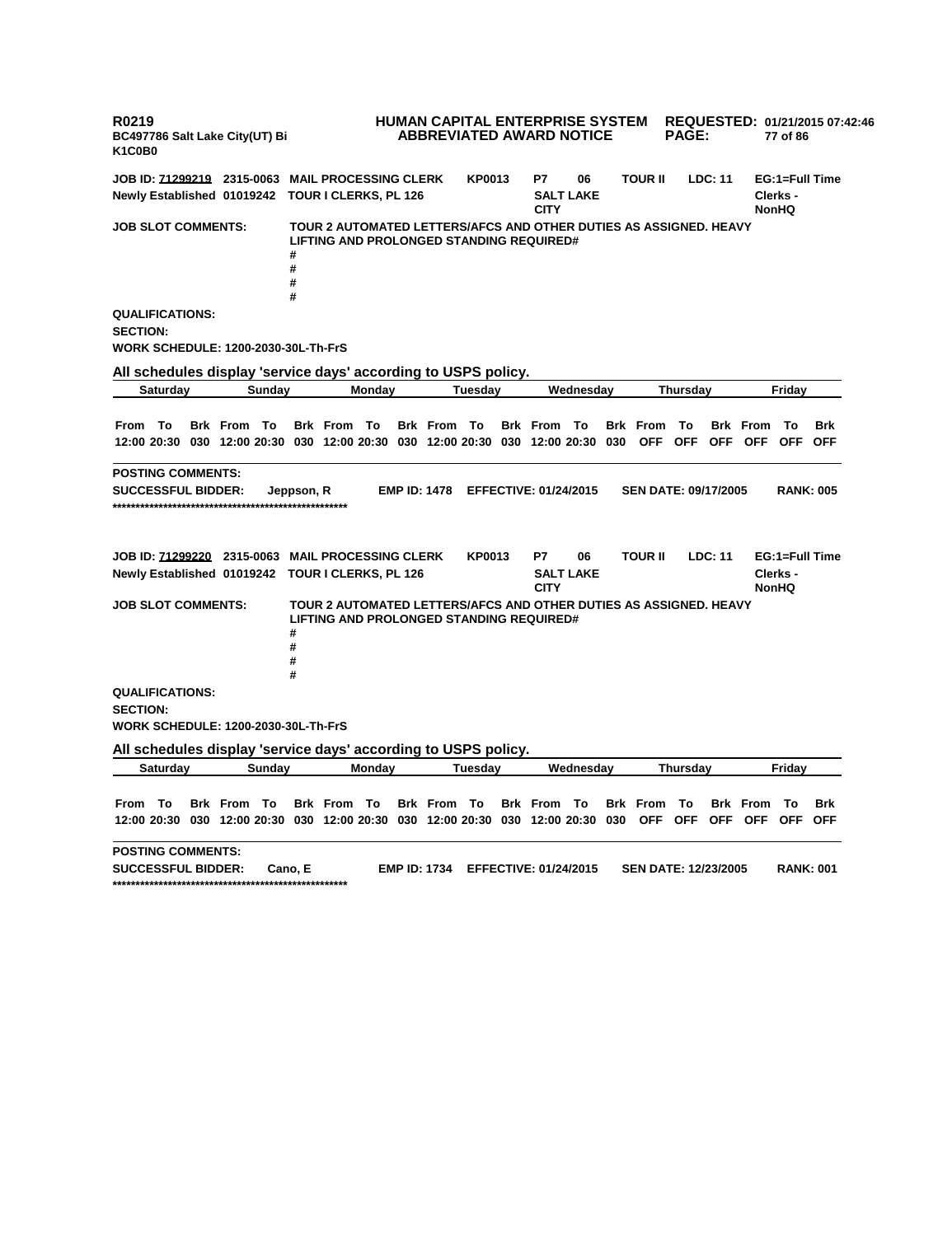**R0219** **HUMAN CAPITAL ENTERPRISE SYSTEM** **REQUESTED: 01/21/2015 07:42:46**
**BC497786 Salt Lake City(UT) Bi** **ABBREVIATED AWARD NOTICE**
**K1C0B0**

**JOB ID: 71299219 2315-0063 MAIL PROCESSING CLERK KP0013 P7 06 TOUR II LDC: 11 EG:1=Full Time**
**Newly Established 01019242 TOUR I CLERKS, PL 126 SALT LAKE CITY Clerks - NonHQ**

**JOB SLOT COMMENTS:** TOUR 2 AUTOMATED LETTERS/AFCS AND OTHER DUTIES AS ASSIGNED. HEAVY LIFTING AND PROLONGED STANDING REQUIRED#
#
#
#
#

**QUALIFICATIONS:**
**SECTION:**
**WORK SCHEDULE: 1200-2030-30L-Th-FrS**

**All schedules display 'service days' according to USPS policy.**

| Saturday | | | Sunday | | | Monday | | | Tuesday | | | Wednesday | | | Thursday | | | Friday | | |
|---|---|---|---|---|---|---|---|---|---|---|---|---|---|---|---|---|---|---|---|---|
| From | To | Brk | From | To | Brk | From | To | Brk | From | To | Brk | From | To | Brk | From | To | Brk | From | To | Brk |
| 12:00 | 20:30 | 030 | 12:00 | 20:30 | 030 | 12:00 | 20:30 | 030 | 12:00 | 20:30 | 030 | 12:00 | 20:30 | 030 | OFF | OFF | OFF | OFF | OFF | OFF |

**POSTING COMMENTS:**
**SUCCESSFUL BIDDER:** Jeppson, R **EMP ID: 1478 EFFECTIVE: 01/24/2015 SEN DATE: 09/17/2005 RANK: 005**
****************************************************

**JOB ID: 71299220 2315-0063 MAIL PROCESSING CLERK KP0013 P7 06 TOUR II LDC: 11 EG:1=Full Time**
**Newly Established 01019242 TOUR I CLERKS, PL 126 SALT LAKE CITY Clerks - NonHQ**

**JOB SLOT COMMENTS:** TOUR 2 AUTOMATED LETTERS/AFCS AND OTHER DUTIES AS ASSIGNED. HEAVY LIFTING AND PROLONGED STANDING REQUIRED#
#
#
#
#

**QUALIFICATIONS:**
**SECTION:**
**WORK SCHEDULE: 1200-2030-30L-Th-FrS**

**All schedules display 'service days' according to USPS policy.**

| Saturday | | | Sunday | | | Monday | | | Tuesday | | | Wednesday | | | Thursday | | | Friday | | |
|---|---|---|---|---|---|---|---|---|---|---|---|---|---|---|---|---|---|---|---|---|
| From | To | Brk | From | To | Brk | From | To | Brk | From | To | Brk | From | To | Brk | From | To | Brk | From | To | Brk |
| 12:00 | 20:30 | 030 | 12:00 | 20:30 | 030 | 12:00 | 20:30 | 030 | 12:00 | 20:30 | 030 | 12:00 | 20:30 | 030 | OFF | OFF | OFF | OFF | OFF | OFF |

**POSTING COMMENTS:**
**SUCCESSFUL BIDDER:** Cano, E **EMP ID: 1734 EFFECTIVE: 01/24/2015 SEN DATE: 12/23/2005 RANK: 001**
****************************************************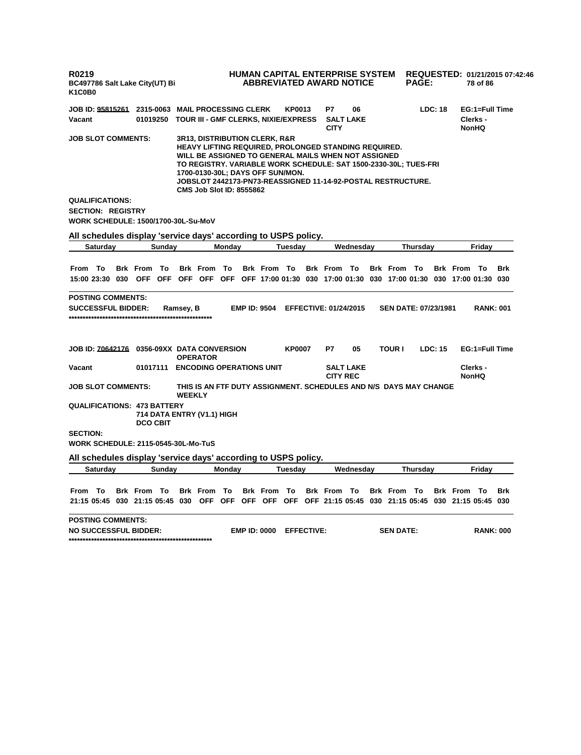**R0219**
**BC497786 Salt Lake City(UT) Bi**
**K1C0B0**

**HUMAN CAPITAL ENTERPRISE SYSTEM**
**ABBREVIATED AWARD NOTICE**

**REQUESTED: 01/21/2015 07:42:46**

**JOB ID: 95815261** **2315-0063** **MAIL PROCESSING CLERK** **KP0013** **P7** **06** **LDC: 18** **EG:1=Full Time**
**Vacant** **01019250** **TOUR III - GMF CLERKS, NIXIE/EXPRESS** **SALT LAKE CITY** **Clerks - NonHQ**

**JOB SLOT COMMENTS:** **3R13, DISTRIBUTION CLERK, R&R**
**HEAVY LIFTING REQUIRED, PROLONGED STANDING REQUIRED.**
**WILL BE ASSIGNED TO GENERAL MAILS WHEN NOT ASSIGNED**
**TO REGISTRY. VARIABLE WORK SCHEDULE: SAT 1500-2330-30L; TUES-FRI**
**1700-0130-30L; DAYS OFF SUN/MON.**
**JOBSLOT 2442173-PN73-REASSIGNED 11-14-92-POSTAL RESTRUCTURE.**
**CMS Job Slot ID: 8555862**

**QUALIFICATIONS:**
**SECTION: REGISTRY**
**WORK SCHEDULE: 1500/1700-30L-Su-MoV**

**All schedules display 'service days' according to USPS policy.**

| Saturday | | | Sunday | | | Monday | | | Tuesday | | | Wednesday | | | Thursday | | | Friday | | |
|---|---|---|---|---|---|---|---|---|---|---|---|---|---|---|---|---|---|---|---|---|
| From | To | Brk | From | To | Brk | From | To | Brk | From | To | Brk | From | To | Brk | From | To | Brk | From | To | Brk |
| 15:00 | 23:30 | 030 | OFF | OFF | OFF | OFF | OFF | OFF | 17:00 | 01:30 | 030 | 17:00 | 01:30 | 030 | 17:00 | 01:30 | 030 | 17:00 | 01:30 | 030 |

**POSTING COMMENTS:**
**SUCCESSFUL BIDDER:** **Ramsey, B** **EMP ID: 9504** **EFFECTIVE: 01/24/2015** **SEN DATE: 07/23/1981** **RANK: 001**
**\*\*\*\*\*\*\*\*\*\*\*\*\*\*\*\*\*\*\*\*\*\*\*\*\*\*\*\*\*\*\*\*\*\*\*\*\*\*\*\*\*\*\*\*\*\*\*\*\*\*\*\***

**JOB ID: 70642176** **0356-09XX** **DATA CONVERSION OPERATOR** **KP0007** **P7** **05** **TOUR I** **LDC: 15** **EG:1=Full Time**
**Vacant** **01017111** **ENCODING OPERATIONS UNIT** **SALT LAKE CITY REC** **Clerks - NonHQ**

**JOB SLOT COMMENTS:** **THIS IS AN FTF DUTY ASSIGNMENT. SCHEDULES AND N/S DAYS MAY CHANGE WEEKLY**

**QUALIFICATIONS: 473 BATTERY**
**714 DATA ENTRY (V1.1) HIGH**
**DCO CBIT**

**SECTION:**
**WORK SCHEDULE: 2115-0545-30L-Mo-TuS**

**All schedules display 'service days' according to USPS policy.**

| Saturday | | | Sunday | | | Monday | | | Tuesday | | | Wednesday | | | Thursday | | | Friday | | |
|---|---|---|---|---|---|---|---|---|---|---|---|---|---|---|---|---|---|---|---|---|
| From | To | Brk | From | To | Brk | From | To | Brk | From | To | Brk | From | To | Brk | From | To | Brk | From | To | Brk |
| 21:15 | 05:45 | 030 | 21:15 | 05:45 | 030 | OFF | OFF | OFF | OFF | OFF | OFF | 21:15 | 05:45 | 030 | 21:15 | 05:45 | 030 | 21:15 | 05:45 | 030 |

**POSTING COMMENTS:**
**NO SUCCESSFUL BIDDER:** **EMP ID: 0000** **EFFECTIVE:** **SEN DATE:** **RANK: 000**
**\*\*\*\*\*\*\*\*\*\*\*\*\*\*\*\*\*\*\*\*\*\*\*\*\*\*\*\*\*\*\*\*\*\*\*\*\*\*\*\*\*\*\*\*\*\*\*\*\*\*\*\***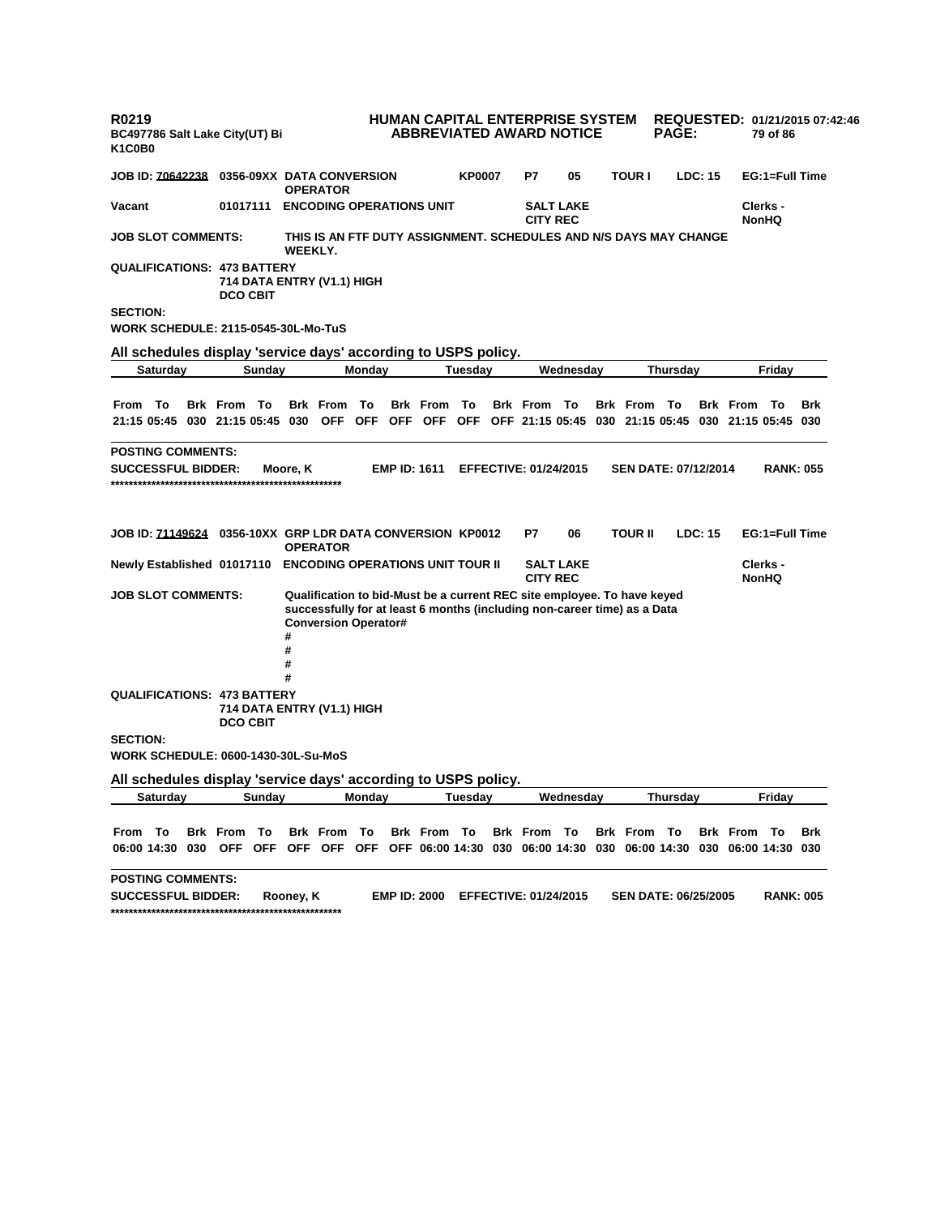**R0219** **HUMAN CAPITAL ENTERPRISE SYSTEM** **REQUESTED: 01/21/2015 07:42:46**
**BC497786 Salt Lake City(UT) Bi** **ABBREVIATED AWARD NOTICE**
**K1C0B0**

**JOB ID: 70642238** **0356-09XX DATA CONVERSION OPERATOR** **KP0007** **P7** **05** **TOUR I** **LDC: 15** **EG:1=Full Time**

**Vacant** **01017111** **ENCODING OPERATIONS UNIT** **SALT LAKE CITY REC** **Clerks - NonHQ**

**JOB SLOT COMMENTS:** **THIS IS AN FTF DUTY ASSIGNMENT. SCHEDULES AND N/S DAYS MAY CHANGE WEEKLY.**

**QUALIFICATIONS: 473 BATTERY**
**714 DATA ENTRY (V1.1) HIGH**
**DCO CBIT**

**SECTION:**

**WORK SCHEDULE: 2115-0545-30L-Mo-TuS**

**All schedules display 'service days' according to USPS policy.**

| Saturday | | | Sunday | | | Monday | | | Tuesday | | | Wednesday | | | Thursday | | | Friday | | |
|---|---|---|---|---|---|---|---|---|---|---|---|---|---|---|---|---|---|---|---|---|
| From | To | Brk | From | To | Brk | From | To | Brk | From | To | Brk | From | To | Brk | From | To | Brk | From | To | Brk |
| 21:15 | 05:45 | 030 | 21:15 | 05:45 | 030 | OFF | OFF | OFF | OFF | OFF | OFF | 21:15 | 05:45 | 030 | 21:15 | 05:45 | 030 | 21:15 | 05:45 | 030 |

**POSTING COMMENTS:**

**SUCCESSFUL BIDDER:** **Moore, K** **EMP ID: 1611** **EFFECTIVE: 01/24/2015** **SEN DATE: 07/12/2014** **RANK: 055**

****************************************************

**JOB ID: 71149624** **0356-10XX GRP LDR DATA CONVERSION OPERATOR** **KP0012** **P7** **06** **TOUR II** **LDC: 15** **EG:1=Full Time**

**Newly Established** **01017110** **ENCODING OPERATIONS UNIT TOUR II** **SALT LAKE CITY REC** **Clerks - NonHQ**

**JOB SLOT COMMENTS:** **Qualification to bid-Must be a current REC site employee. To have keyed successfully for at least 6 months (including non-career time) as a Data Conversion Operator#**
**#**
**#**
**#**
**#**

**QUALIFICATIONS: 473 BATTERY**
**714 DATA ENTRY (V1.1) HIGH**
**DCO CBIT**

**SECTION:**

**WORK SCHEDULE: 0600-1430-30L-Su-MoS**

**All schedules display 'service days' according to USPS policy.**

| Saturday | | | Sunday | | | Monday | | | Tuesday | | | Wednesday | | | Thursday | | | Friday | | |
|---|---|---|---|---|---|---|---|---|---|---|---|---|---|---|---|---|---|---|---|---|
| From | To | Brk | From | To | Brk | From | To | Brk | From | To | Brk | From | To | Brk | From | To | Brk | From | To | Brk |
| 06:00 | 14:30 | 030 | OFF | OFF | OFF | OFF | OFF | OFF | 06:00 | 14:30 | 030 | 06:00 | 14:30 | 030 | 06:00 | 14:30 | 030 | 06:00 | 14:30 | 030 |

**POSTING COMMENTS:**

**SUCCESSFUL BIDDER:** **Rooney, K** **EMP ID: 2000** **EFFECTIVE: 01/24/2015** **SEN DATE: 06/25/2005** **RANK: 005**

****************************************************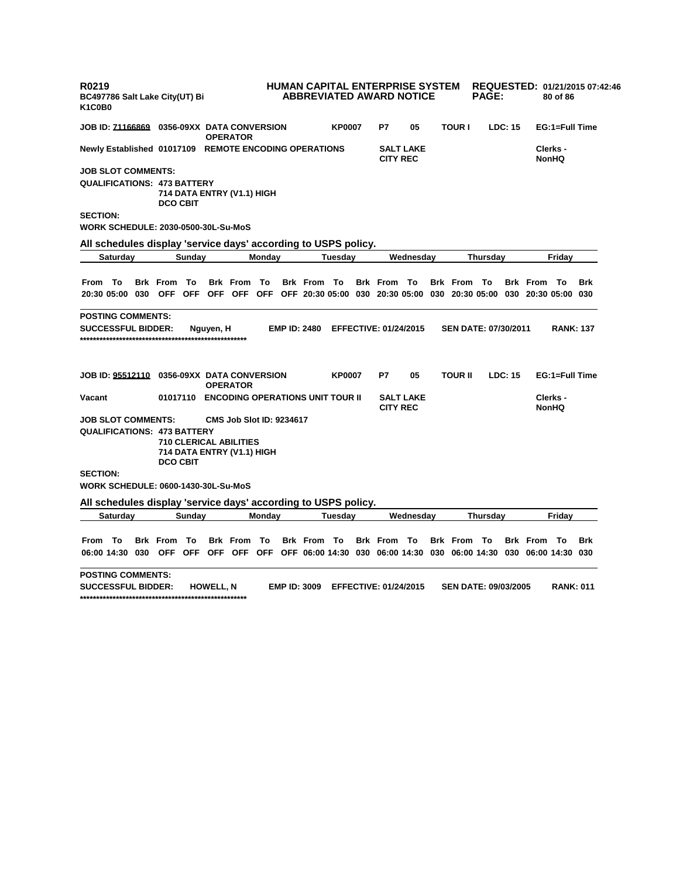**R0219** **HUMAN CAPITAL ENTERPRISE SYSTEM** **REQUESTED: 01/21/2015 07:42:46**
**BC497786 Salt Lake City(UT) Bi** **ABBREVIATED AWARD NOTICE**
**K1C0B0**

**JOB ID: 71166869** **0356-09XX DATA CONVERSION OPERATOR** **KP0007** **P7** **05** **TOUR I** **LDC: 15** **EG:1=Full Time**

**Newly Established 01017109** **REMOTE ENCODING OPERATIONS** **SALT LAKE CITY REC** **Clerks - NonHQ**

**JOB SLOT COMMENTS:**

**QUALIFICATIONS: 473 BATTERY**
**714 DATA ENTRY (V1.1) HIGH**
**DCO CBIT**

**SECTION:**

**WORK SCHEDULE: 2030-0500-30L-Su-MoS**

**All schedules display 'service days' according to USPS policy.**

| Saturday | | | Sunday | | | Monday | | | Tuesday | | | Wednesday | | | Thursday | | | Friday | | |
|---|---|---|---|---|---|---|---|---|---|---|---|---|---|---|---|---|---|---|---|---|
| From | To | Brk | From | To | Brk | From | To | Brk | From | To | Brk | From | To | Brk | From | To | Brk | From | To | Brk |
| 20:30 | 05:00 | 030 | OFF | OFF | OFF | OFF | OFF | OFF | 20:30 | 05:00 | 030 | 20:30 | 05:00 | 030 | 20:30 | 05:00 | 030 | 20:30 | 05:00 | 030 |

**POSTING COMMENTS:**

**SUCCESSFUL BIDDER:** **Nguyen, H** **EMP ID: 2480** **EFFECTIVE: 01/24/2015** **SEN DATE: 07/30/2011** **RANK: 137**

**\*\*\*\*\*\*\*\*\*\*\*\*\*\*\*\*\*\*\*\*\*\*\*\*\*\*\*\*\*\*\*\*\*\*\*\*\*\*\*\*\*\*\*\*\*\*\*\*\*\*\***

**JOB ID: 95512110** **0356-09XX DATA CONVERSION OPERATOR** **KP0007** **P7** **05** **TOUR II** **LDC: 15** **EG:1=Full Time**

**Vacant** **01017110** **ENCODING OPERATIONS UNIT TOUR II** **SALT LAKE CITY REC** **Clerks - NonHQ**

**JOB SLOT COMMENTS:** **CMS Job Slot ID: 9234617**

**QUALIFICATIONS: 473 BATTERY**
**710 CLERICAL ABILITIES**
**714 DATA ENTRY (V1.1) HIGH**
**DCO CBIT**

**SECTION:**

**WORK SCHEDULE: 0600-1430-30L-Su-MoS**

**All schedules display 'service days' according to USPS policy.**

| Saturday | | | Sunday | | | Monday | | | Tuesday | | | Wednesday | | | Thursday | | | Friday | | |
|---|---|---|---|---|---|---|---|---|---|---|---|---|---|---|---|---|---|---|---|---|
| From | To | Brk | From | To | Brk | From | To | Brk | From | To | Brk | From | To | Brk | From | To | Brk | From | To | Brk |
| 06:00 | 14:30 | 030 | OFF | OFF | OFF | OFF | OFF | OFF | 06:00 | 14:30 | 030 | 06:00 | 14:30 | 030 | 06:00 | 14:30 | 030 | 06:00 | 14:30 | 030 |

**POSTING COMMENTS:**

**SUCCESSFUL BIDDER:** **HOWELL, N** **EMP ID: 3009** **EFFECTIVE: 01/24/2015** **SEN DATE: 09/03/2005** **RANK: 011**

**\*\*\*\*\*\*\*\*\*\*\*\*\*\*\*\*\*\*\*\*\*\*\*\*\*\*\*\*\*\*\*\*\*\*\*\*\*\*\*\*\*\*\*\*\*\*\*\*\*\*\***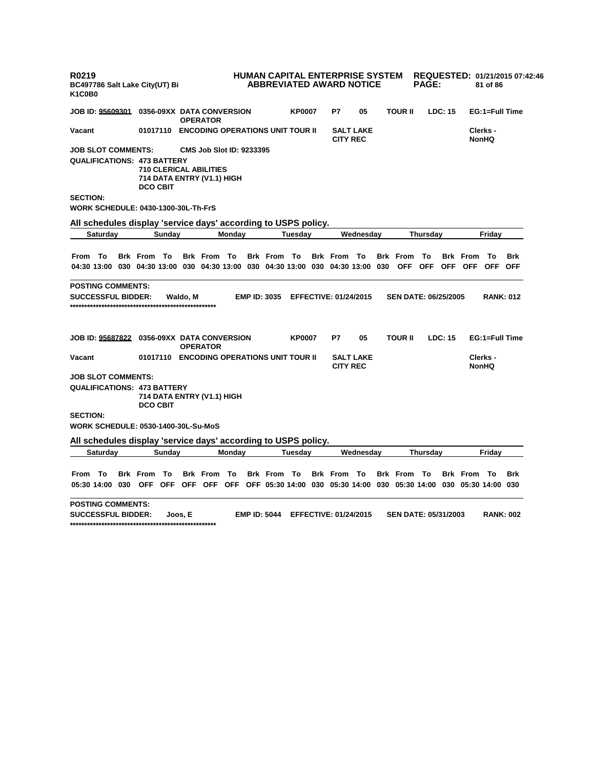R0219
BC497786 Salt Lake City(UT) Bi
K1C0B0

**HUMAN CAPITAL ENTERPRISE SYSTEM**
**ABBREVIATED AWARD NOTICE**

**REQUESTED: 01/21/2015 07:42:46**

**JOB ID: 95609301** 0356-09XX DATA CONVERSION OPERATOR | KP0007 | P7 | 05 | TOUR II | LDC: 15 | EG:1=Full Time

**Vacant** 01017110 ENCODING OPERATIONS UNIT TOUR II | SALT LAKE CITY REC | Clerks - NonHQ

**JOB SLOT COMMENTS:** CMS Job Slot ID: 9233395

**QUALIFICATIONS:** 473 BATTERY
710 CLERICAL ABILITIES
714 DATA ENTRY (V1.1) HIGH
DCO CBIT

**SECTION:**

**WORK SCHEDULE:** 0430-1300-30L-Th-FrS

**All schedules display 'service days' according to USPS policy.**

| Saturday | | | Sunday | | | Monday | | | Tuesday | | | Wednesday | | | Thursday | | | Friday | | |
|---|---|---|---|---|---|---|---|---|---|---|---|---|---|---|---|---|---|---|---|---|
| From | To | Brk | From | To | Brk | From | To | Brk | From | To | Brk | From | To | Brk | From | To | Brk | From | To | Brk |
| 04:30 | 13:00 | 030 | 04:30 | 13:00 | 030 | 04:30 | 13:00 | 030 | 04:30 | 13:00 | 030 | 04:30 | 13:00 | 030 | OFF | OFF | OFF | OFF | OFF | OFF |

**POSTING COMMENTS:**

**SUCCESSFUL BIDDER:** Waldo, M | **EMP ID:** 3035 | **EFFECTIVE:** 01/24/2015 | **SEN DATE:** 06/25/2005 | **RANK:** 012

****************************************************

**JOB ID: 95687822** 0356-09XX DATA CONVERSION OPERATOR | KP0007 | P7 | 05 | TOUR II | LDC: 15 | EG:1=Full Time

**Vacant** 01017110 ENCODING OPERATIONS UNIT TOUR II | SALT LAKE CITY REC | Clerks - NonHQ

**JOB SLOT COMMENTS:**

**QUALIFICATIONS:** 473 BATTERY
714 DATA ENTRY (V1.1) HIGH
DCO CBIT

**SECTION:**

**WORK SCHEDULE:** 0530-1400-30L-Su-MoS

**All schedules display 'service days' according to USPS policy.**

| Saturday | | | Sunday | | | Monday | | | Tuesday | | | Wednesday | | | Thursday | | | Friday | | |
|---|---|---|---|---|---|---|---|---|---|---|---|---|---|---|---|---|---|---|---|---|
| From | To | Brk | From | To | Brk | From | To | Brk | From | To | Brk | From | To | Brk | From | To | Brk | From | To | Brk |
| 05:30 | 14:00 | 030 | OFF | OFF | OFF | OFF | OFF | OFF | 05:30 | 14:00 | 030 | 05:30 | 14:00 | 030 | 05:30 | 14:00 | 030 | 05:30 | 14:00 | 030 |

**POSTING COMMENTS:**

**SUCCESSFUL BIDDER:** Joos, E | **EMP ID:** 5044 | **EFFECTIVE:** 01/24/2015 | **SEN DATE:** 05/31/2003 | **RANK:** 002

****************************************************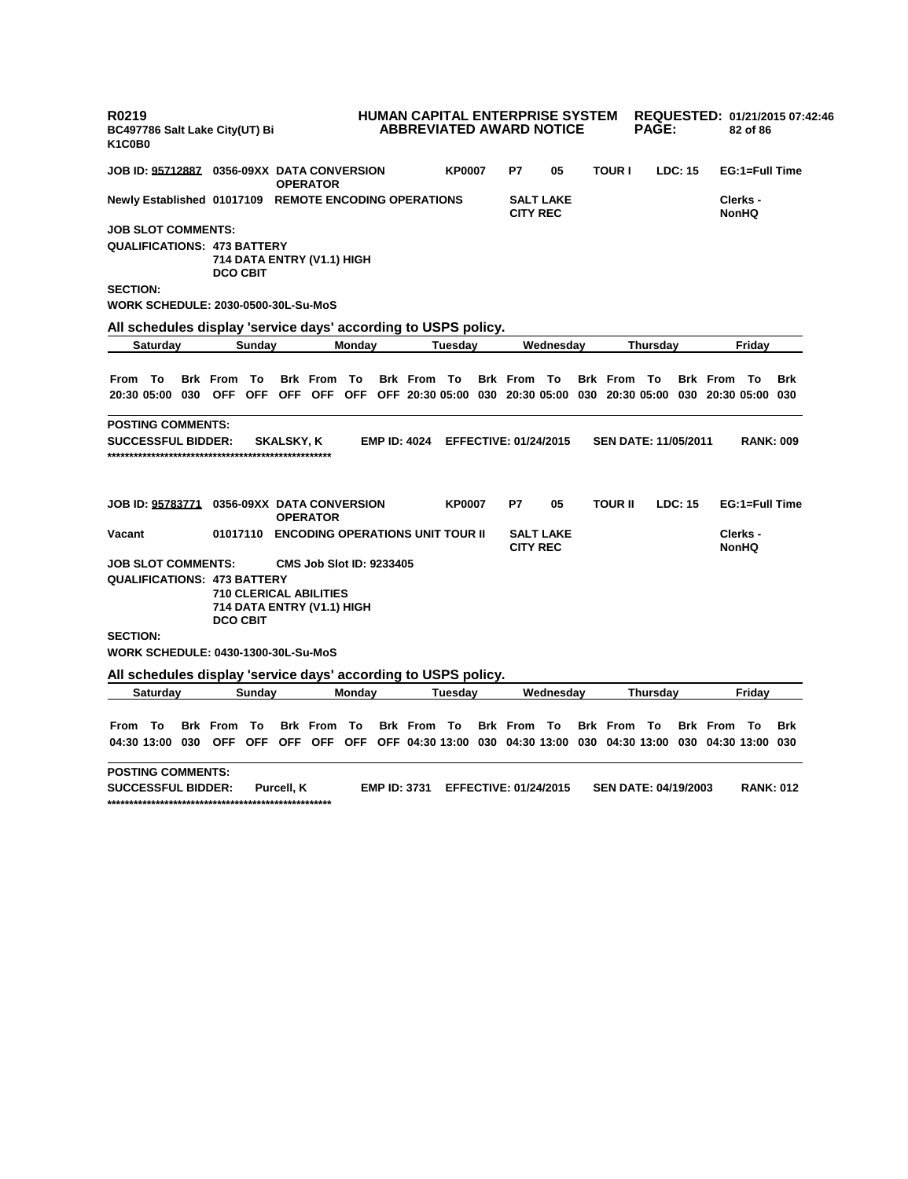**R0219** **HUMAN CAPITAL ENTERPRISE SYSTEM** **REQUESTED: 01/21/2015 07:42:46**
**BC497786 Salt Lake City(UT) Bi** **ABBREVIATED AWARD NOTICE**
**K1C0B0**

**JOB ID: 95712887** **0356-09XX DATA CONVERSION OPERATOR** **KP0007** **P7** **05** **TOUR I** **LDC: 15** **EG:1=Full Time**

**Newly Established** **01017109** **REMOTE ENCODING OPERATIONS** **SALT LAKE CITY REC** **Clerks - NonHQ**

**JOB SLOT COMMENTS:**

**QUALIFICATIONS: 473 BATTERY**
**714 DATA ENTRY (V1.1) HIGH**
**DCO CBIT**

**SECTION:**

**WORK SCHEDULE: 2030-0500-30L-Su-MoS**

**All schedules display 'service days' according to USPS policy.**

| Saturday | | | Sunday | | | Monday | | | Tuesday | | | Wednesday | | | Thursday | | | Friday | | |
|---|---|---|---|---|---|---|---|---|---|---|---|---|---|---|---|---|---|---|---|---|
| From | To | Brk | From | To | Brk | From | To | Brk | From | To | Brk | From | To | Brk | From | To | Brk | From | To | Brk |
| 20:30 | 05:00 | 030 | OFF | OFF | OFF | OFF | OFF | OFF | 20:30 | 05:00 | 030 | 20:30 | 05:00 | 030 | 20:30 | 05:00 | 030 | 20:30 | 05:00 | 030 |

**POSTING COMMENTS:**

**SUCCESSFUL BIDDER:** **SKALSKY, K** **EMP ID: 4024** **EFFECTIVE: 01/24/2015** **SEN DATE: 11/05/2011** **RANK: 009**

****************************************************

**JOB ID: 95783771** **0356-09XX DATA CONVERSION OPERATOR** **KP0007** **P7** **05** **TOUR II** **LDC: 15** **EG:1=Full Time**

**Vacant** **01017110** **ENCODING OPERATIONS UNIT TOUR II** **SALT LAKE CITY REC** **Clerks - NonHQ**

**JOB SLOT COMMENTS:** **CMS Job Slot ID: 9233405**

**QUALIFICATIONS: 473 BATTERY**
**710 CLERICAL ABILITIES**
**714 DATA ENTRY (V1.1) HIGH**
**DCO CBIT**

**SECTION:**

**WORK SCHEDULE: 0430-1300-30L-Su-MoS**

**All schedules display 'service days' according to USPS policy.**

| Saturday | | | Sunday | | | Monday | | | Tuesday | | | Wednesday | | | Thursday | | | Friday | | |
|---|---|---|---|---|---|---|---|---|---|---|---|---|---|---|---|---|---|---|---|---|
| From | To | Brk | From | To | Brk | From | To | Brk | From | To | Brk | From | To | Brk | From | To | Brk | From | To | Brk |
| 04:30 | 13:00 | 030 | OFF | OFF | OFF | OFF | OFF | OFF | 04:30 | 13:00 | 030 | 04:30 | 13:00 | 030 | 04:30 | 13:00 | 030 | 04:30 | 13:00 | 030 |

**POSTING COMMENTS:**

**SUCCESSFUL BIDDER:** **Purcell, K** **EMP ID: 3731** **EFFECTIVE: 01/24/2015** **SEN DATE: 04/19/2003** **RANK: 012**

****************************************************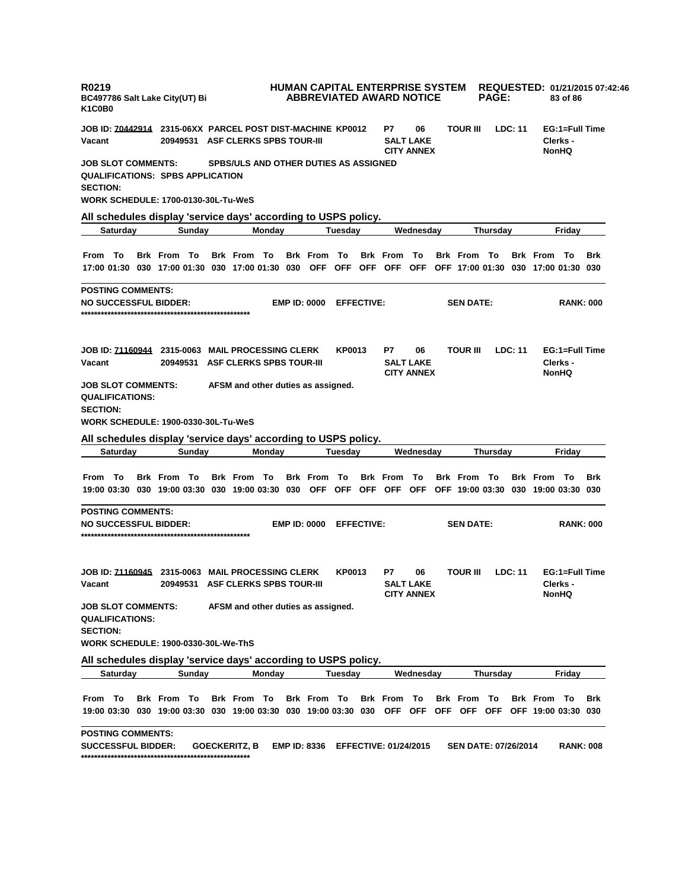**R0219** | **HUMAN CAPITAL ENTERPRISE SYSTEM** | **REQUESTED: 01/21/2015 07:42:46**
**BC497786 Salt Lake City(UT) Bi** | **ABBREVIATED AWARD NOTICE**
**K1C0B0**

**JOB ID: 70442914 2315-06XX PARCEL POST DIST-MACHINE KP0012 P7 06 TOUR III LDC: 11 EG:1=Full Time**
**Vacant 20949531 ASF CLERKS SPBS TOUR-III SALT LAKE CITY ANNEX Clerks - NonHQ**

**JOB SLOT COMMENTS:** SPBS/ULS AND OTHER DUTIES AS ASSIGNED
**QUALIFICATIONS:** SPBS APPLICATION
**SECTION:**
**WORK SCHEDULE:** 1700-0130-30L-Tu-WeS

**All schedules display 'service days' according to USPS policy.**

| Saturday | | | Sunday | | | Monday | | | Tuesday | | | Wednesday | | | Thursday | | | Friday | | |
|---|---|---|---|---|---|---|---|---|---|---|---|---|---|---|---|---|---|---|---|---|
| From | To | Brk | From | To | Brk | From | To | Brk | From | To | Brk | From | To | Brk | From | To | Brk | From | To | Brk |
| 17:00 | 01:30 | 030 | 17:00 | 01:30 | 030 | 17:00 | 01:30 | 030 | OFF | OFF | OFF | OFF | OFF | OFF | 17:00 | 01:30 | 030 | 17:00 | 01:30 | 030 |

**POSTING COMMENTS:**
**NO SUCCESSFUL BIDDER: EMP ID: 0000 EFFECTIVE: SEN DATE: RANK: 000**
****************************************************

**JOB ID: 71160944 2315-0063 MAIL PROCESSING CLERK KP0013 P7 06 TOUR III LDC: 11 EG:1=Full Time**
**Vacant 20949531 ASF CLERKS SPBS TOUR-III SALT LAKE CITY ANNEX Clerks - NonHQ**

**JOB SLOT COMMENTS:** AFSM and other duties as assigned.
**QUALIFICATIONS:**
**SECTION:**
**WORK SCHEDULE:** 1900-0330-30L-Tu-WeS

**All schedules display 'service days' according to USPS policy.**

| Saturday | | | Sunday | | | Monday | | | Tuesday | | | Wednesday | | | Thursday | | | Friday | | |
|---|---|---|---|---|---|---|---|---|---|---|---|---|---|---|---|---|---|---|---|---|
| From | To | Brk | From | To | Brk | From | To | Brk | From | To | Brk | From | To | Brk | From | To | Brk | From | To | Brk |
| 19:00 | 03:30 | 030 | 19:00 | 03:30 | 030 | 19:00 | 03:30 | 030 | OFF | OFF | OFF | OFF | OFF | OFF | 19:00 | 03:30 | 030 | 19:00 | 03:30 | 030 |

**POSTING COMMENTS:**
**NO SUCCESSFUL BIDDER: EMP ID: 0000 EFFECTIVE: SEN DATE: RANK: 000**
****************************************************

**JOB ID: 71160945 2315-0063 MAIL PROCESSING CLERK KP0013 P7 06 TOUR III LDC: 11 EG:1=Full Time**
**Vacant 20949531 ASF CLERKS SPBS TOUR-III SALT LAKE CITY ANNEX Clerks - NonHQ**

**JOB SLOT COMMENTS:** AFSM and other duties as assigned.
**QUALIFICATIONS:**
**SECTION:**
**WORK SCHEDULE:** 1900-0330-30L-We-ThS

**All schedules display 'service days' according to USPS policy.**

| Saturday | | | Sunday | | | Monday | | | Tuesday | | | Wednesday | | | Thursday | | | Friday | | |
|---|---|---|---|---|---|---|---|---|---|---|---|---|---|---|---|---|---|---|---|---|
| From | To | Brk | From | To | Brk | From | To | Brk | From | To | Brk | From | To | Brk | From | To | Brk | From | To | Brk |
| 19:00 | 03:30 | 030 | 19:00 | 03:30 | 030 | 19:00 | 03:30 | 030 | 19:00 | 03:30 | 030 | OFF | OFF | OFF | OFF | OFF | OFF | 19:00 | 03:30 | 030 |

**POSTING COMMENTS:**
**SUCCESSFUL BIDDER: GOECKERITZ, B EMP ID: 8336 EFFECTIVE: 01/24/2015 SEN DATE: 07/26/2014 RANK: 008**
****************************************************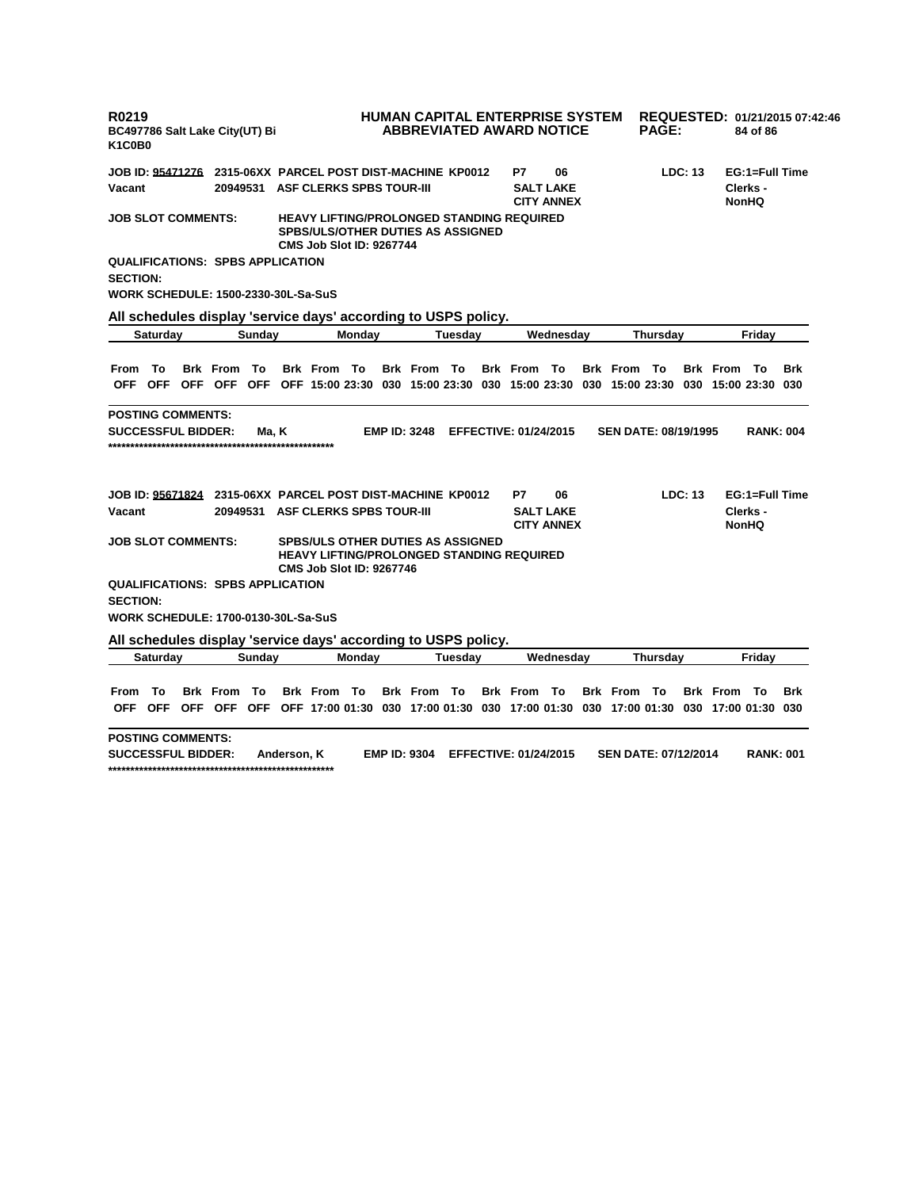R0219
BC497786 Salt Lake City(UT) Bi
K1C0B0

**HUMAN CAPITAL ENTERPRISE SYSTEM**
**ABBREVIATED AWARD NOTICE**

REQUESTED: 01/21/2015 07:42:46

**JOB ID: 95471276** 2315-06XX PARCEL POST DIST-MACHINE KP0012 P7 06 LDC: 13 EG:1=Full Time
Vacant 20949531 ASF CLERKS SPBS TOUR-III SALT LAKE CITY ANNEX Clerks - NonHQ

**JOB SLOT COMMENTS:** HEAVY LIFTING/PROLONGED STANDING REQUIRED
SPBS/ULS/OTHER DUTIES AS ASSIGNED
CMS Job Slot ID: 9267744

**QUALIFICATIONS:** SPBS APPLICATION

**SECTION:**

**WORK SCHEDULE:** 1500-2330-30L-Sa-SuS

**All schedules display 'service days' according to USPS policy.**

| Saturday | | | Sunday | | | Monday | | | Tuesday | | | Wednesday | | | Thursday | | | Friday | | |
|---|---|---|---|---|---|---|---|---|---|---|---|---|---|---|---|---|---|---|---|---|
| From | To | Brk | From | To | Brk | From | To | Brk | From | To | Brk | From | To | Brk | From | To | Brk | From | To | Brk |
| OFF | OFF | OFF | OFF | OFF | OFF | 15:00 | 23:30 | 030 | 15:00 | 23:30 | 030 | 15:00 | 23:30 | 030 | 15:00 | 23:30 | 030 | 15:00 | 23:30 | 030 |

**POSTING COMMENTS:**

**SUCCESSFUL BIDDER:** Ma, K EMP ID: 3248 EFFECTIVE: 01/24/2015 SEN DATE: 08/19/1995 RANK: 004

***************************************************

**JOB ID: 95671824** 2315-06XX PARCEL POST DIST-MACHINE KP0012 P7 06 LDC: 13 EG:1=Full Time
Vacant 20949531 ASF CLERKS SPBS TOUR-III SALT LAKE CITY ANNEX Clerks - NonHQ

**JOB SLOT COMMENTS:** SPBS/ULS OTHER DUTIES AS ASSIGNED
HEAVY LIFTING/PROLONGED STANDING REQUIRED
CMS Job Slot ID: 9267746

**QUALIFICATIONS:** SPBS APPLICATION

**SECTION:**

**WORK SCHEDULE:** 1700-0130-30L-Sa-SuS

**All schedules display 'service days' according to USPS policy.**

| Saturday | | | Sunday | | | Monday | | | Tuesday | | | Wednesday | | | Thursday | | | Friday | | |
|---|---|---|---|---|---|---|---|---|---|---|---|---|---|---|---|---|---|---|---|---|
| From | To | Brk | From | To | Brk | From | To | Brk | From | To | Brk | From | To | Brk | From | To | Brk | From | To | Brk |
| OFF | OFF | OFF | OFF | OFF | OFF | 17:00 | 01:30 | 030 | 17:00 | 01:30 | 030 | 17:00 | 01:30 | 030 | 17:00 | 01:30 | 030 | 17:00 | 01:30 | 030 |

**POSTING COMMENTS:**

**SUCCESSFUL BIDDER:** Anderson, K EMP ID: 9304 EFFECTIVE: 01/24/2015 SEN DATE: 07/12/2014 RANK: 001

***************************************************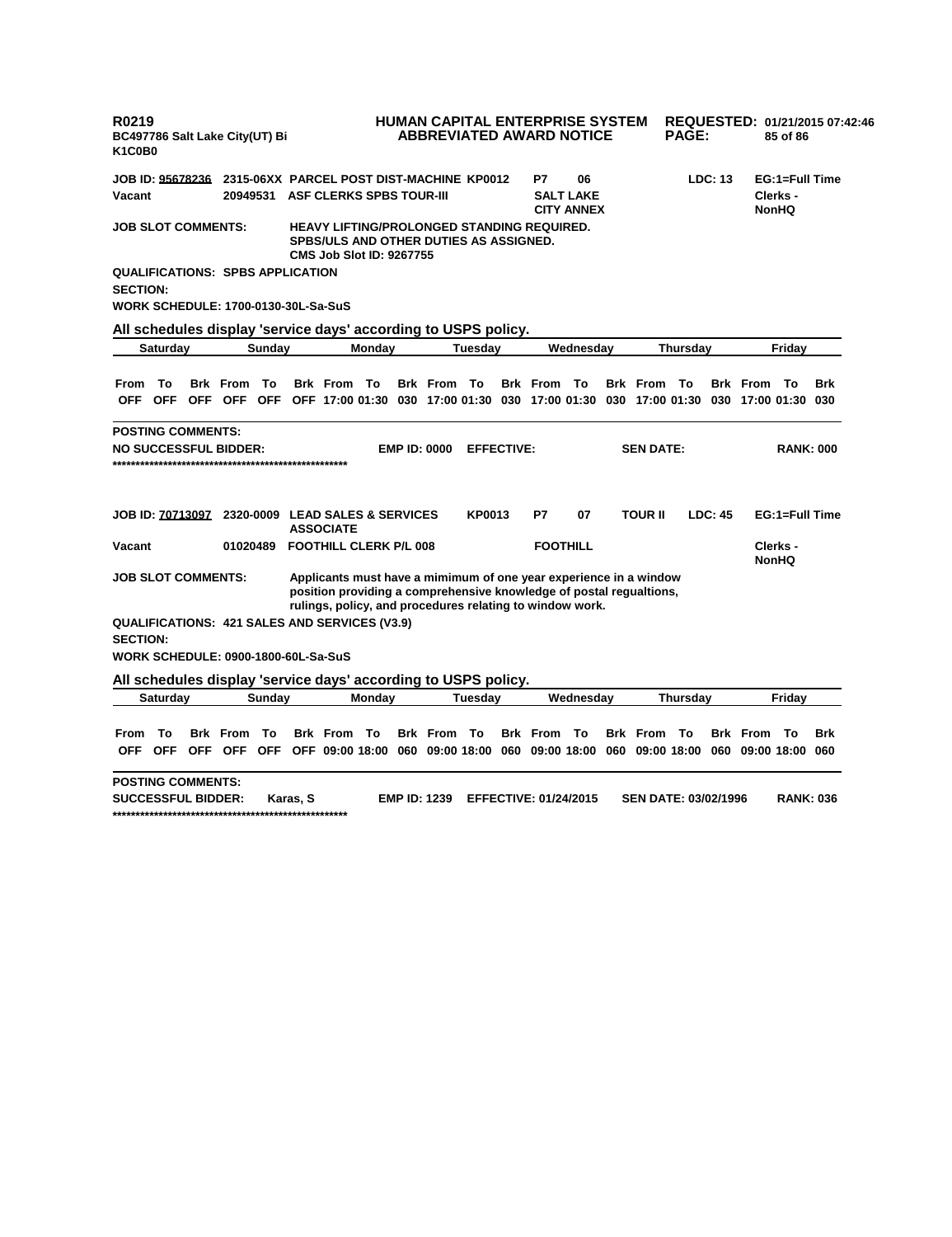**R0219** | **HUMAN CAPITAL ENTERPRISE SYSTEM** | **REQUESTED: 01/21/2015 07:42:46**
**BC497786 Salt Lake City(UT) Bi** | **ABBREVIATED AWARD NOTICE**
**K1C0B0**

**JOB ID: 95678236** **2315-06XX PARCEL POST DIST-MACHINE KP0012** **P7** **06** **LDC: 13** **EG:1=Full Time**
**Vacant** **20949531 ASF CLERKS SPBS TOUR-III** **SALT LAKE CITY ANNEX** **Clerks - NonHQ**

**JOB SLOT COMMENTS:** **HEAVY LIFTING/PROLONGED STANDING REQUIRED. SPBS/ULS AND OTHER DUTIES AS ASSIGNED. CMS Job Slot ID: 9267755**

**QUALIFICATIONS: SPBS APPLICATION**

**SECTION:**

**WORK SCHEDULE: 1700-0130-30L-Sa-SuS**

**All schedules display 'service days' according to USPS policy.**

| Saturday | | | Sunday | | | Monday | | | Tuesday | | | Wednesday | | | Thursday | | | Friday | | |
|---|---|---|---|---|---|---|---|---|---|---|---|---|---|---|---|---|---|---|---|---|
| From | To | Brk | From | To | Brk | From | To | Brk | From | To | Brk | From | To | Brk | From | To | Brk | From | To | Brk |
| OFF | OFF | OFF | OFF | OFF | OFF | 17:00 | 01:30 | 030 | 17:00 | 01:30 | 030 | 17:00 | 01:30 | 030 | 17:00 | 01:30 | 030 | 17:00 | 01:30 | 030 |

**POSTING COMMENTS:**

**NO SUCCESSFUL BIDDER:** **EMP ID: 0000** **EFFECTIVE:** **SEN DATE:** **RANK: 000**

****************************************************

**JOB ID: 70713097** **2320-0009 LEAD SALES & SERVICES ASSOCIATE** **KP0013** **P7** **07** **TOUR II** **LDC: 45** **EG:1=Full Time**
**Vacant** **01020489 FOOTHILL CLERK P/L 008** **FOOTHILL** **Clerks - NonHQ**

**JOB SLOT COMMENTS:** **Applicants must have a mimimum of one year experience in a window position providing a comprehensive knowledge of postal regualtions, rulings, policy, and procedures relating to window work.**

**QUALIFICATIONS: 421 SALES AND SERVICES (V3.9)**

**SECTION:**

**WORK SCHEDULE: 0900-1800-60L-Sa-SuS**

**All schedules display 'service days' according to USPS policy.**

| Saturday | | | Sunday | | | Monday | | | Tuesday | | | Wednesday | | | Thursday | | | Friday | | |
|---|---|---|---|---|---|---|---|---|---|---|---|---|---|---|---|---|---|---|---|---|
| From | To | Brk | From | To | Brk | From | To | Brk | From | To | Brk | From | To | Brk | From | To | Brk | From | To | Brk |
| OFF | OFF | OFF | OFF | OFF | OFF | 09:00 | 18:00 | 060 | 09:00 | 18:00 | 060 | 09:00 | 18:00 | 060 | 09:00 | 18:00 | 060 | 09:00 | 18:00 | 060 |

**POSTING COMMENTS:**

**SUCCESSFUL BIDDER:** **Karas, S** **EMP ID: 1239** **EFFECTIVE: 01/24/2015** **SEN DATE: 03/02/1996** **RANK: 036**

****************************************************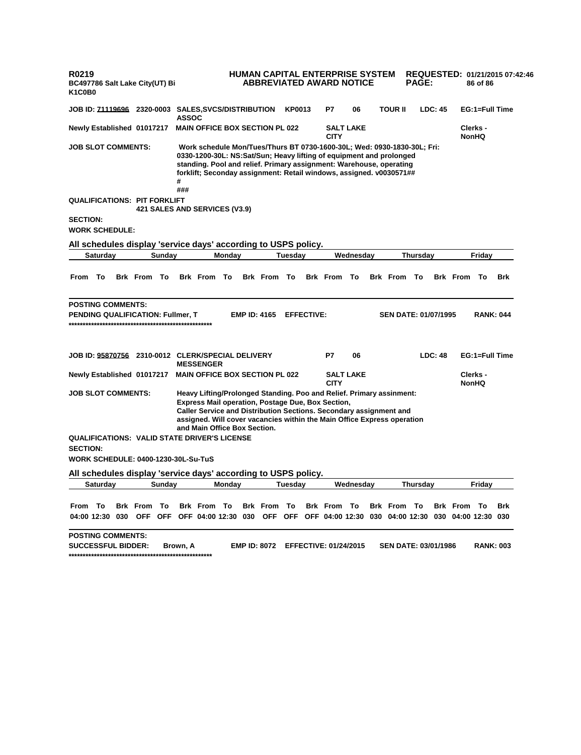R0219 **HUMAN CAPITAL ENTERPRISE SYSTEM** **REQUESTED:** 01/21/2015 07:42:46
BC497786 Salt Lake City(UT) Bi **ABBREVIATED AWARD NOTICE**
K1C0B0

**JOB ID: 71119696** 2320-0003 SALES,SVCS/DISTRIBUTION ASSOC KP0013 P7 06 TOUR II LDC: 45 EG:1=Full Time

**Newly Established** 01017217 MAIN OFFICE BOX SECTION PL 022 SALT LAKE CITY Clerks - NonHQ

**JOB SLOT COMMENTS:** Work schedule Mon/Tues/Thurs BT 0730-1600-30L; Wed: 0930-1830-30L; Fri: 0330-1200-30L: NS:Sat/Sun; Heavy lifting of equipment and prolonged standing. Pool and relief. Primary assignment: Warehouse, operating forklift; Seconday assignment: Retail windows, assigned. v0030571##
#
###

**QUALIFICATIONS:** PIT FORKLIFT
421 SALES AND SERVICES (V3.9)

**SECTION:**

**WORK SCHEDULE:**

**All schedules display 'service days' according to USPS policy.**

| Saturday | | | Sunday | | | Monday | | | Tuesday | | | Wednesday | | | Thursday | | | Friday | | |
|---|---|---|---|---|---|---|---|---|---|---|---|---|---|---|---|---|---|---|---|---|
| From | To | Brk | From | To | Brk | From | To | Brk | From | To | Brk | From | To | Brk | From | To | Brk | From | To | Brk |

**POSTING COMMENTS:**

**PENDING QUALIFICATION:** Fullmer, T **EMP ID:** 4165 **EFFECTIVE:** **SEN DATE:** 01/07/1995 **RANK:** 044

****************************************************

**JOB ID: 95870756** 2310-0012 CLERK/SPECIAL DELIVERY MESSENGER P7 06 LDC: 48 EG:1=Full Time

**Newly Established** 01017217 MAIN OFFICE BOX SECTION PL 022 SALT LAKE CITY Clerks - NonHQ

**JOB SLOT COMMENTS:** Heavy Lifting/Prolonged Standing. Poo and Relief. Primary assinment: Express Mail operation, Postage Due, Box Section, Caller Service and Distribution Sections. Secondary assignment and assigned. Will cover vacancies within the Main Office Express operation and Main Office Box Section.

**QUALIFICATIONS:** VALID STATE DRIVER'S LICENSE

**SECTION:**

**WORK SCHEDULE:** 0400-1230-30L-Su-TuS

**All schedules display 'service days' according to USPS policy.**

| Saturday | | | Sunday | | | Monday | | | Tuesday | | | Wednesday | | | Thursday | | | Friday | | |
|---|---|---|---|---|---|---|---|---|---|---|---|---|---|---|---|---|---|---|---|---|
| From | To | Brk | From | To | Brk | From | To | Brk | From | To | Brk | From | To | Brk | From | To | Brk | From | To | Brk |
| 04:00 | 12:30 | 030 | OFF | OFF | OFF | 04:00 | 12:30 | 030 | OFF | OFF | OFF | 04:00 | 12:30 | 030 | 04:00 | 12:30 | 030 | 04:00 | 12:30 | 030 |

**POSTING COMMENTS:**

**SUCCESSFUL BIDDER:** Brown, A **EMP ID:** 8072 **EFFECTIVE:** 01/24/2015 **SEN DATE:** 03/01/1986 **RANK:** 003

****************************************************